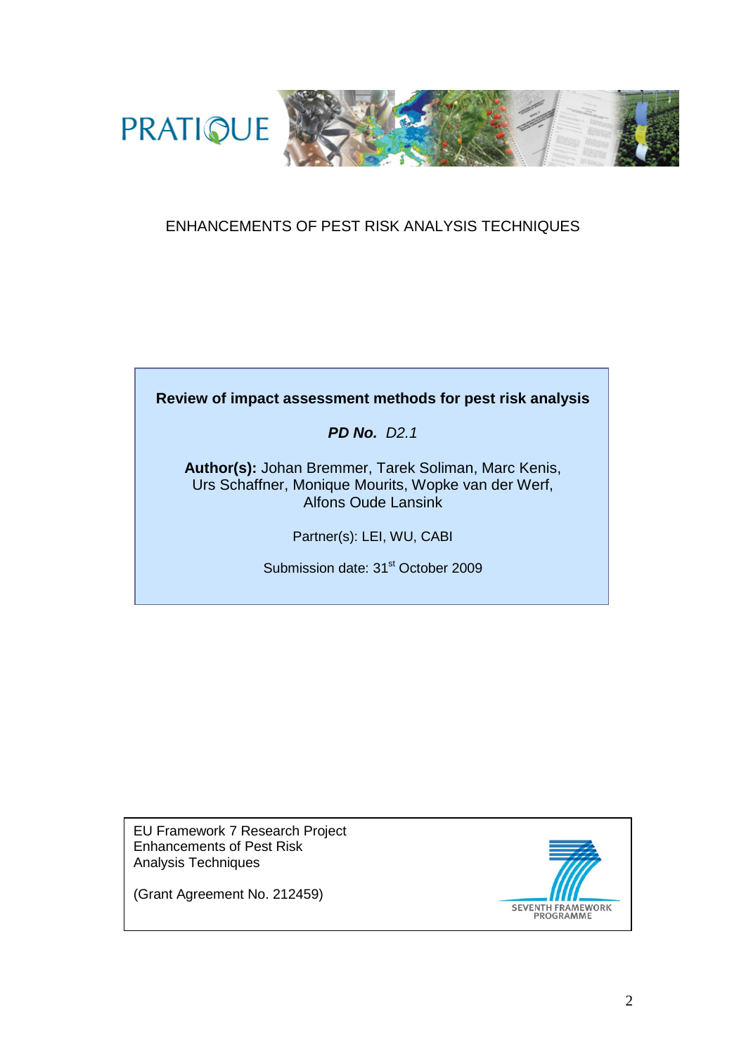PRATIQUE

ENHANCEMENTS OF PEST RISK ANALYSIS TECHNIQUES

**Review of impact assessment methods for pest risk analysis**

***PD No.*** *D2.1*

**Author(s):** Johan Bremmer, Tarek Soliman, Marc Kenis, Urs Schaffner, Monique Mourits, Wopke van der Werf, Alfons Oude Lansink

Partner(s): LEI, WU, CABI

Submission date: 31st October 2009

EU Framework 7 Research Project
Enhancements of Pest Risk Analysis Techniques

(Grant Agreement No. 212459)

SEVENTH FRAMEWORK PROGRAMME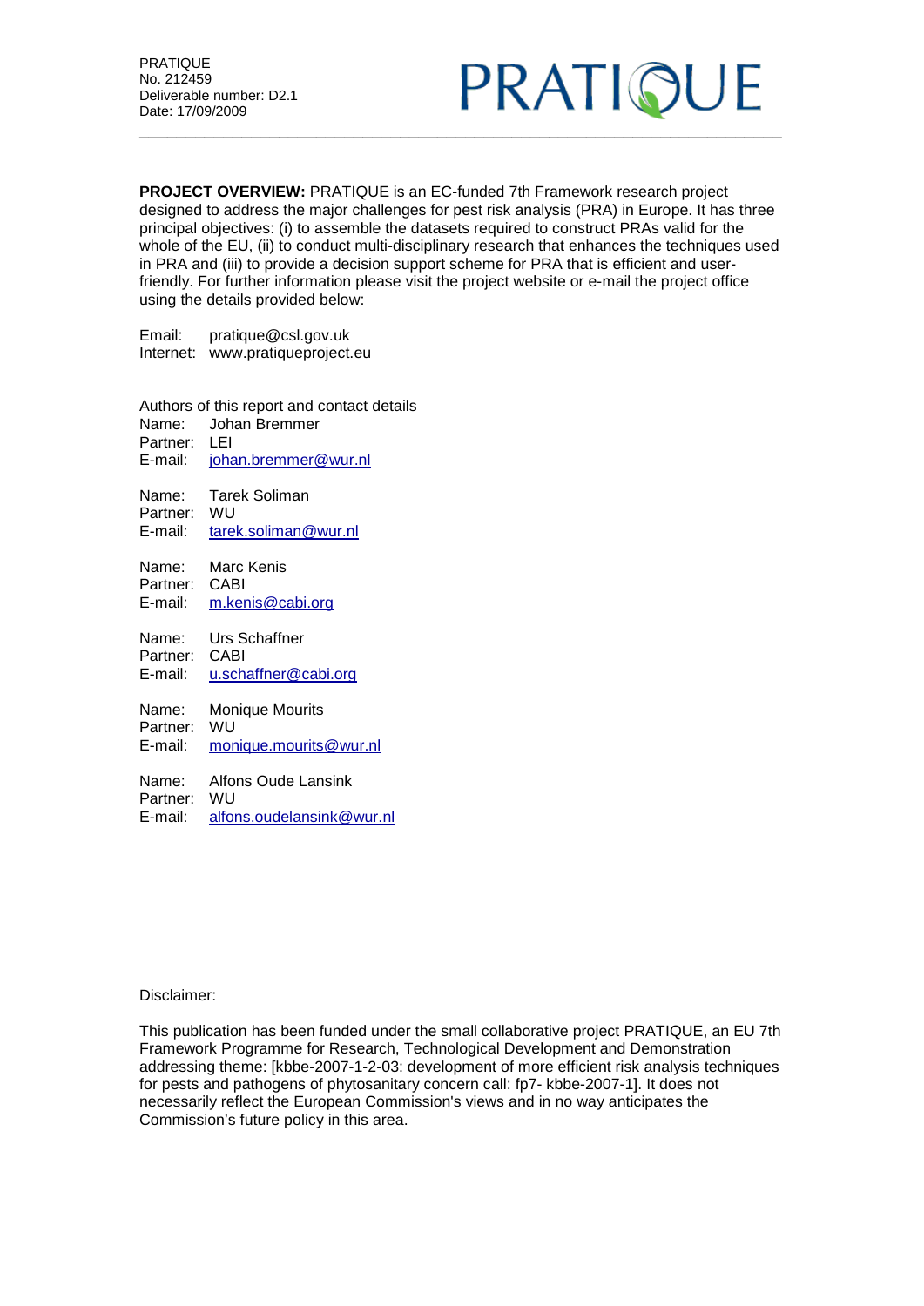**PROJECT OVERVIEW:** PRATIQUE is an EC-funded 7th Framework research project designed to address the major challenges for pest risk analysis (PRA) in Europe. It has three principal objectives: (i) to assemble the datasets required to construct PRAs valid for the whole of the EU, (ii) to conduct multi-disciplinary research that enhances the techniques used in PRA and (iii) to provide a decision support scheme for PRA that is efficient and user-friendly. For further information please visit the project website or e-mail the project office using the details provided below:

Email: pratique@csl.gov.uk
Internet: www.pratiqueproject.eu

Authors of this report and contact details

Name: Johan Bremmer
Partner: LEI
E-mail: johan.bremmer@wur.nl

Name: Tarek Soliman
Partner: WU
E-mail: tarek.soliman@wur.nl

Name: Marc Kenis
Partner: CABI
E-mail: m.kenis@cabi.org

Name: Urs Schaffner
Partner: CABI
E-mail: u.schaffner@cabi.org

Name: Monique Mourits
Partner: WU
E-mail: monique.mourits@wur.nl

Name: Alfons Oude Lansink
Partner: WU
E-mail: alfons.oudelansink@wur.nl

Disclaimer:

This publication has been funded under the small collaborative project PRATIQUE, an EU 7th Framework Programme for Research, Technological Development and Demonstration addressing theme: [kbbe-2007-1-2-03: development of more efficient risk analysis techniques for pests and pathogens of phytosanitary concern call: fp7- kbbe-2007-1]. It does not necessarily reflect the European Commission's views and in no way anticipates the Commission's future policy in this area.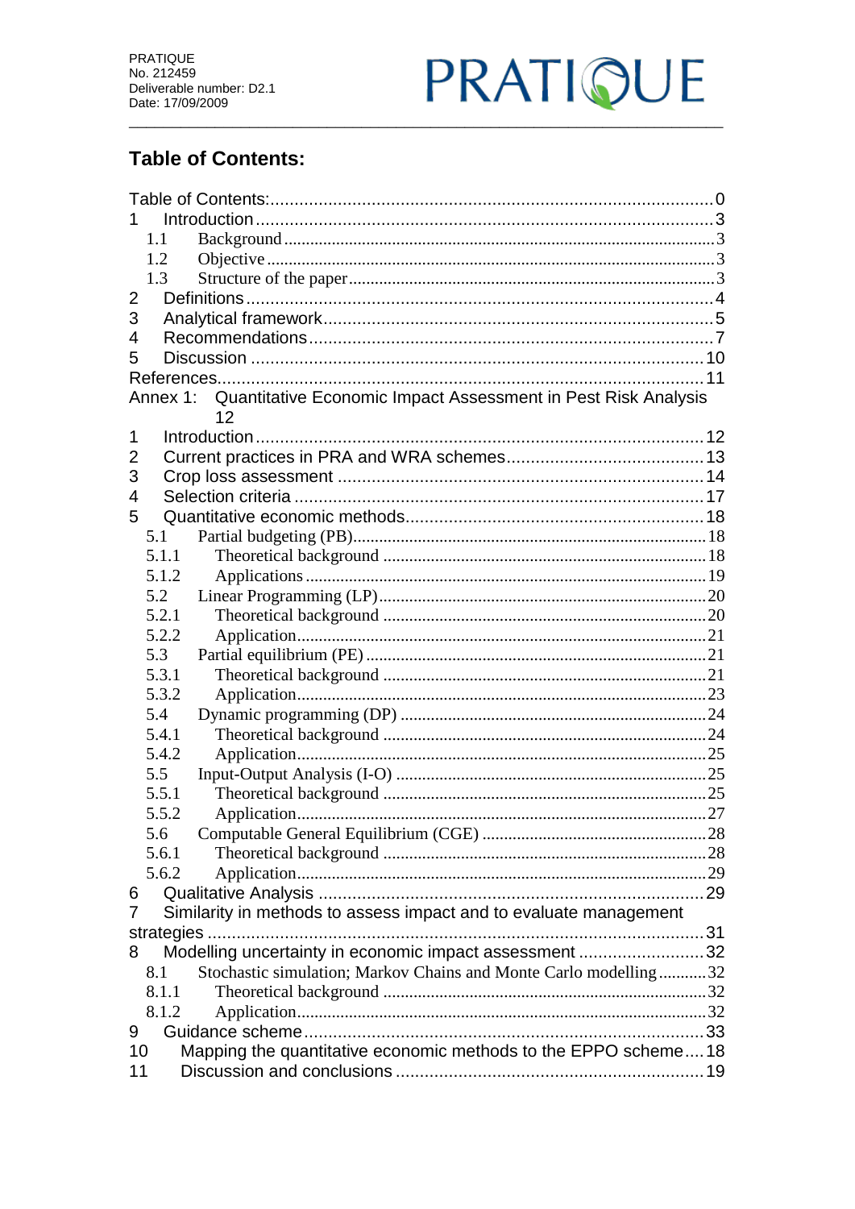## Table of Contents:

Table of Contents: 0
1 Introduction 3
- 1.1 Background 3
- 1.2 Objective 3
- 1.3 Structure of the paper 3

2 Definitions 4
3 Analytical framework 5
4 Recommendations 7
5 Discussion 10
References 11
Annex 1: Quantitative Economic Impact Assessment in Pest Risk Analysis 12
1 Introduction 12
2 Current practices in PRA and WRA schemes 13
3 Crop loss assessment 14
4 Selection criteria 17
5 Quantitative economic methods 18
- 5.1 Partial budgeting (PB) 18
  - 5.1.1 Theoretical background 18
  - 5.1.2 Applications 19
- 5.2 Linear Programming (LP) 20
  - 5.2.1 Theoretical background 20
  - 5.2.2 Application 21
- 5.3 Partial equilibrium (PE) 21
  - 5.3.1 Theoretical background 21
  - 5.3.2 Application 23
- 5.4 Dynamic programming (DP) 24
  - 5.4.1 Theoretical background 24
  - 5.4.2 Application 25
- 5.5 Input-Output Analysis (I-O) 25
  - 5.5.1 Theoretical background 25
  - 5.5.2 Application 27
- 5.6 Computable General Equilibrium (CGE) 28
  - 5.6.1 Theoretical background 28
  - 5.6.2 Application 29

6 Qualitative Analysis 29
7 Similarity in methods to assess impact and to evaluate management strategies 31
8 Modelling uncertainty in economic impact assessment 32
- 8.1 Stochastic simulation; Markov Chains and Monte Carlo modelling 32
  - 8.1.1 Theoretical background 32
  - 8.1.2 Application 32

9 Guidance scheme 33
10 Mapping the quantitative economic methods to the EPPO scheme 18
11 Discussion and conclusions 19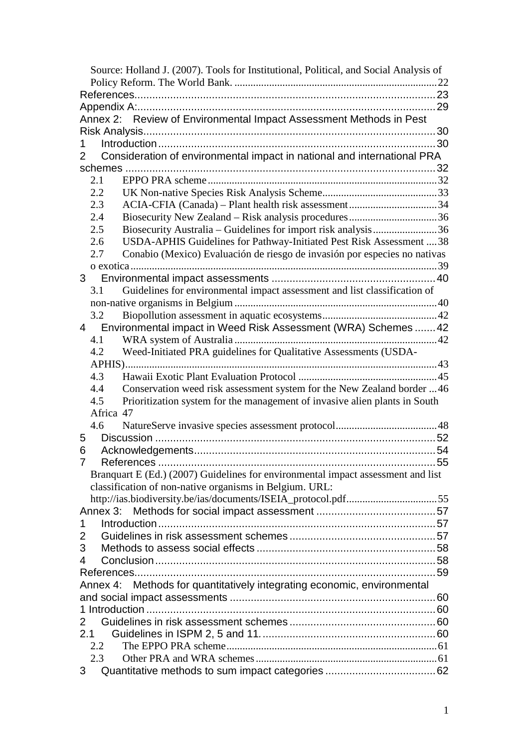Source: Holland J. (2007). Tools for Institutional, Political, and Social Analysis of Policy Reform. The World Bank. ........ 22

References ........ 23

Appendix A: ........ 29

Annex 2: Review of Environmental Impact Assessment Methods in Pest Risk Analysis ........ 30

1 Introduction ........ 30

2 Consideration of environmental impact in national and international PRA schemes ........ 32

- 2.1 EPPO PRA scheme ........ 32
- 2.2 UK Non-native Species Risk Analysis Scheme ........ 33
- 2.3 ACIA-CFIA (Canada) – Plant health risk assessment ........ 34
- 2.4 Biosecurity New Zealand – Risk analysis procedures ........ 36
- 2.5 Biosecurity Australia – Guidelines for import risk analysis ........ 36
- 2.6 USDA-APHIS Guidelines for Pathway-Initiated Pest Risk Assessment ........ 38
- 2.7 Conabio (Mexico) Evaluación de riesgo de invasión por especies no nativas o exotica ........ 39

3 Environmental impact assessments ........ 40

- 3.1 Guidelines for environmental impact assessment and list classification of non-native organisms in Belgium ........ 40
- 3.2 Biopollution assessment in aquatic ecosystems ........ 42

4 Environmental impact in Weed Risk Assessment (WRA) Schemes ........ 42

- 4.1 WRA system of Australia ........ 42
- 4.2 Weed-Initiated PRA guidelines for Qualitative Assessments (USDA-APHIS) ........ 43
- 4.3 Hawaii Exotic Plant Evaluation Protocol ........ 45
- 4.4 Conservation weed risk assessment system for the New Zealand border ........ 46
- 4.5 Prioritization system for the management of invasive alien plants in South Africa 47
- 4.6 NatureServe invasive species assessment protocol ........ 48

5 Discussion ........ 52

6 Acknowledgements ........ 54

7 References ........ 55

Branquart E (Ed.) (2007) Guidelines for environmental impact assessment and list classification of non-native organisms in Belgium. URL: http://ias.biodiversity.be/ias/documents/ISEIA_protocol.pdf ........ 55

Annex 3: Methods for social impact assessment ........ 57

1 Introduction ........ 57

2 Guidelines in risk assessment schemes ........ 57

3 Methods to assess social effects ........ 58

4 Conclusion ........ 58

References ........ 59

Annex 4: Methods for quantitatively integrating economic, environmental and social impact assessments ........ 60

1 Introduction ........ 60

2 Guidelines in risk assessment schemes ........ 60

2.1 Guidelines in ISPM 2, 5 and 11. ........ 60

- 2.2 The EPPO PRA scheme ........ 61
- 2.3 Other PRA and WRA schemes ........ 61

3 Quantitative methods to sum impact categories ........ 62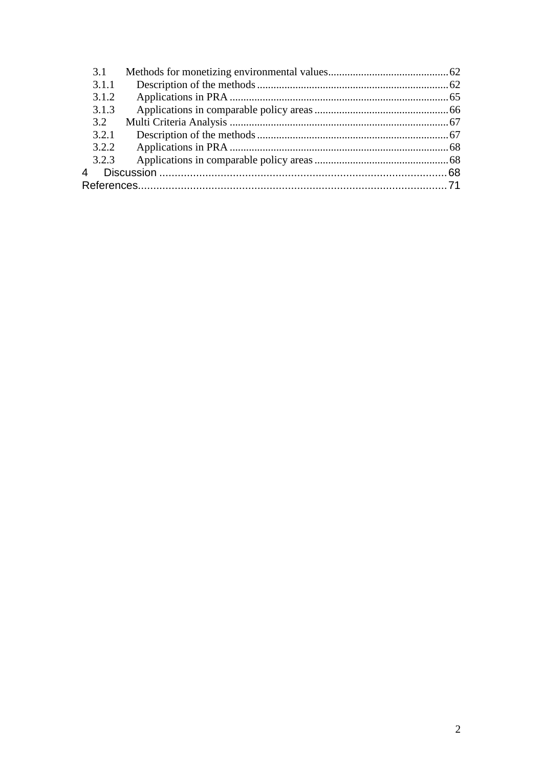3.1 Methods for monetizing environmental values ............................................ 62
3.1.1 Description of the methods ...................................................................... 62
3.1.2 Applications in PRA ................................................................................ 65
3.1.3 Applications in comparable policy areas ................................................. 66
3.2 Multi Criteria Analysis ................................................................................ 67
3.2.1 Description of the methods ...................................................................... 67
3.2.2 Applications in PRA ................................................................................ 68
3.2.3 Applications in comparable policy areas ................................................. 68
4 Discussion .............................................................................................. 68
References..................................................................................................... 71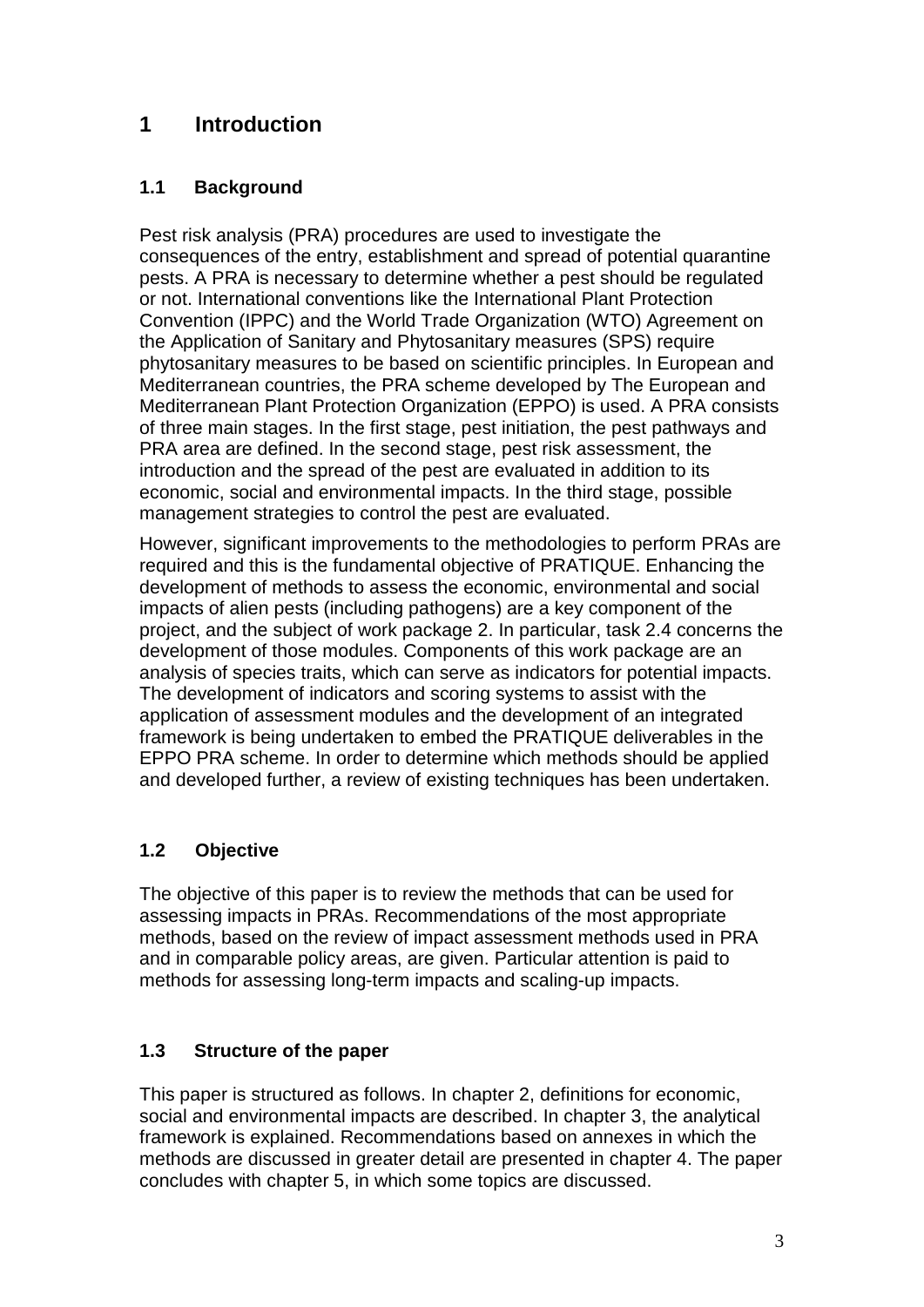# 1 Introduction

## 1.1 Background

Pest risk analysis (PRA) procedures are used to investigate the consequences of the entry, establishment and spread of potential quarantine pests. A PRA is necessary to determine whether a pest should be regulated or not. International conventions like the International Plant Protection Convention (IPPC) and the World Trade Organization (WTO) Agreement on the Application of Sanitary and Phytosanitary measures (SPS) require phytosanitary measures to be based on scientific principles. In European and Mediterranean countries, the PRA scheme developed by The European and Mediterranean Plant Protection Organization (EPPO) is used. A PRA consists of three main stages. In the first stage, pest initiation, the pest pathways and PRA area are defined. In the second stage, pest risk assessment, the introduction and the spread of the pest are evaluated in addition to its economic, social and environmental impacts. In the third stage, possible management strategies to control the pest are evaluated.

However, significant improvements to the methodologies to perform PRAs are required and this is the fundamental objective of PRATIQUE. Enhancing the development of methods to assess the economic, environmental and social impacts of alien pests (including pathogens) are a key component of the project, and the subject of work package 2. In particular, task 2.4 concerns the development of those modules. Components of this work package are an analysis of species traits, which can serve as indicators for potential impacts. The development of indicators and scoring systems to assist with the application of assessment modules and the development of an integrated framework is being undertaken to embed the PRATIQUE deliverables in the EPPO PRA scheme. In order to determine which methods should be applied and developed further, a review of existing techniques has been undertaken.

## 1.2 Objective

The objective of this paper is to review the methods that can be used for assessing impacts in PRAs. Recommendations of the most appropriate methods, based on the review of impact assessment methods used in PRA and in comparable policy areas, are given. Particular attention is paid to methods for assessing long-term impacts and scaling-up impacts.

## 1.3 Structure of the paper

This paper is structured as follows. In chapter 2, definitions for economic, social and environmental impacts are described. In chapter 3, the analytical framework is explained. Recommendations based on annexes in which the methods are discussed in greater detail are presented in chapter 4. The paper concludes with chapter 5, in which some topics are discussed.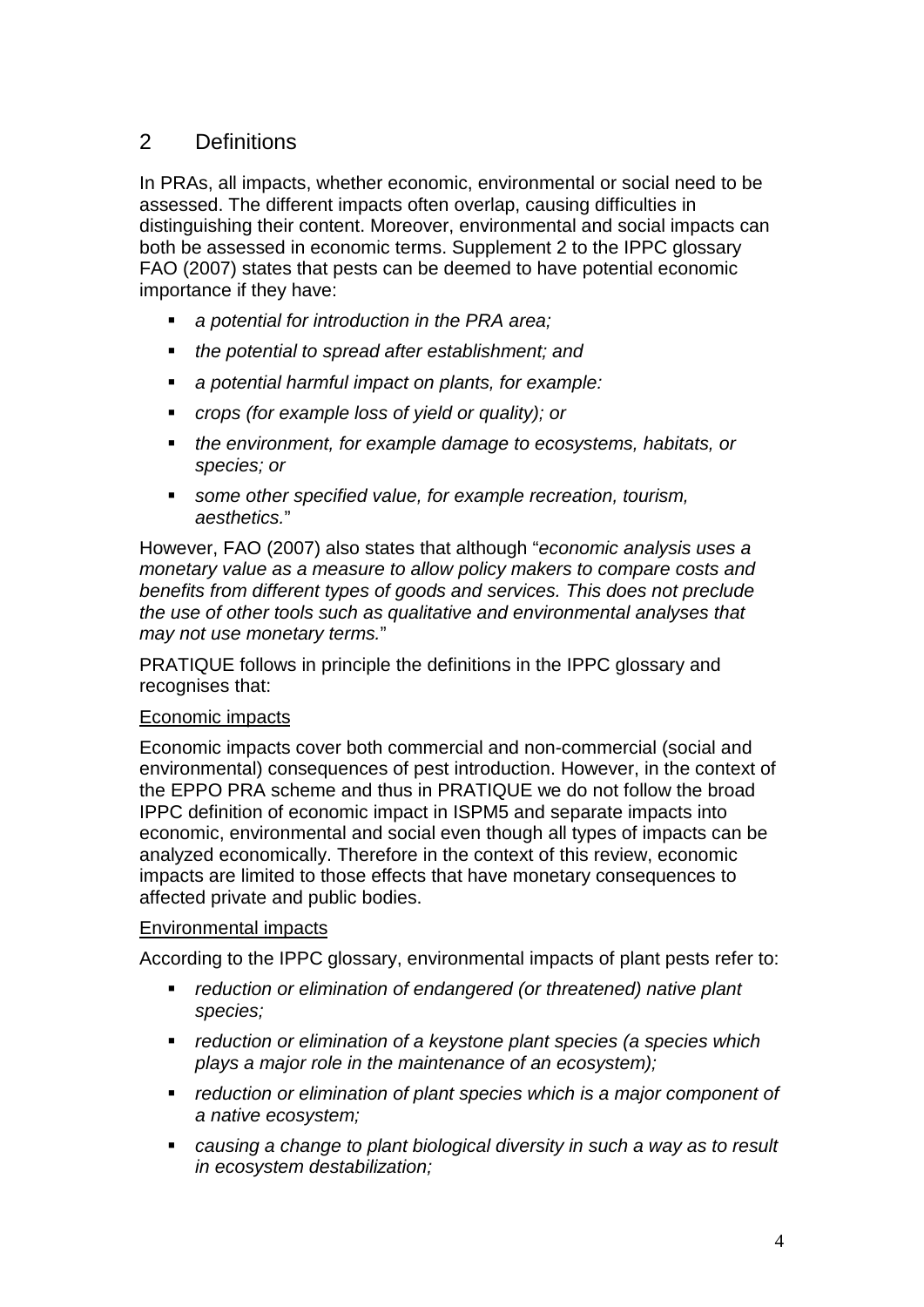## 2 Definitions

In PRAs, all impacts, whether economic, environmental or social need to be assessed. The different impacts often overlap, causing difficulties in distinguishing their content. Moreover, environmental and social impacts can both be assessed in economic terms. Supplement 2 to the IPPC glossary FAO (2007) states that pests can be deemed to have potential economic importance if they have:

- *a potential for introduction in the PRA area;*
- *the potential to spread after establishment; and*
- *a potential harmful impact on plants, for example:*
- *crops (for example loss of yield or quality); or*
- *the environment, for example damage to ecosystems, habitats, or species; or*
- *some other specified value, for example recreation, tourism, aesthetics.*"

However, FAO (2007) also states that although "*economic analysis uses a monetary value as a measure to allow policy makers to compare costs and benefits from different types of goods and services. This does not preclude the use of other tools such as qualitative and environmental analyses that may not use monetary terms.*"

PRATIQUE follows in principle the definitions in the IPPC glossary and recognises that:

Economic impacts

Economic impacts cover both commercial and non-commercial (social and environmental) consequences of pest introduction. However, in the context of the EPPO PRA scheme and thus in PRATIQUE we do not follow the broad IPPC definition of economic impact in ISPM5 and separate impacts into economic, environmental and social even though all types of impacts can be analyzed economically. Therefore in the context of this review, economic impacts are limited to those effects that have monetary consequences to affected private and public bodies.

Environmental impacts

According to the IPPC glossary, environmental impacts of plant pests refer to:

- *reduction or elimination of endangered (or threatened) native plant species;*
- *reduction or elimination of a keystone plant species (a species which plays a major role in the maintenance of an ecosystem);*
- *reduction or elimination of plant species which is a major component of a native ecosystem;*
- *causing a change to plant biological diversity in such a way as to result in ecosystem destabilization;*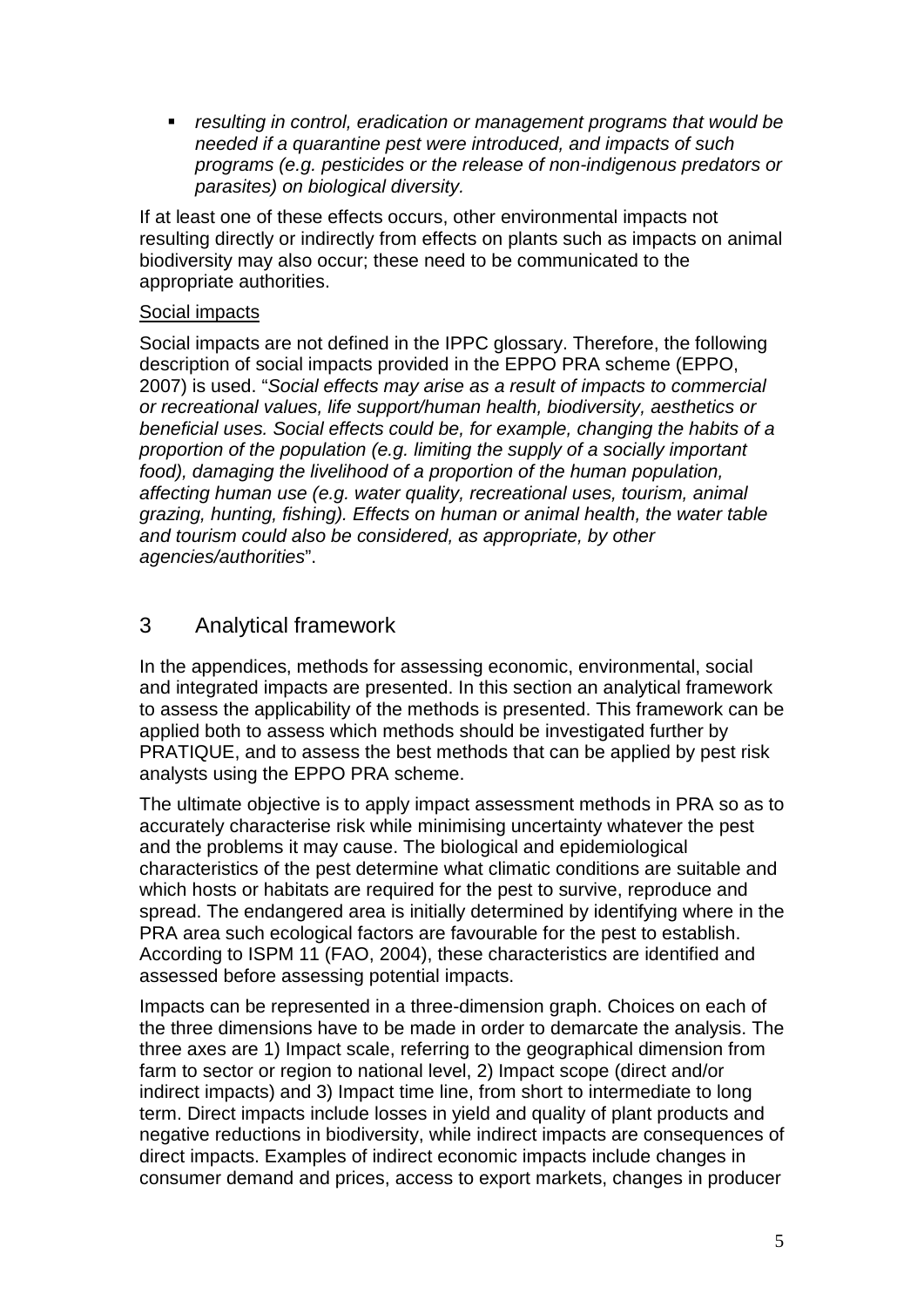- *resulting in control, eradication or management programs that would be needed if a quarantine pest were introduced, and impacts of such programs (e.g. pesticides or the release of non-indigenous predators or parasites) on biological diversity.*

If at least one of these effects occurs, other environmental impacts not resulting directly or indirectly from effects on plants such as impacts on animal biodiversity may also occur; these need to be communicated to the appropriate authorities.

Social impacts

Social impacts are not defined in the IPPC glossary. Therefore, the following description of social impacts provided in the EPPO PRA scheme (EPPO, 2007) is used. "*Social effects may arise as a result of impacts to commercial or recreational values, life support/human health, biodiversity, aesthetics or beneficial uses. Social effects could be, for example, changing the habits of a proportion of the population (e.g. limiting the supply of a socially important food), damaging the livelihood of a proportion of the human population, affecting human use (e.g. water quality, recreational uses, tourism, animal grazing, hunting, fishing). Effects on human or animal health, the water table and tourism could also be considered, as appropriate, by other agencies/authorities*".

## 3 Analytical framework

In the appendices, methods for assessing economic, environmental, social and integrated impacts are presented. In this section an analytical framework to assess the applicability of the methods is presented. This framework can be applied both to assess which methods should be investigated further by PRATIQUE, and to assess the best methods that can be applied by pest risk analysts using the EPPO PRA scheme.

The ultimate objective is to apply impact assessment methods in PRA so as to accurately characterise risk while minimising uncertainty whatever the pest and the problems it may cause. The biological and epidemiological characteristics of the pest determine what climatic conditions are suitable and which hosts or habitats are required for the pest to survive, reproduce and spread. The endangered area is initially determined by identifying where in the PRA area such ecological factors are favourable for the pest to establish. According to ISPM 11 (FAO, 2004), these characteristics are identified and assessed before assessing potential impacts.

Impacts can be represented in a three-dimension graph. Choices on each of the three dimensions have to be made in order to demarcate the analysis. The three axes are 1) Impact scale, referring to the geographical dimension from farm to sector or region to national level, 2) Impact scope (direct and/or indirect impacts) and 3) Impact time line, from short to intermediate to long term. Direct impacts include losses in yield and quality of plant products and negative reductions in biodiversity, while indirect impacts are consequences of direct impacts. Examples of indirect economic impacts include changes in consumer demand and prices, access to export markets, changes in producer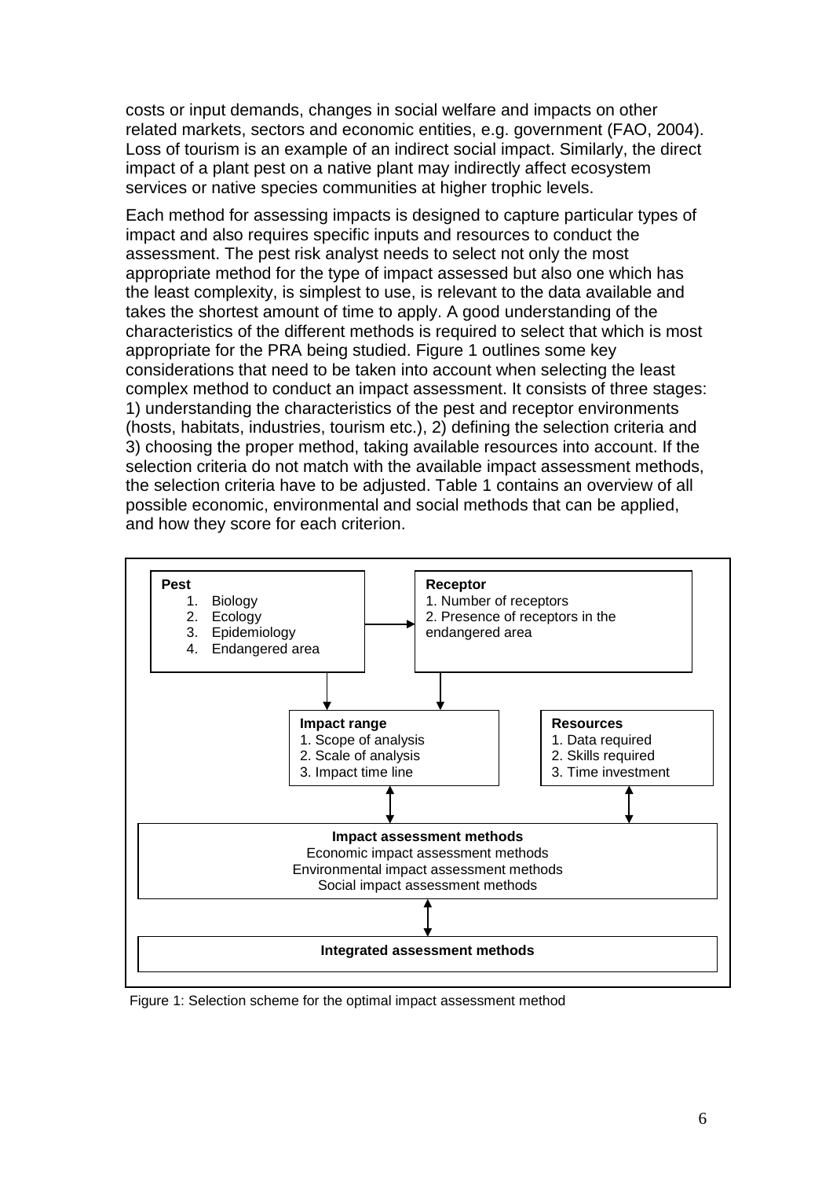costs or input demands, changes in social welfare and impacts on other related markets, sectors and economic entities, e.g. government (FAO, 2004). Loss of tourism is an example of an indirect social impact. Similarly, the direct impact of a plant pest on a native plant may indirectly affect ecosystem services or native species communities at higher trophic levels.

Each method for assessing impacts is designed to capture particular types of impact and also requires specific inputs and resources to conduct the assessment. The pest risk analyst needs to select not only the most appropriate method for the type of impact assessed but also one which has the least complexity, is simplest to use, is relevant to the data available and takes the shortest amount of time to apply. A good understanding of the characteristics of the different methods is required to select that which is most appropriate for the PRA being studied. Figure 1 outlines some key considerations that need to be taken into account when selecting the least complex method to conduct an impact assessment. It consists of three stages: 1) understanding the characteristics of the pest and receptor environments (hosts, habitats, industries, tourism etc.), 2) defining the selection criteria and 3) choosing the proper method, taking available resources into account. If the selection criteria do not match with the available impact assessment methods, the selection criteria have to be adjusted. Table 1 contains an overview of all possible economic, environmental and social methods that can be applied, and how they score for each criterion.

**Pest**
1. Biology
2. Ecology
3. Epidemiology
4. Endangered area

**Receptor**
1. Number of receptors
2. Presence of receptors in the endangered area

**Impact range**
1. Scope of analysis
2. Scale of analysis
3. Impact time line

**Resources**
1. Data required
2. Skills required
3. Time investment

**Impact assessment methods**
Economic impact assessment methods
Environmental impact assessment methods
Social impact assessment methods

**Integrated assessment methods**

Figure 1: Selection scheme for the optimal impact assessment method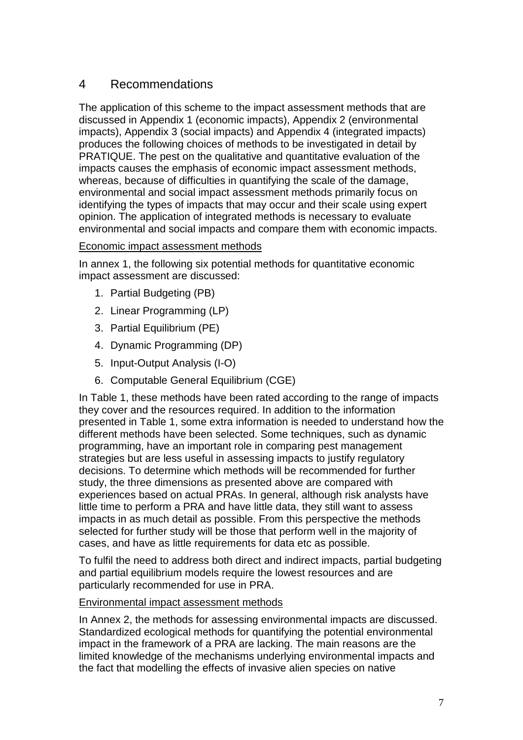## 4 Recommendations

The application of this scheme to the impact assessment methods that are discussed in Appendix 1 (economic impacts), Appendix 2 (environmental impacts), Appendix 3 (social impacts) and Appendix 4 (integrated impacts) produces the following choices of methods to be investigated in detail by PRATIQUE. The pest on the qualitative and quantitative evaluation of the impacts causes the emphasis of economic impact assessment methods, whereas, because of difficulties in quantifying the scale of the damage, environmental and social impact assessment methods primarily focus on identifying the types of impacts that may occur and their scale using expert opinion. The application of integrated methods is necessary to evaluate environmental and social impacts and compare them with economic impacts.

Economic impact assessment methods

In annex 1, the following six potential methods for quantitative economic impact assessment are discussed:

1. Partial Budgeting (PB)
2. Linear Programming (LP)
3. Partial Equilibrium (PE)
4. Dynamic Programming (DP)
5. Input-Output Analysis (I-O)
6. Computable General Equilibrium (CGE)

In Table 1, these methods have been rated according to the range of impacts they cover and the resources required. In addition to the information presented in Table 1, some extra information is needed to understand how the different methods have been selected. Some techniques, such as dynamic programming, have an important role in comparing pest management strategies but are less useful in assessing impacts to justify regulatory decisions. To determine which methods will be recommended for further study, the three dimensions as presented above are compared with experiences based on actual PRAs. In general, although risk analysts have little time to perform a PRA and have little data, they still want to assess impacts in as much detail as possible. From this perspective the methods selected for further study will be those that perform well in the majority of cases, and have as little requirements for data etc as possible.

To fulfil the need to address both direct and indirect impacts, partial budgeting and partial equilibrium models require the lowest resources and are particularly recommended for use in PRA.

Environmental impact assessment methods

In Annex 2, the methods for assessing environmental impacts are discussed. Standardized ecological methods for quantifying the potential environmental impact in the framework of a PRA are lacking. The main reasons are the limited knowledge of the mechanisms underlying environmental impacts and the fact that modelling the effects of invasive alien species on native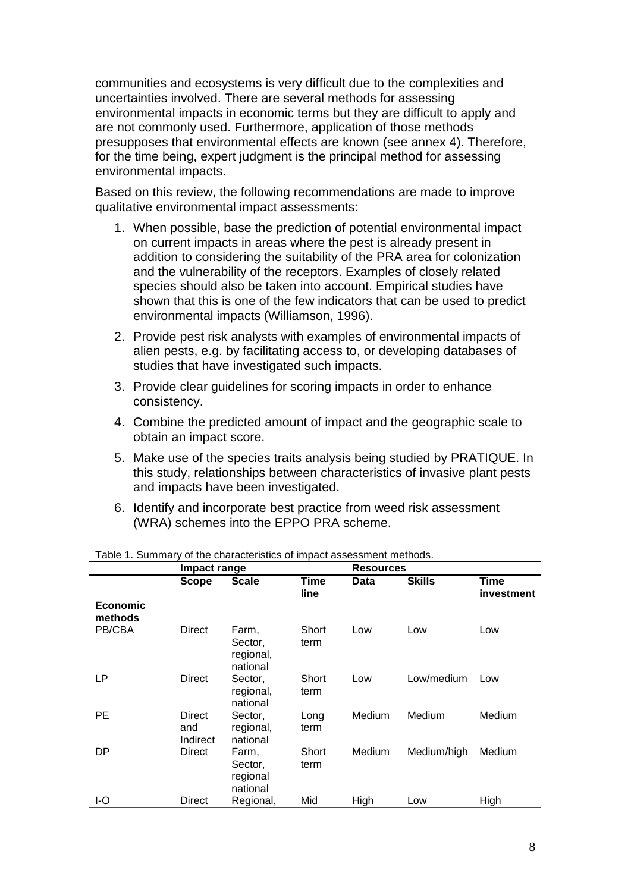communities and ecosystems is very difficult due to the complexities and uncertainties involved. There are several methods for assessing environmental impacts in economic terms but they are difficult to apply and are not commonly used. Furthermore, application of those methods presupposes that environmental effects are known (see annex 4). Therefore, for the time being, expert judgment is the principal method for assessing environmental impacts.

Based on this review, the following recommendations are made to improve qualitative environmental impact assessments:

1. When possible, base the prediction of potential environmental impact on current impacts in areas where the pest is already present in addition to considering the suitability of the PRA area for colonization and the vulnerability of the receptors. Examples of closely related species should also be taken into account. Empirical studies have shown that this is one of the few indicators that can be used to predict environmental impacts (Williamson, 1996).
2. Provide pest risk analysts with examples of environmental impacts of alien pests, e.g. by facilitating access to, or developing databases of studies that have investigated such impacts.
3. Provide clear guidelines for scoring impacts in order to enhance consistency.
4. Combine the predicted amount of impact and the geographic scale to obtain an impact score.
5. Make use of the species traits analysis being studied by PRATIQUE. In this study, relationships between characteristics of invasive plant pests and impacts have been investigated.
6. Identify and incorporate best practice from weed risk assessment (WRA) schemes into the EPPO PRA scheme.

Table 1. Summary of the characteristics of impact assessment methods.

| | Impact range | | | Resources | | |
|---|---|---|---|---|---|---|
| | **Scope** | **Scale** | **Time line** | **Data** | **Skills** | **Time investment** |
| **Economic methods** | | | | | | |
| PB/CBA | Direct | Farm, Sector, regional, national | Short term | Low | Low | Low |
| LP | Direct | Sector, regional, national | Short term | Low | Low/medium | Low |
| PE | Direct and Indirect | Sector, regional, national | Long term | Medium | Medium | Medium |
| DP | Direct | Farm, Sector, regional national | Short term | Medium | Medium/high | Medium |
| I-O | Direct | Regional, | Mid | High | Low | High |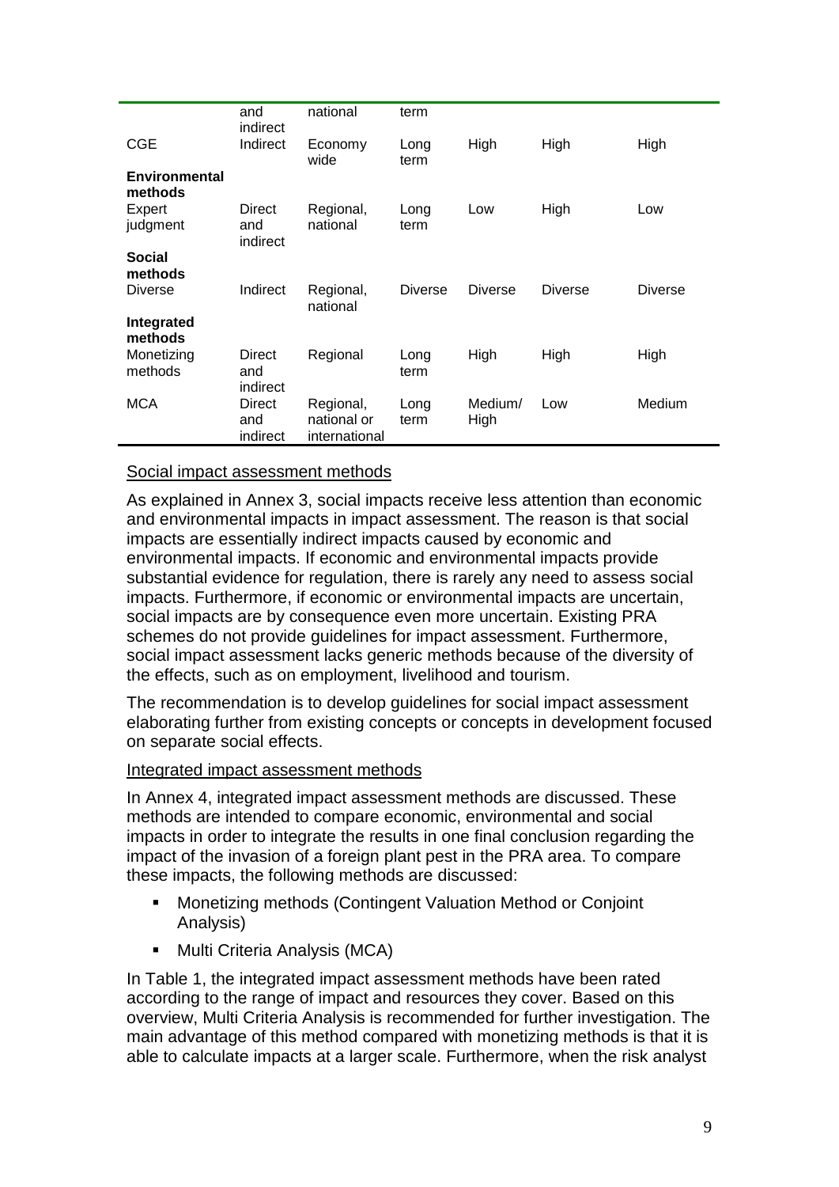| | and indirect | national | term | | | |
|---|---|---|---|---|---|---|
| CGE | Indirect | Economy wide | Long term | High | High | High |
| **Environmental methods** | | | | | | |
| Expert judgment | Direct and indirect | Regional, national | Long term | Low | High | Low |
| **Social methods** | | | | | | |
| Diverse | Indirect | Regional, national | Diverse | Diverse | Diverse | Diverse |
| **Integrated methods** | | | | | | |
| Monetizing methods | Direct and indirect | Regional | Long term | High | High | High |
| MCA | Direct and indirect | Regional, national or international | Long term | Medium/ High | Low | Medium |

Social impact assessment methods

As explained in Annex 3, social impacts receive less attention than economic and environmental impacts in impact assessment. The reason is that social impacts are essentially indirect impacts caused by economic and environmental impacts. If economic and environmental impacts provide substantial evidence for regulation, there is rarely any need to assess social impacts. Furthermore, if economic or environmental impacts are uncertain, social impacts are by consequence even more uncertain. Existing PRA schemes do not provide guidelines for impact assessment. Furthermore, social impact assessment lacks generic methods because of the diversity of the effects, such as on employment, livelihood and tourism.

The recommendation is to develop guidelines for social impact assessment elaborating further from existing concepts or concepts in development focused on separate social effects.

Integrated impact assessment methods

In Annex 4, integrated impact assessment methods are discussed. These methods are intended to compare economic, environmental and social impacts in order to integrate the results in one final conclusion regarding the impact of the invasion of a foreign plant pest in the PRA area. To compare these impacts, the following methods are discussed:

- Monetizing methods (Contingent Valuation Method or Conjoint Analysis)
- Multi Criteria Analysis (MCA)

In Table 1, the integrated impact assessment methods have been rated according to the range of impact and resources they cover. Based on this overview, Multi Criteria Analysis is recommended for further investigation. The main advantage of this method compared with monetizing methods is that it is able to calculate impacts at a larger scale. Furthermore, when the risk analyst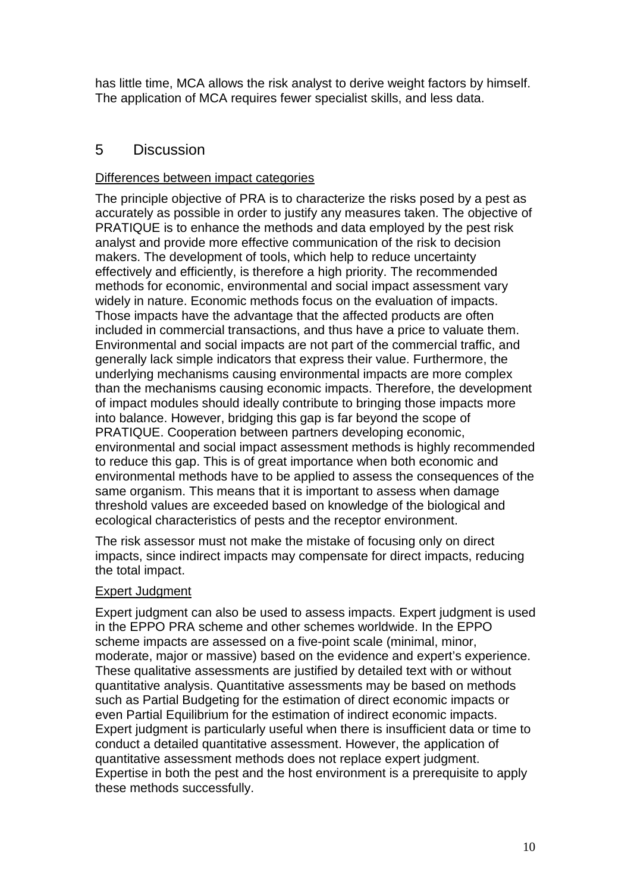has little time, MCA allows the risk analyst to derive weight factors by himself. The application of MCA requires fewer specialist skills, and less data.

# 5 Discussion

<u>Differences between impact categories</u>

The principle objective of PRA is to characterize the risks posed by a pest as accurately as possible in order to justify any measures taken. The objective of PRATIQUE is to enhance the methods and data employed by the pest risk analyst and provide more effective communication of the risk to decision makers. The development of tools, which help to reduce uncertainty effectively and efficiently, is therefore a high priority. The recommended methods for economic, environmental and social impact assessment vary widely in nature. Economic methods focus on the evaluation of impacts. Those impacts have the advantage that the affected products are often included in commercial transactions, and thus have a price to valuate them. Environmental and social impacts are not part of the commercial traffic, and generally lack simple indicators that express their value. Furthermore, the underlying mechanisms causing environmental impacts are more complex than the mechanisms causing economic impacts. Therefore, the development of impact modules should ideally contribute to bringing those impacts more into balance. However, bridging this gap is far beyond the scope of PRATIQUE. Cooperation between partners developing economic, environmental and social impact assessment methods is highly recommended to reduce this gap. This is of great importance when both economic and environmental methods have to be applied to assess the consequences of the same organism. This means that it is important to assess when damage threshold values are exceeded based on knowledge of the biological and ecological characteristics of pests and the receptor environment.

The risk assessor must not make the mistake of focusing only on direct impacts, since indirect impacts may compensate for direct impacts, reducing the total impact.

<u>Expert Judgment</u>

Expert judgment can also be used to assess impacts. Expert judgment is used in the EPPO PRA scheme and other schemes worldwide. In the EPPO scheme impacts are assessed on a five-point scale (minimal, minor, moderate, major or massive) based on the evidence and expert's experience. These qualitative assessments are justified by detailed text with or without quantitative analysis. Quantitative assessments may be based on methods such as Partial Budgeting for the estimation of direct economic impacts or even Partial Equilibrium for the estimation of indirect economic impacts. Expert judgment is particularly useful when there is insufficient data or time to conduct a detailed quantitative assessment. However, the application of quantitative assessment methods does not replace expert judgment. Expertise in both the pest and the host environment is a prerequisite to apply these methods successfully.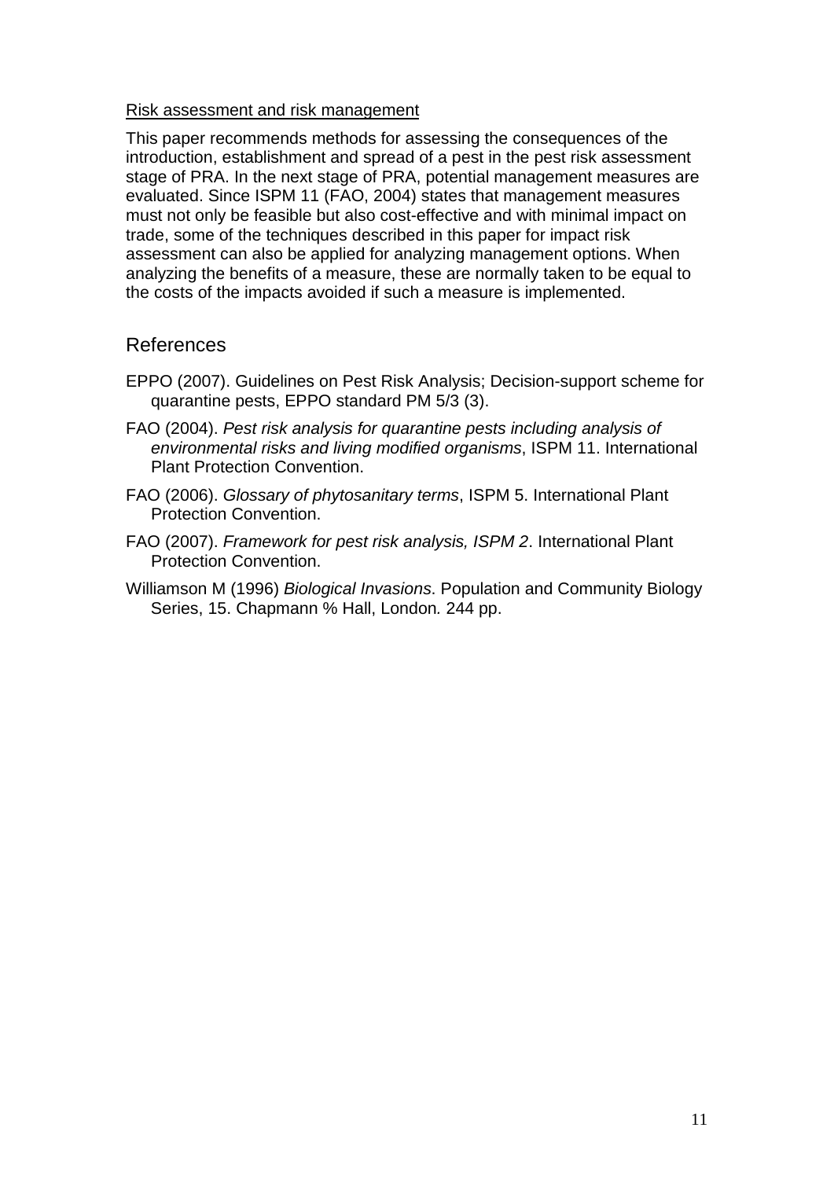Risk assessment and risk management

This paper recommends methods for assessing the consequences of the introduction, establishment and spread of a pest in the pest risk assessment stage of PRA. In the next stage of PRA, potential management measures are evaluated. Since ISPM 11 (FAO, 2004) states that management measures must not only be feasible but also cost-effective and with minimal impact on trade, some of the techniques described in this paper for impact risk assessment can also be applied for analyzing management options. When analyzing the benefits of a measure, these are normally taken to be equal to the costs of the impacts avoided if such a measure is implemented.

## References

EPPO (2007). Guidelines on Pest Risk Analysis; Decision-support scheme for quarantine pests, EPPO standard PM 5/3 (3).

FAO (2004). *Pest risk analysis for quarantine pests including analysis of environmental risks and living modified organisms*, ISPM 11. International Plant Protection Convention.

FAO (2006). *Glossary of phytosanitary terms*, ISPM 5. International Plant Protection Convention.

FAO (2007). *Framework for pest risk analysis, ISPM 2*. International Plant Protection Convention.

Williamson M (1996) *Biological Invasions*. Population and Community Biology Series, 15. Chapmann % Hall, London. 244 pp.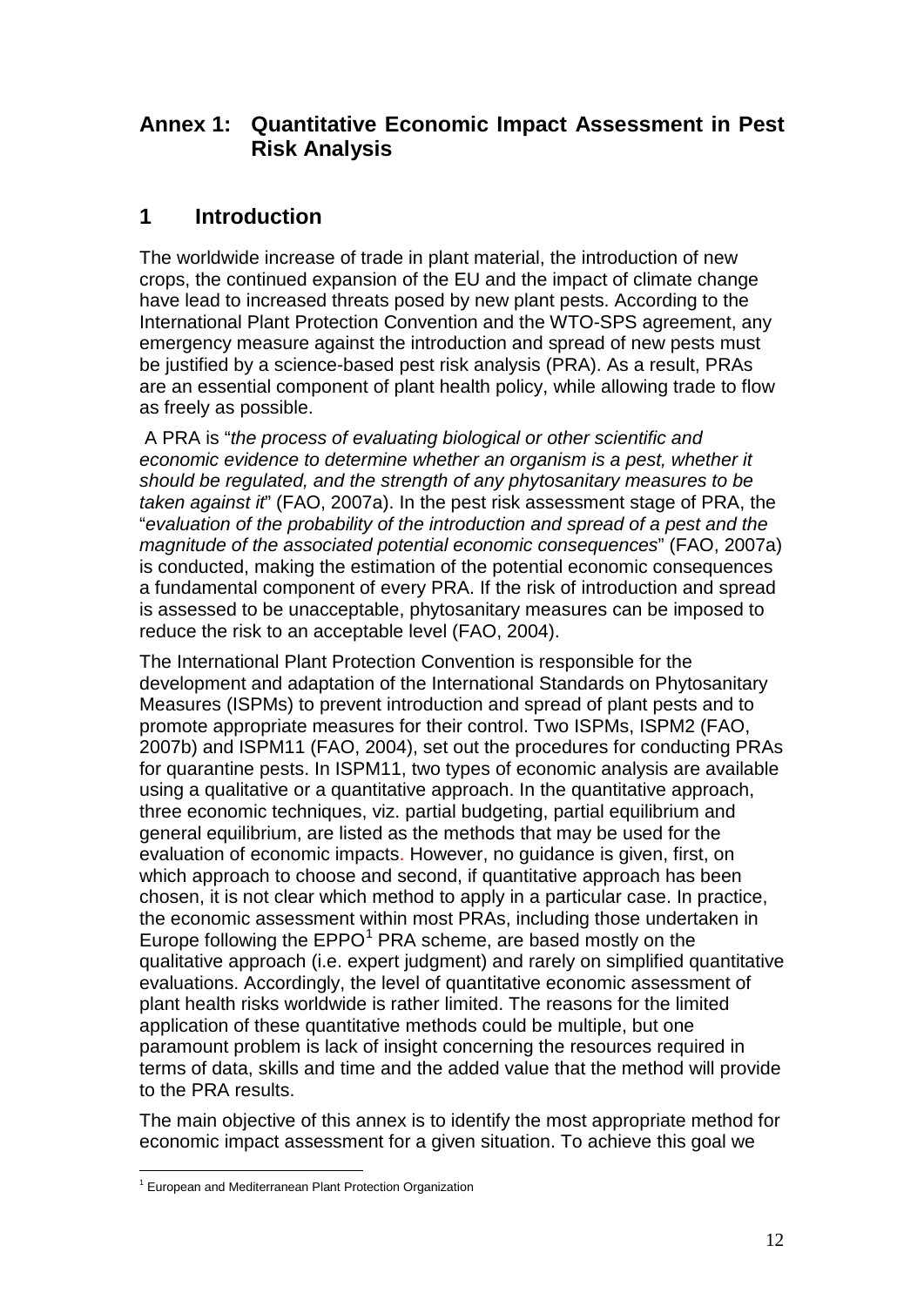## Annex 1: Quantitative Economic Impact Assessment in Pest Risk Analysis

## 1 Introduction

The worldwide increase of trade in plant material, the introduction of new crops, the continued expansion of the EU and the impact of climate change have lead to increased threats posed by new plant pests. According to the International Plant Protection Convention and the WTO-SPS agreement, any emergency measure against the introduction and spread of new pests must be justified by a science-based pest risk analysis (PRA). As a result, PRAs are an essential component of plant health policy, while allowing trade to flow as freely as possible.

A PRA is "*the process of evaluating biological or other scientific and economic evidence to determine whether an organism is a pest, whether it should be regulated, and the strength of any phytosanitary measures to be taken against it*" (FAO, 2007a). In the pest risk assessment stage of PRA, the "*evaluation of the probability of the introduction and spread of a pest and the magnitude of the associated potential economic consequences*" (FAO, 2007a) is conducted, making the estimation of the potential economic consequences a fundamental component of every PRA. If the risk of introduction and spread is assessed to be unacceptable, phytosanitary measures can be imposed to reduce the risk to an acceptable level (FAO, 2004).

The International Plant Protection Convention is responsible for the development and adaptation of the International Standards on Phytosanitary Measures (ISPMs) to prevent introduction and spread of plant pests and to promote appropriate measures for their control. Two ISPMs, ISPM2 (FAO, 2007b) and ISPM11 (FAO, 2004), set out the procedures for conducting PRAs for quarantine pests. In ISPM11, two types of economic analysis are available using a qualitative or a quantitative approach. In the quantitative approach, three economic techniques, viz. partial budgeting, partial equilibrium and general equilibrium, are listed as the methods that may be used for the evaluation of economic impacts. However, no guidance is given, first, on which approach to choose and second, if quantitative approach has been chosen, it is not clear which method to apply in a particular case. In practice, the economic assessment within most PRAs, including those undertaken in Europe following the EPPO[1] PRA scheme, are based mostly on the qualitative approach (i.e. expert judgment) and rarely on simplified quantitative evaluations. Accordingly, the level of quantitative economic assessment of plant health risks worldwide is rather limited. The reasons for the limited application of these quantitative methods could be multiple, but one paramount problem is lack of insight concerning the resources required in terms of data, skills and time and the added value that the method will provide to the PRA results.

The main objective of this annex is to identify the most appropriate method for economic impact assessment for a given situation. To achieve this goal we

[1] European and Mediterranean Plant Protection Organization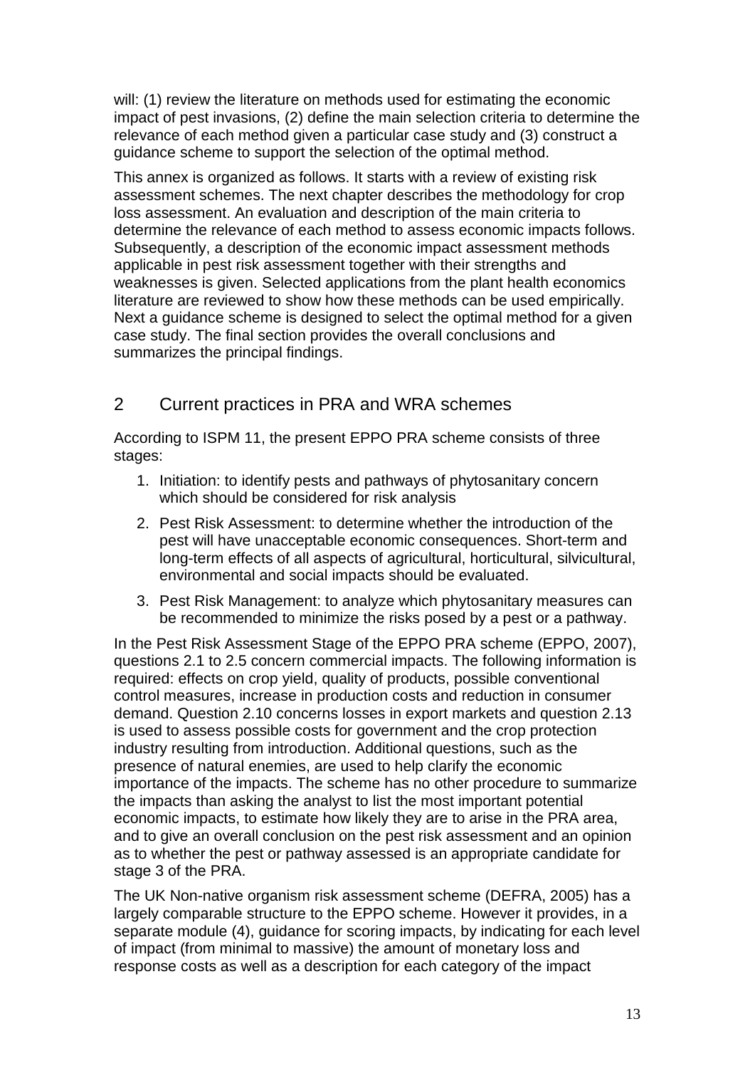will: (1) review the literature on methods used for estimating the economic impact of pest invasions, (2) define the main selection criteria to determine the relevance of each method given a particular case study and (3) construct a guidance scheme to support the selection of the optimal method.

This annex is organized as follows. It starts with a review of existing risk assessment schemes. The next chapter describes the methodology for crop loss assessment. An evaluation and description of the main criteria to determine the relevance of each method to assess economic impacts follows. Subsequently, a description of the economic impact assessment methods applicable in pest risk assessment together with their strengths and weaknesses is given. Selected applications from the plant health economics literature are reviewed to show how these methods can be used empirically. Next a guidance scheme is designed to select the optimal method for a given case study. The final section provides the overall conclusions and summarizes the principal findings.

## 2 Current practices in PRA and WRA schemes

According to ISPM 11, the present EPPO PRA scheme consists of three stages:

1. Initiation: to identify pests and pathways of phytosanitary concern which should be considered for risk analysis
2. Pest Risk Assessment: to determine whether the introduction of the pest will have unacceptable economic consequences. Short-term and long-term effects of all aspects of agricultural, horticultural, silvicultural, environmental and social impacts should be evaluated.
3. Pest Risk Management: to analyze which phytosanitary measures can be recommended to minimize the risks posed by a pest or a pathway.

In the Pest Risk Assessment Stage of the EPPO PRA scheme (EPPO, 2007), questions 2.1 to 2.5 concern commercial impacts. The following information is required: effects on crop yield, quality of products, possible conventional control measures, increase in production costs and reduction in consumer demand. Question 2.10 concerns losses in export markets and question 2.13 is used to assess possible costs for government and the crop protection industry resulting from introduction. Additional questions, such as the presence of natural enemies, are used to help clarify the economic importance of the impacts. The scheme has no other procedure to summarize the impacts than asking the analyst to list the most important potential economic impacts, to estimate how likely they are to arise in the PRA area, and to give an overall conclusion on the pest risk assessment and an opinion as to whether the pest or pathway assessed is an appropriate candidate for stage 3 of the PRA.

The UK Non-native organism risk assessment scheme (DEFRA, 2005) has a largely comparable structure to the EPPO scheme. However it provides, in a separate module (4), guidance for scoring impacts, by indicating for each level of impact (from minimal to massive) the amount of monetary loss and response costs as well as a description for each category of the impact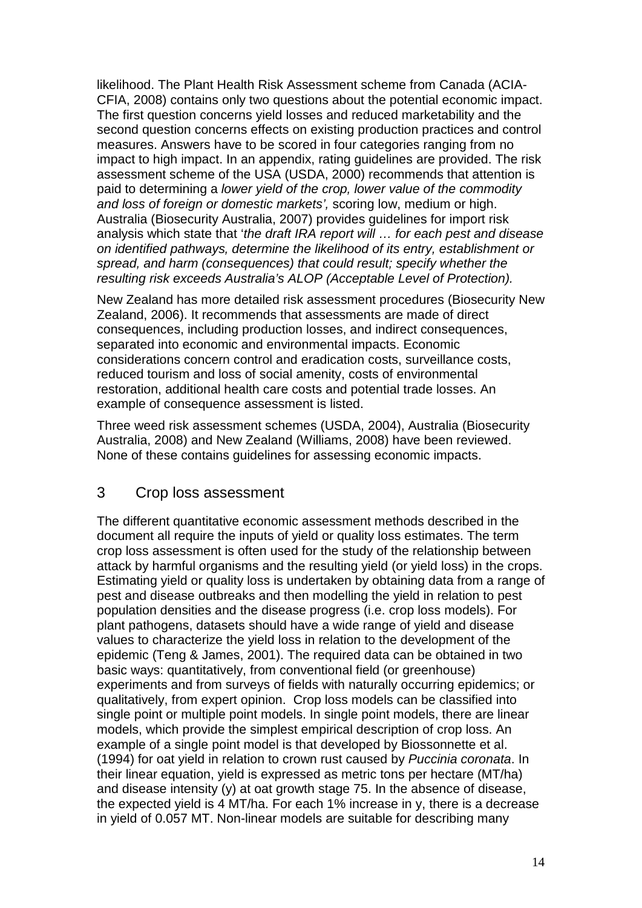likelihood. The Plant Health Risk Assessment scheme from Canada (ACIA-CFIA, 2008) contains only two questions about the potential economic impact. The first question concerns yield losses and reduced marketability and the second question concerns effects on existing production practices and control measures. Answers have to be scored in four categories ranging from no impact to high impact. In an appendix, rating guidelines are provided. The risk assessment scheme of the USA (USDA, 2000) recommends that attention is paid to determining a *lower yield of the crop, lower value of the commodity and loss of foreign or domestic markets',* scoring low, medium or high. Australia (Biosecurity Australia, 2007) provides guidelines for import risk analysis which state that '*the draft IRA report will … for each pest and disease on identified pathways, determine the likelihood of its entry, establishment or spread, and harm (consequences) that could result; specify whether the resulting risk exceeds Australia's ALOP (Acceptable Level of Protection).*

New Zealand has more detailed risk assessment procedures (Biosecurity New Zealand, 2006). It recommends that assessments are made of direct consequences, including production losses, and indirect consequences, separated into economic and environmental impacts. Economic considerations concern control and eradication costs, surveillance costs, reduced tourism and loss of social amenity, costs of environmental restoration, additional health care costs and potential trade losses. An example of consequence assessment is listed.

Three weed risk assessment schemes (USDA, 2004), Australia (Biosecurity Australia, 2008) and New Zealand (Williams, 2008) have been reviewed. None of these contains guidelines for assessing economic impacts.

## 3 Crop loss assessment

The different quantitative economic assessment methods described in the document all require the inputs of yield or quality loss estimates. The term crop loss assessment is often used for the study of the relationship between attack by harmful organisms and the resulting yield (or yield loss) in the crops. Estimating yield or quality loss is undertaken by obtaining data from a range of pest and disease outbreaks and then modelling the yield in relation to pest population densities and the disease progress (i.e. crop loss models). For plant pathogens, datasets should have a wide range of yield and disease values to characterize the yield loss in relation to the development of the epidemic (Teng & James, 2001). The required data can be obtained in two basic ways: quantitatively, from conventional field (or greenhouse) experiments and from surveys of fields with naturally occurring epidemics; or qualitatively, from expert opinion. Crop loss models can be classified into single point or multiple point models. In single point models, there are linear models, which provide the simplest empirical description of crop loss. An example of a single point model is that developed by Biossonnette et al. (1994) for oat yield in relation to crown rust caused by *Puccinia coronata*. In their linear equation, yield is expressed as metric tons per hectare (MT/ha) and disease intensity (y) at oat growth stage 75. In the absence of disease, the expected yield is 4 MT/ha. For each 1% increase in y, there is a decrease in yield of 0.057 MT. Non-linear models are suitable for describing many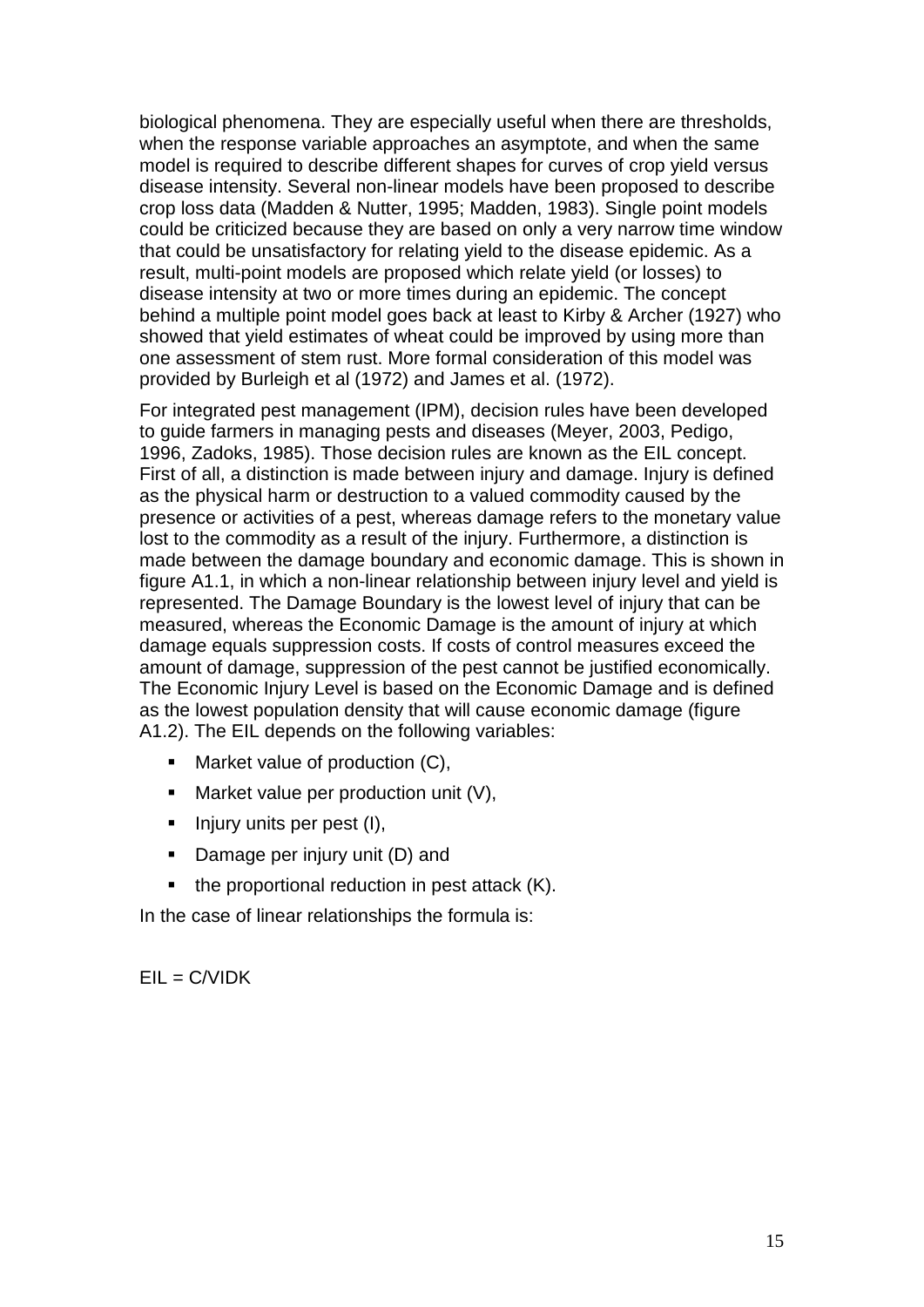biological phenomena. They are especially useful when there are thresholds, when the response variable approaches an asymptote, and when the same model is required to describe different shapes for curves of crop yield versus disease intensity. Several non-linear models have been proposed to describe crop loss data (Madden & Nutter, 1995; Madden, 1983). Single point models could be criticized because they are based on only a very narrow time window that could be unsatisfactory for relating yield to the disease epidemic. As a result, multi-point models are proposed which relate yield (or losses) to disease intensity at two or more times during an epidemic. The concept behind a multiple point model goes back at least to Kirby & Archer (1927) who showed that yield estimates of wheat could be improved by using more than one assessment of stem rust. More formal consideration of this model was provided by Burleigh et al (1972) and James et al. (1972).

For integrated pest management (IPM), decision rules have been developed to guide farmers in managing pests and diseases (Meyer, 2003, Pedigo, 1996, Zadoks, 1985). Those decision rules are known as the EIL concept. First of all, a distinction is made between injury and damage. Injury is defined as the physical harm or destruction to a valued commodity caused by the presence or activities of a pest, whereas damage refers to the monetary value lost to the commodity as a result of the injury. Furthermore, a distinction is made between the damage boundary and economic damage. This is shown in figure A1.1, in which a non-linear relationship between injury level and yield is represented. The Damage Boundary is the lowest level of injury that can be measured, whereas the Economic Damage is the amount of injury at which damage equals suppression costs. If costs of control measures exceed the amount of damage, suppression of the pest cannot be justified economically. The Economic Injury Level is based on the Economic Damage and is defined as the lowest population density that will cause economic damage (figure A1.2). The EIL depends on the following variables:

- Market value of production (C),
- Market value per production unit (V),
- Injury units per pest (I),
- Damage per injury unit (D) and
- the proportional reduction in pest attack (K).

In the case of linear relationships the formula is:

$$EIL = C/VIDK$$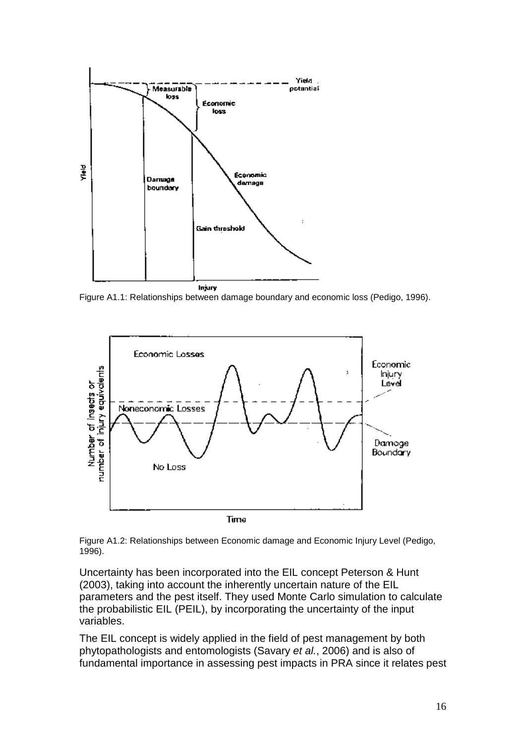Figure A1.1: Relationships between damage boundary and economic loss (Pedigo, 1996).

Figure A1.2: Relationships between Economic damage and Economic Injury Level (Pedigo, 1996).

Uncertainty has been incorporated into the EIL concept Peterson & Hunt (2003), taking into account the inherently uncertain nature of the EIL parameters and the pest itself. They used Monte Carlo simulation to calculate the probabilistic EIL (PEIL), by incorporating the uncertainty of the input variables.

The EIL concept is widely applied in the field of pest management by both phytopathologists and entomologists (Savary *et al.*, 2006) and is also of fundamental importance in assessing pest impacts in PRA since it relates pest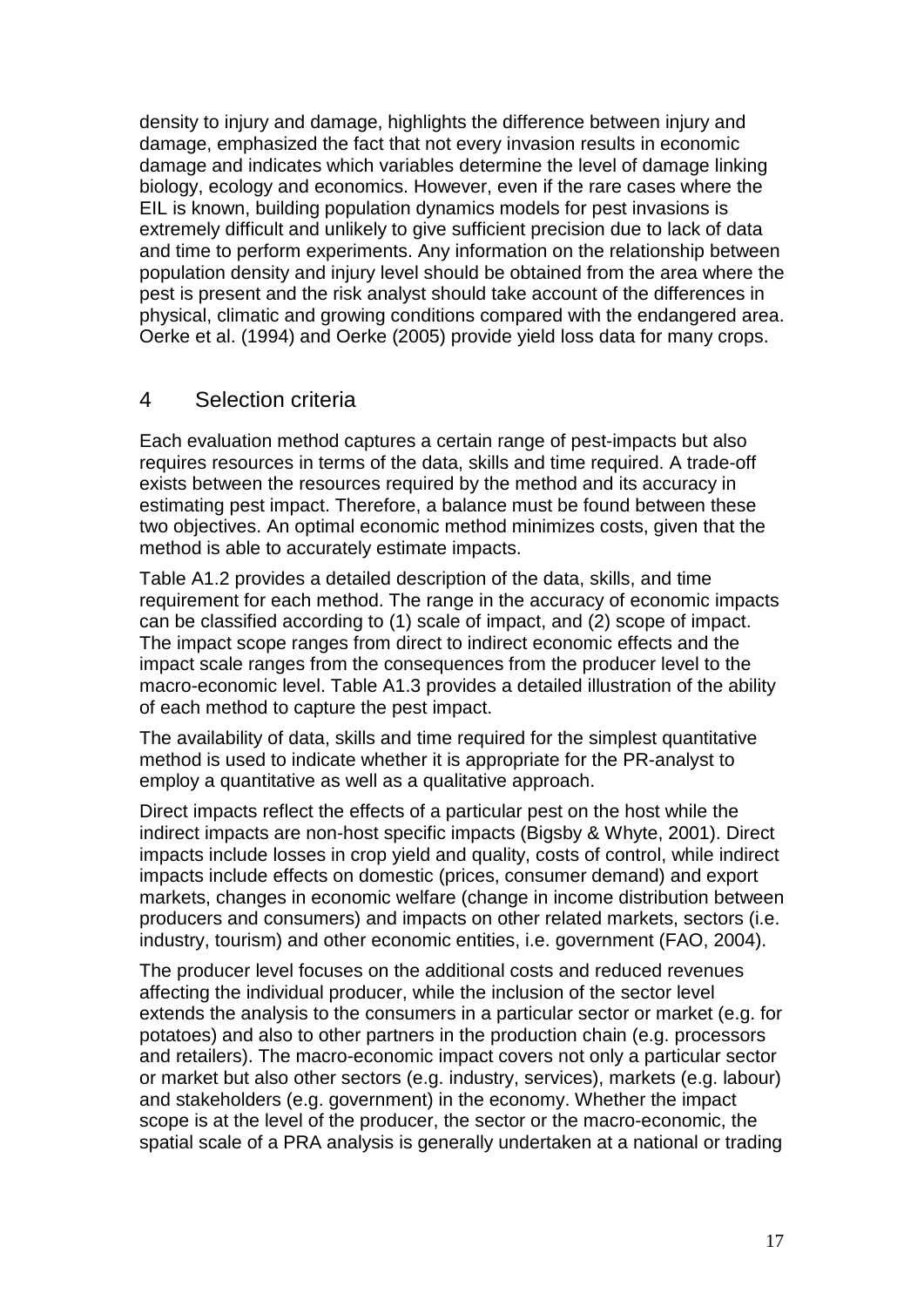density to injury and damage, highlights the difference between injury and damage, emphasized the fact that not every invasion results in economic damage and indicates which variables determine the level of damage linking biology, ecology and economics. However, even if the rare cases where the EIL is known, building population dynamics models for pest invasions is extremely difficult and unlikely to give sufficient precision due to lack of data and time to perform experiments. Any information on the relationship between population density and injury level should be obtained from the area where the pest is present and the risk analyst should take account of the differences in physical, climatic and growing conditions compared with the endangered area. Oerke et al. (1994) and Oerke (2005) provide yield loss data for many crops.

## 4 Selection criteria

Each evaluation method captures a certain range of pest-impacts but also requires resources in terms of the data, skills and time required. A trade-off exists between the resources required by the method and its accuracy in estimating pest impact. Therefore, a balance must be found between these two objectives. An optimal economic method minimizes costs, given that the method is able to accurately estimate impacts.

Table A1.2 provides a detailed description of the data, skills, and time requirement for each method. The range in the accuracy of economic impacts can be classified according to (1) scale of impact, and (2) scope of impact. The impact scope ranges from direct to indirect economic effects and the impact scale ranges from the consequences from the producer level to the macro-economic level. Table A1.3 provides a detailed illustration of the ability of each method to capture the pest impact.

The availability of data, skills and time required for the simplest quantitative method is used to indicate whether it is appropriate for the PR-analyst to employ a quantitative as well as a qualitative approach.

Direct impacts reflect the effects of a particular pest on the host while the indirect impacts are non-host specific impacts (Bigsby & Whyte, 2001). Direct impacts include losses in crop yield and quality, costs of control, while indirect impacts include effects on domestic (prices, consumer demand) and export markets, changes in economic welfare (change in income distribution between producers and consumers) and impacts on other related markets, sectors (i.e. industry, tourism) and other economic entities, i.e. government (FAO, 2004).

The producer level focuses on the additional costs and reduced revenues affecting the individual producer, while the inclusion of the sector level extends the analysis to the consumers in a particular sector or market (e.g. for potatoes) and also to other partners in the production chain (e.g. processors and retailers). The macro-economic impact covers not only a particular sector or market but also other sectors (e.g. industry, services), markets (e.g. labour) and stakeholders (e.g. government) in the economy. Whether the impact scope is at the level of the producer, the sector or the macro-economic, the spatial scale of a PRA analysis is generally undertaken at a national or trading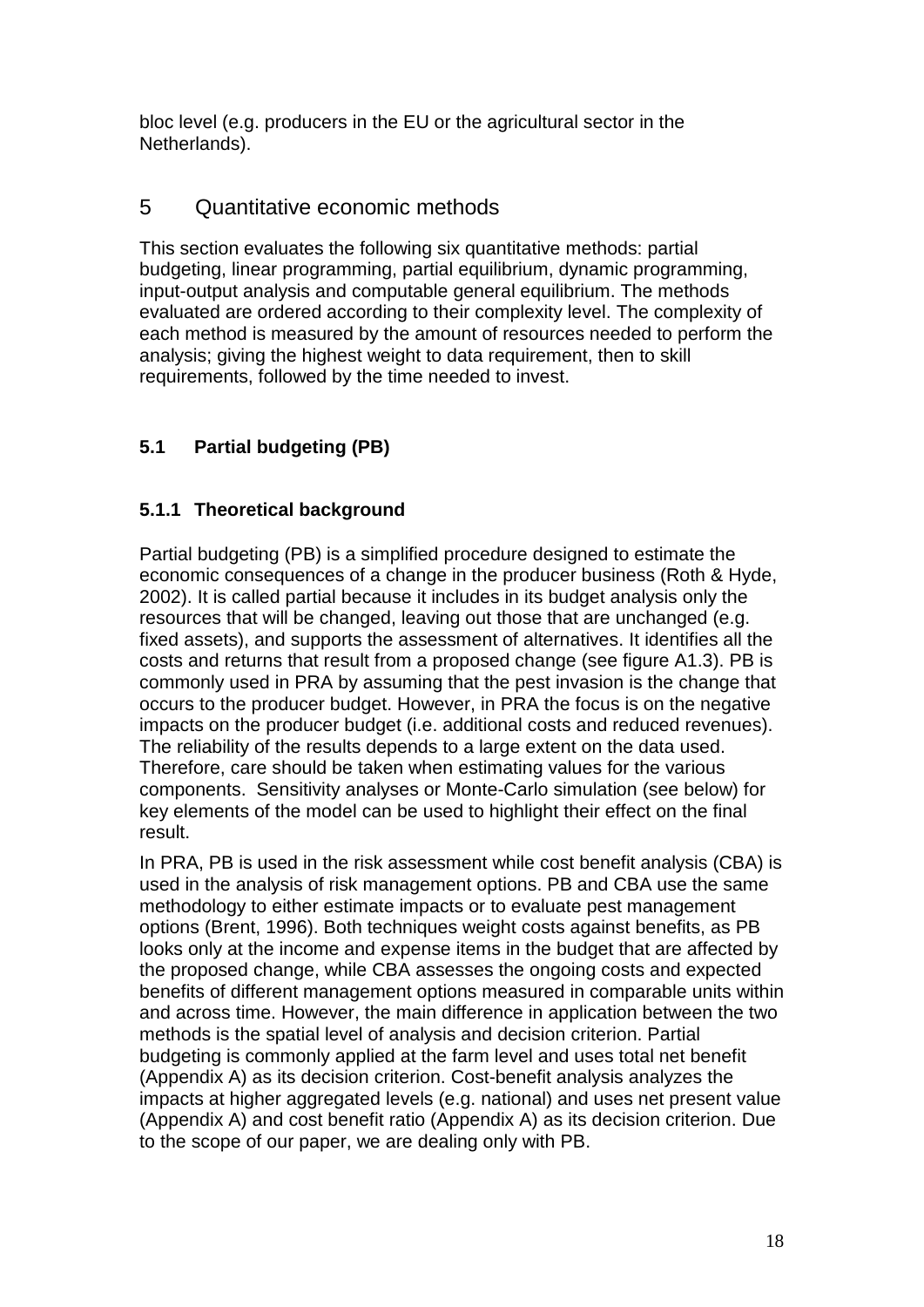bloc level (e.g. producers in the EU or the agricultural sector in the Netherlands).

# 5 Quantitative economic methods

This section evaluates the following six quantitative methods: partial budgeting, linear programming, partial equilibrium, dynamic programming, input-output analysis and computable general equilibrium. The methods evaluated are ordered according to their complexity level. The complexity of each method is measured by the amount of resources needed to perform the analysis; giving the highest weight to data requirement, then to skill requirements, followed by the time needed to invest.

## 5.1 Partial budgeting (PB)

### 5.1.1 Theoretical background

Partial budgeting (PB) is a simplified procedure designed to estimate the economic consequences of a change in the producer business (Roth & Hyde, 2002). It is called partial because it includes in its budget analysis only the resources that will be changed, leaving out those that are unchanged (e.g. fixed assets), and supports the assessment of alternatives. It identifies all the costs and returns that result from a proposed change (see figure A1.3). PB is commonly used in PRA by assuming that the pest invasion is the change that occurs to the producer budget. However, in PRA the focus is on the negative impacts on the producer budget (i.e. additional costs and reduced revenues). The reliability of the results depends to a large extent on the data used. Therefore, care should be taken when estimating values for the various components. Sensitivity analyses or Monte-Carlo simulation (see below) for key elements of the model can be used to highlight their effect on the final result.

In PRA, PB is used in the risk assessment while cost benefit analysis (CBA) is used in the analysis of risk management options. PB and CBA use the same methodology to either estimate impacts or to evaluate pest management options (Brent, 1996). Both techniques weight costs against benefits, as PB looks only at the income and expense items in the budget that are affected by the proposed change, while CBA assesses the ongoing costs and expected benefits of different management options measured in comparable units within and across time. However, the main difference in application between the two methods is the spatial level of analysis and decision criterion. Partial budgeting is commonly applied at the farm level and uses total net benefit (Appendix A) as its decision criterion. Cost-benefit analysis analyzes the impacts at higher aggregated levels (e.g. national) and uses net present value (Appendix A) and cost benefit ratio (Appendix A) as its decision criterion. Due to the scope of our paper, we are dealing only with PB.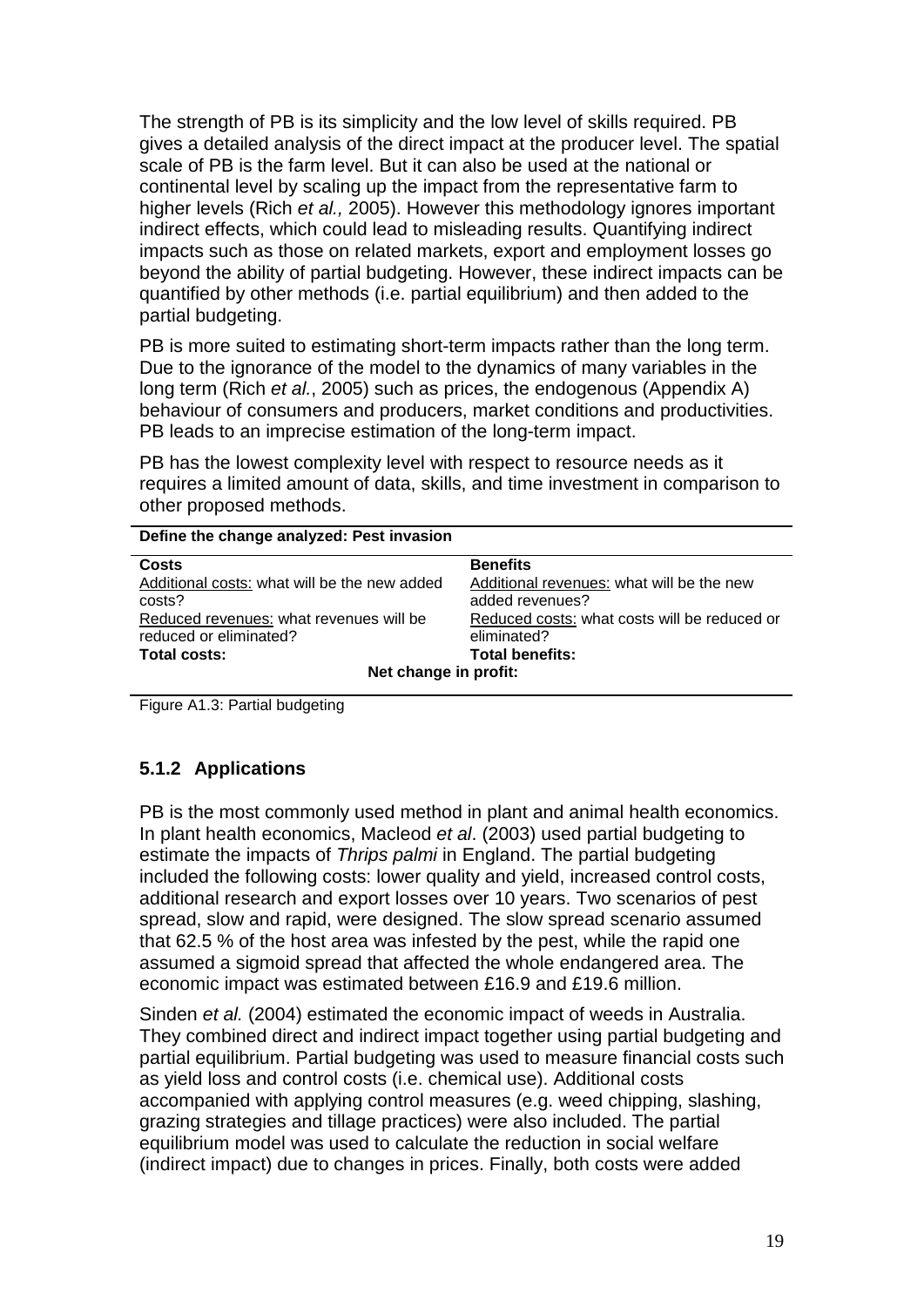The strength of PB is its simplicity and the low level of skills required. PB gives a detailed analysis of the direct impact at the producer level. The spatial scale of PB is the farm level. But it can also be used at the national or continental level by scaling up the impact from the representative farm to higher levels (Rich *et al.,* 2005). However this methodology ignores important indirect effects, which could lead to misleading results. Quantifying indirect impacts such as those on related markets, export and employment losses go beyond the ability of partial budgeting. However, these indirect impacts can be quantified by other methods (i.e. partial equilibrium) and then added to the partial budgeting.

PB is more suited to estimating short-term impacts rather than the long term. Due to the ignorance of the model to the dynamics of many variables in the long term (Rich *et al.*, 2005) such as prices, the endogenous (Appendix A) behaviour of consumers and producers, market conditions and productivities. PB leads to an imprecise estimation of the long-term impact.

PB has the lowest complexity level with respect to resource needs as it requires a limited amount of data, skills, and time investment in comparison to other proposed methods.

| **Define the change analyzed: Pest invasion** | |
|---|---|
| **Costs** | **Benefits** |
| Additional costs: what will be the new added costs? | Additional revenues: what will be the new added revenues? |
| Reduced revenues: what revenues will be reduced or eliminated? | Reduced costs: what costs will be reduced or eliminated? |
| **Total costs:** | **Total benefits:** |
| **Net change in profit:** | |

Figure A1.3: Partial budgeting

### 5.1.2 Applications

PB is the most commonly used method in plant and animal health economics. In plant health economics, Macleod *et al*. (2003) used partial budgeting to estimate the impacts of *Thrips palmi* in England. The partial budgeting included the following costs: lower quality and yield, increased control costs, additional research and export losses over 10 years. Two scenarios of pest spread, slow and rapid, were designed. The slow spread scenario assumed that 62.5 % of the host area was infested by the pest, while the rapid one assumed a sigmoid spread that affected the whole endangered area. The economic impact was estimated between £16.9 and £19.6 million.

Sinden *et al.* (2004) estimated the economic impact of weeds in Australia. They combined direct and indirect impact together using partial budgeting and partial equilibrium. Partial budgeting was used to measure financial costs such as yield loss and control costs (i.e. chemical use). Additional costs accompanied with applying control measures (e.g. weed chipping, slashing, grazing strategies and tillage practices) were also included. The partial equilibrium model was used to calculate the reduction in social welfare (indirect impact) due to changes in prices. Finally, both costs were added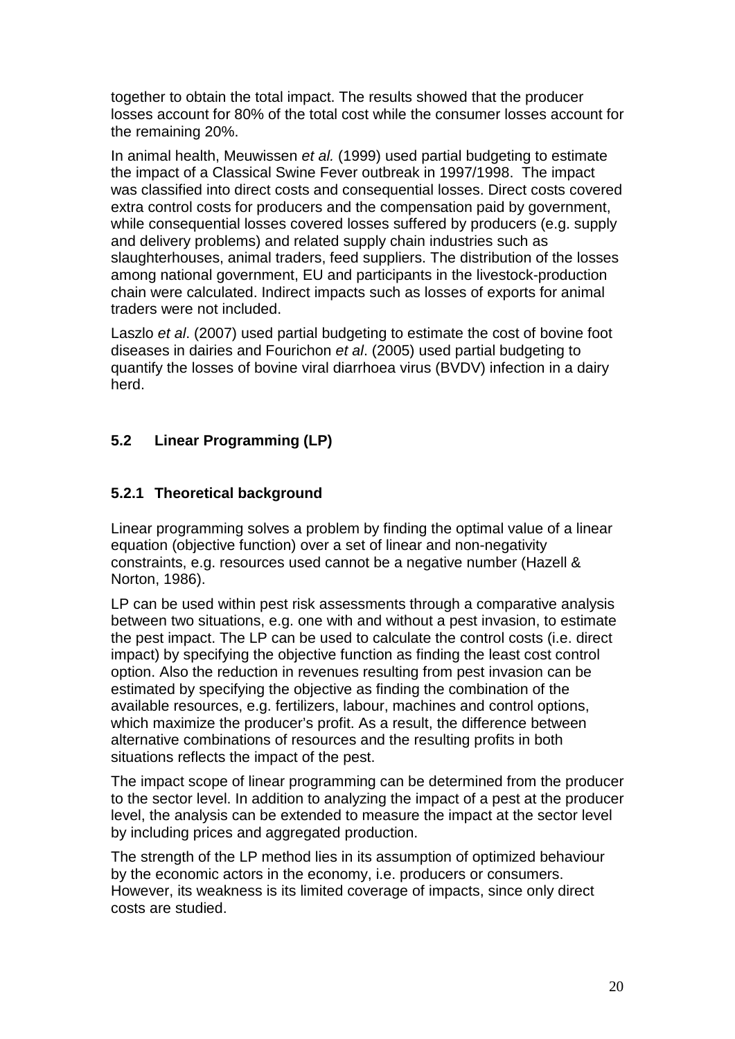together to obtain the total impact. The results showed that the producer losses account for 80% of the total cost while the consumer losses account for the remaining 20%.

In animal health, Meuwissen *et al.* (1999) used partial budgeting to estimate the impact of a Classical Swine Fever outbreak in 1997/1998. The impact was classified into direct costs and consequential losses. Direct costs covered extra control costs for producers and the compensation paid by government, while consequential losses covered losses suffered by producers (e.g. supply and delivery problems) and related supply chain industries such as slaughterhouses, animal traders, feed suppliers. The distribution of the losses among national government, EU and participants in the livestock-production chain were calculated. Indirect impacts such as losses of exports for animal traders were not included.

Laszlo *et al*. (2007) used partial budgeting to estimate the cost of bovine foot diseases in dairies and Fourichon *et al*. (2005) used partial budgeting to quantify the losses of bovine viral diarrhoea virus (BVDV) infection in a dairy herd.

## 5.2 Linear Programming (LP)

### 5.2.1 Theoretical background

Linear programming solves a problem by finding the optimal value of a linear equation (objective function) over a set of linear and non-negativity constraints, e.g. resources used cannot be a negative number (Hazell & Norton, 1986).

LP can be used within pest risk assessments through a comparative analysis between two situations, e.g. one with and without a pest invasion, to estimate the pest impact. The LP can be used to calculate the control costs (i.e. direct impact) by specifying the objective function as finding the least cost control option. Also the reduction in revenues resulting from pest invasion can be estimated by specifying the objective as finding the combination of the available resources, e.g. fertilizers, labour, machines and control options, which maximize the producer's profit. As a result, the difference between alternative combinations of resources and the resulting profits in both situations reflects the impact of the pest.

The impact scope of linear programming can be determined from the producer to the sector level. In addition to analyzing the impact of a pest at the producer level, the analysis can be extended to measure the impact at the sector level by including prices and aggregated production.

The strength of the LP method lies in its assumption of optimized behaviour by the economic actors in the economy, i.e. producers or consumers. However, its weakness is its limited coverage of impacts, since only direct costs are studied.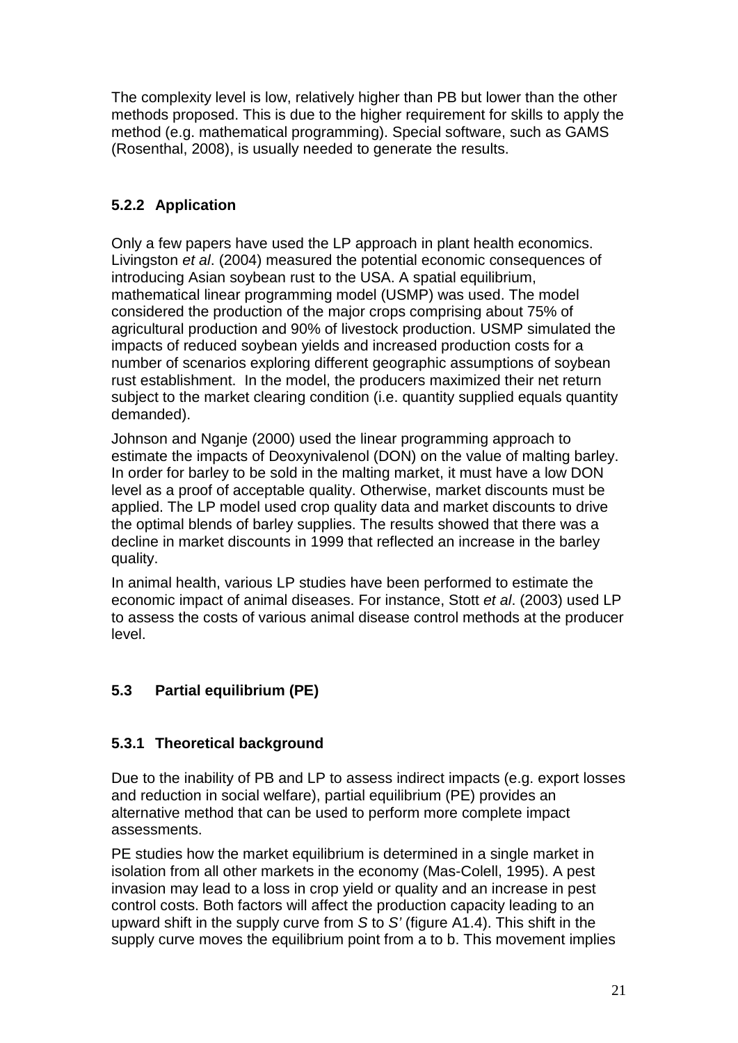The complexity level is low, relatively higher than PB but lower than the other methods proposed. This is due to the higher requirement for skills to apply the method (e.g. mathematical programming). Special software, such as GAMS (Rosenthal, 2008), is usually needed to generate the results.

### 5.2.2 Application

Only a few papers have used the LP approach in plant health economics. Livingston *et al*. (2004) measured the potential economic consequences of introducing Asian soybean rust to the USA. A spatial equilibrium, mathematical linear programming model (USMP) was used. The model considered the production of the major crops comprising about 75% of agricultural production and 90% of livestock production. USMP simulated the impacts of reduced soybean yields and increased production costs for a number of scenarios exploring different geographic assumptions of soybean rust establishment. In the model, the producers maximized their net return subject to the market clearing condition (i.e. quantity supplied equals quantity demanded).

Johnson and Nganje (2000) used the linear programming approach to estimate the impacts of Deoxynivalenol (DON) on the value of malting barley. In order for barley to be sold in the malting market, it must have a low DON level as a proof of acceptable quality. Otherwise, market discounts must be applied. The LP model used crop quality data and market discounts to drive the optimal blends of barley supplies. The results showed that there was a decline in market discounts in 1999 that reflected an increase in the barley quality.

In animal health, various LP studies have been performed to estimate the economic impact of animal diseases. For instance, Stott *et al*. (2003) used LP to assess the costs of various animal disease control methods at the producer level.

## 5.3 Partial equilibrium (PE)

### 5.3.1 Theoretical background

Due to the inability of PB and LP to assess indirect impacts (e.g. export losses and reduction in social welfare), partial equilibrium (PE) provides an alternative method that can be used to perform more complete impact assessments.

PE studies how the market equilibrium is determined in a single market in isolation from all other markets in the economy (Mas-Colell, 1995). A pest invasion may lead to a loss in crop yield or quality and an increase in pest control costs. Both factors will affect the production capacity leading to an upward shift in the supply curve from *S* to *S'* (figure A1.4). This shift in the supply curve moves the equilibrium point from a to b. This movement implies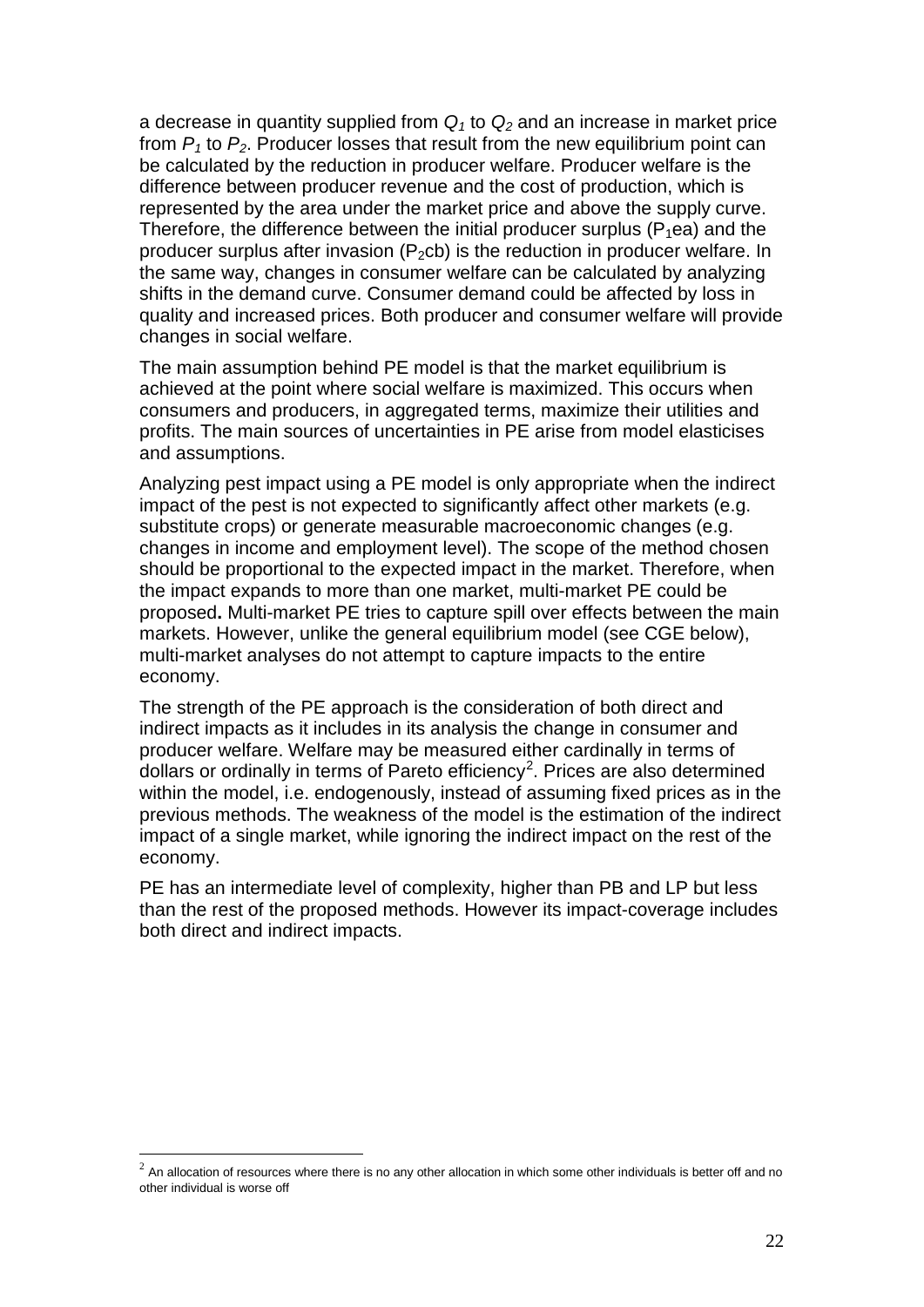a decrease in quantity supplied from $Q_1$ to $Q_2$ and an increase in market price from $P_1$ to $P_2$. Producer losses that result from the new equilibrium point can be calculated by the reduction in producer welfare. Producer welfare is the difference between producer revenue and the cost of production, which is represented by the area under the market price and above the supply curve. Therefore, the difference between the initial producer surplus ($P_1ea$) and the producer surplus after invasion ($P_2cb$) is the reduction in producer welfare. In the same way, changes in consumer welfare can be calculated by analyzing shifts in the demand curve. Consumer demand could be affected by loss in quality and increased prices. Both producer and consumer welfare will provide changes in social welfare.

The main assumption behind PE model is that the market equilibrium is achieved at the point where social welfare is maximized. This occurs when consumers and producers, in aggregated terms, maximize their utilities and profits. The main sources of uncertainties in PE arise from model elasticises and assumptions.

Analyzing pest impact using a PE model is only appropriate when the indirect impact of the pest is not expected to significantly affect other markets (e.g. substitute crops) or generate measurable macroeconomic changes (e.g. changes in income and employment level). The scope of the method chosen should be proportional to the expected impact in the market. Therefore, when the impact expands to more than one market, multi-market PE could be proposed**.** Multi-market PE tries to capture spill over effects between the main markets. However, unlike the general equilibrium model (see CGE below), multi-market analyses do not attempt to capture impacts to the entire economy.

The strength of the PE approach is the consideration of both direct and indirect impacts as it includes in its analysis the change in consumer and producer welfare. Welfare may be measured either cardinally in terms of dollars or ordinally in terms of Pareto efficiency[2]. Prices are also determined within the model, i.e. endogenously, instead of assuming fixed prices as in the previous methods. The weakness of the model is the estimation of the indirect impact of a single market, while ignoring the indirect impact on the rest of the economy.

PE has an intermediate level of complexity, higher than PB and LP but less than the rest of the proposed methods. However its impact-coverage includes both direct and indirect impacts.

[2] An allocation of resources where there is no any other allocation in which some other individuals is better off and no other individual is worse off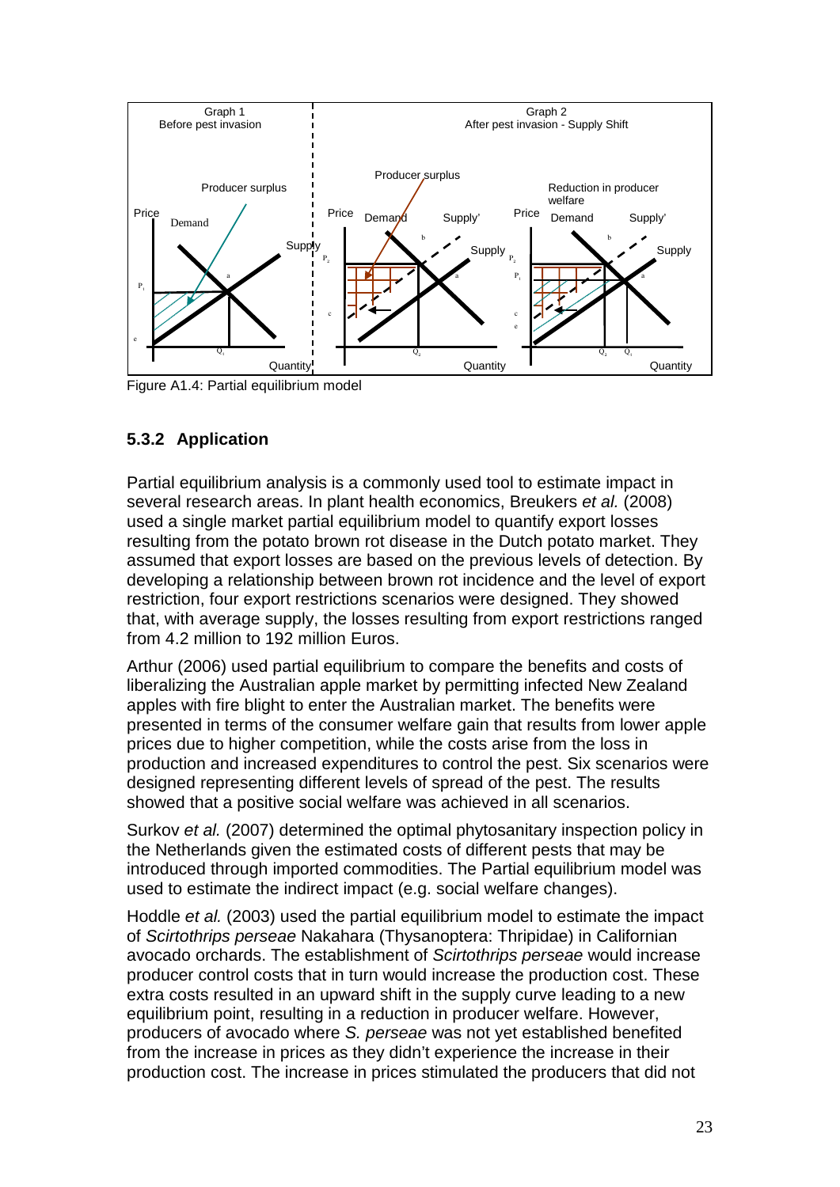Figure A1.4: Partial equilibrium model

### 5.3.2 Application

Partial equilibrium analysis is a commonly used tool to estimate impact in several research areas. In plant health economics, Breukers *et al.* (2008) used a single market partial equilibrium model to quantify export losses resulting from the potato brown rot disease in the Dutch potato market. They assumed that export losses are based on the previous levels of detection. By developing a relationship between brown rot incidence and the level of export restriction, four export restrictions scenarios were designed. They showed that, with average supply, the losses resulting from export restrictions ranged from 4.2 million to 192 million Euros.

Arthur (2006) used partial equilibrium to compare the benefits and costs of liberalizing the Australian apple market by permitting infected New Zealand apples with fire blight to enter the Australian market. The benefits were presented in terms of the consumer welfare gain that results from lower apple prices due to higher competition, while the costs arise from the loss in production and increased expenditures to control the pest. Six scenarios were designed representing different levels of spread of the pest. The results showed that a positive social welfare was achieved in all scenarios.

Surkov *et al.* (2007) determined the optimal phytosanitary inspection policy in the Netherlands given the estimated costs of different pests that may be introduced through imported commodities. The Partial equilibrium model was used to estimate the indirect impact (e.g. social welfare changes).

Hoddle *et al.* (2003) used the partial equilibrium model to estimate the impact of *Scirtothrips perseae* Nakahara (Thysanoptera: Thripidae) in Californian avocado orchards. The establishment of *Scirtothrips perseae* would increase producer control costs that in turn would increase the production cost. These extra costs resulted in an upward shift in the supply curve leading to a new equilibrium point, resulting in a reduction in producer welfare. However, producers of avocado where *S. perseae* was not yet established benefited from the increase in prices as they didn't experience the increase in their production cost. The increase in prices stimulated the producers that did not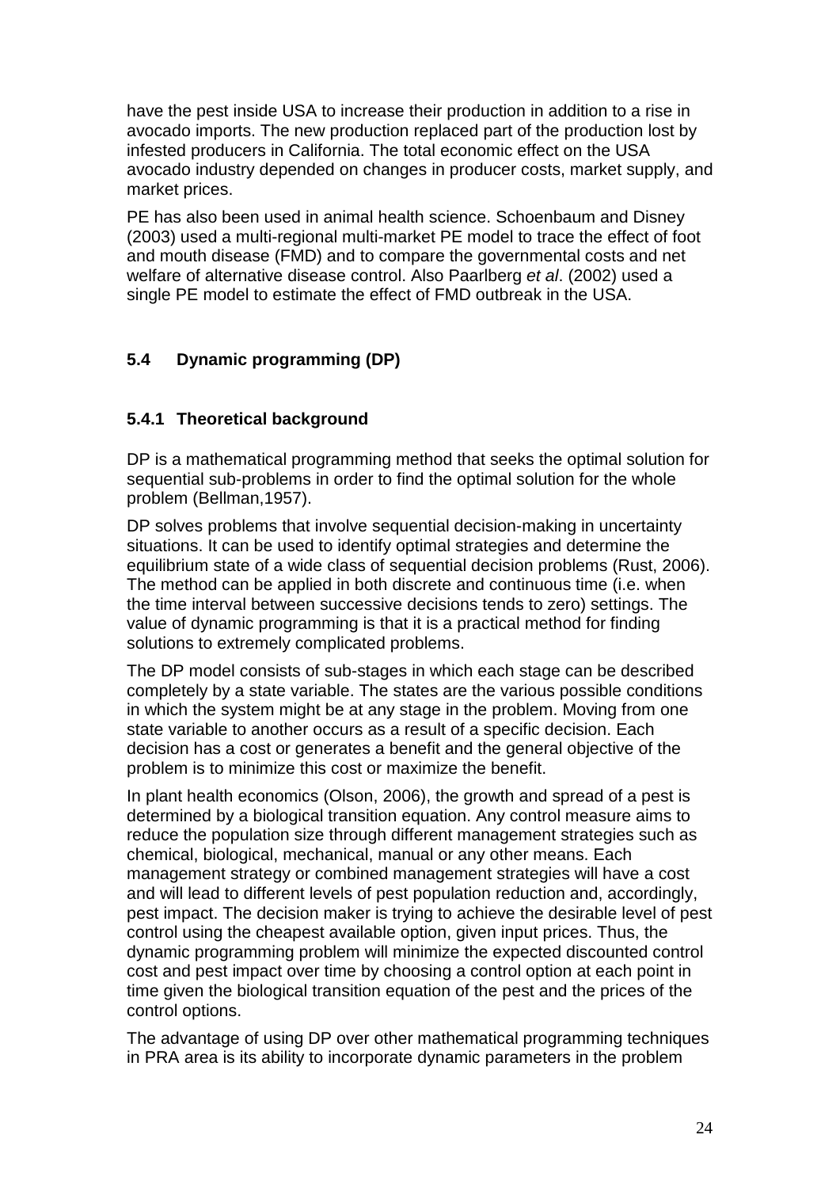have the pest inside USA to increase their production in addition to a rise in avocado imports. The new production replaced part of the production lost by infested producers in California. The total economic effect on the USA avocado industry depended on changes in producer costs, market supply, and market prices.

PE has also been used in animal health science. Schoenbaum and Disney (2003) used a multi-regional multi-market PE model to trace the effect of foot and mouth disease (FMD) and to compare the governmental costs and net welfare of alternative disease control. Also Paarlberg *et al*. (2002) used a single PE model to estimate the effect of FMD outbreak in the USA.

## 5.4 Dynamic programming (DP)

### 5.4.1 Theoretical background

DP is a mathematical programming method that seeks the optimal solution for sequential sub-problems in order to find the optimal solution for the whole problem (Bellman,1957).

DP solves problems that involve sequential decision-making in uncertainty situations. It can be used to identify optimal strategies and determine the equilibrium state of a wide class of sequential decision problems (Rust, 2006). The method can be applied in both discrete and continuous time (i.e. when the time interval between successive decisions tends to zero) settings. The value of dynamic programming is that it is a practical method for finding solutions to extremely complicated problems.

The DP model consists of sub-stages in which each stage can be described completely by a state variable. The states are the various possible conditions in which the system might be at any stage in the problem. Moving from one state variable to another occurs as a result of a specific decision. Each decision has a cost or generates a benefit and the general objective of the problem is to minimize this cost or maximize the benefit.

In plant health economics (Olson, 2006), the growth and spread of a pest is determined by a biological transition equation. Any control measure aims to reduce the population size through different management strategies such as chemical, biological, mechanical, manual or any other means. Each management strategy or combined management strategies will have a cost and will lead to different levels of pest population reduction and, accordingly, pest impact. The decision maker is trying to achieve the desirable level of pest control using the cheapest available option, given input prices. Thus, the dynamic programming problem will minimize the expected discounted control cost and pest impact over time by choosing a control option at each point in time given the biological transition equation of the pest and the prices of the control options.

The advantage of using DP over other mathematical programming techniques in PRA area is its ability to incorporate dynamic parameters in the problem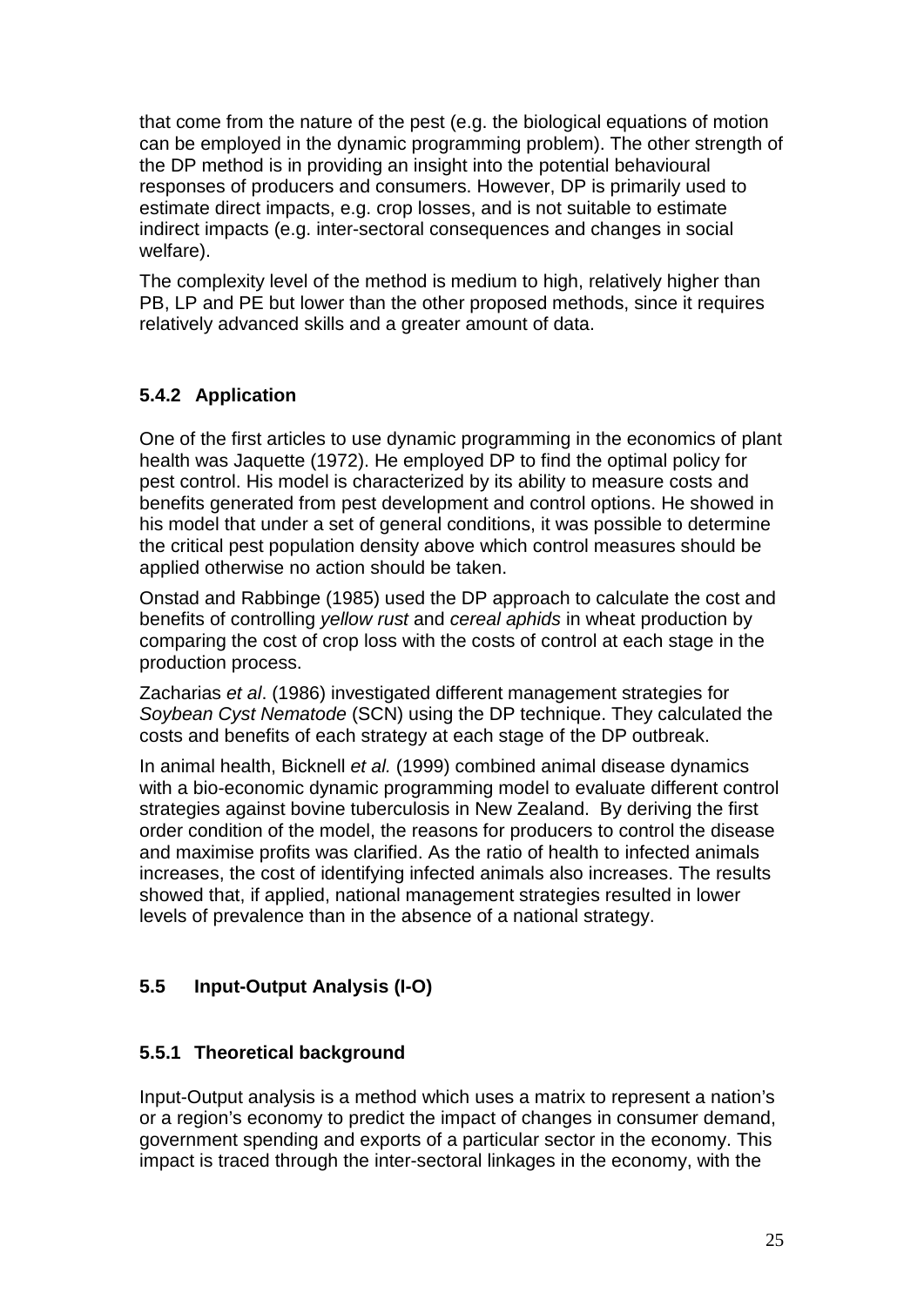that come from the nature of the pest (e.g. the biological equations of motion can be employed in the dynamic programming problem). The other strength of the DP method is in providing an insight into the potential behavioural responses of producers and consumers. However, DP is primarily used to estimate direct impacts, e.g. crop losses, and is not suitable to estimate indirect impacts (e.g. inter-sectoral consequences and changes in social welfare).

The complexity level of the method is medium to high, relatively higher than PB, LP and PE but lower than the other proposed methods, since it requires relatively advanced skills and a greater amount of data.

### 5.4.2 Application

One of the first articles to use dynamic programming in the economics of plant health was Jaquette (1972). He employed DP to find the optimal policy for pest control. His model is characterized by its ability to measure costs and benefits generated from pest development and control options. He showed in his model that under a set of general conditions, it was possible to determine the critical pest population density above which control measures should be applied otherwise no action should be taken.

Onstad and Rabbinge (1985) used the DP approach to calculate the cost and benefits of controlling *yellow rust* and *cereal aphids* in wheat production by comparing the cost of crop loss with the costs of control at each stage in the production process.

Zacharias *et al*. (1986) investigated different management strategies for *Soybean Cyst Nematode* (SCN) using the DP technique. They calculated the costs and benefits of each strategy at each stage of the DP outbreak.

In animal health, Bicknell *et al.* (1999) combined animal disease dynamics with a bio-economic dynamic programming model to evaluate different control strategies against bovine tuberculosis in New Zealand. By deriving the first order condition of the model, the reasons for producers to control the disease and maximise profits was clarified. As the ratio of health to infected animals increases, the cost of identifying infected animals also increases. The results showed that, if applied, national management strategies resulted in lower levels of prevalence than in the absence of a national strategy.

## 5.5 Input-Output Analysis (I-O)

### 5.5.1 Theoretical background

Input-Output analysis is a method which uses a matrix to represent a nation's or a region's economy to predict the impact of changes in consumer demand, government spending and exports of a particular sector in the economy. This impact is traced through the inter-sectoral linkages in the economy, with the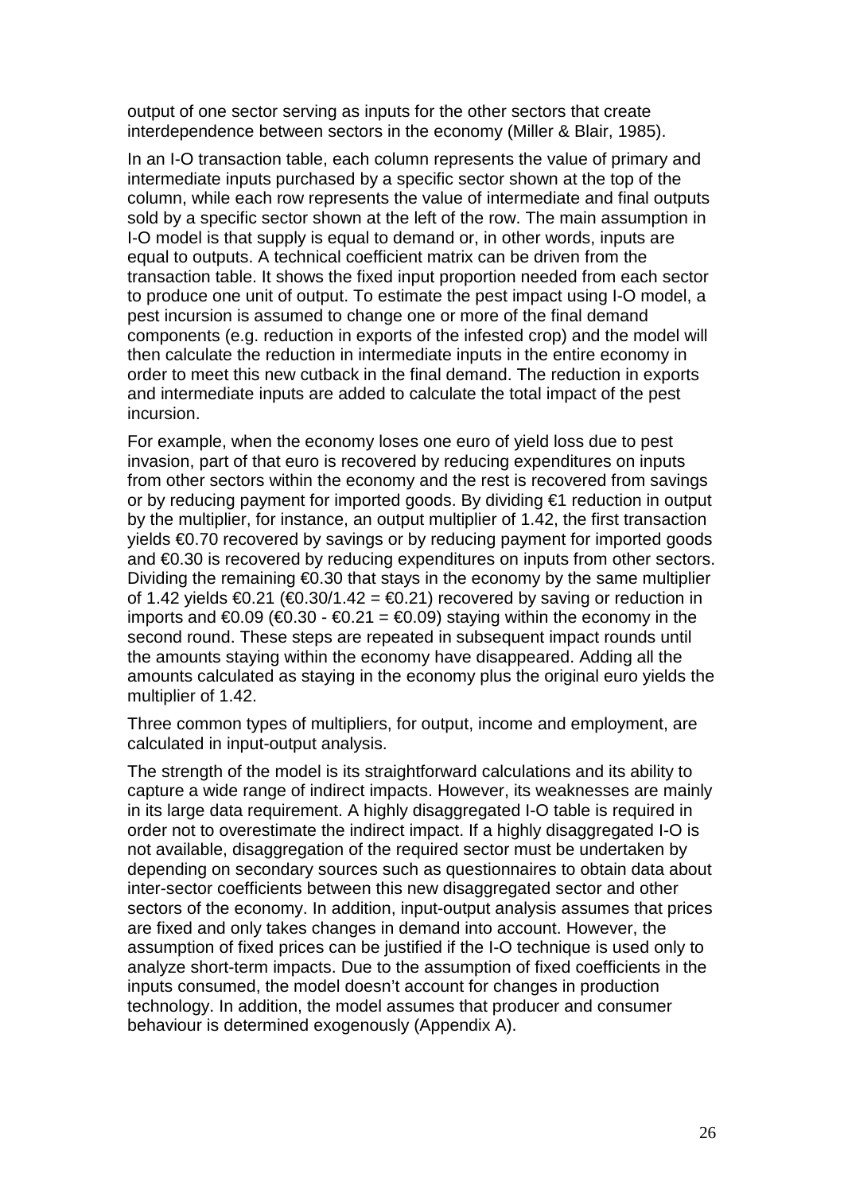output of one sector serving as inputs for the other sectors that create interdependence between sectors in the economy (Miller & Blair, 1985).

In an I-O transaction table, each column represents the value of primary and intermediate inputs purchased by a specific sector shown at the top of the column, while each row represents the value of intermediate and final outputs sold by a specific sector shown at the left of the row. The main assumption in I-O model is that supply is equal to demand or, in other words, inputs are equal to outputs. A technical coefficient matrix can be driven from the transaction table. It shows the fixed input proportion needed from each sector to produce one unit of output. To estimate the pest impact using I-O model, a pest incursion is assumed to change one or more of the final demand components (e.g. reduction in exports of the infested crop) and the model will then calculate the reduction in intermediate inputs in the entire economy in order to meet this new cutback in the final demand. The reduction in exports and intermediate inputs are added to calculate the total impact of the pest incursion.

For example, when the economy loses one euro of yield loss due to pest invasion, part of that euro is recovered by reducing expenditures on inputs from other sectors within the economy and the rest is recovered from savings or by reducing payment for imported goods. By dividing €1 reduction in output by the multiplier, for instance, an output multiplier of 1.42, the first transaction yields €0.70 recovered by savings or by reducing payment for imported goods and €0.30 is recovered by reducing expenditures on inputs from other sectors. Dividing the remaining €0.30 that stays in the economy by the same multiplier of 1.42 yields €0.21 (€0.30/1.42 = €0.21) recovered by saving or reduction in imports and €0.09 (€0.30 - €0.21 = €0.09) staying within the economy in the second round. These steps are repeated in subsequent impact rounds until the amounts staying within the economy have disappeared. Adding all the amounts calculated as staying in the economy plus the original euro yields the multiplier of 1.42.

Three common types of multipliers, for output, income and employment, are calculated in input-output analysis.

The strength of the model is its straightforward calculations and its ability to capture a wide range of indirect impacts. However, its weaknesses are mainly in its large data requirement. A highly disaggregated I-O table is required in order not to overestimate the indirect impact. If a highly disaggregated I-O is not available, disaggregation of the required sector must be undertaken by depending on secondary sources such as questionnaires to obtain data about inter-sector coefficients between this new disaggregated sector and other sectors of the economy. In addition, input-output analysis assumes that prices are fixed and only takes changes in demand into account. However, the assumption of fixed prices can be justified if the I-O technique is used only to analyze short-term impacts. Due to the assumption of fixed coefficients in the inputs consumed, the model doesn't account for changes in production technology. In addition, the model assumes that producer and consumer behaviour is determined exogenously (Appendix A).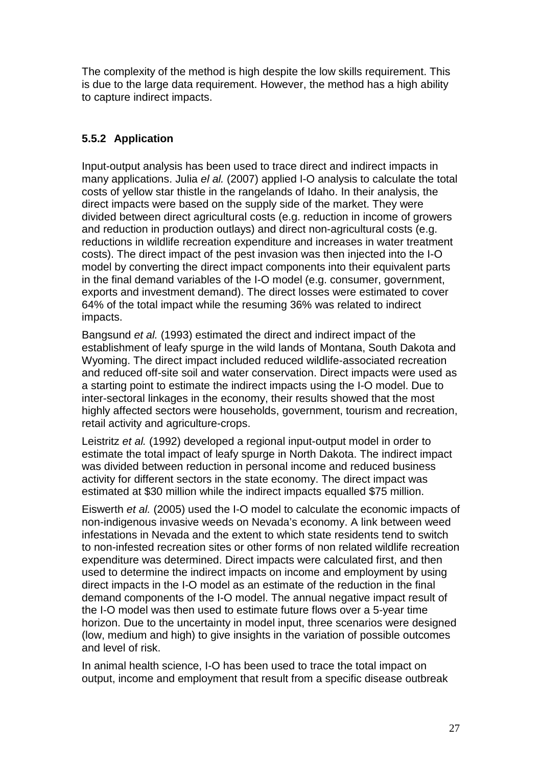The complexity of the method is high despite the low skills requirement. This is due to the large data requirement. However, the method has a high ability to capture indirect impacts.

### 5.5.2 Application

Input-output analysis has been used to trace direct and indirect impacts in many applications. Julia *el al.* (2007) applied I-O analysis to calculate the total costs of yellow star thistle in the rangelands of Idaho. In their analysis, the direct impacts were based on the supply side of the market. They were divided between direct agricultural costs (e.g. reduction in income of growers and reduction in production outlays) and direct non-agricultural costs (e.g. reductions in wildlife recreation expenditure and increases in water treatment costs). The direct impact of the pest invasion was then injected into the I-O model by converting the direct impact components into their equivalent parts in the final demand variables of the I-O model (e.g. consumer, government, exports and investment demand). The direct losses were estimated to cover 64% of the total impact while the resuming 36% was related to indirect impacts.

Bangsund *et al.* (1993) estimated the direct and indirect impact of the establishment of leafy spurge in the wild lands of Montana, South Dakota and Wyoming. The direct impact included reduced wildlife-associated recreation and reduced off-site soil and water conservation. Direct impacts were used as a starting point to estimate the indirect impacts using the I-O model. Due to inter-sectoral linkages in the economy, their results showed that the most highly affected sectors were households, government, tourism and recreation, retail activity and agriculture-crops.

Leistritz *et al.* (1992) developed a regional input-output model in order to estimate the total impact of leafy spurge in North Dakota. The indirect impact was divided between reduction in personal income and reduced business activity for different sectors in the state economy. The direct impact was estimated at $30 million while the indirect impacts equalled $75 million.

Eiswerth *et al.* (2005) used the I-O model to calculate the economic impacts of non-indigenous invasive weeds on Nevada's economy. A link between weed infestations in Nevada and the extent to which state residents tend to switch to non-infested recreation sites or other forms of non related wildlife recreation expenditure was determined. Direct impacts were calculated first, and then used to determine the indirect impacts on income and employment by using direct impacts in the I-O model as an estimate of the reduction in the final demand components of the I-O model. The annual negative impact result of the I-O model was then used to estimate future flows over a 5-year time horizon. Due to the uncertainty in model input, three scenarios were designed (low, medium and high) to give insights in the variation of possible outcomes and level of risk.

In animal health science, I-O has been used to trace the total impact on output, income and employment that result from a specific disease outbreak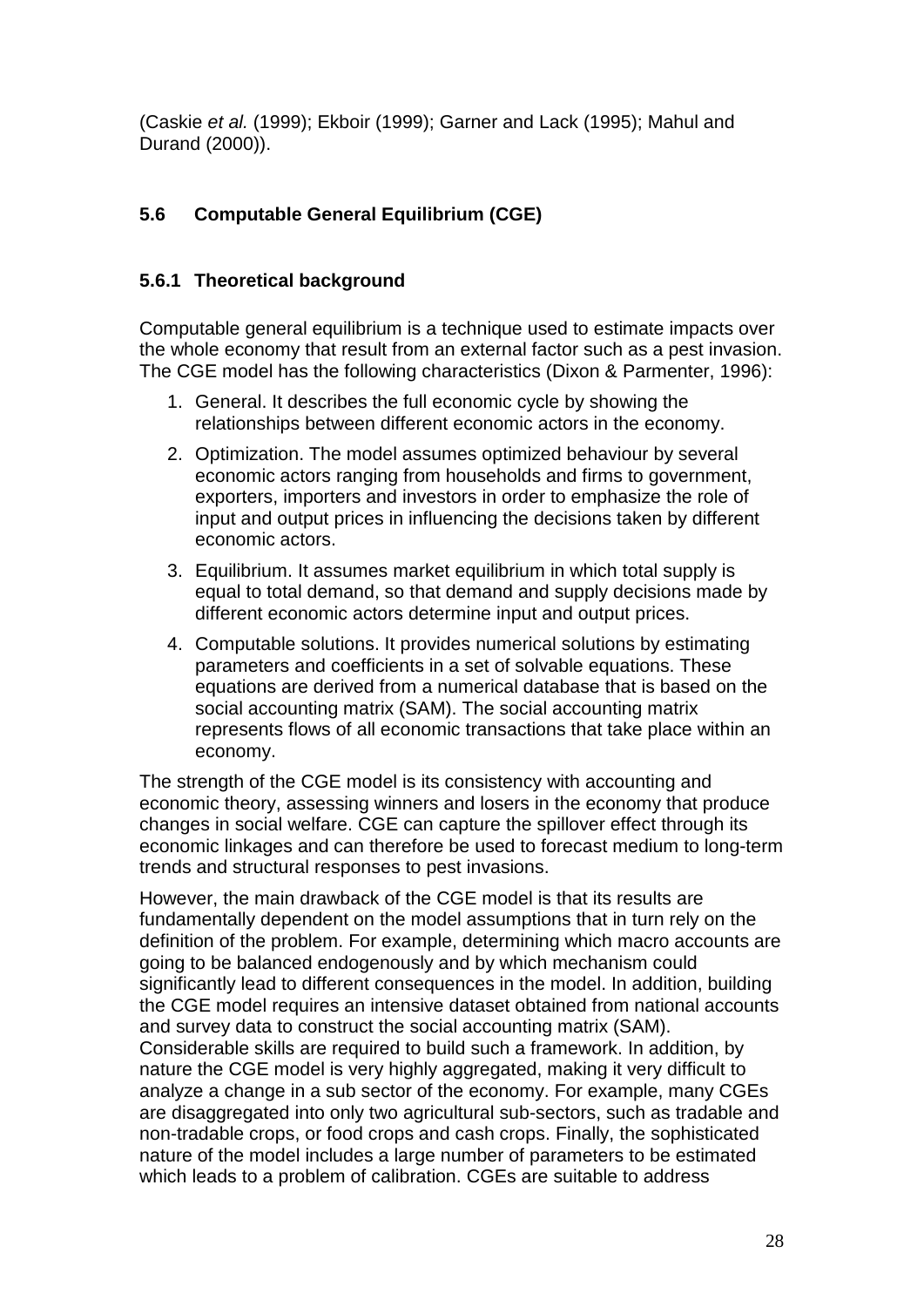(Caskie *et al.* (1999); Ekboir (1999); Garner and Lack (1995); Mahul and Durand (2000)).

## 5.6 Computable General Equilibrium (CGE)

### 5.6.1 Theoretical background

Computable general equilibrium is a technique used to estimate impacts over the whole economy that result from an external factor such as a pest invasion. The CGE model has the following characteristics (Dixon & Parmenter, 1996):

1. General. It describes the full economic cycle by showing the relationships between different economic actors in the economy.
2. Optimization. The model assumes optimized behaviour by several economic actors ranging from households and firms to government, exporters, importers and investors in order to emphasize the role of input and output prices in influencing the decisions taken by different economic actors.
3. Equilibrium. It assumes market equilibrium in which total supply is equal to total demand, so that demand and supply decisions made by different economic actors determine input and output prices.
4. Computable solutions. It provides numerical solutions by estimating parameters and coefficients in a set of solvable equations. These equations are derived from a numerical database that is based on the social accounting matrix (SAM). The social accounting matrix represents flows of all economic transactions that take place within an economy.

The strength of the CGE model is its consistency with accounting and economic theory, assessing winners and losers in the economy that produce changes in social welfare. CGE can capture the spillover effect through its economic linkages and can therefore be used to forecast medium to long-term trends and structural responses to pest invasions.

However, the main drawback of the CGE model is that its results are fundamentally dependent on the model assumptions that in turn rely on the definition of the problem. For example, determining which macro accounts are going to be balanced endogenously and by which mechanism could significantly lead to different consequences in the model. In addition, building the CGE model requires an intensive dataset obtained from national accounts and survey data to construct the social accounting matrix (SAM). Considerable skills are required to build such a framework. In addition, by nature the CGE model is very highly aggregated, making it very difficult to analyze a change in a sub sector of the economy. For example, many CGEs are disaggregated into only two agricultural sub-sectors, such as tradable and non-tradable crops, or food crops and cash crops. Finally, the sophisticated nature of the model includes a large number of parameters to be estimated which leads to a problem of calibration. CGEs are suitable to address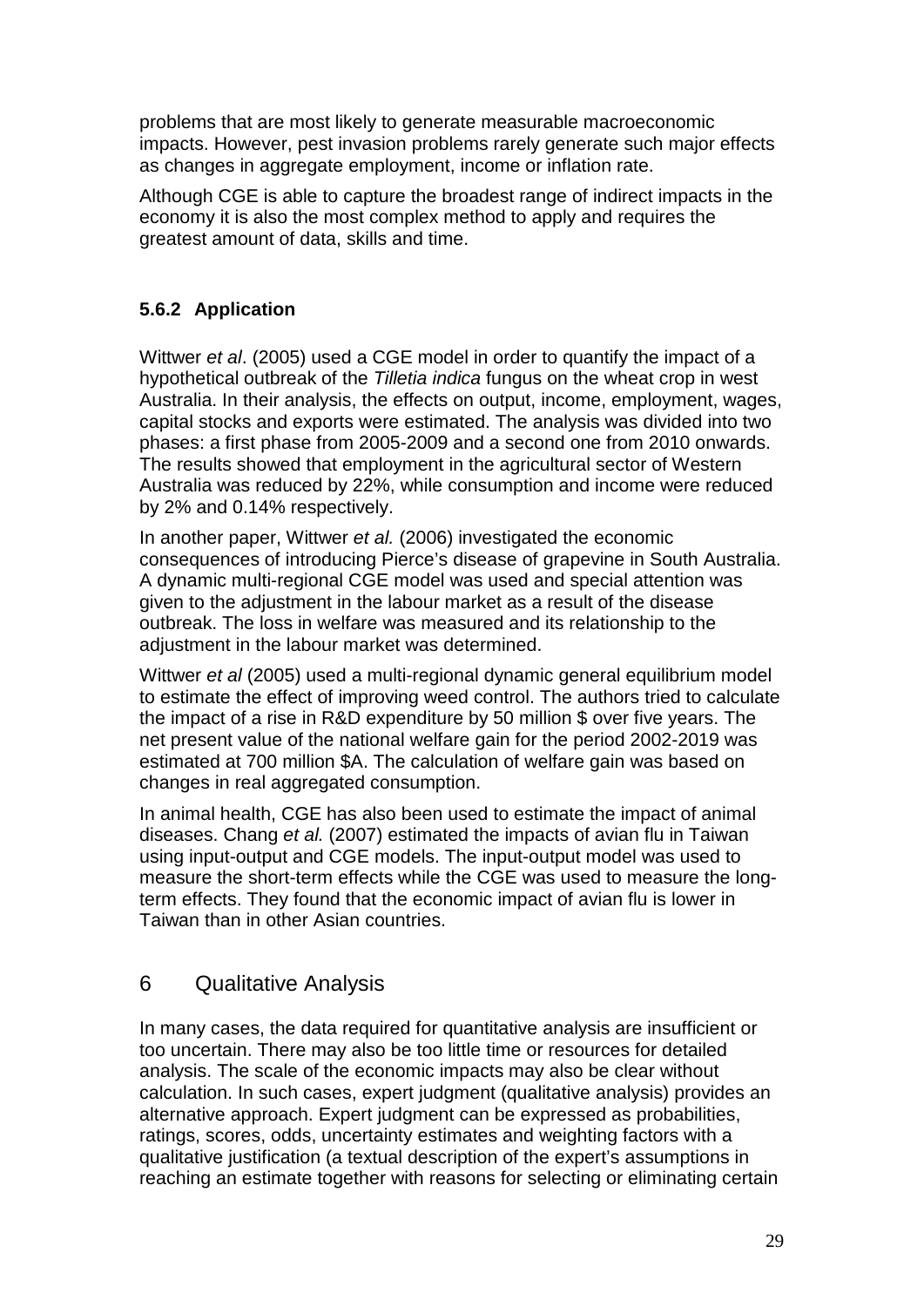problems that are most likely to generate measurable macroeconomic impacts. However, pest invasion problems rarely generate such major effects as changes in aggregate employment, income or inflation rate.

Although CGE is able to capture the broadest range of indirect impacts in the economy it is also the most complex method to apply and requires the greatest amount of data, skills and time.

### 5.6.2 Application

Wittwer *et al*. (2005) used a CGE model in order to quantify the impact of a hypothetical outbreak of the *Tilletia indica* fungus on the wheat crop in west Australia. In their analysis, the effects on output, income, employment, wages, capital stocks and exports were estimated. The analysis was divided into two phases: a first phase from 2005-2009 and a second one from 2010 onwards. The results showed that employment in the agricultural sector of Western Australia was reduced by 22%, while consumption and income were reduced by 2% and 0.14% respectively.

In another paper, Wittwer *et al.* (2006) investigated the economic consequences of introducing Pierce's disease of grapevine in South Australia. A dynamic multi-regional CGE model was used and special attention was given to the adjustment in the labour market as a result of the disease outbreak. The loss in welfare was measured and its relationship to the adjustment in the labour market was determined.

Wittwer *et al* (2005) used a multi-regional dynamic general equilibrium model to estimate the effect of improving weed control. The authors tried to calculate the impact of a rise in R&D expenditure by 50 million $ over five years. The net present value of the national welfare gain for the period 2002-2019 was estimated at 700 million $A. The calculation of welfare gain was based on changes in real aggregated consumption.

In animal health, CGE has also been used to estimate the impact of animal diseases. Chang *et al.* (2007) estimated the impacts of avian flu in Taiwan using input-output and CGE models. The input-output model was used to measure the short-term effects while the CGE was used to measure the long-term effects. They found that the economic impact of avian flu is lower in Taiwan than in other Asian countries.

## 6 Qualitative Analysis

In many cases, the data required for quantitative analysis are insufficient or too uncertain. There may also be too little time or resources for detailed analysis. The scale of the economic impacts may also be clear without calculation. In such cases, expert judgment (qualitative analysis) provides an alternative approach. Expert judgment can be expressed as probabilities, ratings, scores, odds, uncertainty estimates and weighting factors with a qualitative justification (a textual description of the expert's assumptions in reaching an estimate together with reasons for selecting or eliminating certain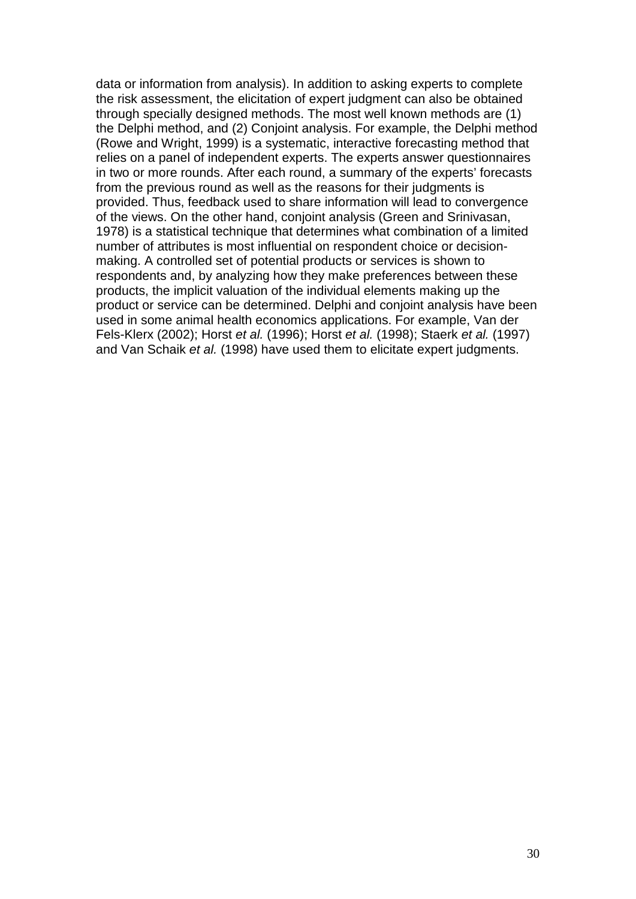data or information from analysis). In addition to asking experts to complete the risk assessment, the elicitation of expert judgment can also be obtained through specially designed methods. The most well known methods are (1) the Delphi method, and (2) Conjoint analysis. For example, the Delphi method (Rowe and Wright, 1999) is a systematic, interactive forecasting method that relies on a panel of independent experts. The experts answer questionnaires in two or more rounds. After each round, a summary of the experts' forecasts from the previous round as well as the reasons for their judgments is provided. Thus, feedback used to share information will lead to convergence of the views. On the other hand, conjoint analysis (Green and Srinivasan, 1978) is a statistical technique that determines what combination of a limited number of attributes is most influential on respondent choice or decision-making. A controlled set of potential products or services is shown to respondents and, by analyzing how they make preferences between these products, the implicit valuation of the individual elements making up the product or service can be determined. Delphi and conjoint analysis have been used in some animal health economics applications. For example, Van der Fels-Klerx (2002); Horst *et al.* (1996); Horst *et al.* (1998); Staerk *et al.* (1997) and Van Schaik *et al.* (1998) have used them to elicitate expert judgments.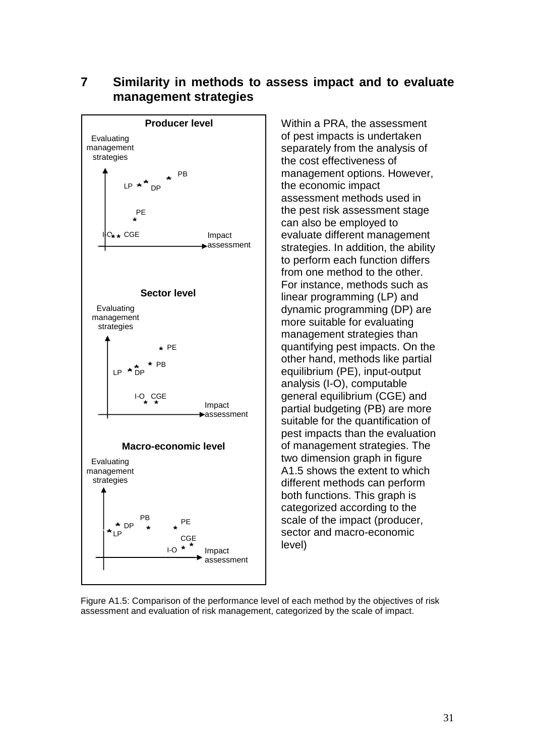# 7 Similarity in methods to assess impact and to evaluate management strategies

Within a PRA, the assessment of pest impacts is undertaken separately from the analysis of the cost effectiveness of management options. However, the economic impact assessment methods used in the pest risk assessment stage can also be employed to evaluate different management strategies. In addition, the ability to perform each function differs from one method to the other. For instance, methods such as linear programming (LP) and dynamic programming (DP) are more suitable for evaluating management strategies than quantifying pest impacts. On the other hand, methods like partial equilibrium (PE), input-output analysis (I-O), computable general equilibrium (CGE) and partial budgeting (PB) are more suitable for the quantification of pest impacts than the evaluation of management strategies. The two dimension graph in figure A1.5 shows the extent to which different methods can perform both functions. This graph is categorized according to the scale of the impact (producer, sector and macro-economic level)

**Producer level**

Evaluating management strategies

PB, LP, DP, PE, I-O, CGE

Impact assessment

**Sector level**

Evaluating management strategies

PE, PB, LP, DP, I-O, CGE

Impact assessment

**Macro-economic level**

Evaluating management strategies

PB, DP, LP, PE, CGE, I-O

Impact assessment

Figure A1.5: Comparison of the performance level of each method by the objectives of risk assessment and evaluation of risk management, categorized by the scale of impact.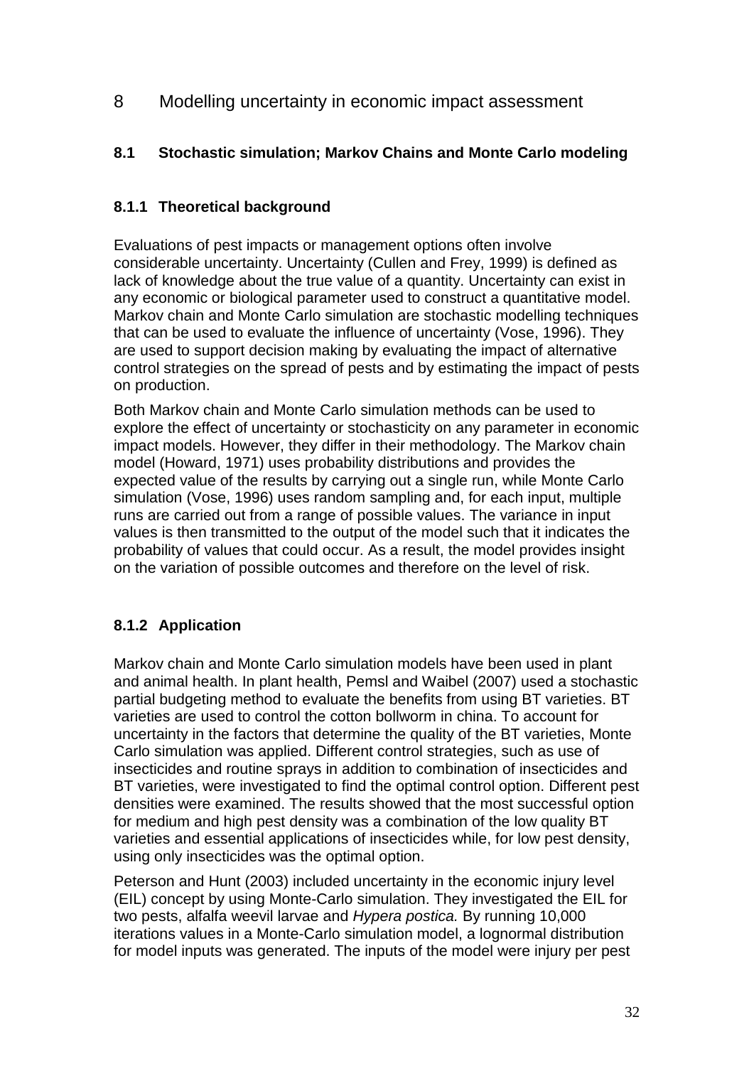# 8 Modelling uncertainty in economic impact assessment

## 8.1 Stochastic simulation; Markov Chains and Monte Carlo modeling

### 8.1.1 Theoretical background

Evaluations of pest impacts or management options often involve considerable uncertainty. Uncertainty (Cullen and Frey, 1999) is defined as lack of knowledge about the true value of a quantity. Uncertainty can exist in any economic or biological parameter used to construct a quantitative model. Markov chain and Monte Carlo simulation are stochastic modelling techniques that can be used to evaluate the influence of uncertainty (Vose, 1996). They are used to support decision making by evaluating the impact of alternative control strategies on the spread of pests and by estimating the impact of pests on production.

Both Markov chain and Monte Carlo simulation methods can be used to explore the effect of uncertainty or stochasticity on any parameter in economic impact models. However, they differ in their methodology. The Markov chain model (Howard, 1971) uses probability distributions and provides the expected value of the results by carrying out a single run, while Monte Carlo simulation (Vose, 1996) uses random sampling and, for each input, multiple runs are carried out from a range of possible values. The variance in input values is then transmitted to the output of the model such that it indicates the probability of values that could occur. As a result, the model provides insight on the variation of possible outcomes and therefore on the level of risk.

### 8.1.2 Application

Markov chain and Monte Carlo simulation models have been used in plant and animal health. In plant health, Pemsl and Waibel (2007) used a stochastic partial budgeting method to evaluate the benefits from using BT varieties. BT varieties are used to control the cotton bollworm in china. To account for uncertainty in the factors that determine the quality of the BT varieties, Monte Carlo simulation was applied. Different control strategies, such as use of insecticides and routine sprays in addition to combination of insecticides and BT varieties, were investigated to find the optimal control option. Different pest densities were examined. The results showed that the most successful option for medium and high pest density was a combination of the low quality BT varieties and essential applications of insecticides while, for low pest density, using only insecticides was the optimal option.

Peterson and Hunt (2003) included uncertainty in the economic injury level (EIL) concept by using Monte-Carlo simulation. They investigated the EIL for two pests, alfalfa weevil larvae and *Hypera postica.* By running 10,000 iterations values in a Monte-Carlo simulation model, a lognormal distribution for model inputs was generated. The inputs of the model were injury per pest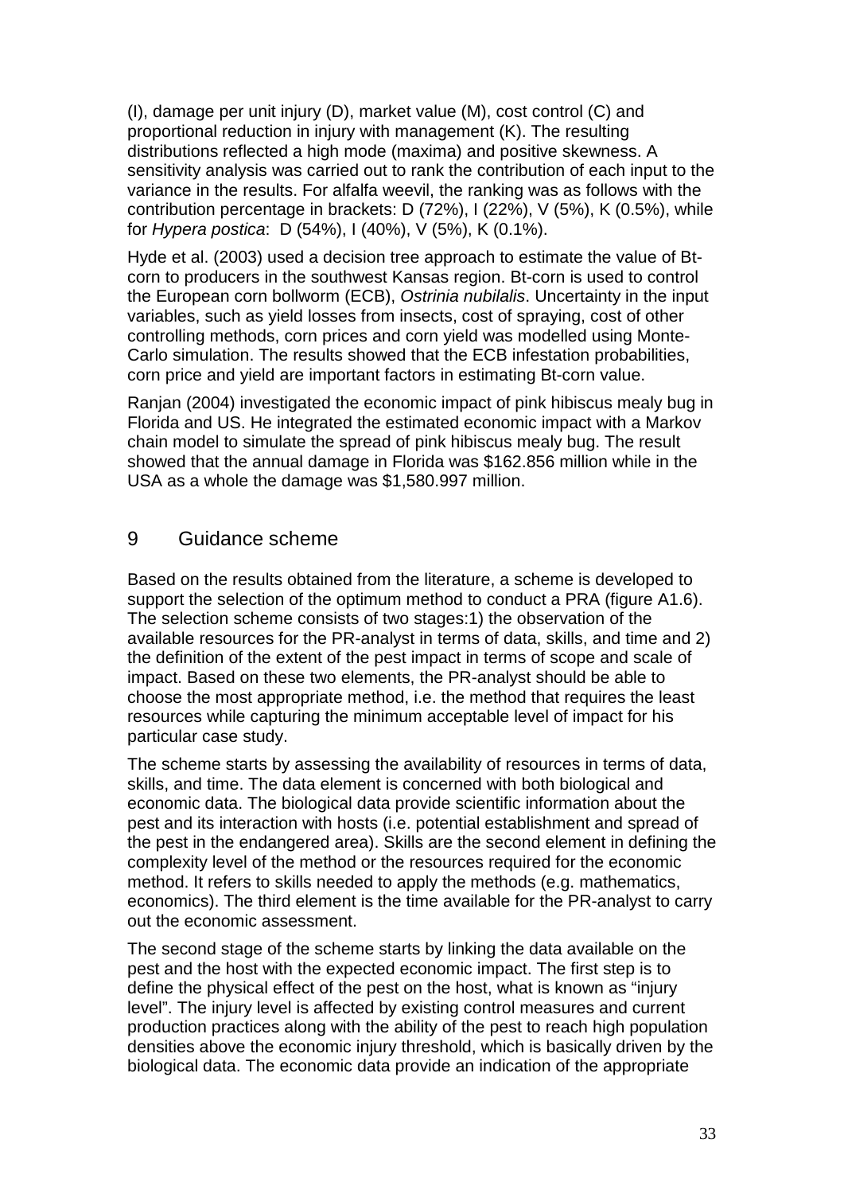(I), damage per unit injury (D), market value (M), cost control (C) and proportional reduction in injury with management (K). The resulting distributions reflected a high mode (maxima) and positive skewness. A sensitivity analysis was carried out to rank the contribution of each input to the variance in the results. For alfalfa weevil, the ranking was as follows with the contribution percentage in brackets: D (72%), I (22%), V (5%), K (0.5%), while for *Hypera postica*: D (54%), I (40%), V (5%), K (0.1%).

Hyde et al. (2003) used a decision tree approach to estimate the value of Bt-corn to producers in the southwest Kansas region. Bt-corn is used to control the European corn bollworm (ECB), *Ostrinia nubilalis*. Uncertainty in the input variables, such as yield losses from insects, cost of spraying, cost of other controlling methods, corn prices and corn yield was modelled using Monte-Carlo simulation. The results showed that the ECB infestation probabilities, corn price and yield are important factors in estimating Bt-corn value.

Ranjan (2004) investigated the economic impact of pink hibiscus mealy bug in Florida and US. He integrated the estimated economic impact with a Markov chain model to simulate the spread of pink hibiscus mealy bug. The result showed that the annual damage in Florida was $162.856 million while in the USA as a whole the damage was $1,580.997 million.

# 9 Guidance scheme

Based on the results obtained from the literature, a scheme is developed to support the selection of the optimum method to conduct a PRA (figure A1.6). The selection scheme consists of two stages:1) the observation of the available resources for the PR-analyst in terms of data, skills, and time and 2) the definition of the extent of the pest impact in terms of scope and scale of impact. Based on these two elements, the PR-analyst should be able to choose the most appropriate method, i.e. the method that requires the least resources while capturing the minimum acceptable level of impact for his particular case study.

The scheme starts by assessing the availability of resources in terms of data, skills, and time. The data element is concerned with both biological and economic data. The biological data provide scientific information about the pest and its interaction with hosts (i.e. potential establishment and spread of the pest in the endangered area). Skills are the second element in defining the complexity level of the method or the resources required for the economic method. It refers to skills needed to apply the methods (e.g. mathematics, economics). The third element is the time available for the PR-analyst to carry out the economic assessment.

The second stage of the scheme starts by linking the data available on the pest and the host with the expected economic impact. The first step is to define the physical effect of the pest on the host, what is known as "injury level". The injury level is affected by existing control measures and current production practices along with the ability of the pest to reach high population densities above the economic injury threshold, which is basically driven by the biological data. The economic data provide an indication of the appropriate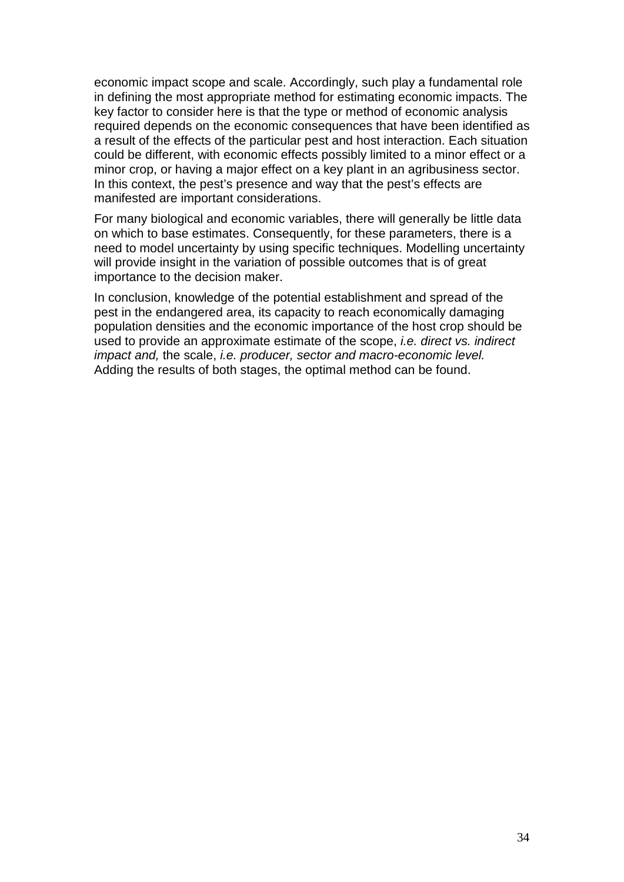economic impact scope and scale. Accordingly, such play a fundamental role in defining the most appropriate method for estimating economic impacts. The key factor to consider here is that the type or method of economic analysis required depends on the economic consequences that have been identified as a result of the effects of the particular pest and host interaction. Each situation could be different, with economic effects possibly limited to a minor effect or a minor crop, or having a major effect on a key plant in an agribusiness sector. In this context, the pest's presence and way that the pest's effects are manifested are important considerations.

For many biological and economic variables, there will generally be little data on which to base estimates. Consequently, for these parameters, there is a need to model uncertainty by using specific techniques. Modelling uncertainty will provide insight in the variation of possible outcomes that is of great importance to the decision maker.

In conclusion, knowledge of the potential establishment and spread of the pest in the endangered area, its capacity to reach economically damaging population densities and the economic importance of the host crop should be used to provide an approximate estimate of the scope, *i.e. direct vs. indirect impact and,* the scale, *i.e. producer, sector and macro-economic level.* Adding the results of both stages, the optimal method can be found.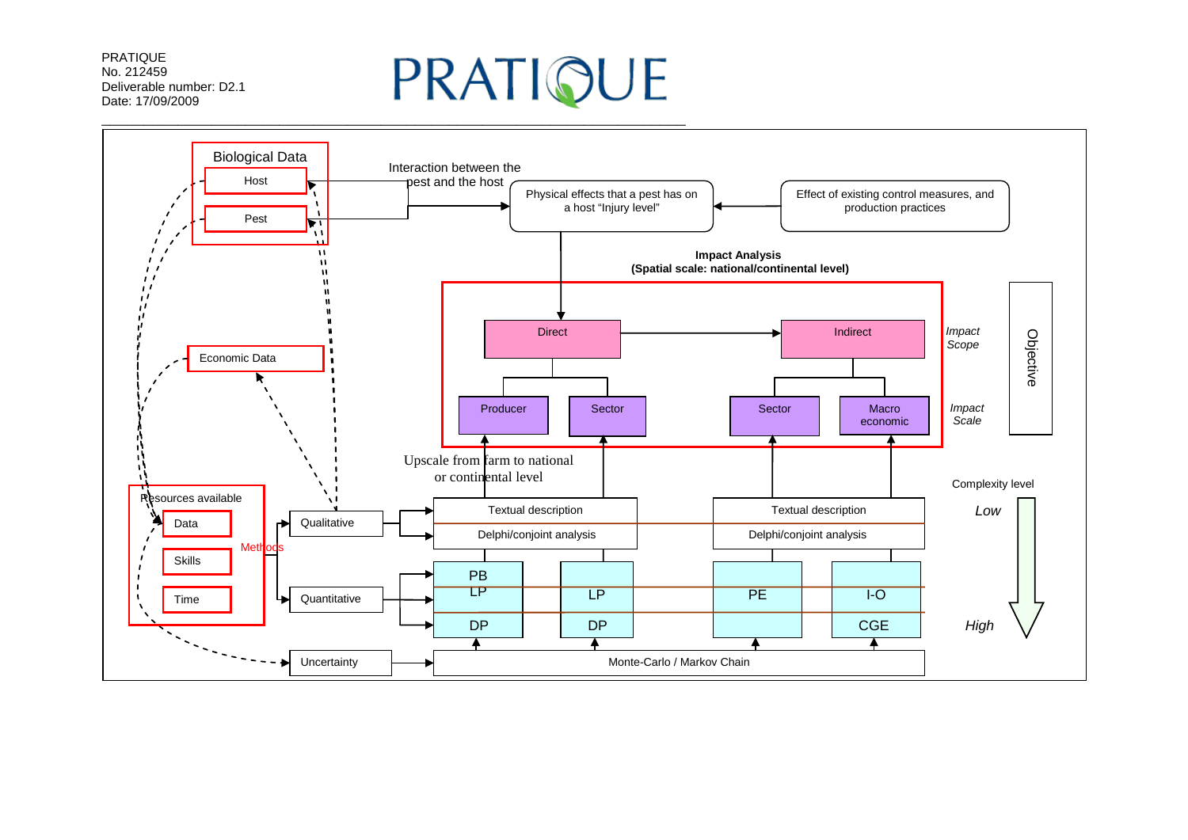Biological Data

Host

Pest

Interaction between the pest and the host

Physical effects that a pest has on a host "Injury level"

Effect of existing control measures, and production practices

Economic Data

**Impact Analysis**
**(Spatial scale: national/continental level)**

Direct

Indirect

*Impact Scope*

Objective

Producer

Sector

Sector

Macro economic

*Impact Scale*

Upscale from farm to national or continental level

Complexity level

*Low*

*High*

Resources available

Data

Skills

Time

Methods

Qualitative

Quantitative

Uncertainty

Textual description

Delphi/conjoint analysis

Textual description

Delphi/conjoint analysis

PB

LP

DP

LP

DP

PE

I-O

CGE

Monte-Carlo / Markov Chain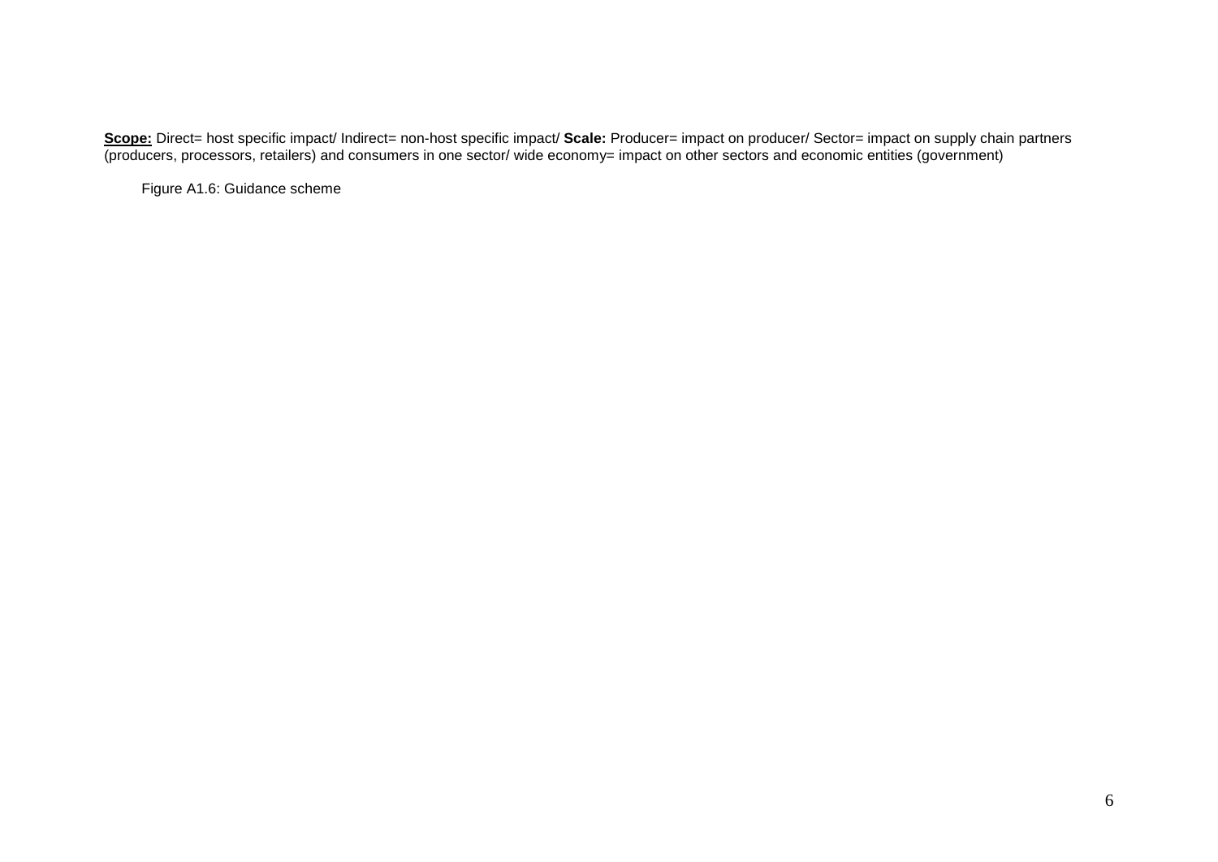**Scope:** Direct= host specific impact/ Indirect= non-host specific impact/ **Scale:** Producer= impact on producer/ Sector= impact on supply chain partners (producers, processors, retailers) and consumers in one sector/ wide economy= impact on other sectors and economic entities (government)

Figure A1.6: Guidance scheme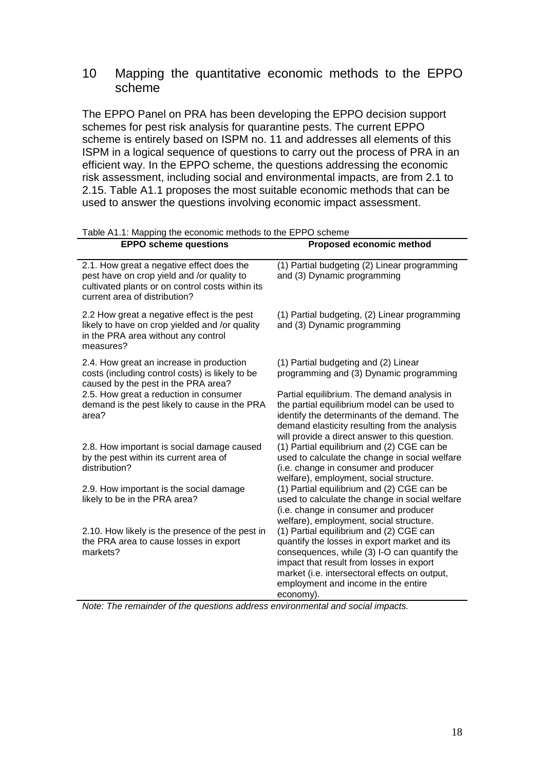# 10 Mapping the quantitative economic methods to the EPPO scheme

The EPPO Panel on PRA has been developing the EPPO decision support schemes for pest risk analysis for quarantine pests. The current EPPO scheme is entirely based on ISPM no. 11 and addresses all elements of this ISPM in a logical sequence of questions to carry out the process of PRA in an efficient way. In the EPPO scheme, the questions addressing the economic risk assessment, including social and environmental impacts, are from 2.1 to 2.15. Table A1.1 proposes the most suitable economic methods that can be used to answer the questions involving economic impact assessment.

Table A1.1: Mapping the economic methods to the EPPO scheme

| EPPO scheme questions | Proposed economic method |
|---|---|
| 2.1. How great a negative effect does the pest have on crop yield and /or quality to cultivated plants or on control costs within its current area of distribution? | (1) Partial budgeting (2) Linear programming and (3) Dynamic programming |
| 2.2 How great a negative effect is the pest likely to have on crop yielded and /or quality in the PRA area without any control measures? | (1) Partial budgeting, (2) Linear programming and (3) Dynamic programming |
| 2.4. How great an increase in production costs (including control costs) is likely to be caused by the pest in the PRA area? | (1) Partial budgeting and (2) Linear programming and (3) Dynamic programming |
| 2.5. How great a reduction in consumer demand is the pest likely to cause in the PRA area? | Partial equilibrium. The demand analysis in the partial equilibrium model can be used to identify the determinants of the demand. The demand elasticity resulting from the analysis will provide a direct answer to this question. |
| 2.8. How important is social damage caused by the pest within its current area of distribution? | (1) Partial equilibrium and (2) CGE can be used to calculate the change in social welfare (i.e. change in consumer and producer welfare), employment, social structure. |
| 2.9. How important is the social damage likely to be in the PRA area? | (1) Partial equilibrium and (2) CGE can be used to calculate the change in social welfare (i.e. change in consumer and producer welfare), employment, social structure. |
| 2.10. How likely is the presence of the pest in the PRA area to cause losses in export markets? | (1) Partial equilibrium and (2) CGE can quantify the losses in export market and its consequences, while (3) I-O can quantify the impact that result from losses in export market (i.e. intersectoral effects on output, employment and income in the entire economy). |

*Note: The remainder of the questions address environmental and social impacts.*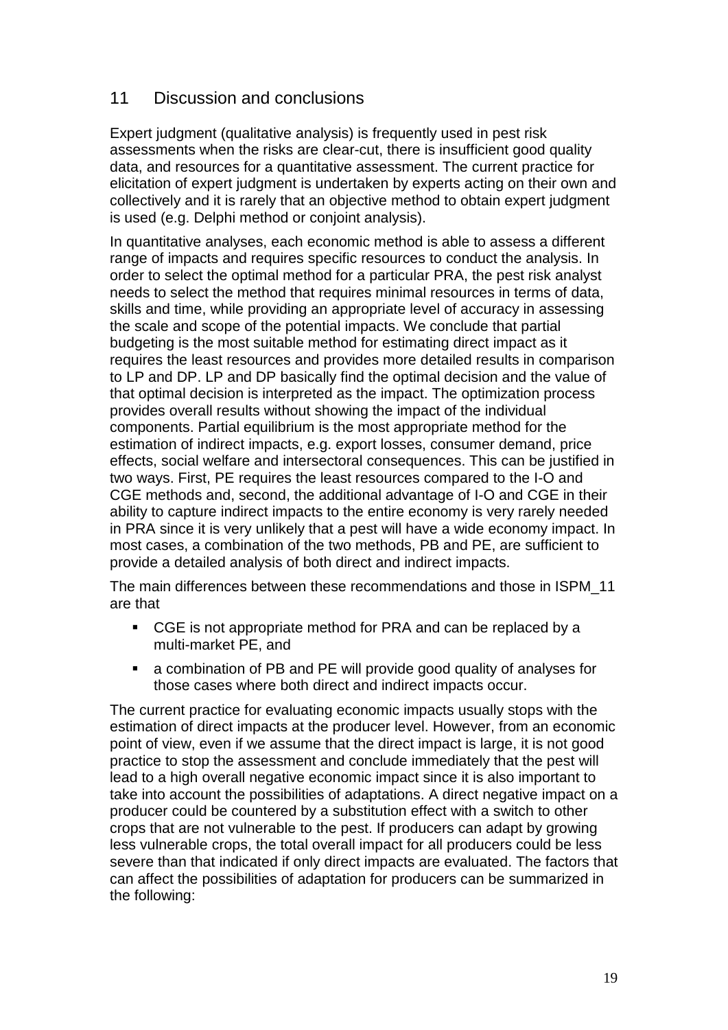## 11 Discussion and conclusions

Expert judgment (qualitative analysis) is frequently used in pest risk assessments when the risks are clear-cut, there is insufficient good quality data, and resources for a quantitative assessment. The current practice for elicitation of expert judgment is undertaken by experts acting on their own and collectively and it is rarely that an objective method to obtain expert judgment is used (e.g. Delphi method or conjoint analysis).

In quantitative analyses, each economic method is able to assess a different range of impacts and requires specific resources to conduct the analysis. In order to select the optimal method for a particular PRA, the pest risk analyst needs to select the method that requires minimal resources in terms of data, skills and time, while providing an appropriate level of accuracy in assessing the scale and scope of the potential impacts. We conclude that partial budgeting is the most suitable method for estimating direct impact as it requires the least resources and provides more detailed results in comparison to LP and DP. LP and DP basically find the optimal decision and the value of that optimal decision is interpreted as the impact. The optimization process provides overall results without showing the impact of the individual components. Partial equilibrium is the most appropriate method for the estimation of indirect impacts, e.g. export losses, consumer demand, price effects, social welfare and intersectoral consequences. This can be justified in two ways. First, PE requires the least resources compared to the I-O and CGE methods and, second, the additional advantage of I-O and CGE in their ability to capture indirect impacts to the entire economy is very rarely needed in PRA since it is very unlikely that a pest will have a wide economy impact. In most cases, a combination of the two methods, PB and PE, are sufficient to provide a detailed analysis of both direct and indirect impacts.

The main differences between these recommendations and those in ISPM_11 are that

- CGE is not appropriate method for PRA and can be replaced by a multi-market PE, and
- a combination of PB and PE will provide good quality of analyses for those cases where both direct and indirect impacts occur.

The current practice for evaluating economic impacts usually stops with the estimation of direct impacts at the producer level. However, from an economic point of view, even if we assume that the direct impact is large, it is not good practice to stop the assessment and conclude immediately that the pest will lead to a high overall negative economic impact since it is also important to take into account the possibilities of adaptations. A direct negative impact on a producer could be countered by a substitution effect with a switch to other crops that are not vulnerable to the pest. If producers can adapt by growing less vulnerable crops, the total overall impact for all producers could be less severe than that indicated if only direct impacts are evaluated. The factors that can affect the possibilities of adaptation for producers can be summarized in the following: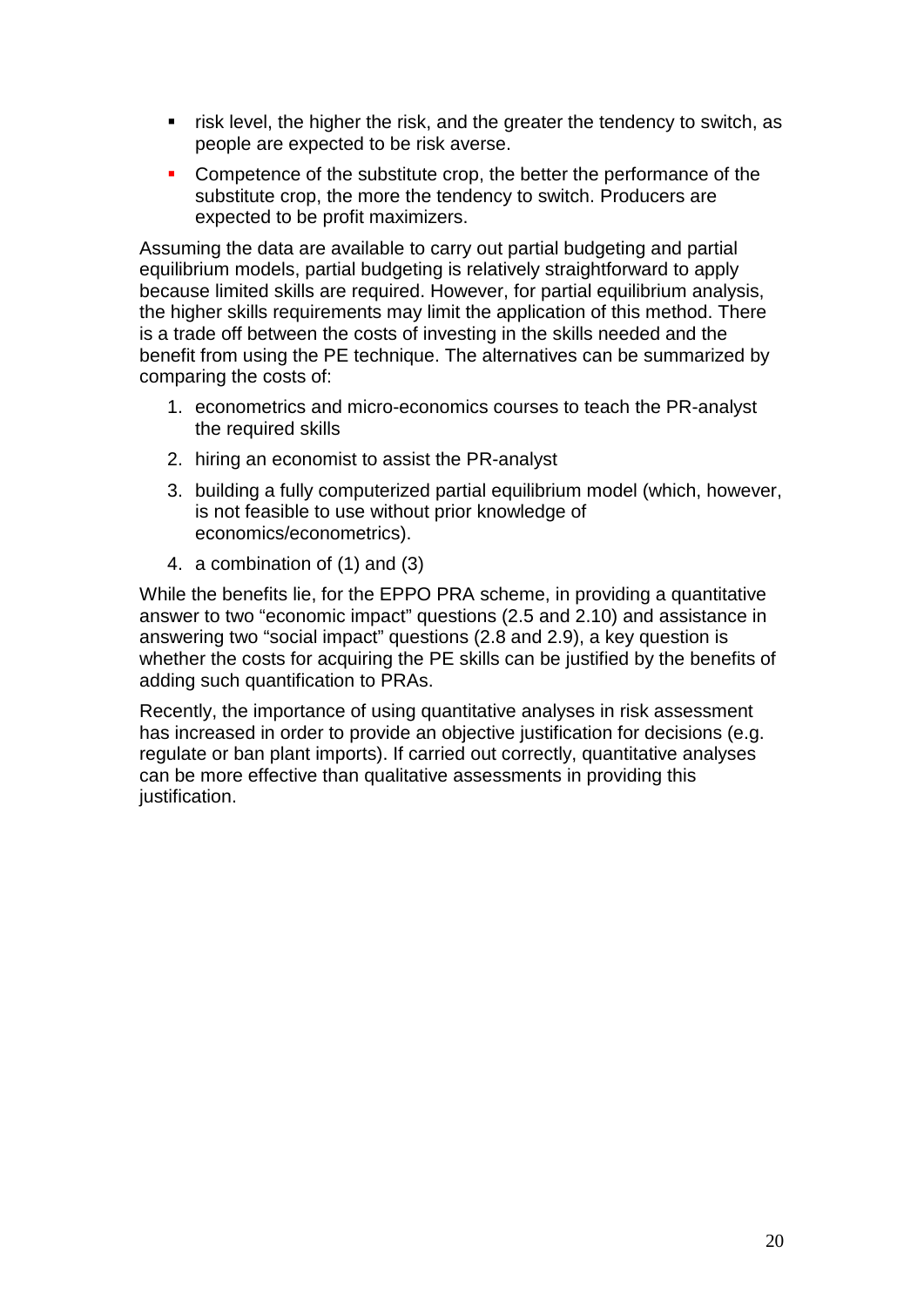- risk level, the higher the risk, and the greater the tendency to switch, as people are expected to be risk averse.
- Competence of the substitute crop, the better the performance of the substitute crop, the more the tendency to switch. Producers are expected to be profit maximizers.

Assuming the data are available to carry out partial budgeting and partial equilibrium models, partial budgeting is relatively straightforward to apply because limited skills are required. However, for partial equilibrium analysis, the higher skills requirements may limit the application of this method. There is a trade off between the costs of investing in the skills needed and the benefit from using the PE technique. The alternatives can be summarized by comparing the costs of:

1. econometrics and micro-economics courses to teach the PR-analyst the required skills
2. hiring an economist to assist the PR-analyst
3. building a fully computerized partial equilibrium model (which, however, is not feasible to use without prior knowledge of economics/econometrics).
4. a combination of (1) and (3)

While the benefits lie, for the EPPO PRA scheme, in providing a quantitative answer to two "economic impact" questions (2.5 and 2.10) and assistance in answering two "social impact" questions (2.8 and 2.9), a key question is whether the costs for acquiring the PE skills can be justified by the benefits of adding such quantification to PRAs.

Recently, the importance of using quantitative analyses in risk assessment has increased in order to provide an objective justification for decisions (e.g. regulate or ban plant imports). If carried out correctly, quantitative analyses can be more effective than qualitative assessments in providing this justification.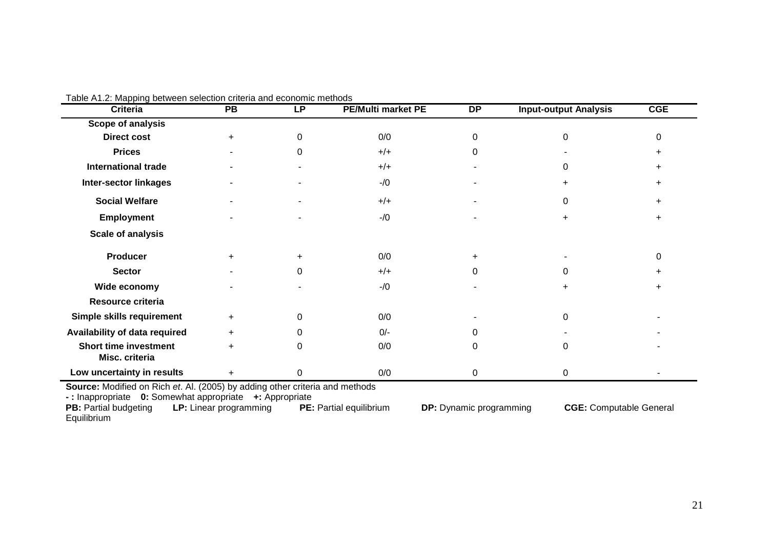Table A1.2: Mapping between selection criteria and economic methods

| Criteria | PB | LP | PE/Multi market PE | DP | Input-output Analysis | CGE |
|---|---|---|---|---|---|---|
| **Scope of analysis** | | | | | | |
| **Direct cost** | + | 0 | 0/0 | 0 | 0 | 0 |
| **Prices** | - | 0 | +/+ | 0 | - | + |
| **International trade** | - | - | +/+ | - | 0 | + |
| **Inter-sector linkages** | - | - | -/0 | - | + | + |
| **Social Welfare** | - | - | +/+ | - | 0 | + |
| **Employment** | - | - | -/0 | - | + | + |
| **Scale of analysis** | | | | | | |
| **Producer** | + | + | 0/0 | + | - | 0 |
| **Sector** | - | 0 | +/+ | 0 | 0 | + |
| **Wide economy** | - | - | -/0 | - | + | + |
| **Resource criteria** | | | | | | |
| **Simple skills requirement** | + | 0 | 0/0 | - | 0 | - |
| **Availability of data required** | + | 0 | 0/- | 0 | - | - |
| **Short time investment** | + | 0 | 0/0 | 0 | 0 | - |
| **Misc. criteria** | | | | | | |
| **Low uncertainty in results** | + | 0 | 0/0 | 0 | 0 | - |

**Source:** Modified on Rich *et*. Al. (2005) by adding other criteria and methods

**- :** Inappropriate **0:** Somewhat appropriate **+:** Appropriate

**PB:** Partial budgeting **LP:** Linear programming **PE:** Partial equilibrium **DP:** Dynamic programming **CGE:** Computable General Equilibrium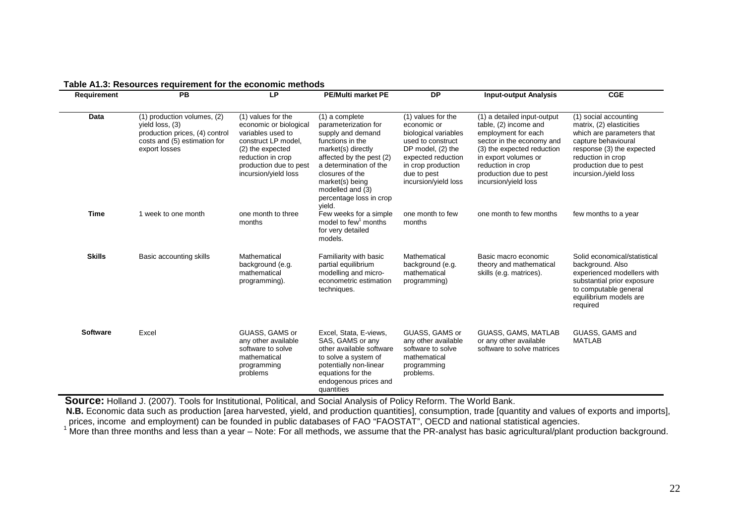**Table A1.3: Resources requirement for the economic methods**

| Requirement | PB | LP | PE/Multi market PE | DP | Input-output Analysis | CGE |
|---|---|---|---|---|---|---|
| **Data** | (1) production volumes, (2) yield loss, (3) production prices, (4) control costs and (5) estimation for export losses | (1) values for the economic or biological variables used to construct LP model, (2) the expected reduction in crop production due to pest incursion/yield loss | (1) a complete parameterization for supply and demand functions in the market(s) directly affected by the pest (2) a determination of the closures of the market(s) being modelled and (3) percentage loss in crop yield. | (1) values for the economic or biological variables used to construct DP model, (2) the expected reduction in crop production due to pest incursion/yield loss | (1) a detailed input-output table, (2) income and employment for each sector in the economy and (3) the expected reduction in export volumes or reduction in crop production due to pest incursion/yield loss | (1) social accounting matrix, (2) elasticities which are parameters that capture behavioural response (3) the expected reduction in crop production due to pest incursion./yield loss |
| **Time** | 1 week to one month | one month to three months | Few weeks for a simple model to few[1] months for very detailed models. | one month to few months | one month to few months | few months to a year |
| **Skills** | Basic accounting skills | Mathematical background (e.g. mathematical programming). | Familiarity with basic partial equilibrium modelling and micro-econometric estimation techniques. | Mathematical background (e.g. mathematical programming) | Basic macro economic theory and mathematical skills (e.g. matrices). | Solid economical/statistical background. Also experienced modellers with substantial prior exposure to computable general equilibrium models are required |
| **Software** | Excel | GUASS, GAMS or any other available software to solve mathematical programming problems | Excel, Stata, E-views, SAS, GAMS or any other available software to solve a system of potentially non-linear equations for the endogenous prices and quantities | GUASS, GAMS or any other available software to solve mathematical programming problems. | GUASS, GAMS, MATLAB or any other available software to solve matrices | GUASS, GAMS and MATLAB |

**Source:** Holland J. (2007). Tools for Institutional, Political, and Social Analysis of Policy Reform. The World Bank.

**N.B.** Economic data such as production [area harvested, yield, and production quantities], consumption, trade [quantity and values of exports and imports], prices, income and employment) can be founded in public databases of FAO "FAOSTAT", OECD and national statistical agencies.

[1] More than three months and less than a year – Note: For all methods, we assume that the PR-analyst has basic agricultural/plant production background.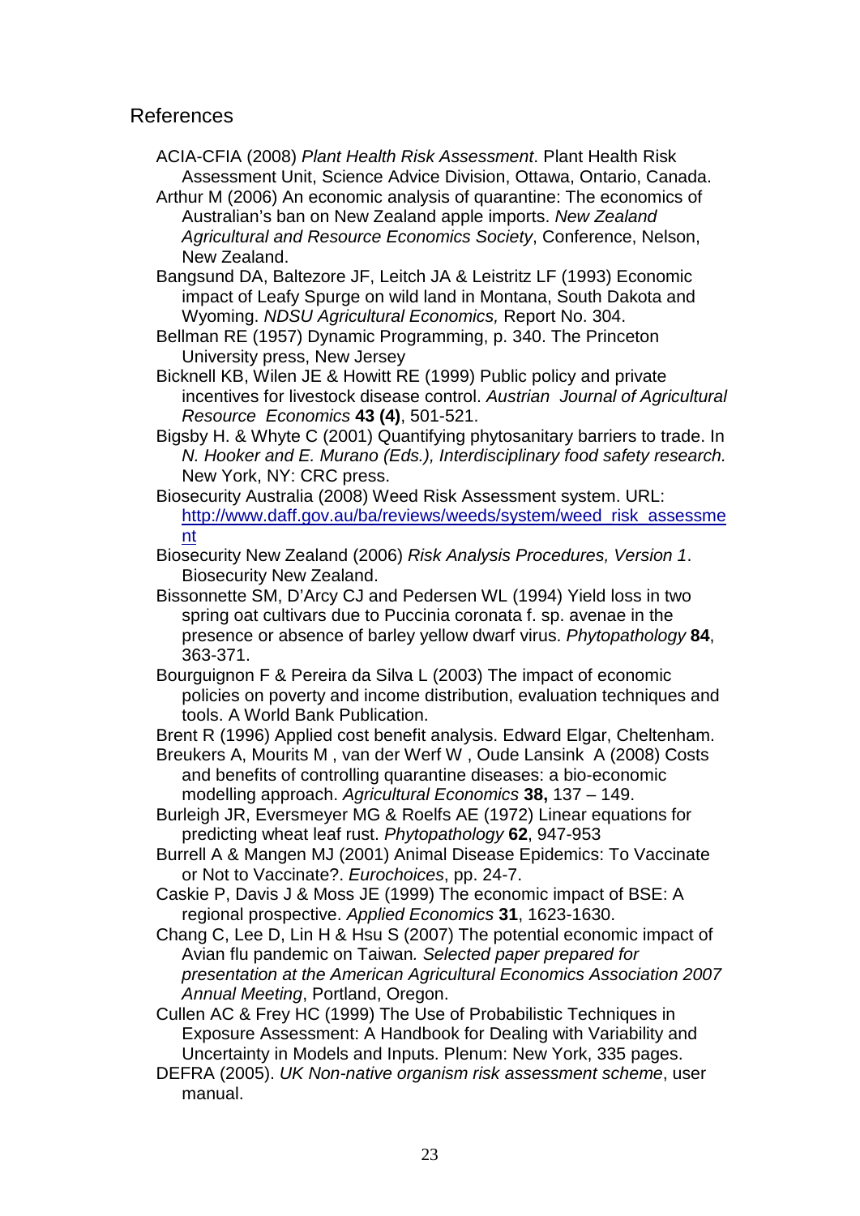## References

ACIA-CFIA (2008) *Plant Health Risk Assessment*. Plant Health Risk Assessment Unit, Science Advice Division, Ottawa, Ontario, Canada.

Arthur M (2006) An economic analysis of quarantine: The economics of Australian's ban on New Zealand apple imports. *New Zealand Agricultural and Resource Economics Society*, Conference, Nelson, New Zealand.

Bangsund DA, Baltezore JF, Leitch JA & Leistritz LF (1993) Economic impact of Leafy Spurge on wild land in Montana, South Dakota and Wyoming. *NDSU Agricultural Economics,* Report No. 304.

Bellman RE (1957) Dynamic Programming, p. 340. The Princeton University press, New Jersey

Bicknell KB, Wilen JE & Howitt RE (1999) Public policy and private incentives for livestock disease control. *Austrian Journal of Agricultural Resource Economics* **43 (4)**, 501-521.

Bigsby H. & Whyte C (2001) Quantifying phytosanitary barriers to trade. In *N. Hooker and E. Murano (Eds.), Interdisciplinary food safety research.* New York, NY: CRC press.

Biosecurity Australia (2008) Weed Risk Assessment system. URL: [http://www.daff.gov.au/ba/reviews/weeds/system/weed_risk_assessment](http://www.daff.gov.au/ba/reviews/weeds/system/weed_risk_assessment)

Biosecurity New Zealand (2006) *Risk Analysis Procedures, Version 1*. Biosecurity New Zealand.

Bissonnette SM, D'Arcy CJ and Pedersen WL (1994) Yield loss in two spring oat cultivars due to Puccinia coronata f. sp. avenae in the presence or absence of barley yellow dwarf virus. *Phytopathology* **84**, 363-371.

Bourguignon F & Pereira da Silva L (2003) The impact of economic policies on poverty and income distribution, evaluation techniques and tools. A World Bank Publication.

Brent R (1996) Applied cost benefit analysis. Edward Elgar, Cheltenham.

Breukers A, Mourits M , van der Werf W , Oude Lansink A (2008) Costs and benefits of controlling quarantine diseases: a bio-economic modelling approach. *Agricultural Economics* **38,** 137 – 149.

Burleigh JR, Eversmeyer MG & Roelfs AE (1972) Linear equations for predicting wheat leaf rust. *Phytopathology* **62**, 947-953

Burrell A & Mangen MJ (2001) Animal Disease Epidemics: To Vaccinate or Not to Vaccinate?. *Eurochoices*, pp. 24-7.

Caskie P, Davis J & Moss JE (1999) The economic impact of BSE: A regional prospective. *Applied Economics* **31**, 1623-1630.

Chang C, Lee D, Lin H & Hsu S (2007) The potential economic impact of Avian flu pandemic on Taiwan*. Selected paper prepared for presentation at the American Agricultural Economics Association 2007 Annual Meeting*, Portland, Oregon.

Cullen AC & Frey HC (1999) The Use of Probabilistic Techniques in Exposure Assessment: A Handbook for Dealing with Variability and Uncertainty in Models and Inputs. Plenum: New York, 335 pages.

DEFRA (2005). *UK Non-native organism risk assessment scheme*, user manual.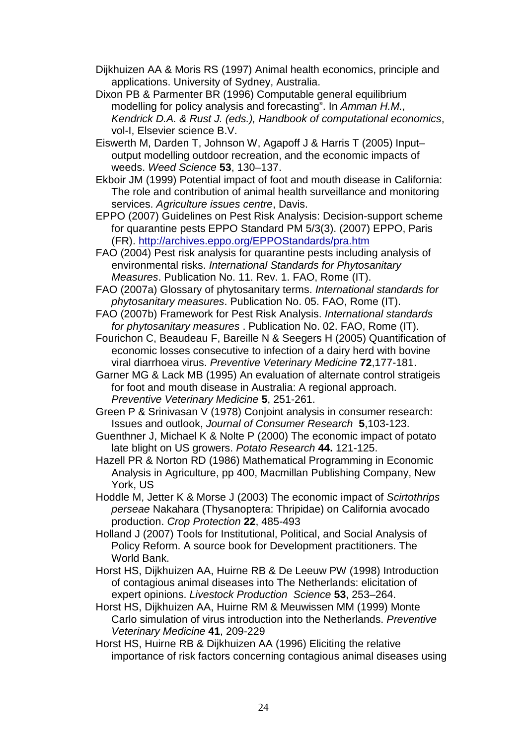Dijkhuizen AA & Moris RS (1997) Animal health economics, principle and applications. University of Sydney, Australia.

Dixon PB & Parmenter BR (1996) Computable general equilibrium modelling for policy analysis and forecasting". In *Amman H.M., Kendrick D.A. & Rust J. (eds.), Handbook of computational economics*, vol-I, Elsevier science B.V.

Eiswerth M, Darden T, Johnson W, Agapoff J & Harris T (2005) Input–output modelling outdoor recreation, and the economic impacts of weeds. *Weed Science* **53**, 130–137.

Ekboir JM (1999) Potential impact of foot and mouth disease in California: The role and contribution of animal health surveillance and monitoring services. *Agriculture issues centre*, Davis.

EPPO (2007) Guidelines on Pest Risk Analysis: Decision-support scheme for quarantine pests EPPO Standard PM 5/3(3). (2007) EPPO, Paris (FR). http://archives.eppo.org/EPPOStandards/pra.htm

FAO (2004) Pest risk analysis for quarantine pests including analysis of environmental risks. *International Standards for Phytosanitary Measures*. Publication No. 11. Rev. 1. FAO, Rome (IT).

FAO (2007a) Glossary of phytosanitary terms. *International standards for phytosanitary measures*. Publication No. 05. FAO, Rome (IT).

FAO (2007b) Framework for Pest Risk Analysis. *International standards for phytosanitary measures* . Publication No. 02. FAO, Rome (IT).

Fourichon C, Beaudeau F, Bareille N & Seegers H (2005) Quantification of economic losses consecutive to infection of a dairy herd with bovine viral diarrhoea virus. *Preventive Veterinary Medicine* **72**,177-181.

Garner MG & Lack MB (1995) An evaluation of alternate control stratigeis for foot and mouth disease in Australia: A regional approach. *Preventive Veterinary Medicine* **5**, 251-261.

Green P & Srinivasan V (1978) Conjoint analysis in consumer research: Issues and outlook, *Journal of Consumer Research* **5**,103-123.

Guenthner J, Michael K & Nolte P (2000) The economic impact of potato late blight on US growers. *Potato Research* **44.** 121-125.

Hazell PR & Norton RD (1986) Mathematical Programming in Economic Analysis in Agriculture, pp 400, Macmillan Publishing Company, New York, US

Hoddle M, Jetter K & Morse J (2003) The economic impact of *Scirtothrips perseae* Nakahara (Thysanoptera: Thripidae) on California avocado production. *Crop Protection* **22**, 485-493

Holland J (2007) Tools for Institutional, Political, and Social Analysis of Policy Reform. A source book for Development practitioners. The World Bank.

Horst HS, Dijkhuizen AA, Huirne RB & De Leeuw PW (1998) Introduction of contagious animal diseases into The Netherlands: elicitation of expert opinions. *Livestock Production Science* **53**, 253–264.

Horst HS, Dijkhuizen AA, Huirne RM & Meuwissen MM (1999) Monte Carlo simulation of virus introduction into the Netherlands. *Preventive Veterinary Medicine* **41**, 209-229

Horst HS, Huirne RB & Dijkhuizen AA (1996) Eliciting the relative importance of risk factors concerning contagious animal diseases using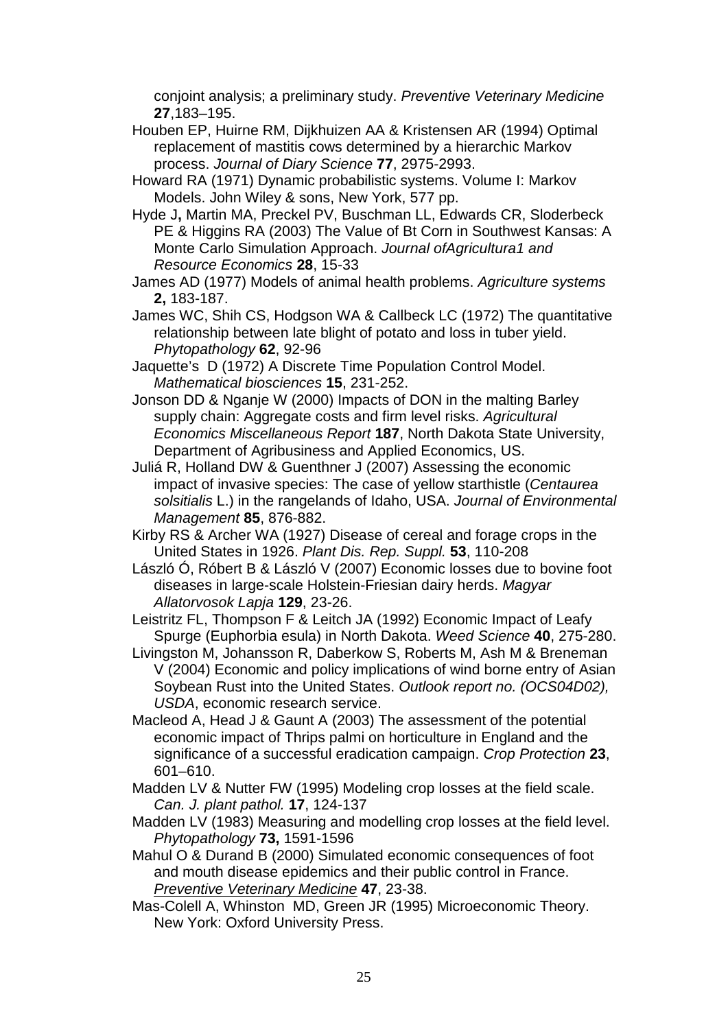conjoint analysis; a preliminary study. *Preventive Veterinary Medicine* **27**,183–195.

Houben EP, Huirne RM, Dijkhuizen AA & Kristensen AR (1994) Optimal replacement of mastitis cows determined by a hierarchic Markov process. *Journal of Diary Science* **77**, 2975-2993.

Howard RA (1971) Dynamic probabilistic systems. Volume I: Markov Models. John Wiley & sons, New York, 577 pp.

Hyde J**,** Martin MA, Preckel PV, Buschman LL, Edwards CR, Sloderbeck PE & Higgins RA (2003) The Value of Bt Corn in Southwest Kansas: A Monte Carlo Simulation Approach. *Journal ofAgricultura1 and Resource Economics* **28**, 15-33

James AD (1977) Models of animal health problems. *Agriculture systems* **2,** 183-187.

James WC, Shih CS, Hodgson WA & Callbeck LC (1972) The quantitative relationship between late blight of potato and loss in tuber yield. *Phytopathology* **62**, 92-96

Jaquette's D (1972) A Discrete Time Population Control Model. *Mathematical biosciences* **15**, 231-252.

Jonson DD & Nganje W (2000) Impacts of DON in the malting Barley supply chain: Aggregate costs and firm level risks. *Agricultural Economics Miscellaneous Report* **187**, North Dakota State University, Department of Agribusiness and Applied Economics, US.

Juliá R, Holland DW & Guenthner J (2007) Assessing the economic impact of invasive species: The case of yellow starthistle (*Centaurea solsitialis* L.) in the rangelands of Idaho, USA. *Journal of Environmental Management* **85**, 876-882.

Kirby RS & Archer WA (1927) Disease of cereal and forage crops in the United States in 1926. *Plant Dis. Rep. Suppl.* **53**, 110-208

László Ó, Róbert B & László V (2007) Economic losses due to bovine foot diseases in large-scale Holstein-Friesian dairy herds. *Magyar Allatorvosok Lapja* **129**, 23-26.

Leistritz FL, Thompson F & Leitch JA (1992) Economic Impact of Leafy Spurge (Euphorbia esula) in North Dakota. *Weed Science* **40**, 275-280.

Livingston M, Johansson R, Daberkow S, Roberts M, Ash M & Breneman V (2004) Economic and policy implications of wind borne entry of Asian Soybean Rust into the United States. *Outlook report no. (OCS04D02), USDA*, economic research service.

Macleod A, Head J & Gaunt A (2003) The assessment of the potential economic impact of Thrips palmi on horticulture in England and the significance of a successful eradication campaign. *Crop Protection* **23**, 601–610.

Madden LV & Nutter FW (1995) Modeling crop losses at the field scale. *Can. J. plant pathol.* **17**, 124-137

Madden LV (1983) Measuring and modelling crop losses at the field level. *Phytopathology* **73,** 1591-1596

Mahul O & Durand B (2000) Simulated economic consequences of foot and mouth disease epidemics and their public control in France. *Preventive Veterinary Medicine* **47**, 23-38.

Mas-Colell A, Whinston MD, Green JR (1995) Microeconomic Theory. New York: Oxford University Press.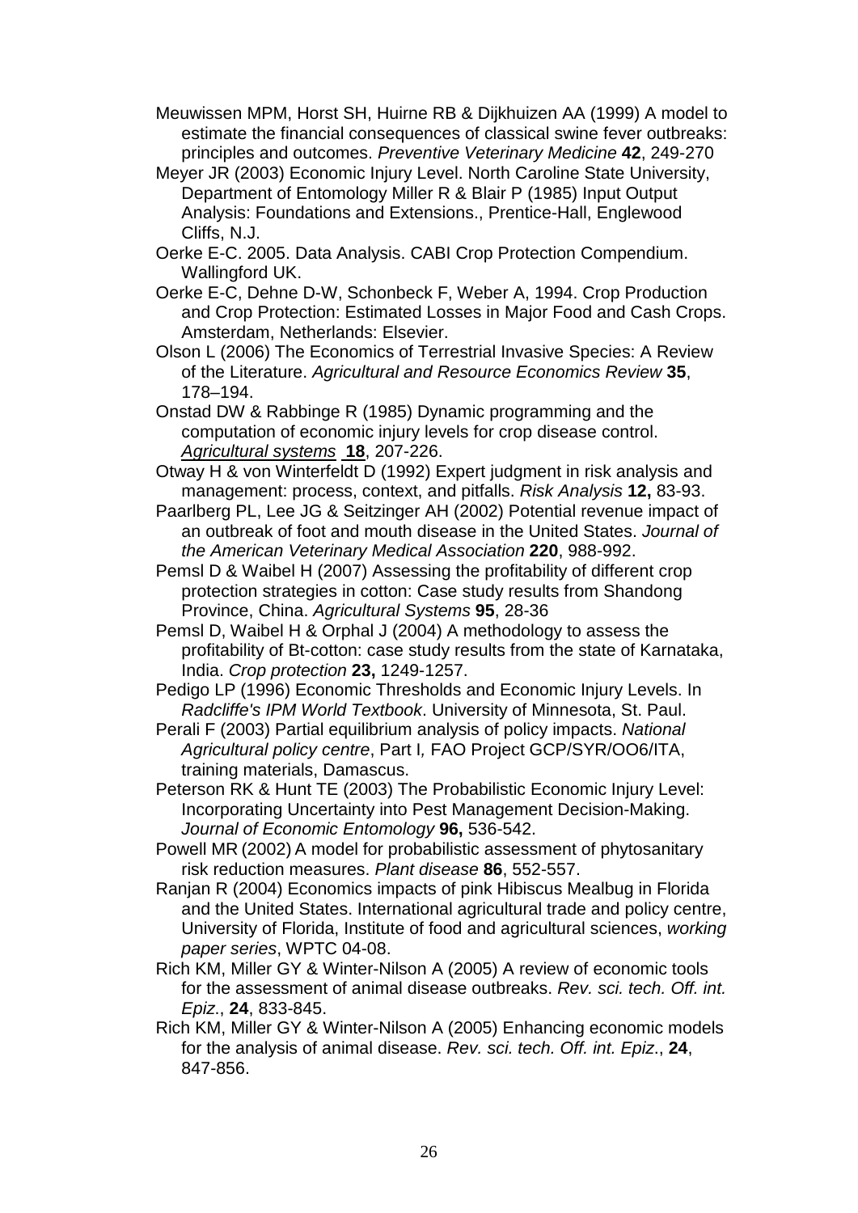Meuwissen MPM, Horst SH, Huirne RB & Dijkhuizen AA (1999) A model to estimate the financial consequences of classical swine fever outbreaks: principles and outcomes. *Preventive Veterinary Medicine* **42**, 249-270

Meyer JR (2003) Economic Injury Level. North Caroline State University, Department of Entomology Miller R & Blair P (1985) Input Output Analysis: Foundations and Extensions., Prentice-Hall, Englewood Cliffs, N.J.

Oerke E-C. 2005. Data Analysis. CABI Crop Protection Compendium. Wallingford UK.

Oerke E-C, Dehne D-W, Schonbeck F, Weber A, 1994. Crop Production and Crop Protection: Estimated Losses in Major Food and Cash Crops. Amsterdam, Netherlands: Elsevier.

Olson L (2006) The Economics of Terrestrial Invasive Species: A Review of the Literature. *Agricultural and Resource Economics Review* **35**, 178–194.

Onstad DW & Rabbinge R (1985) Dynamic programming and the computation of economic injury levels for crop disease control. *Agricultural systems* **18**, 207-226.

Otway H & von Winterfeldt D (1992) Expert judgment in risk analysis and management: process, context, and pitfalls. *Risk Analysis* **12,** 83-93.

Paarlberg PL, Lee JG & Seitzinger AH (2002) Potential revenue impact of an outbreak of foot and mouth disease in the United States. *Journal of the American Veterinary Medical Association* **220**, 988-992.

Pemsl D & Waibel H (2007) Assessing the profitability of different crop protection strategies in cotton: Case study results from Shandong Province, China. *Agricultural Systems* **95**, 28-36

Pemsl D, Waibel H & Orphal J (2004) A methodology to assess the profitability of Bt-cotton: case study results from the state of Karnataka, India. *Crop protection* **23,** 1249-1257.

Pedigo LP (1996) Economic Thresholds and Economic Injury Levels. In *Radcliffe's IPM World Textbook*. University of Minnesota, St. Paul.

Perali F (2003) Partial equilibrium analysis of policy impacts. *National Agricultural policy centre*, Part I*,* FAO Project GCP/SYR/OO6/ITA, training materials, Damascus.

Peterson RK & Hunt TE (2003) The Probabilistic Economic Injury Level: Incorporating Uncertainty into Pest Management Decision-Making. *Journal of Economic Entomology* **96,** 536-542.

Powell MR (2002) A model for probabilistic assessment of phytosanitary risk reduction measures. *Plant disease* **86**, 552-557.

Ranjan R (2004) Economics impacts of pink Hibiscus Mealbug in Florida and the United States. International agricultural trade and policy centre, University of Florida, Institute of food and agricultural sciences, *working paper series*, WPTC 04-08.

Rich KM, Miller GY & Winter-Nilson A (2005) A review of economic tools for the assessment of animal disease outbreaks. *Rev. sci. tech. Off. int. Epiz*., **24**, 833-845.

Rich KM, Miller GY & Winter-Nilson A (2005) Enhancing economic models for the analysis of animal disease. *Rev. sci. tech. Off. int. Epiz*., **24**, 847-856.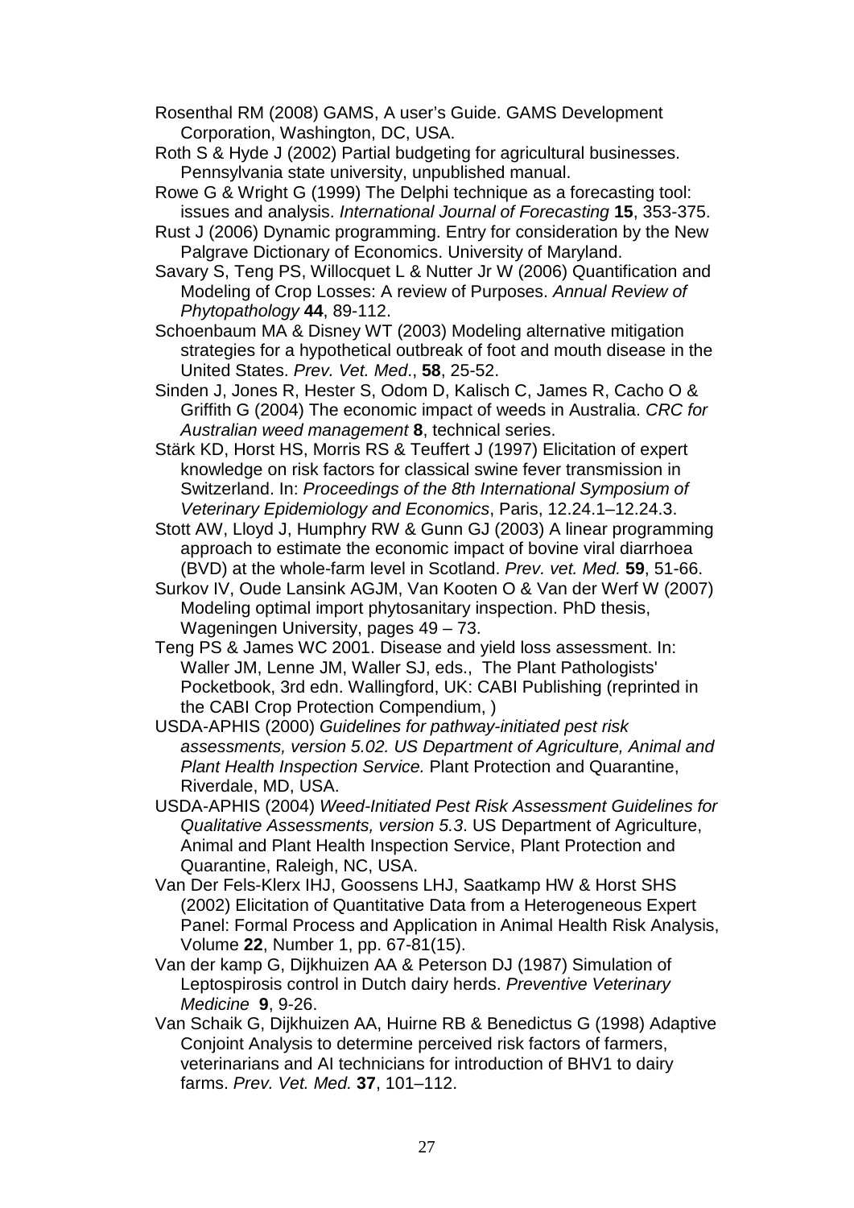Rosenthal RM (2008) GAMS, A user's Guide. GAMS Development Corporation, Washington, DC, USA.

Roth S & Hyde J (2002) Partial budgeting for agricultural businesses. Pennsylvania state university, unpublished manual.

Rowe G & Wright G (1999) The Delphi technique as a forecasting tool: issues and analysis. *International Journal of Forecasting* **15**, 353-375.

Rust J (2006) Dynamic programming. Entry for consideration by the New Palgrave Dictionary of Economics. University of Maryland.

Savary S, Teng PS, Willocquet L & Nutter Jr W (2006) Quantification and Modeling of Crop Losses: A review of Purposes. *Annual Review of Phytopathology* **44**, 89-112.

Schoenbaum MA & Disney WT (2003) Modeling alternative mitigation strategies for a hypothetical outbreak of foot and mouth disease in the United States. *Prev. Vet. Med*., **58**, 25-52.

Sinden J, Jones R, Hester S, Odom D, Kalisch C, James R, Cacho O & Griffith G (2004) The economic impact of weeds in Australia. *CRC for Australian weed management* **8**, technical series.

Stärk KD, Horst HS, Morris RS & Teuffert J (1997) Elicitation of expert knowledge on risk factors for classical swine fever transmission in Switzerland. In: *Proceedings of the 8th International Symposium of Veterinary Epidemiology and Economics*, Paris, 12.24.1–12.24.3.

Stott AW, Lloyd J, Humphry RW & Gunn GJ (2003) A linear programming approach to estimate the economic impact of bovine viral diarrhoea (BVD) at the whole-farm level in Scotland. *Prev. vet. Med.* **59**, 51-66.

Surkov IV, Oude Lansink AGJM, Van Kooten O & Van der Werf W (2007) Modeling optimal import phytosanitary inspection. PhD thesis, Wageningen University, pages 49 – 73.

Teng PS & James WC 2001. Disease and yield loss assessment. In: Waller JM, Lenne JM, Waller SJ, eds., The Plant Pathologists' Pocketbook, 3rd edn. Wallingford, UK: CABI Publishing (reprinted in the CABI Crop Protection Compendium, )

USDA-APHIS (2000) *Guidelines for pathway-initiated pest risk assessments, version 5.02. US Department of Agriculture, Animal and Plant Health Inspection Service.* Plant Protection and Quarantine, Riverdale, MD, USA.

USDA-APHIS (2004) *Weed-Initiated Pest Risk Assessment Guidelines for Qualitative Assessments, version 5.3*. US Department of Agriculture, Animal and Plant Health Inspection Service, Plant Protection and Quarantine, Raleigh, NC, USA.

Van Der Fels-Klerx IHJ, Goossens LHJ, Saatkamp HW & Horst SHS (2002) Elicitation of Quantitative Data from a Heterogeneous Expert Panel: Formal Process and Application in Animal Health Risk Analysis, Volume **22**, Number 1, pp. 67-81(15).

Van der kamp G, Dijkhuizen AA & Peterson DJ (1987) Simulation of Leptospirosis control in Dutch dairy herds. *Preventive Veterinary Medicine* **9**, 9-26.

Van Schaik G, Dijkhuizen AA, Huirne RB & Benedictus G (1998) Adaptive Conjoint Analysis to determine perceived risk factors of farmers, veterinarians and AI technicians for introduction of BHV1 to dairy farms. *Prev. Vet. Med.* **37**, 101–112.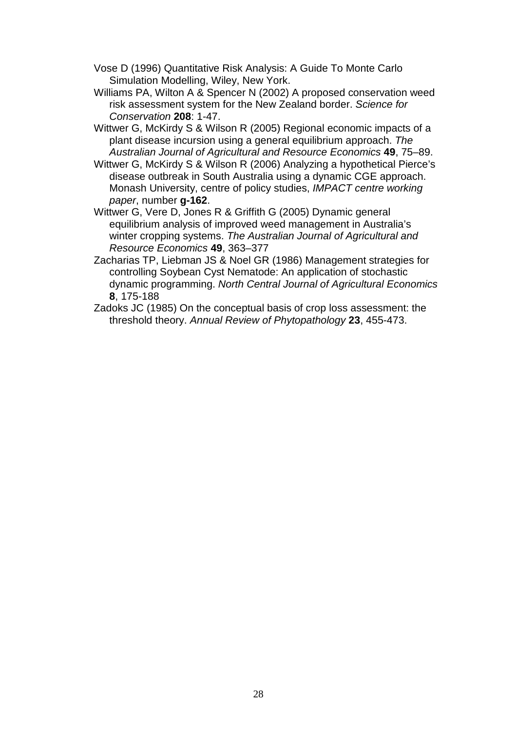Vose D (1996) Quantitative Risk Analysis: A Guide To Monte Carlo Simulation Modelling, Wiley, New York.

Williams PA, Wilton A & Spencer N (2002) A proposed conservation weed risk assessment system for the New Zealand border. *Science for Conservation* **208**: 1-47.

Wittwer G, McKirdy S & Wilson R (2005) Regional economic impacts of a plant disease incursion using a general equilibrium approach. *The Australian Journal of Agricultural and Resource Economics* **49**, 75–89.

Wittwer G, McKirdy S & Wilson R (2006) Analyzing a hypothetical Pierce's disease outbreak in South Australia using a dynamic CGE approach. Monash University, centre of policy studies, *IMPACT centre working paper*, number **g-162**.

Wittwer G, Vere D, Jones R & Griffith G (2005) Dynamic general equilibrium analysis of improved weed management in Australia's winter cropping systems. *The Australian Journal of Agricultural and Resource Economics* **49**, 363–377

Zacharias TP, Liebman JS & Noel GR (1986) Management strategies for controlling Soybean Cyst Nematode: An application of stochastic dynamic programming. *North Central Journal of Agricultural Economics* **8**, 175-188

Zadoks JC (1985) On the conceptual basis of crop loss assessment: the threshold theory. *Annual Review of Phytopathology* **23**, 455-473.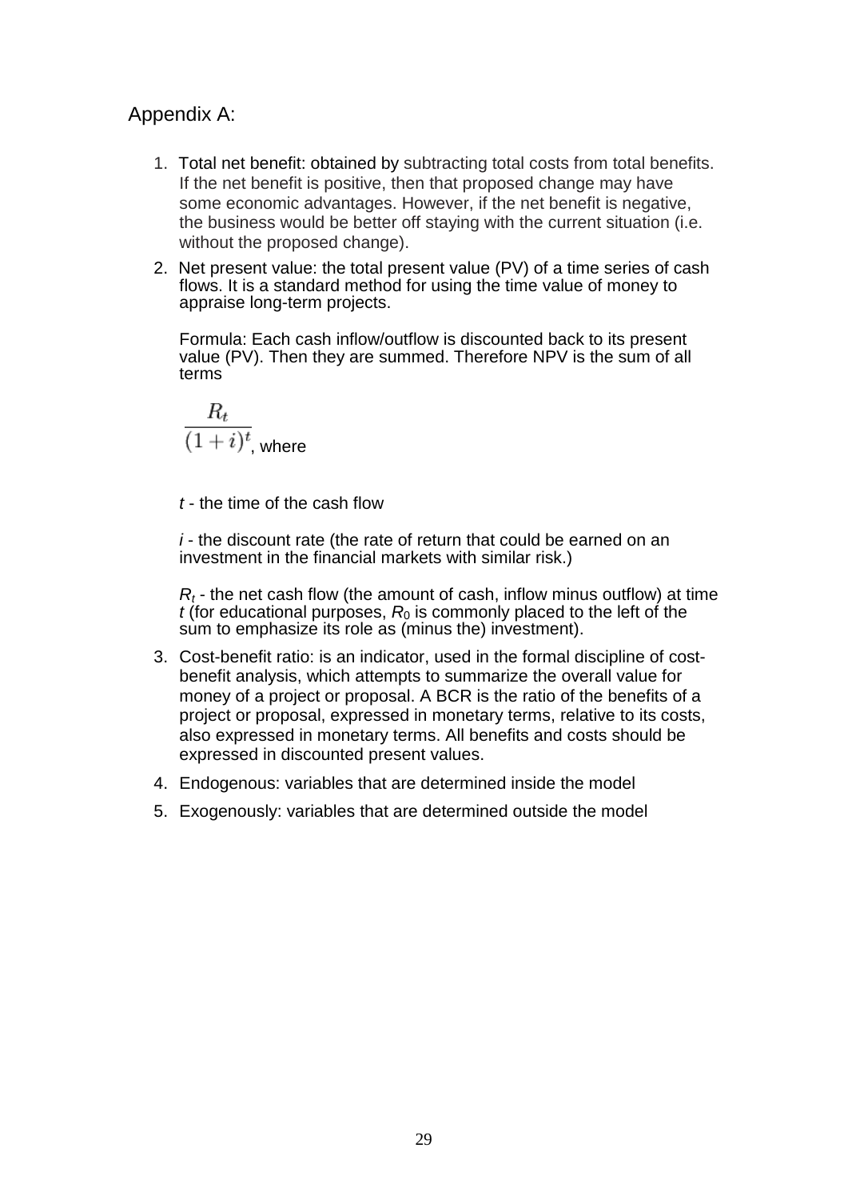## Appendix A:

1. Total net benefit: obtained by subtracting total costs from total benefits. If the net benefit is positive, then that proposed change may have some economic advantages. However, if the net benefit is negative, the business would be better off staying with the current situation (i.e. without the proposed change).

2. Net present value: the total present value (PV) of a time series of cash flows. It is a standard method for using the time value of money to appraise long-term projects.

   Formula: Each cash inflow/outflow is discounted back to its present value (PV). Then they are summed. Therefore NPV is the sum of all terms

   $\frac{R_t}{(1+i)^t}$, where

   $t$ - the time of the cash flow

   $i$ - the discount rate (the rate of return that could be earned on an investment in the financial markets with similar risk.)

   $R_t$ - the net cash flow (the amount of cash, inflow minus outflow) at time $t$ (for educational purposes, $R_0$ is commonly placed to the left of the sum to emphasize its role as (minus the) investment).

3. Cost-benefit ratio: is an indicator, used in the formal discipline of cost-benefit analysis, which attempts to summarize the overall value for money of a project or proposal. A BCR is the ratio of the benefits of a project or proposal, expressed in monetary terms, relative to its costs, also expressed in monetary terms. All benefits and costs should be expressed in discounted present values.

4. Endogenous: variables that are determined inside the model

5. Exogenously: variables that are determined outside the model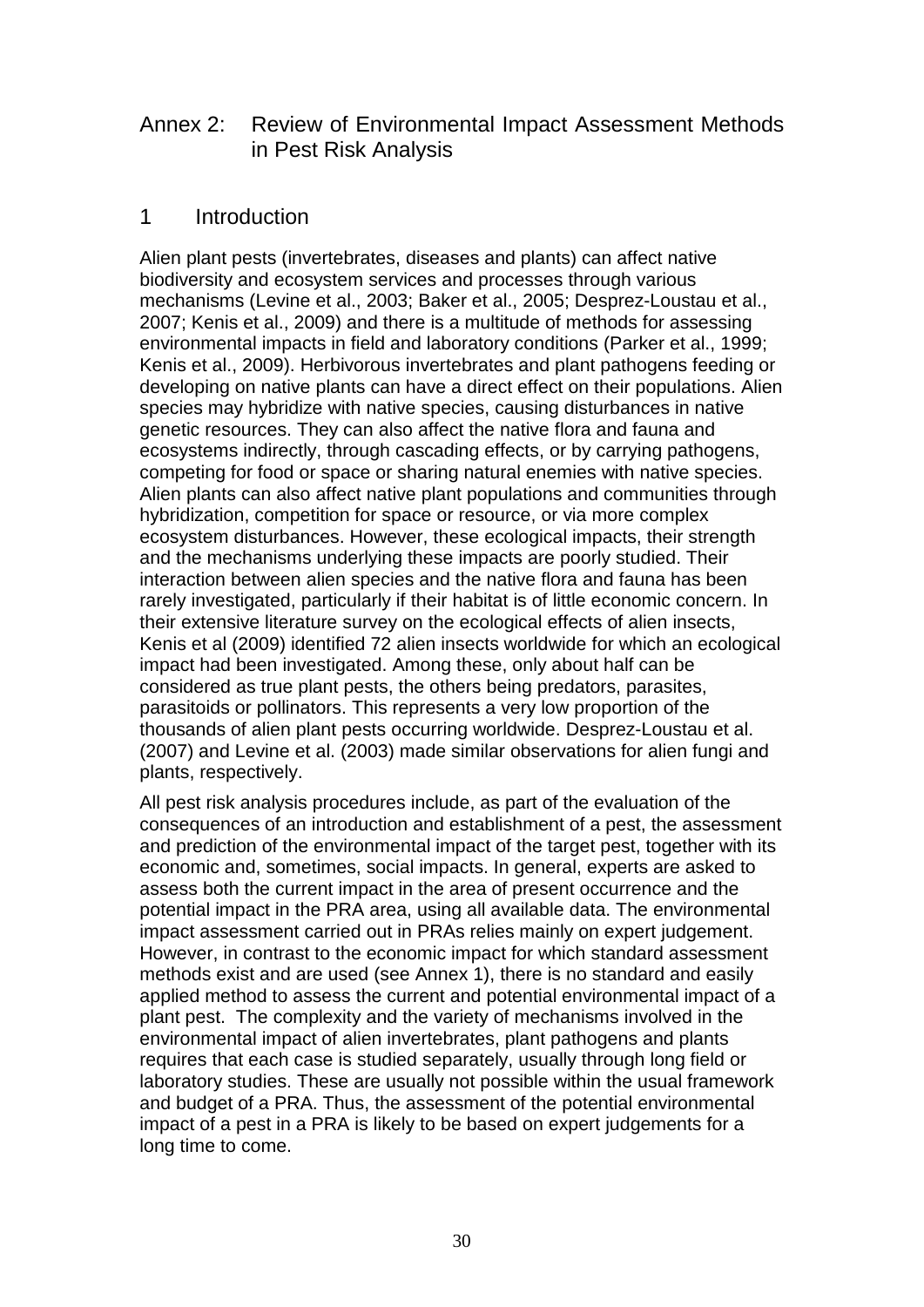# Annex 2: Review of Environmental Impact Assessment Methods in Pest Risk Analysis

## 1 Introduction

Alien plant pests (invertebrates, diseases and plants) can affect native biodiversity and ecosystem services and processes through various mechanisms (Levine et al., 2003; Baker et al., 2005; Desprez-Loustau et al., 2007; Kenis et al., 2009) and there is a multitude of methods for assessing environmental impacts in field and laboratory conditions (Parker et al., 1999; Kenis et al., 2009). Herbivorous invertebrates and plant pathogens feeding or developing on native plants can have a direct effect on their populations. Alien species may hybridize with native species, causing disturbances in native genetic resources. They can also affect the native flora and fauna and ecosystems indirectly, through cascading effects, or by carrying pathogens, competing for food or space or sharing natural enemies with native species. Alien plants can also affect native plant populations and communities through hybridization, competition for space or resource, or via more complex ecosystem disturbances. However, these ecological impacts, their strength and the mechanisms underlying these impacts are poorly studied. Their interaction between alien species and the native flora and fauna has been rarely investigated, particularly if their habitat is of little economic concern. In their extensive literature survey on the ecological effects of alien insects, Kenis et al (2009) identified 72 alien insects worldwide for which an ecological impact had been investigated. Among these, only about half can be considered as true plant pests, the others being predators, parasites, parasitoids or pollinators. This represents a very low proportion of the thousands of alien plant pests occurring worldwide. Desprez-Loustau et al. (2007) and Levine et al. (2003) made similar observations for alien fungi and plants, respectively.

All pest risk analysis procedures include, as part of the evaluation of the consequences of an introduction and establishment of a pest, the assessment and prediction of the environmental impact of the target pest, together with its economic and, sometimes, social impacts. In general, experts are asked to assess both the current impact in the area of present occurrence and the potential impact in the PRA area, using all available data. The environmental impact assessment carried out in PRAs relies mainly on expert judgement. However, in contrast to the economic impact for which standard assessment methods exist and are used (see Annex 1), there is no standard and easily applied method to assess the current and potential environmental impact of a plant pest. The complexity and the variety of mechanisms involved in the environmental impact of alien invertebrates, plant pathogens and plants requires that each case is studied separately, usually through long field or laboratory studies. These are usually not possible within the usual framework and budget of a PRA. Thus, the assessment of the potential environmental impact of a pest in a PRA is likely to be based on expert judgements for a long time to come.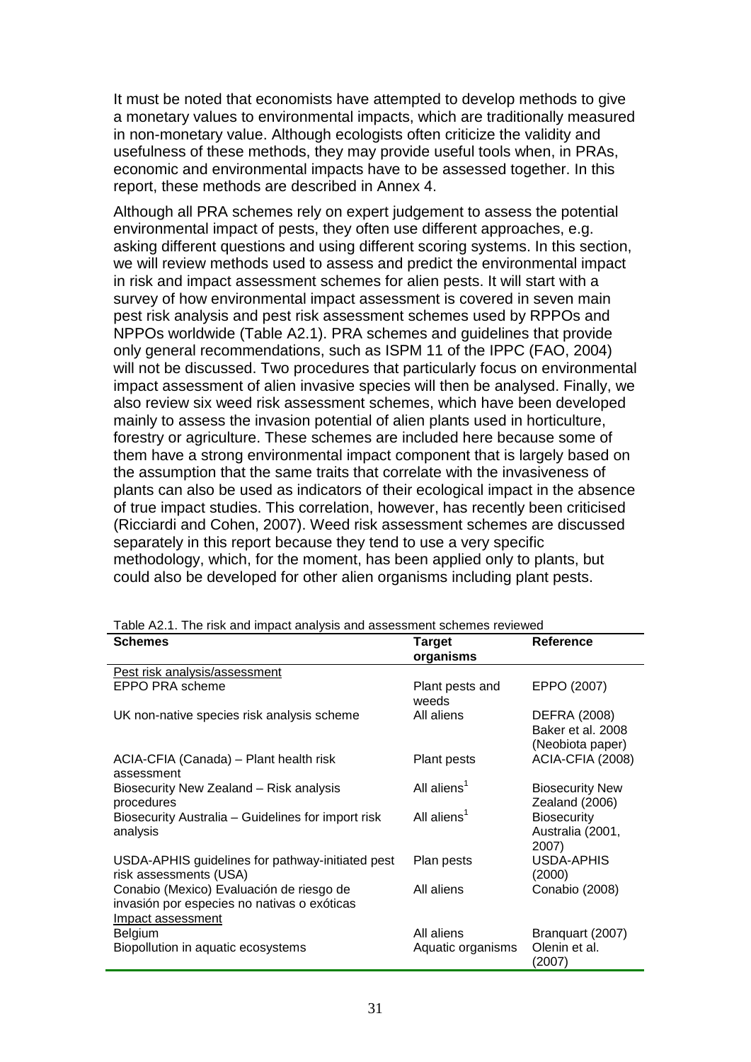It must be noted that economists have attempted to develop methods to give a monetary values to environmental impacts, which are traditionally measured in non-monetary value. Although ecologists often criticize the validity and usefulness of these methods, they may provide useful tools when, in PRAs, economic and environmental impacts have to be assessed together. In this report, these methods are described in Annex 4.

Although all PRA schemes rely on expert judgement to assess the potential environmental impact of pests, they often use different approaches, e.g. asking different questions and using different scoring systems. In this section, we will review methods used to assess and predict the environmental impact in risk and impact assessment schemes for alien pests. It will start with a survey of how environmental impact assessment is covered in seven main pest risk analysis and pest risk assessment schemes used by RPPOs and NPPOs worldwide (Table A2.1). PRA schemes and guidelines that provide only general recommendations, such as ISPM 11 of the IPPC (FAO, 2004) will not be discussed. Two procedures that particularly focus on environmental impact assessment of alien invasive species will then be analysed. Finally, we also review six weed risk assessment schemes, which have been developed mainly to assess the invasion potential of alien plants used in horticulture, forestry or agriculture. These schemes are included here because some of them have a strong environmental impact component that is largely based on the assumption that the same traits that correlate with the invasiveness of plants can also be used as indicators of their ecological impact in the absence of true impact studies. This correlation, however, has recently been criticised (Ricciardi and Cohen, 2007). Weed risk assessment schemes are discussed separately in this report because they tend to use a very specific methodology, which, for the moment, has been applied only to plants, but could also be developed for other alien organisms including plant pests.

Table A2.1. The risk and impact analysis and assessment schemes reviewed

| Schemes | Target organisms | Reference |
|---|---|---|
| Pest risk analysis/assessment | | |
| EPPO PRA scheme | Plant pests and weeds | EPPO (2007) |
| UK non-native species risk analysis scheme | All aliens | DEFRA (2008) Baker et al. 2008 (Neobiota paper) |
| ACIA-CFIA (Canada) – Plant health risk assessment | Plant pests | ACIA-CFIA (2008) |
| Biosecurity New Zealand – Risk analysis procedures | All aliens[1] | Biosecurity New Zealand (2006) |
| Biosecurity Australia – Guidelines for import risk analysis | All aliens[1] | Biosecurity Australia (2001, 2007) |
| USDA-APHIS guidelines for pathway-initiated pest risk assessments (USA) | Plan pests | USDA-APHIS (2000) |
| Conabio (Mexico) Evaluación de riesgo de invasión por especies no nativas o exóticas | All aliens | Conabio (2008) |
| Impact assessment | | |
| Belgium | All aliens | Branquart (2007) |
| Biopollution in aquatic ecosystems | Aquatic organisms | Olenin et al. (2007) |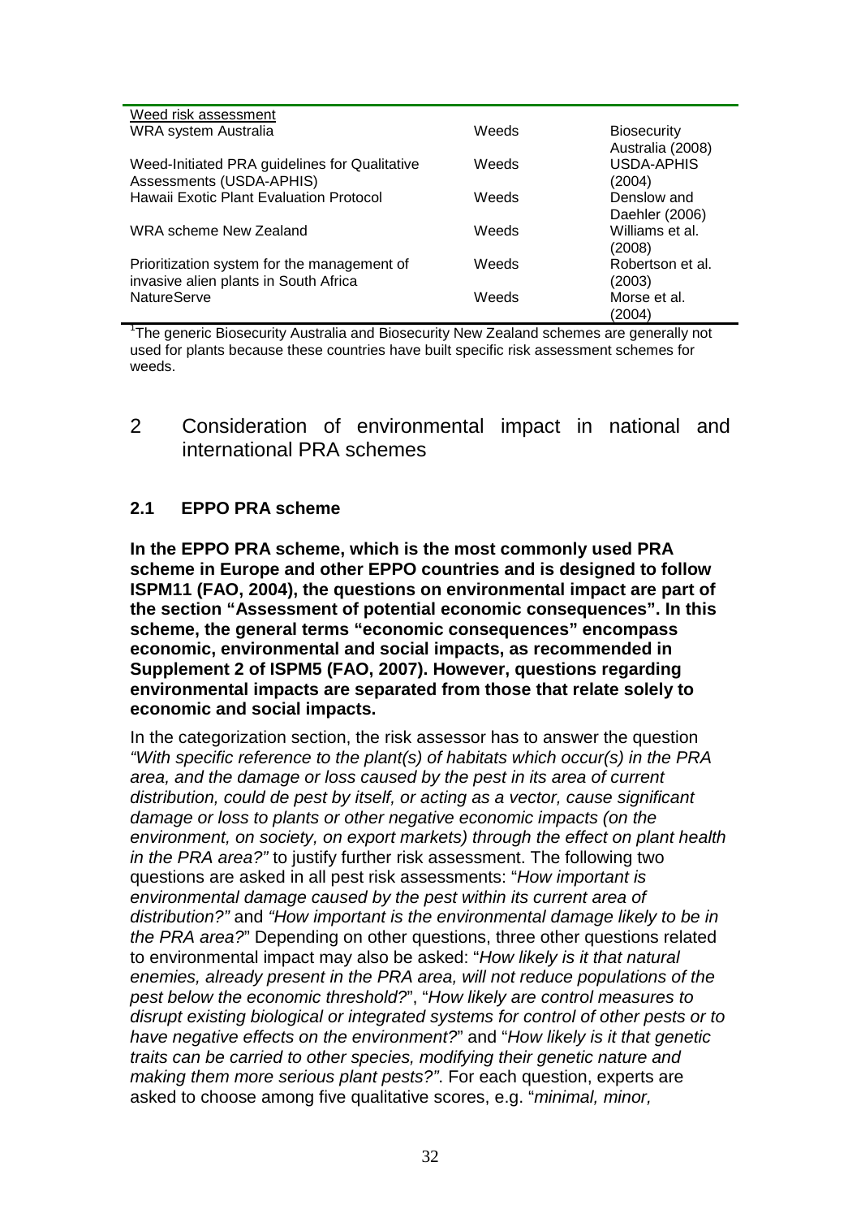| Weed risk assessment | | |
|---|---|---|
| WRA system Australia | Weeds | Biosecurity Australia (2008) |
| Weed-Initiated PRA guidelines for Qualitative Assessments (USDA-APHIS) | Weeds | USDA-APHIS (2004) |
| Hawaii Exotic Plant Evaluation Protocol | Weeds | Denslow and Daehler (2006) |
| WRA scheme New Zealand | Weeds | Williams et al. (2008) |
| Prioritization system for the management of invasive alien plants in South Africa | Weeds | Robertson et al. (2003) |
| NatureServe | Weeds | Morse et al. (2004) |

[1]The generic Biosecurity Australia and Biosecurity New Zealand schemes are generally not used for plants because these countries have built specific risk assessment schemes for weeds.

## 2 Consideration of environmental impact in national and international PRA schemes

### 2.1 EPPO PRA scheme

**In the EPPO PRA scheme, which is the most commonly used PRA scheme in Europe and other EPPO countries and is designed to follow ISPM11 (FAO, 2004), the questions on environmental impact are part of the section "Assessment of potential economic consequences". In this scheme, the general terms "economic consequences" encompass economic, environmental and social impacts, as recommended in Supplement 2 of ISPM5 (FAO, 2007). However, questions regarding environmental impacts are separated from those that relate solely to economic and social impacts.**

In the categorization section, the risk assessor has to answer the question *"With specific reference to the plant(s) of habitats which occur(s) in the PRA area, and the damage or loss caused by the pest in its area of current distribution, could de pest by itself, or acting as a vector, cause significant damage or loss to plants or other negative economic impacts (on the environment, on society, on export markets) through the effect on plant health in the PRA area?"* to justify further risk assessment. The following two questions are asked in all pest risk assessments: "*How important is environmental damage caused by the pest within its current area of distribution?"* and *"How important is the environmental damage likely to be in the PRA area?*" Depending on other questions, three other questions related to environmental impact may also be asked: "*How likely is it that natural enemies, already present in the PRA area, will not reduce populations of the pest below the economic threshold?*", "*How likely are control measures to disrupt existing biological or integrated systems for control of other pests or to have negative effects on the environment?*" and "*How likely is it that genetic traits can be carried to other species, modifying their genetic nature and making them more serious plant pests?"*. For each question, experts are asked to choose among five qualitative scores, e.g. "*minimal, minor,*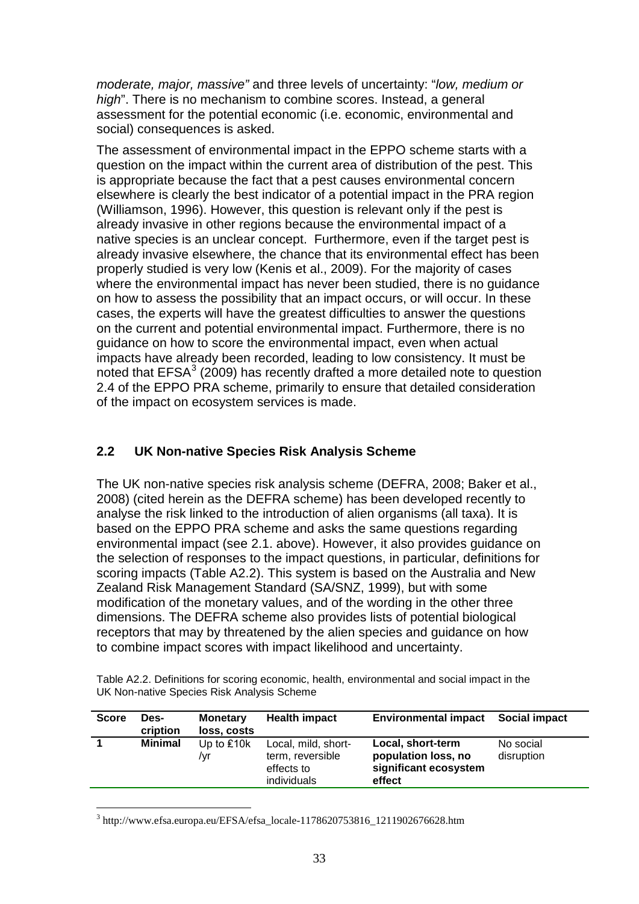*moderate, major, massive"* and three levels of uncertainty: "*low, medium or high*". There is no mechanism to combine scores. Instead, a general assessment for the potential economic (i.e. economic, environmental and social) consequences is asked.

The assessment of environmental impact in the EPPO scheme starts with a question on the impact within the current area of distribution of the pest. This is appropriate because the fact that a pest causes environmental concern elsewhere is clearly the best indicator of a potential impact in the PRA region (Williamson, 1996). However, this question is relevant only if the pest is already invasive in other regions because the environmental impact of a native species is an unclear concept. Furthermore, even if the target pest is already invasive elsewhere, the chance that its environmental effect has been properly studied is very low (Kenis et al., 2009). For the majority of cases where the environmental impact has never been studied, there is no guidance on how to assess the possibility that an impact occurs, or will occur. In these cases, the experts will have the greatest difficulties to answer the questions on the current and potential environmental impact. Furthermore, there is no guidance on how to score the environmental impact, even when actual impacts have already been recorded, leading to low consistency. It must be noted that EFSA[3] (2009) has recently drafted a more detailed note to question 2.4 of the EPPO PRA scheme, primarily to ensure that detailed consideration of the impact on ecosystem services is made.

## 2.2 UK Non-native Species Risk Analysis Scheme

The UK non-native species risk analysis scheme (DEFRA, 2008; Baker et al., 2008) (cited herein as the DEFRA scheme) has been developed recently to analyse the risk linked to the introduction of alien organisms (all taxa). It is based on the EPPO PRA scheme and asks the same questions regarding environmental impact (see 2.1. above). However, it also provides guidance on the selection of responses to the impact questions, in particular, definitions for scoring impacts (Table A2.2). This system is based on the Australia and New Zealand Risk Management Standard (SA/SNZ, 1999), but with some modification of the monetary values, and of the wording in the other three dimensions. The DEFRA scheme also provides lists of potential biological receptors that may by threatened by the alien species and guidance on how to combine impact scores with impact likelihood and uncertainty.

Table A2.2. Definitions for scoring economic, health, environmental and social impact in the UK Non-native Species Risk Analysis Scheme

| Score | Des-cription | Monetary loss, costs | Health impact | Environmental impact | Social impact |
|---|---|---|---|---|---|
| **1** | **Minimal** | Up to £10k /yr | Local, mild, short-term, reversible effects to individuals | **Local, short-term population loss, no significant ecosystem effect** | No social disruption |

[3] http://www.efsa.europa.eu/EFSA/efsa_locale-1178620753816_1211902676628.htm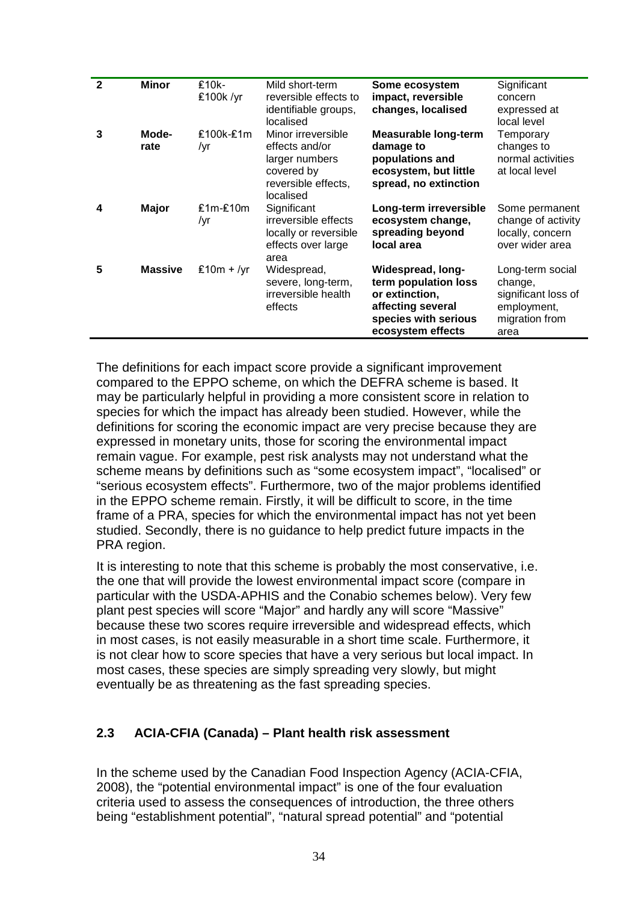| | | | | | |
|---|---|---|---|---|---|
| **2** | **Minor** | £10k-£100k /yr | Mild short-term reversible effects to identifiable groups, localised | **Some ecosystem impact, reversible changes, localised** | Significant concern expressed at local level |
| **3** | **Mode-rate** | £100k-£1m /yr | Minor irreversible effects and/or larger numbers covered by reversible effects, localised | **Measurable long-term damage to populations and ecosystem, but little spread, no extinction** | Temporary changes to normal activities at local level |
| **4** | **Major** | £1m-£10m /yr | Significant irreversible effects locally or reversible effects over large area | **Long-term irreversible ecosystem change, spreading beyond local area** | Some permanent change of activity locally, concern over wider area |
| **5** | **Massive** | £10m + /yr | Widespread, severe, long-term, irreversible health effects | **Widespread, long-term population loss or extinction, affecting several species with serious ecosystem effects** | Long-term social change, significant loss of employment, migration from area |

The definitions for each impact score provide a significant improvement compared to the EPPO scheme, on which the DEFRA scheme is based. It may be particularly helpful in providing a more consistent score in relation to species for which the impact has already been studied. However, while the definitions for scoring the economic impact are very precise because they are expressed in monetary units, those for scoring the environmental impact remain vague. For example, pest risk analysts may not understand what the scheme means by definitions such as "some ecosystem impact", "localised" or "serious ecosystem effects". Furthermore, two of the major problems identified in the EPPO scheme remain. Firstly, it will be difficult to score, in the time frame of a PRA, species for which the environmental impact has not yet been studied. Secondly, there is no guidance to help predict future impacts in the PRA region.

It is interesting to note that this scheme is probably the most conservative, i.e. the one that will provide the lowest environmental impact score (compare in particular with the USDA-APHIS and the Conabio schemes below). Very few plant pest species will score "Major" and hardly any will score "Massive" because these two scores require irreversible and widespread effects, which in most cases, is not easily measurable in a short time scale. Furthermore, it is not clear how to score species that have a very serious but local impact. In most cases, these species are simply spreading very slowly, but might eventually be as threatening as the fast spreading species.

## 2.3 ACIA-CFIA (Canada) – Plant health risk assessment

In the scheme used by the Canadian Food Inspection Agency (ACIA-CFIA, 2008), the "potential environmental impact" is one of the four evaluation criteria used to assess the consequences of introduction, the three others being "establishment potential", "natural spread potential" and "potential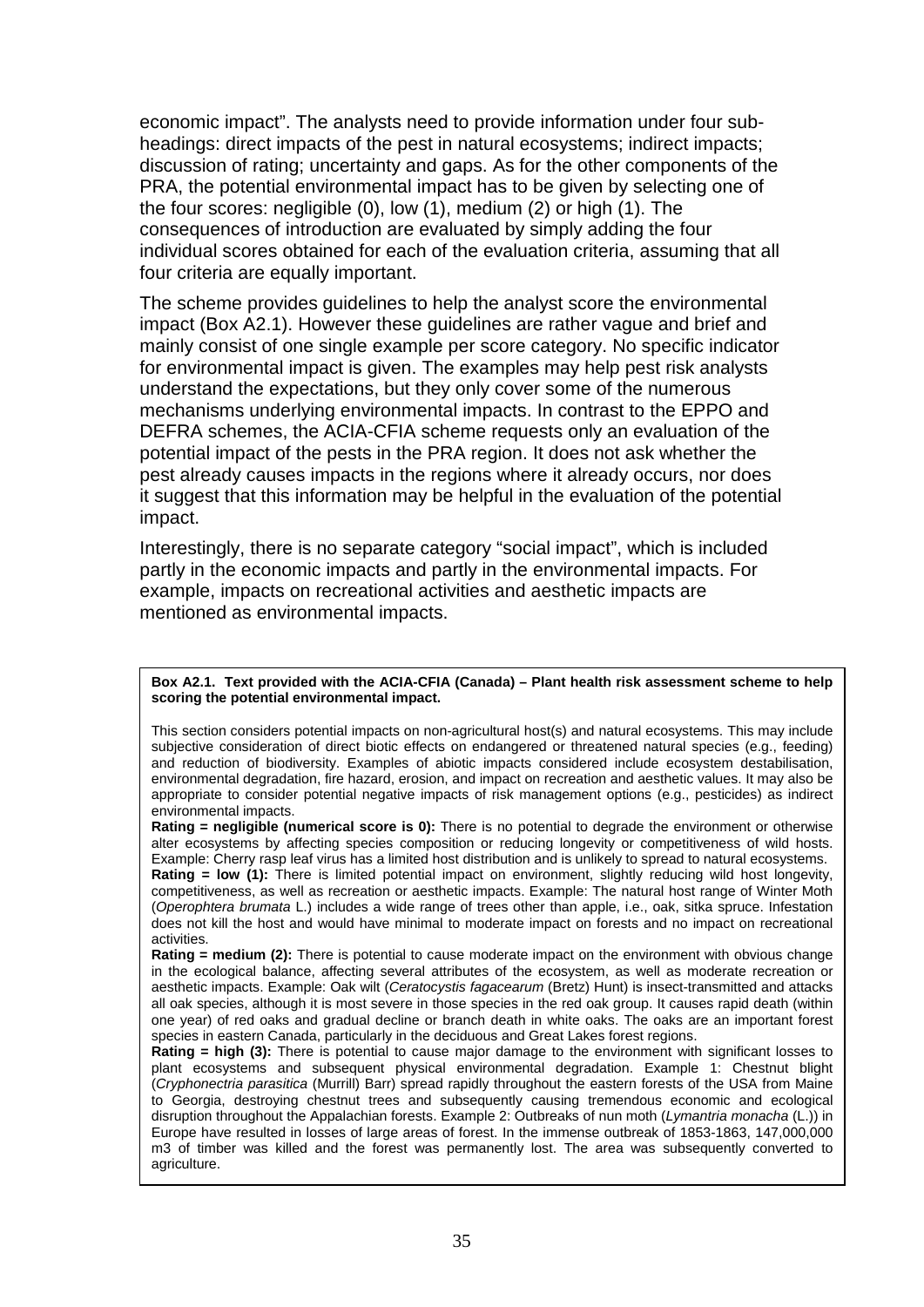economic impact". The analysts need to provide information under four sub-headings: direct impacts of the pest in natural ecosystems; indirect impacts; discussion of rating; uncertainty and gaps. As for the other components of the PRA, the potential environmental impact has to be given by selecting one of the four scores: negligible (0), low (1), medium (2) or high (1). The consequences of introduction are evaluated by simply adding the four individual scores obtained for each of the evaluation criteria, assuming that all four criteria are equally important.

The scheme provides guidelines to help the analyst score the environmental impact (Box A2.1). However these guidelines are rather vague and brief and mainly consist of one single example per score category. No specific indicator for environmental impact is given. The examples may help pest risk analysts understand the expectations, but they only cover some of the numerous mechanisms underlying environmental impacts. In contrast to the EPPO and DEFRA schemes, the ACIA-CFIA scheme requests only an evaluation of the potential impact of the pests in the PRA region. It does not ask whether the pest already causes impacts in the regions where it already occurs, nor does it suggest that this information may be helpful in the evaluation of the potential impact.

Interestingly, there is no separate category "social impact", which is included partly in the economic impacts and partly in the environmental impacts. For example, impacts on recreational activities and aesthetic impacts are mentioned as environmental impacts.

**Box A2.1. Text provided with the ACIA-CFIA (Canada) – Plant health risk assessment scheme to help scoring the potential environmental impact.**

This section considers potential impacts on non-agricultural host(s) and natural ecosystems. This may include subjective consideration of direct biotic effects on endangered or threatened natural species (e.g., feeding) and reduction of biodiversity. Examples of abiotic impacts considered include ecosystem destabilisation, environmental degradation, fire hazard, erosion, and impact on recreation and aesthetic values. It may also be appropriate to consider potential negative impacts of risk management options (e.g., pesticides) as indirect environmental impacts.

**Rating = negligible (numerical score is 0):** There is no potential to degrade the environment or otherwise alter ecosystems by affecting species composition or reducing longevity or competitiveness of wild hosts. Example: Cherry rasp leaf virus has a limited host distribution and is unlikely to spread to natural ecosystems.

**Rating = low (1):** There is limited potential impact on environment, slightly reducing wild host longevity, competitiveness, as well as recreation or aesthetic impacts. Example: The natural host range of Winter Moth (*Operophtera brumata* L.) includes a wide range of trees other than apple, i.e., oak, sitka spruce. Infestation does not kill the host and would have minimal to moderate impact on forests and no impact on recreational activities.

**Rating = medium (2):** There is potential to cause moderate impact on the environment with obvious change in the ecological balance, affecting several attributes of the ecosystem, as well as moderate recreation or aesthetic impacts. Example: Oak wilt (*Ceratocystis fagacearum* (Bretz) Hunt) is insect-transmitted and attacks all oak species, although it is most severe in those species in the red oak group. It causes rapid death (within one year) of red oaks and gradual decline or branch death in white oaks. The oaks are an important forest species in eastern Canada, particularly in the deciduous and Great Lakes forest regions.

**Rating = high (3):** There is potential to cause major damage to the environment with significant losses to plant ecosystems and subsequent physical environmental degradation. Example 1: Chestnut blight (*Cryphonectria parasitica* (Murrill) Barr) spread rapidly throughout the eastern forests of the USA from Maine to Georgia, destroying chestnut trees and subsequently causing tremendous economic and ecological disruption throughout the Appalachian forests. Example 2: Outbreaks of nun moth (*Lymantria monacha* (L.)) in Europe have resulted in losses of large areas of forest. In the immense outbreak of 1853-1863, 147,000,000 m3 of timber was killed and the forest was permanently lost. The area was subsequently converted to agriculture.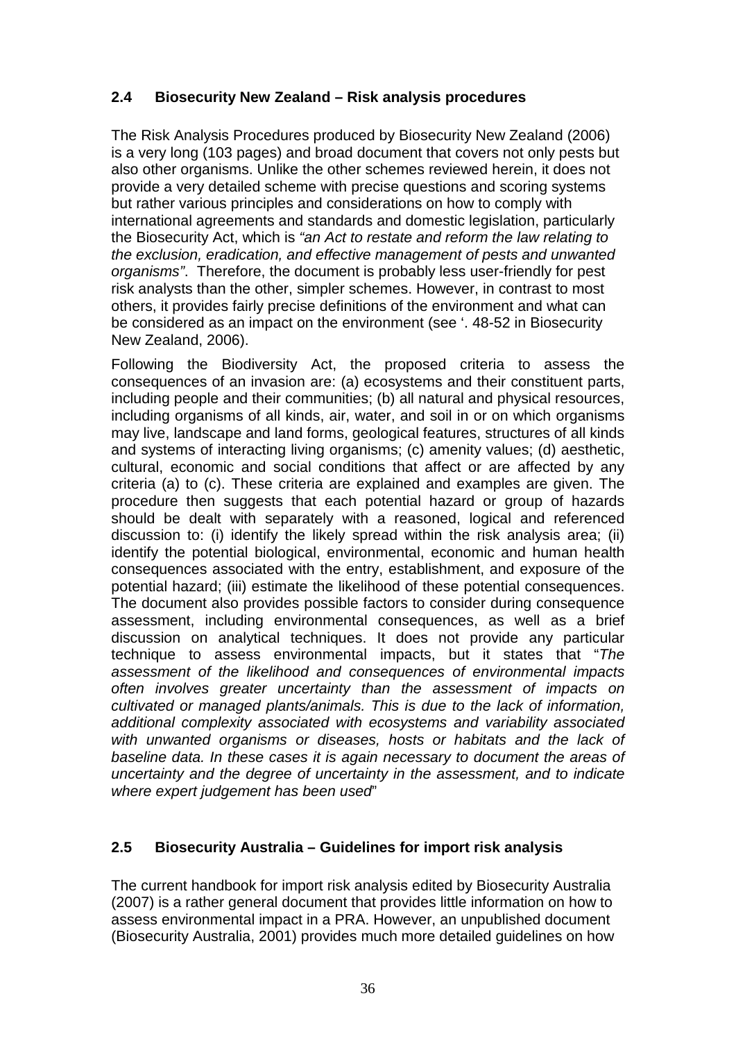## 2.4 Biosecurity New Zealand – Risk analysis procedures

The Risk Analysis Procedures produced by Biosecurity New Zealand (2006) is a very long (103 pages) and broad document that covers not only pests but also other organisms. Unlike the other schemes reviewed herein, it does not provide a very detailed scheme with precise questions and scoring systems but rather various principles and considerations on how to comply with international agreements and standards and domestic legislation, particularly the Biosecurity Act, which is *"an Act to restate and reform the law relating to the exclusion, eradication, and effective management of pests and unwanted organisms"*. Therefore, the document is probably less user-friendly for pest risk analysts than the other, simpler schemes. However, in contrast to most others, it provides fairly precise definitions of the environment and what can be considered as an impact on the environment (see '. 48-52 in Biosecurity New Zealand, 2006).

Following the Biodiversity Act, the proposed criteria to assess the consequences of an invasion are: (a) ecosystems and their constituent parts, including people and their communities; (b) all natural and physical resources, including organisms of all kinds, air, water, and soil in or on which organisms may live, landscape and land forms, geological features, structures of all kinds and systems of interacting living organisms; (c) amenity values; (d) aesthetic, cultural, economic and social conditions that affect or are affected by any criteria (a) to (c). These criteria are explained and examples are given. The procedure then suggests that each potential hazard or group of hazards should be dealt with separately with a reasoned, logical and referenced discussion to: (i) identify the likely spread within the risk analysis area; (ii) identify the potential biological, environmental, economic and human health consequences associated with the entry, establishment, and exposure of the potential hazard; (iii) estimate the likelihood of these potential consequences. The document also provides possible factors to consider during consequence assessment, including environmental consequences, as well as a brief discussion on analytical techniques. It does not provide any particular technique to assess environmental impacts, but it states that "*The assessment of the likelihood and consequences of environmental impacts often involves greater uncertainty than the assessment of impacts on cultivated or managed plants/animals. This is due to the lack of information, additional complexity associated with ecosystems and variability associated with unwanted organisms or diseases, hosts or habitats and the lack of baseline data. In these cases it is again necessary to document the areas of uncertainty and the degree of uncertainty in the assessment, and to indicate where expert judgement has been used*"

## 2.5 Biosecurity Australia – Guidelines for import risk analysis

The current handbook for import risk analysis edited by Biosecurity Australia (2007) is a rather general document that provides little information on how to assess environmental impact in a PRA. However, an unpublished document (Biosecurity Australia, 2001) provides much more detailed guidelines on how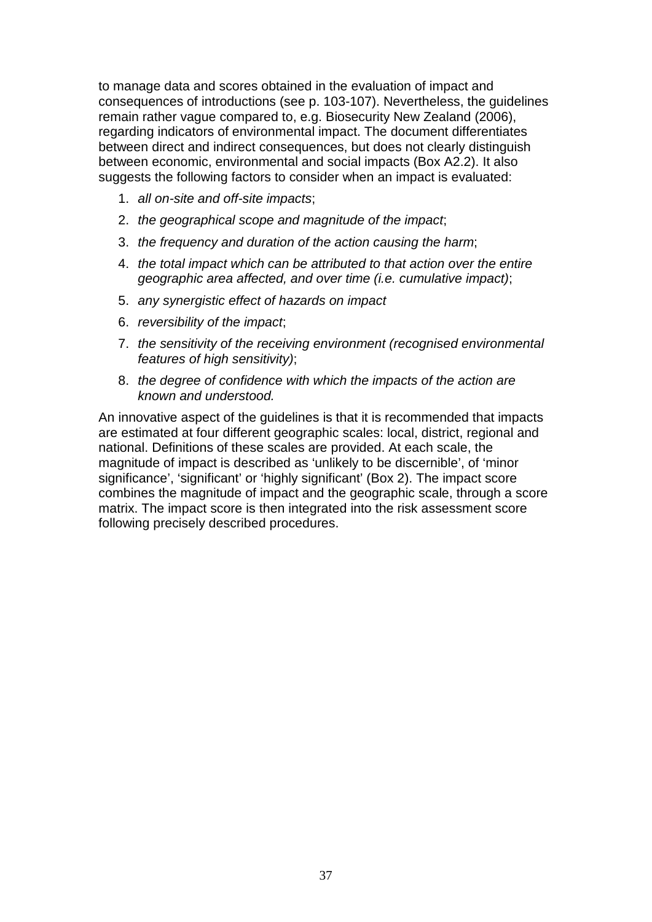to manage data and scores obtained in the evaluation of impact and consequences of introductions (see p. 103-107). Nevertheless, the guidelines remain rather vague compared to, e.g. Biosecurity New Zealand (2006), regarding indicators of environmental impact. The document differentiates between direct and indirect consequences, but does not clearly distinguish between economic, environmental and social impacts (Box A2.2). It also suggests the following factors to consider when an impact is evaluated:

1. *all on-site and off-site impacts*;
2. *the geographical scope and magnitude of the impact*;
3. *the frequency and duration of the action causing the harm*;
4. *the total impact which can be attributed to that action over the entire geographic area affected, and over time (i.e. cumulative impact)*;
5. *any synergistic effect of hazards on impact*
6. *reversibility of the impact*;
7. *the sensitivity of the receiving environment (recognised environmental features of high sensitivity)*;
8. *the degree of confidence with which the impacts of the action are known and understood.*

An innovative aspect of the guidelines is that it is recommended that impacts are estimated at four different geographic scales: local, district, regional and national. Definitions of these scales are provided. At each scale, the magnitude of impact is described as 'unlikely to be discernible', of 'minor significance', 'significant' or 'highly significant' (Box 2). The impact score combines the magnitude of impact and the geographic scale, through a score matrix. The impact score is then integrated into the risk assessment score following precisely described procedures.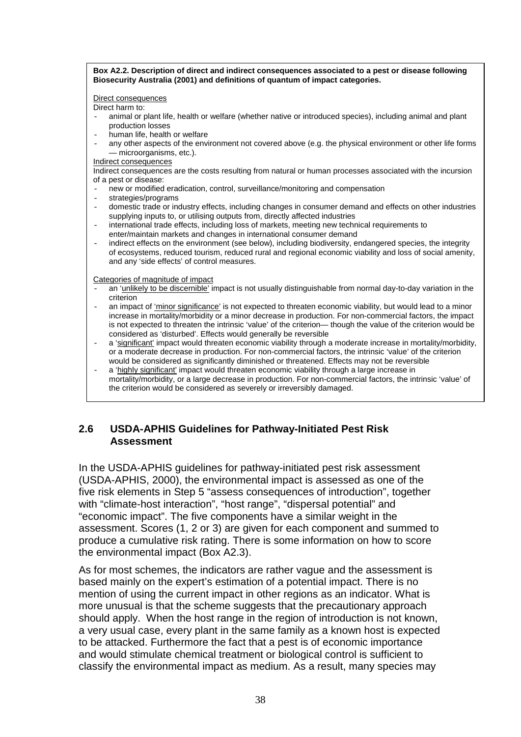**Box A2.2. Description of direct and indirect consequences associated to a pest or disease following Biosecurity Australia (2001) and definitions of quantum of impact categories.**

Direct consequences

Direct harm to:

- animal or plant life, health or welfare (whether native or introduced species), including animal and plant production losses
- human life, health or welfare
- any other aspects of the environment not covered above (e.g. the physical environment or other life forms — microorganisms, etc.).

Indirect consequences

Indirect consequences are the costs resulting from natural or human processes associated with the incursion of a pest or disease:

- new or modified eradication, control, surveillance/monitoring and compensation
- strategies/programs
- domestic trade or industry effects, including changes in consumer demand and effects on other industries supplying inputs to, or utilising outputs from, directly affected industries
- international trade effects, including loss of markets, meeting new technical requirements to enter/maintain markets and changes in international consumer demand
- indirect effects on the environment (see below), including biodiversity, endangered species, the integrity of ecosystems, reduced tourism, reduced rural and regional economic viability and loss of social amenity, and any 'side effects' of control measures.

Categories of magnitude of impact

- an 'unlikely to be discernible' impact is not usually distinguishable from normal day-to-day variation in the criterion
- an impact of 'minor significance' is not expected to threaten economic viability, but would lead to a minor increase in mortality/morbidity or a minor decrease in production. For non-commercial factors, the impact is not expected to threaten the intrinsic 'value' of the criterion— though the value of the criterion would be considered as 'disturbed'. Effects would generally be reversible
- a 'significant' impact would threaten economic viability through a moderate increase in mortality/morbidity, or a moderate decrease in production. For non-commercial factors, the intrinsic 'value' of the criterion would be considered as significantly diminished or threatened. Effects may not be reversible
- a 'highly significant' impact would threaten economic viability through a large increase in mortality/morbidity, or a large decrease in production. For non-commercial factors, the intrinsic 'value' of the criterion would be considered as severely or irreversibly damaged.

## 2.6 USDA-APHIS Guidelines for Pathway-Initiated Pest Risk Assessment

In the USDA-APHIS guidelines for pathway-initiated pest risk assessment (USDA-APHIS, 2000), the environmental impact is assessed as one of the five risk elements in Step 5 "assess consequences of introduction", together with "climate-host interaction", "host range", "dispersal potential" and "economic impact". The five components have a similar weight in the assessment. Scores (1, 2 or 3) are given for each component and summed to produce a cumulative risk rating. There is some information on how to score the environmental impact (Box A2.3).

As for most schemes, the indicators are rather vague and the assessment is based mainly on the expert's estimation of a potential impact. There is no mention of using the current impact in other regions as an indicator. What is more unusual is that the scheme suggests that the precautionary approach should apply. When the host range in the region of introduction is not known, a very usual case, every plant in the same family as a known host is expected to be attacked. Furthermore the fact that a pest is of economic importance and would stimulate chemical treatment or biological control is sufficient to classify the environmental impact as medium. As a result, many species may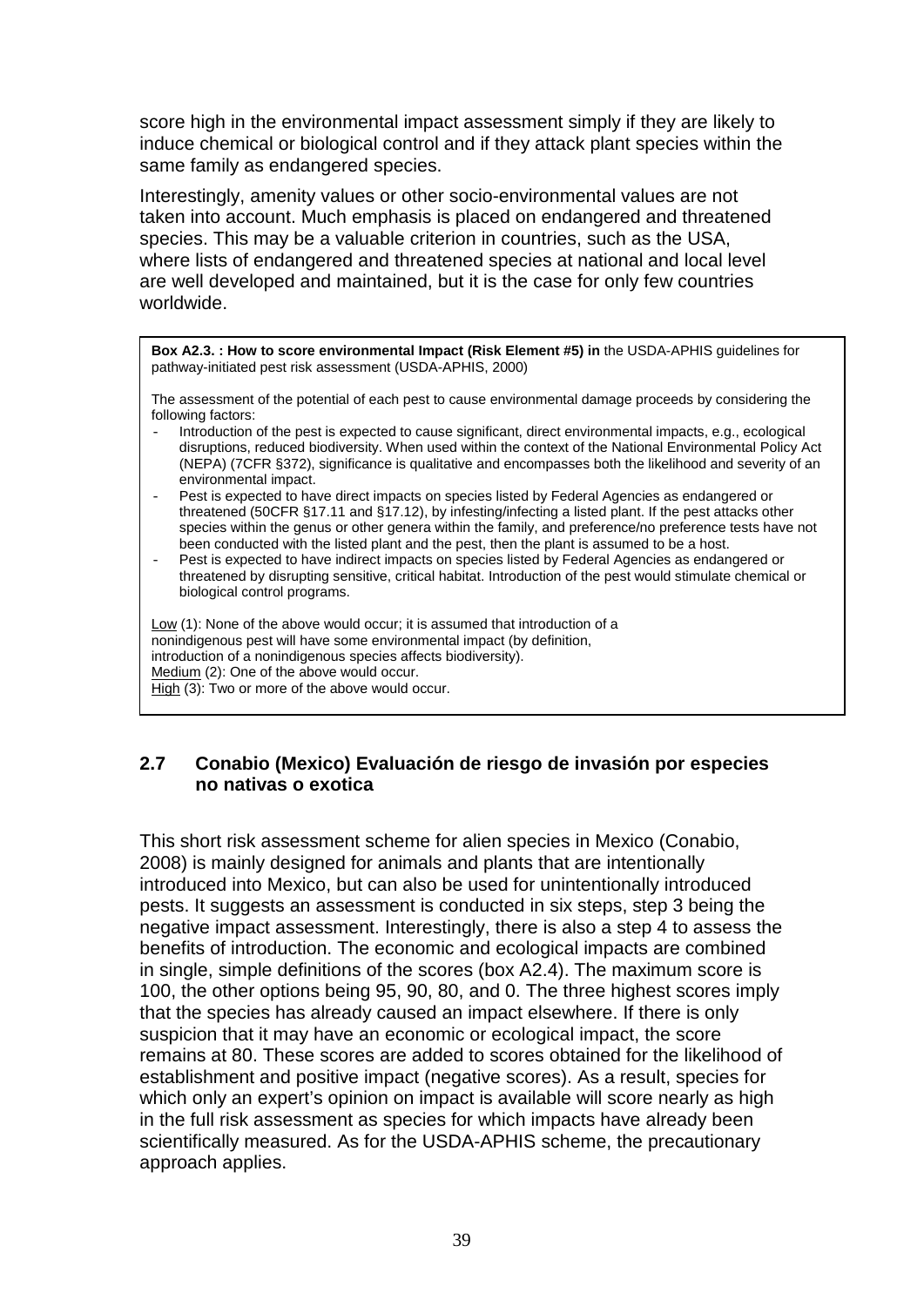score high in the environmental impact assessment simply if they are likely to induce chemical or biological control and if they attack plant species within the same family as endangered species.

Interestingly, amenity values or other socio-environmental values are not taken into account. Much emphasis is placed on endangered and threatened species. This may be a valuable criterion in countries, such as the USA, where lists of endangered and threatened species at national and local level are well developed and maintained, but it is the case for only few countries worldwide.

> **Box A2.3. : How to score environmental Impact (Risk Element #5) in** the USDA-APHIS guidelines for pathway-initiated pest risk assessment (USDA-APHIS, 2000)
>
> The assessment of the potential of each pest to cause environmental damage proceeds by considering the following factors:
>
> - Introduction of the pest is expected to cause significant, direct environmental impacts, e.g., ecological disruptions, reduced biodiversity. When used within the context of the National Environmental Policy Act (NEPA) (7CFR §372), significance is qualitative and encompasses both the likelihood and severity of an environmental impact.
> - Pest is expected to have direct impacts on species listed by Federal Agencies as endangered or threatened (50CFR §17.11 and §17.12), by infesting/infecting a listed plant. If the pest attacks other species within the genus or other genera within the family, and preference/no preference tests have not been conducted with the listed plant and the pest, then the plant is assumed to be a host.
> - Pest is expected to have indirect impacts on species listed by Federal Agencies as endangered or threatened by disrupting sensitive, critical habitat. Introduction of the pest would stimulate chemical or biological control programs.
>
> Low (1): None of the above would occur; it is assumed that introduction of a nonindigenous pest will have some environmental impact (by definition, introduction of a nonindigenous species affects biodiversity).
> Medium (2): One of the above would occur.
> High (3): Two or more of the above would occur.

## 2.7 Conabio (Mexico) Evaluación de riesgo de invasión por especies no nativas o exotica

This short risk assessment scheme for alien species in Mexico (Conabio, 2008) is mainly designed for animals and plants that are intentionally introduced into Mexico, but can also be used for unintentionally introduced pests. It suggests an assessment is conducted in six steps, step 3 being the negative impact assessment. Interestingly, there is also a step 4 to assess the benefits of introduction. The economic and ecological impacts are combined in single, simple definitions of the scores (box A2.4). The maximum score is 100, the other options being 95, 90, 80, and 0. The three highest scores imply that the species has already caused an impact elsewhere. If there is only suspicion that it may have an economic or ecological impact, the score remains at 80. These scores are added to scores obtained for the likelihood of establishment and positive impact (negative scores). As a result, species for which only an expert's opinion on impact is available will score nearly as high in the full risk assessment as species for which impacts have already been scientifically measured. As for the USDA-APHIS scheme, the precautionary approach applies.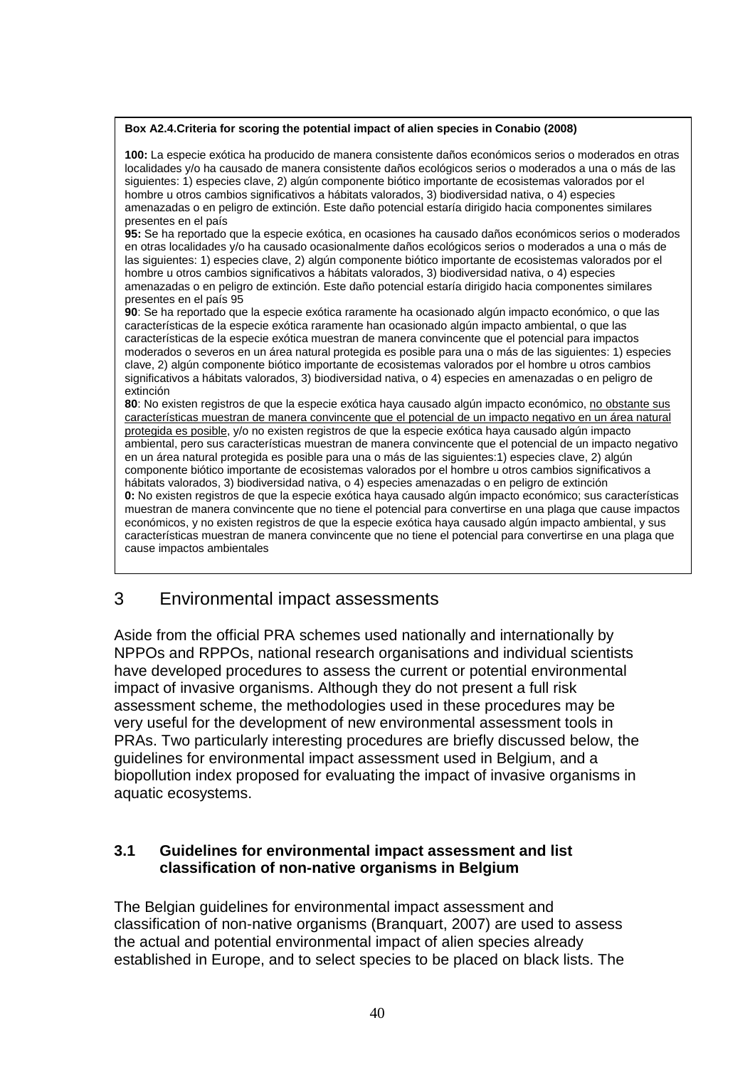**Box A2.4.Criteria for scoring the potential impact of alien species in Conabio (2008)**

**100:** La especie exótica ha producido de manera consistente daños económicos serios o moderados en otras localidades y/o ha causado de manera consistente daños ecológicos serios o moderados a una o más de las siguientes: 1) especies clave, 2) algún componente biótico importante de ecosistemas valorados por el hombre u otros cambios significativos a hábitats valorados, 3) biodiversidad nativa, o 4) especies amenazadas o en peligro de extinción. Este daño potencial estaría dirigido hacia componentes similares presentes en el país

**95:** Se ha reportado que la especie exótica, en ocasiones ha causado daños económicos serios o moderados en otras localidades y/o ha causado ocasionalmente daños ecológicos serios o moderados a una o más de las siguientes: 1) especies clave, 2) algún componente biótico importante de ecosistemas valorados por el hombre u otros cambios significativos a hábitats valorados, 3) biodiversidad nativa, o 4) especies amenazadas o en peligro de extinción. Este daño potencial estaría dirigido hacia componentes similares presentes en el país 95

**90**: Se ha reportado que la especie exótica raramente ha ocasionado algún impacto económico, o que las características de la especie exótica raramente han ocasionado algún impacto ambiental, o que las características de la especie exótica muestran de manera convincente que el potencial para impactos moderados o severos en un área natural protegida es posible para una o más de las siguientes: 1) especies clave, 2) algún componente biótico importante de ecosistemas valorados por el hombre u otros cambios significativos a hábitats valorados, 3) biodiversidad nativa, o 4) especies en amenazadas o en peligro de extinción

**80**: No existen registros de que la especie exótica haya causado algún impacto económico, no obstante sus características muestran de manera convincente que el potencial de un impacto negativo en un área natural protegida es posible, y/o no existen registros de que la especie exótica haya causado algún impacto ambiental, pero sus características muestran de manera convincente que el potencial de un impacto negativo en un área natural protegida es posible para una o más de las siguientes:1) especies clave, 2) algún componente biótico importante de ecosistemas valorados por el hombre u otros cambios significativos a hábitats valorados, 3) biodiversidad nativa, o 4) especies amenazadas o en peligro de extinción

**0:** No existen registros de que la especie exótica haya causado algún impacto económico; sus características muestran de manera convincente que no tiene el potencial para convertirse en una plaga que cause impactos económicos, y no existen registros de que la especie exótica haya causado algún impacto ambiental, y sus características muestran de manera convincente que no tiene el potencial para convertirse en una plaga que cause impactos ambientales

# 3 Environmental impact assessments

Aside from the official PRA schemes used nationally and internationally by NPPOs and RPPOs, national research organisations and individual scientists have developed procedures to assess the current or potential environmental impact of invasive organisms. Although they do not present a full risk assessment scheme, the methodologies used in these procedures may be very useful for the development of new environmental assessment tools in PRAs. Two particularly interesting procedures are briefly discussed below, the guidelines for environmental impact assessment used in Belgium, and a biopollution index proposed for evaluating the impact of invasive organisms in aquatic ecosystems.

## 3.1 Guidelines for environmental impact assessment and list classification of non-native organisms in Belgium

The Belgian guidelines for environmental impact assessment and classification of non-native organisms (Branquart, 2007) are used to assess the actual and potential environmental impact of alien species already established in Europe, and to select species to be placed on black lists. The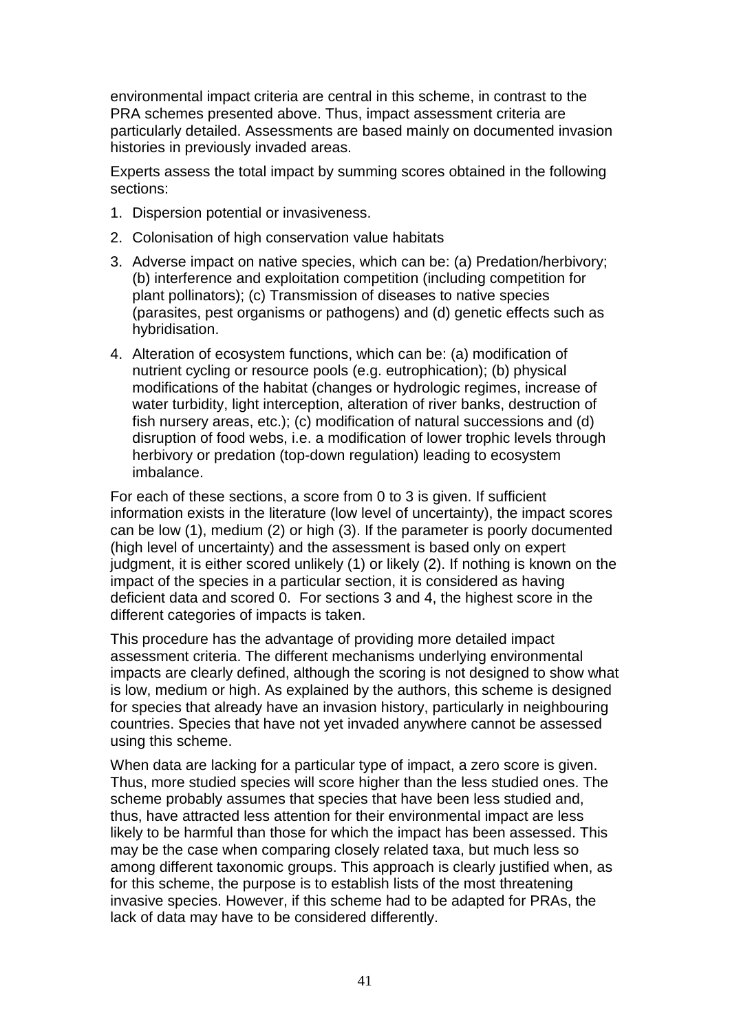environmental impact criteria are central in this scheme, in contrast to the PRA schemes presented above. Thus, impact assessment criteria are particularly detailed. Assessments are based mainly on documented invasion histories in previously invaded areas.

Experts assess the total impact by summing scores obtained in the following sections:

1. Dispersion potential or invasiveness.
2. Colonisation of high conservation value habitats
3. Adverse impact on native species, which can be: (a) Predation/herbivory; (b) interference and exploitation competition (including competition for plant pollinators); (c) Transmission of diseases to native species (parasites, pest organisms or pathogens) and (d) genetic effects such as hybridisation.
4. Alteration of ecosystem functions, which can be: (a) modification of nutrient cycling or resource pools (e.g. eutrophication); (b) physical modifications of the habitat (changes or hydrologic regimes, increase of water turbidity, light interception, alteration of river banks, destruction of fish nursery areas, etc.); (c) modification of natural successions and (d) disruption of food webs, i.e. a modification of lower trophic levels through herbivory or predation (top-down regulation) leading to ecosystem imbalance.

For each of these sections, a score from 0 to 3 is given. If sufficient information exists in the literature (low level of uncertainty), the impact scores can be low (1), medium (2) or high (3). If the parameter is poorly documented (high level of uncertainty) and the assessment is based only on expert judgment, it is either scored unlikely (1) or likely (2). If nothing is known on the impact of the species in a particular section, it is considered as having deficient data and scored 0. For sections 3 and 4, the highest score in the different categories of impacts is taken.

This procedure has the advantage of providing more detailed impact assessment criteria. The different mechanisms underlying environmental impacts are clearly defined, although the scoring is not designed to show what is low, medium or high. As explained by the authors, this scheme is designed for species that already have an invasion history, particularly in neighbouring countries. Species that have not yet invaded anywhere cannot be assessed using this scheme.

When data are lacking for a particular type of impact, a zero score is given. Thus, more studied species will score higher than the less studied ones. The scheme probably assumes that species that have been less studied and, thus, have attracted less attention for their environmental impact are less likely to be harmful than those for which the impact has been assessed. This may be the case when comparing closely related taxa, but much less so among different taxonomic groups. This approach is clearly justified when, as for this scheme, the purpose is to establish lists of the most threatening invasive species. However, if this scheme had to be adapted for PRAs, the lack of data may have to be considered differently.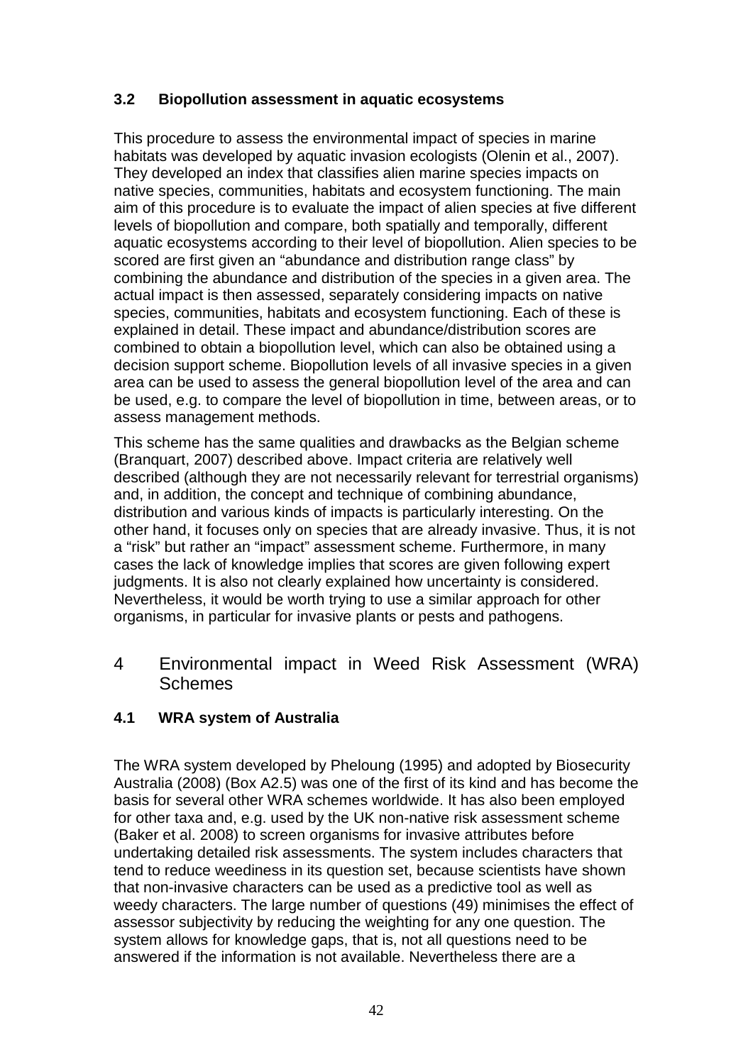### 3.2 Biopollution assessment in aquatic ecosystems

This procedure to assess the environmental impact of species in marine habitats was developed by aquatic invasion ecologists (Olenin et al., 2007). They developed an index that classifies alien marine species impacts on native species, communities, habitats and ecosystem functioning. The main aim of this procedure is to evaluate the impact of alien species at five different levels of biopollution and compare, both spatially and temporally, different aquatic ecosystems according to their level of biopollution. Alien species to be scored are first given an "abundance and distribution range class" by combining the abundance and distribution of the species in a given area. The actual impact is then assessed, separately considering impacts on native species, communities, habitats and ecosystem functioning. Each of these is explained in detail. These impact and abundance/distribution scores are combined to obtain a biopollution level, which can also be obtained using a decision support scheme. Biopollution levels of all invasive species in a given area can be used to assess the general biopollution level of the area and can be used, e.g. to compare the level of biopollution in time, between areas, or to assess management methods.

This scheme has the same qualities and drawbacks as the Belgian scheme (Branquart, 2007) described above. Impact criteria are relatively well described (although they are not necessarily relevant for terrestrial organisms) and, in addition, the concept and technique of combining abundance, distribution and various kinds of impacts is particularly interesting. On the other hand, it focuses only on species that are already invasive. Thus, it is not a "risk" but rather an "impact" assessment scheme. Furthermore, in many cases the lack of knowledge implies that scores are given following expert judgments. It is also not clearly explained how uncertainty is considered. Nevertheless, it would be worth trying to use a similar approach for other organisms, in particular for invasive plants or pests and pathogens.

## 4 Environmental impact in Weed Risk Assessment (WRA) Schemes

### 4.1 WRA system of Australia

The WRA system developed by Pheloung (1995) and adopted by Biosecurity Australia (2008) (Box A2.5) was one of the first of its kind and has become the basis for several other WRA schemes worldwide. It has also been employed for other taxa and, e.g. used by the UK non-native risk assessment scheme (Baker et al. 2008) to screen organisms for invasive attributes before undertaking detailed risk assessments. The system includes characters that tend to reduce weediness in its question set, because scientists have shown that non-invasive characters can be used as a predictive tool as well as weedy characters. The large number of questions (49) minimises the effect of assessor subjectivity by reducing the weighting for any one question. The system allows for knowledge gaps, that is, not all questions need to be answered if the information is not available. Nevertheless there are a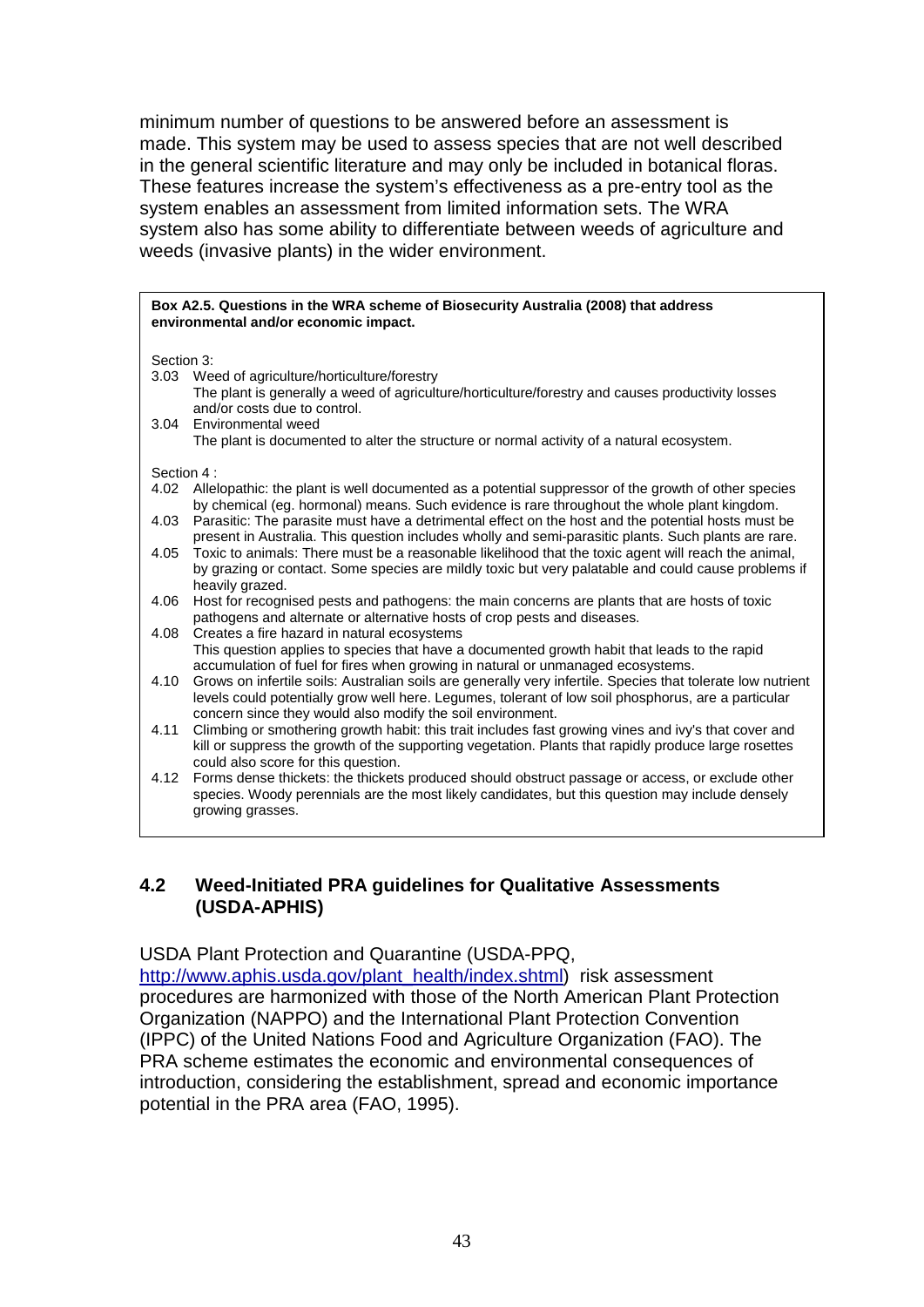minimum number of questions to be answered before an assessment is made. This system may be used to assess species that are not well described in the general scientific literature and may only be included in botanical floras. These features increase the system's effectiveness as a pre-entry tool as the system enables an assessment from limited information sets. The WRA system also has some ability to differentiate between weeds of agriculture and weeds (invasive plants) in the wider environment.

**Box A2.5. Questions in the WRA scheme of Biosecurity Australia (2008) that address environmental and/or economic impact.**

Section 3:

3.03 Weed of agriculture/horticulture/forestry
The plant is generally a weed of agriculture/horticulture/forestry and causes productivity losses and/or costs due to control.

3.04 Environmental weed
The plant is documented to alter the structure or normal activity of a natural ecosystem.

Section 4 :

4.02 Allelopathic: the plant is well documented as a potential suppressor of the growth of other species by chemical (eg. hormonal) means. Such evidence is rare throughout the whole plant kingdom.

4.03 Parasitic: The parasite must have a detrimental effect on the host and the potential hosts must be present in Australia. This question includes wholly and semi-parasitic plants. Such plants are rare.

4.05 Toxic to animals: There must be a reasonable likelihood that the toxic agent will reach the animal, by grazing or contact. Some species are mildly toxic but very palatable and could cause problems if heavily grazed.

4.06 Host for recognised pests and pathogens: the main concerns are plants that are hosts of toxic pathogens and alternate or alternative hosts of crop pests and diseases.

4.08 Creates a fire hazard in natural ecosystems
This question applies to species that have a documented growth habit that leads to the rapid accumulation of fuel for fires when growing in natural or unmanaged ecosystems.

4.10 Grows on infertile soils: Australian soils are generally very infertile. Species that tolerate low nutrient levels could potentially grow well here. Legumes, tolerant of low soil phosphorus, are a particular concern since they would also modify the soil environment.

4.11 Climbing or smothering growth habit: this trait includes fast growing vines and ivy's that cover and kill or suppress the growth of the supporting vegetation. Plants that rapidly produce large rosettes could also score for this question.

4.12 Forms dense thickets: the thickets produced should obstruct passage or access, or exclude other species. Woody perennials are the most likely candidates, but this question may include densely growing grasses.

## 4.2 Weed-Initiated PRA guidelines for Qualitative Assessments (USDA-APHIS)

USDA Plant Protection and Quarantine (USDA-PPQ, http://www.aphis.usda.gov/plant_health/index.shtml) risk assessment procedures are harmonized with those of the North American Plant Protection Organization (NAPPO) and the International Plant Protection Convention (IPPC) of the United Nations Food and Agriculture Organization (FAO). The PRA scheme estimates the economic and environmental consequences of introduction, considering the establishment, spread and economic importance potential in the PRA area (FAO, 1995).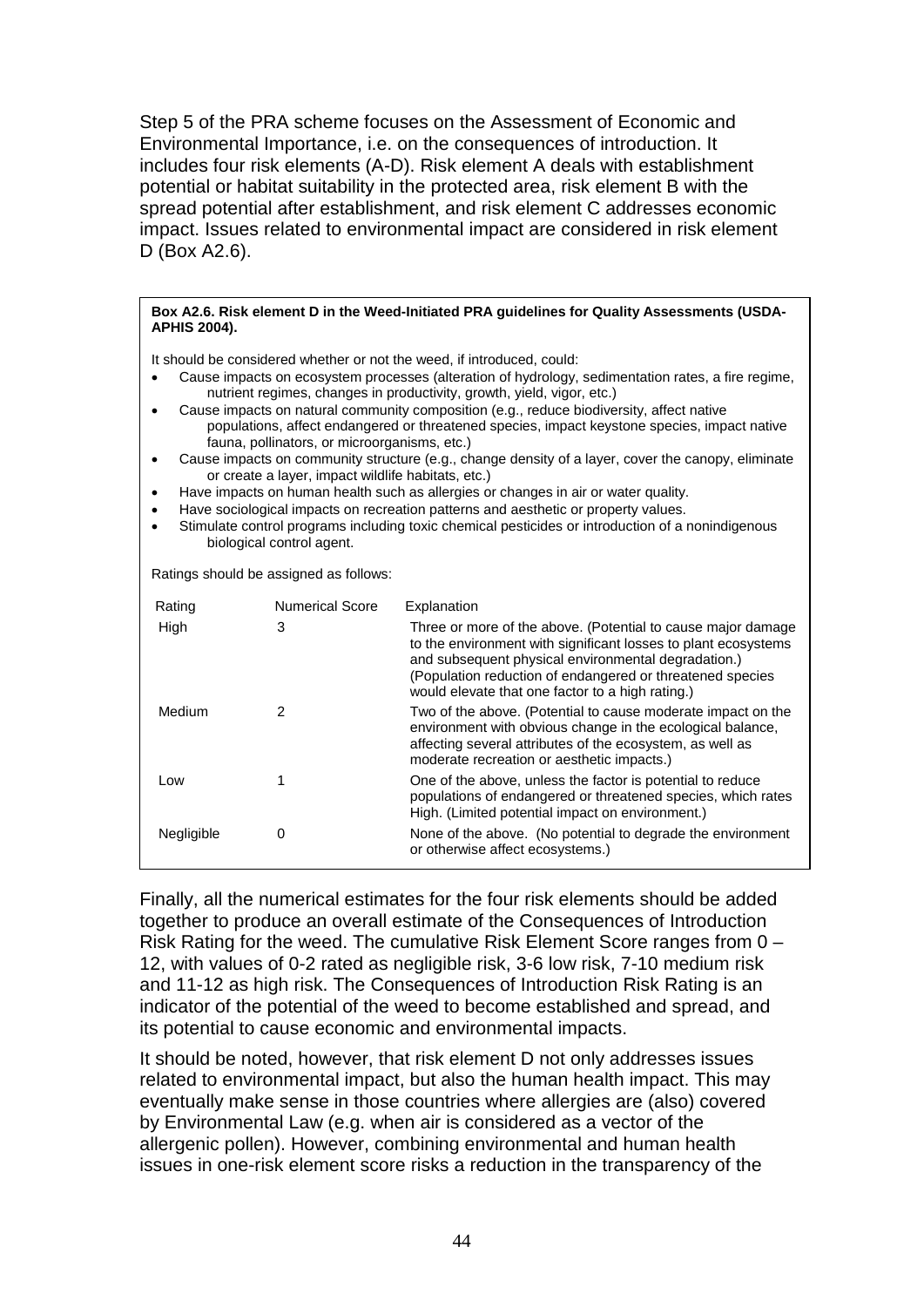Step 5 of the PRA scheme focuses on the Assessment of Economic and Environmental Importance, i.e. on the consequences of introduction. It includes four risk elements (A-D). Risk element A deals with establishment potential or habitat suitability in the protected area, risk element B with the spread potential after establishment, and risk element C addresses economic impact. Issues related to environmental impact are considered in risk element D (Box A2.6).

**Box A2.6. Risk element D in the Weed-Initiated PRA guidelines for Quality Assessments (USDA-APHIS 2004).**

It should be considered whether or not the weed, if introduced, could:

- Cause impacts on ecosystem processes (alteration of hydrology, sedimentation rates, a fire regime, nutrient regimes, changes in productivity, growth, yield, vigor, etc.)
- Cause impacts on natural community composition (e.g., reduce biodiversity, affect native populations, affect endangered or threatened species, impact keystone species, impact native fauna, pollinators, or microorganisms, etc.)
- Cause impacts on community structure (e.g., change density of a layer, cover the canopy, eliminate or create a layer, impact wildlife habitats, etc.)
- Have impacts on human health such as allergies or changes in air or water quality.
- Have sociological impacts on recreation patterns and aesthetic or property values.
- Stimulate control programs including toxic chemical pesticides or introduction of a nonindigenous biological control agent.

Ratings should be assigned as follows:

| Rating | Numerical Score | Explanation |
|---|---|---|
| High | 3 | Three or more of the above. (Potential to cause major damage to the environment with significant losses to plant ecosystems and subsequent physical environmental degradation.) (Population reduction of endangered or threatened species would elevate that one factor to a high rating.) |
| Medium | 2 | Two of the above. (Potential to cause moderate impact on the environment with obvious change in the ecological balance, affecting several attributes of the ecosystem, as well as moderate recreation or aesthetic impacts.) |
| Low | 1 | One of the above, unless the factor is potential to reduce populations of endangered or threatened species, which rates High. (Limited potential impact on environment.) |
| Negligible | 0 | None of the above. (No potential to degrade the environment or otherwise affect ecosystems.) |

Finally, all the numerical estimates for the four risk elements should be added together to produce an overall estimate of the Consequences of Introduction Risk Rating for the weed. The cumulative Risk Element Score ranges from 0 – 12, with values of 0-2 rated as negligible risk, 3-6 low risk, 7-10 medium risk and 11-12 as high risk. The Consequences of Introduction Risk Rating is an indicator of the potential of the weed to become established and spread, and its potential to cause economic and environmental impacts.

It should be noted, however, that risk element D not only addresses issues related to environmental impact, but also the human health impact. This may eventually make sense in those countries where allergies are (also) covered by Environmental Law (e.g. when air is considered as a vector of the allergenic pollen). However, combining environmental and human health issues in one-risk element score risks a reduction in the transparency of the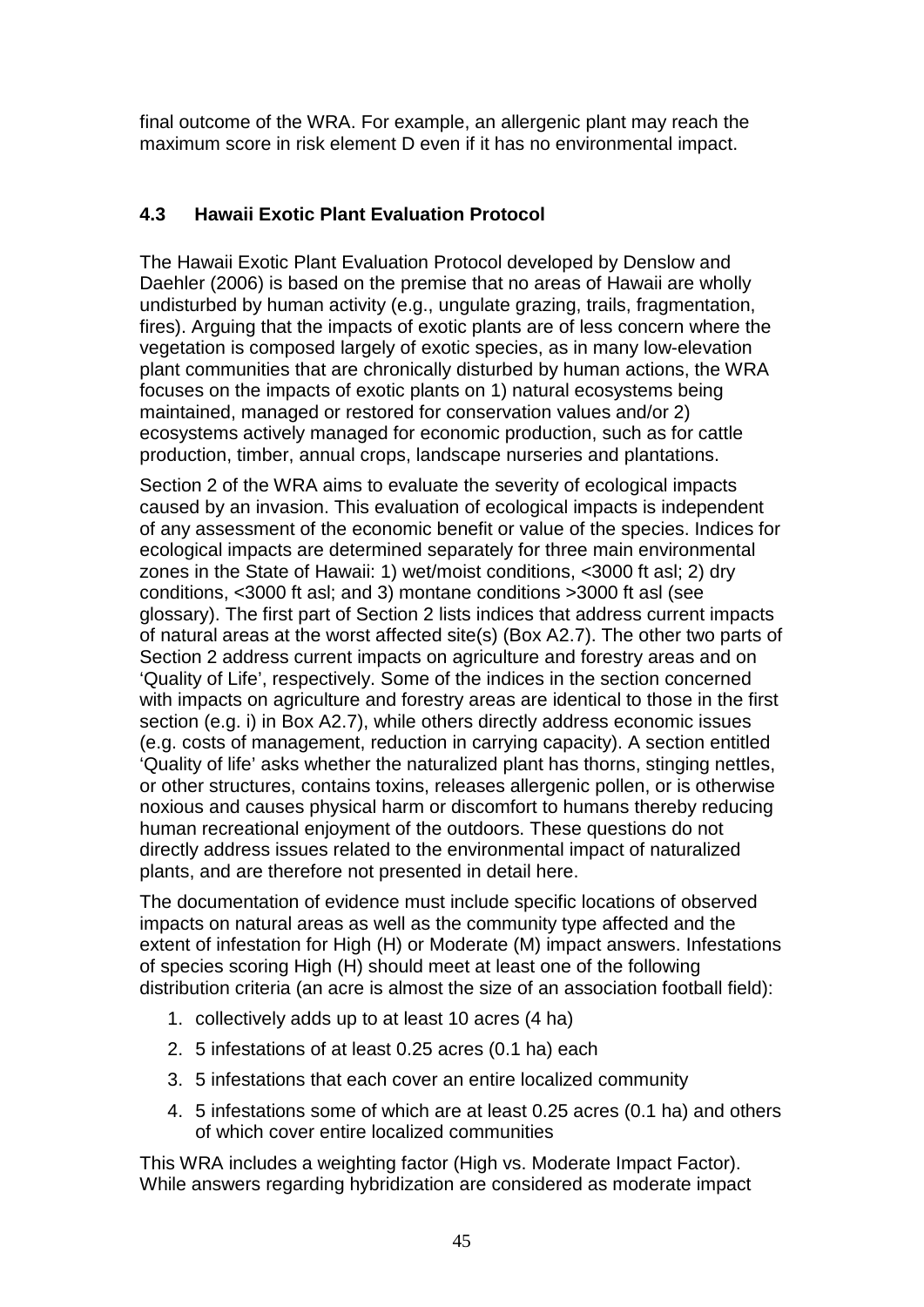final outcome of the WRA. For example, an allergenic plant may reach the maximum score in risk element D even if it has no environmental impact.

### 4.3 Hawaii Exotic Plant Evaluation Protocol

The Hawaii Exotic Plant Evaluation Protocol developed by Denslow and Daehler (2006) is based on the premise that no areas of Hawaii are wholly undisturbed by human activity (e.g., ungulate grazing, trails, fragmentation, fires). Arguing that the impacts of exotic plants are of less concern where the vegetation is composed largely of exotic species, as in many low-elevation plant communities that are chronically disturbed by human actions, the WRA focuses on the impacts of exotic plants on 1) natural ecosystems being maintained, managed or restored for conservation values and/or 2) ecosystems actively managed for economic production, such as for cattle production, timber, annual crops, landscape nurseries and plantations.

Section 2 of the WRA aims to evaluate the severity of ecological impacts caused by an invasion. This evaluation of ecological impacts is independent of any assessment of the economic benefit or value of the species. Indices for ecological impacts are determined separately for three main environmental zones in the State of Hawaii: 1) wet/moist conditions, <3000 ft asl; 2) dry conditions, <3000 ft asl; and 3) montane conditions >3000 ft asl (see glossary). The first part of Section 2 lists indices that address current impacts of natural areas at the worst affected site(s) (Box A2.7). The other two parts of Section 2 address current impacts on agriculture and forestry areas and on 'Quality of Life', respectively. Some of the indices in the section concerned with impacts on agriculture and forestry areas are identical to those in the first section (e.g. i) in Box A2.7), while others directly address economic issues (e.g. costs of management, reduction in carrying capacity). A section entitled 'Quality of life' asks whether the naturalized plant has thorns, stinging nettles, or other structures, contains toxins, releases allergenic pollen, or is otherwise noxious and causes physical harm or discomfort to humans thereby reducing human recreational enjoyment of the outdoors. These questions do not directly address issues related to the environmental impact of naturalized plants, and are therefore not presented in detail here.

The documentation of evidence must include specific locations of observed impacts on natural areas as well as the community type affected and the extent of infestation for High (H) or Moderate (M) impact answers. Infestations of species scoring High (H) should meet at least one of the following distribution criteria (an acre is almost the size of an association football field):

1. collectively adds up to at least 10 acres (4 ha)
2. 5 infestations of at least 0.25 acres (0.1 ha) each
3. 5 infestations that each cover an entire localized community
4. 5 infestations some of which are at least 0.25 acres (0.1 ha) and others of which cover entire localized communities

This WRA includes a weighting factor (High vs. Moderate Impact Factor). While answers regarding hybridization are considered as moderate impact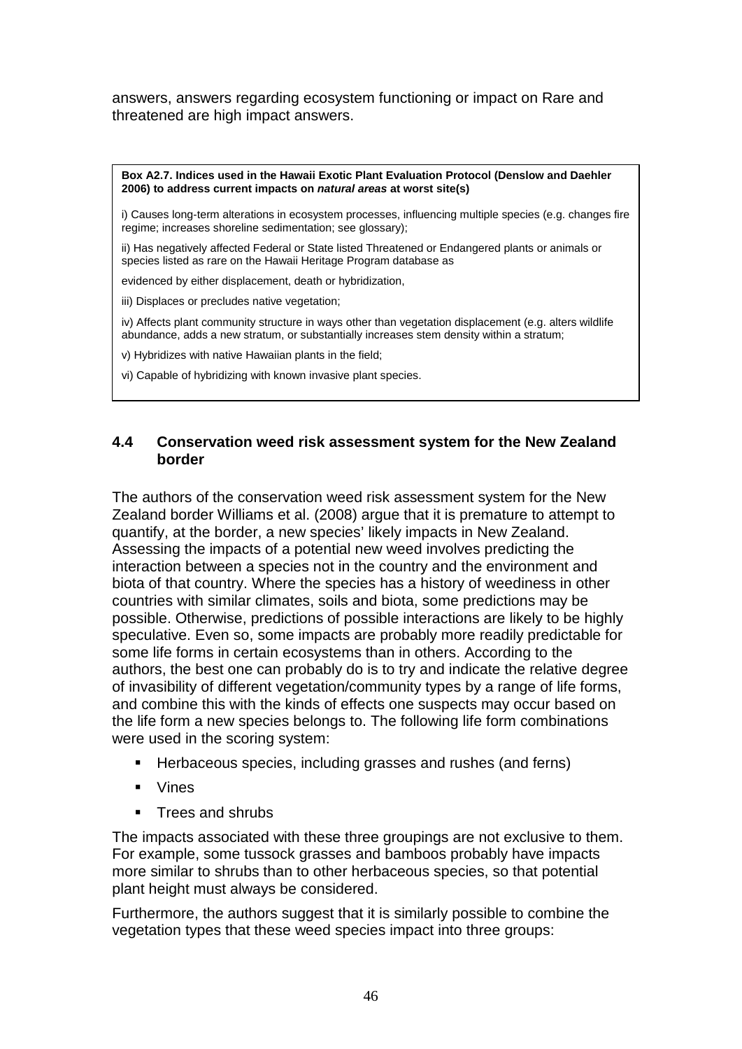answers, answers regarding ecosystem functioning or impact on Rare and threatened are high impact answers.

> **Box A2.7. Indices used in the Hawaii Exotic Plant Evaluation Protocol (Denslow and Daehler 2006) to address current impacts on *natural areas* at worst site(s)**
>
> i) Causes long-term alterations in ecosystem processes, influencing multiple species (e.g. changes fire regime; increases shoreline sedimentation; see glossary);
>
> ii) Has negatively affected Federal or State listed Threatened or Endangered plants or animals or species listed as rare on the Hawaii Heritage Program database as
>
> evidenced by either displacement, death or hybridization,
>
> iii) Displaces or precludes native vegetation;
>
> iv) Affects plant community structure in ways other than vegetation displacement (e.g. alters wildlife abundance, adds a new stratum, or substantially increases stem density within a stratum;
>
> v) Hybridizes with native Hawaiian plants in the field;
>
> vi) Capable of hybridizing with known invasive plant species.

## 4.4 Conservation weed risk assessment system for the New Zealand border

The authors of the conservation weed risk assessment system for the New Zealand border Williams et al. (2008) argue that it is premature to attempt to quantify, at the border, a new species' likely impacts in New Zealand. Assessing the impacts of a potential new weed involves predicting the interaction between a species not in the country and the environment and biota of that country. Where the species has a history of weediness in other countries with similar climates, soils and biota, some predictions may be possible. Otherwise, predictions of possible interactions are likely to be highly speculative. Even so, some impacts are probably more readily predictable for some life forms in certain ecosystems than in others. According to the authors, the best one can probably do is to try and indicate the relative degree of invasibility of different vegetation/community types by a range of life forms, and combine this with the kinds of effects one suspects may occur based on the life form a new species belongs to. The following life form combinations were used in the scoring system:

- Herbaceous species, including grasses and rushes (and ferns)
- Vines
- Trees and shrubs

The impacts associated with these three groupings are not exclusive to them. For example, some tussock grasses and bamboos probably have impacts more similar to shrubs than to other herbaceous species, so that potential plant height must always be considered.

Furthermore, the authors suggest that it is similarly possible to combine the vegetation types that these weed species impact into three groups: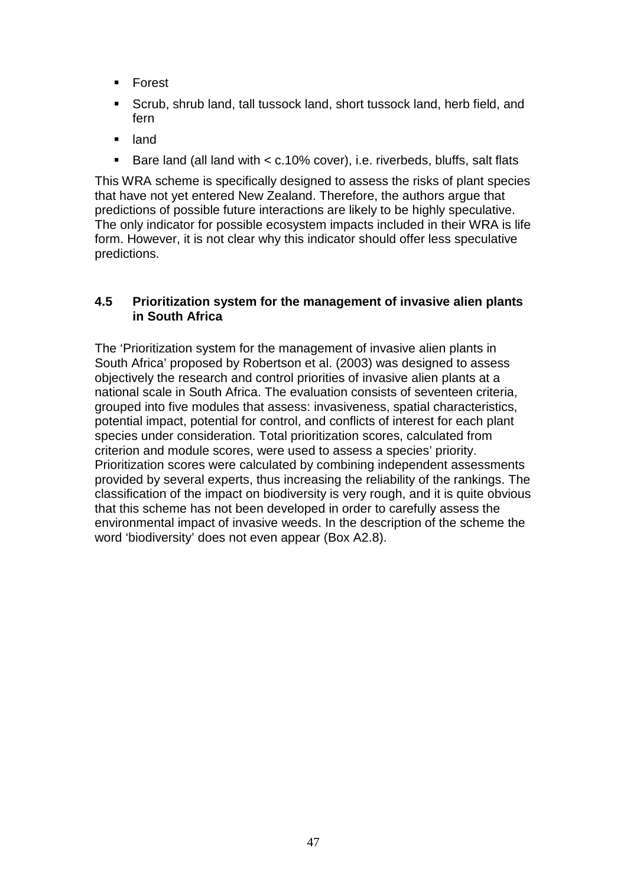- Forest
- Scrub, shrub land, tall tussock land, short tussock land, herb field, and fern
- land
- Bare land (all land with < c.10% cover), i.e. riverbeds, bluffs, salt flats

This WRA scheme is specifically designed to assess the risks of plant species that have not yet entered New Zealand. Therefore, the authors argue that predictions of possible future interactions are likely to be highly speculative. The only indicator for possible ecosystem impacts included in their WRA is life form. However, it is not clear why this indicator should offer less speculative predictions.

### 4.5 Prioritization system for the management of invasive alien plants in South Africa

The 'Prioritization system for the management of invasive alien plants in South Africa' proposed by Robertson et al. (2003) was designed to assess objectively the research and control priorities of invasive alien plants at a national scale in South Africa. The evaluation consists of seventeen criteria, grouped into five modules that assess: invasiveness, spatial characteristics, potential impact, potential for control, and conflicts of interest for each plant species under consideration. Total prioritization scores, calculated from criterion and module scores, were used to assess a species' priority. Prioritization scores were calculated by combining independent assessments provided by several experts, thus increasing the reliability of the rankings. The classification of the impact on biodiversity is very rough, and it is quite obvious that this scheme has not been developed in order to carefully assess the environmental impact of invasive weeds. In the description of the scheme the word 'biodiversity' does not even appear (Box A2.8).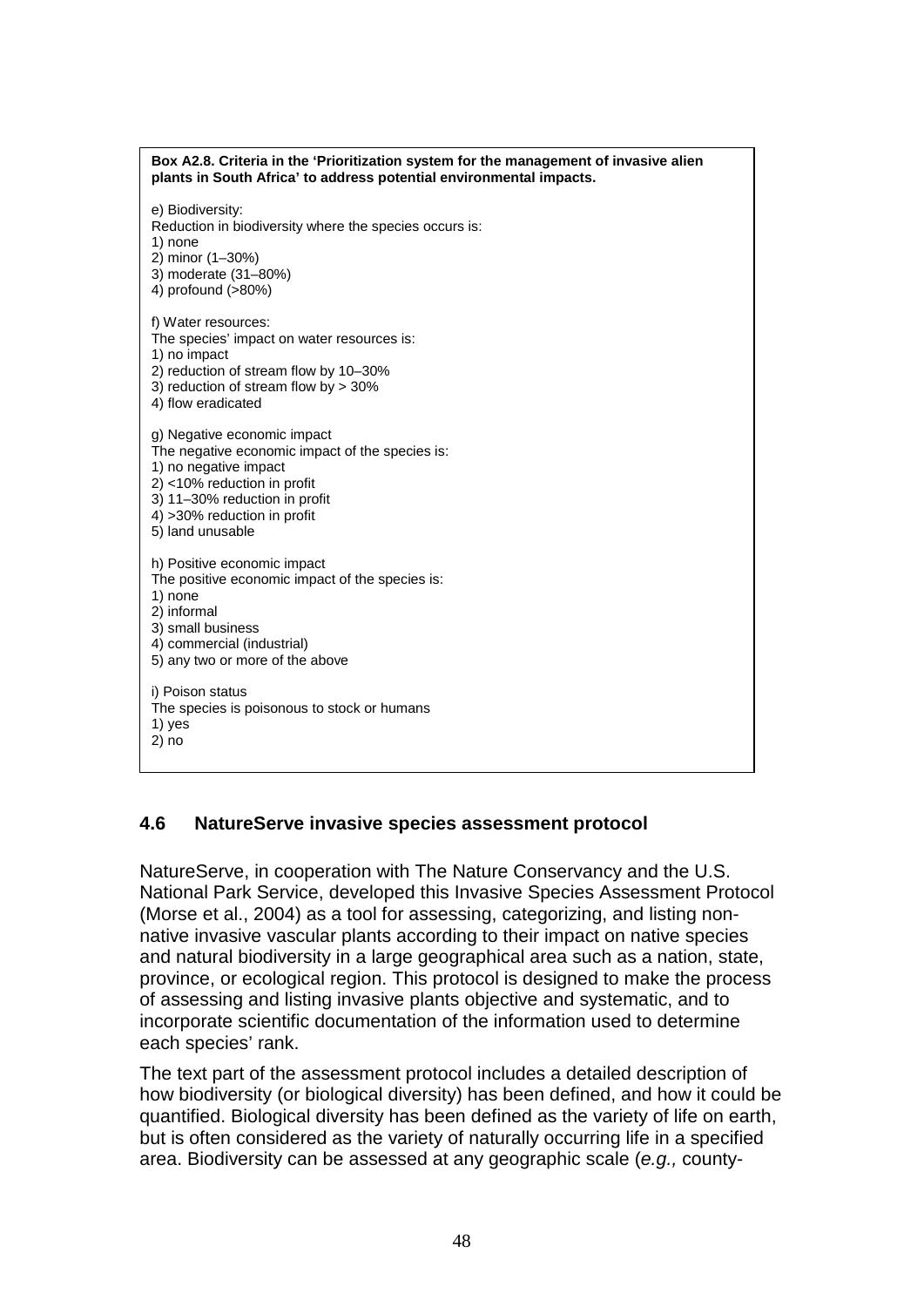**Box A2.8. Criteria in the 'Prioritization system for the management of invasive alien plants in South Africa' to address potential environmental impacts.**

e) Biodiversity:
Reduction in biodiversity where the species occurs is:
1) none
2) minor (1–30%)
3) moderate (31–80%)
4) profound (>80%)

f) Water resources:
The species' impact on water resources is:
1) no impact
2) reduction of stream flow by 10–30%
3) reduction of stream flow by > 30%
4) flow eradicated

g) Negative economic impact
The negative economic impact of the species is:
1) no negative impact
2) <10% reduction in profit
3) 11–30% reduction in profit
4) >30% reduction in profit
5) land unusable

h) Positive economic impact
The positive economic impact of the species is:
1) none
2) informal
3) small business
4) commercial (industrial)
5) any two or more of the above

i) Poison status
The species is poisonous to stock or humans
1) yes
2) no

### 4.6 NatureServe invasive species assessment protocol

NatureServe, in cooperation with The Nature Conservancy and the U.S. National Park Service, developed this Invasive Species Assessment Protocol (Morse et al., 2004) as a tool for assessing, categorizing, and listing non-native invasive vascular plants according to their impact on native species and natural biodiversity in a large geographical area such as a nation, state, province, or ecological region. This protocol is designed to make the process of assessing and listing invasive plants objective and systematic, and to incorporate scientific documentation of the information used to determine each species' rank.

The text part of the assessment protocol includes a detailed description of how biodiversity (or biological diversity) has been defined, and how it could be quantified. Biological diversity has been defined as the variety of life on earth, but is often considered as the variety of naturally occurring life in a specified area. Biodiversity can be assessed at any geographic scale (*e.g.,* county-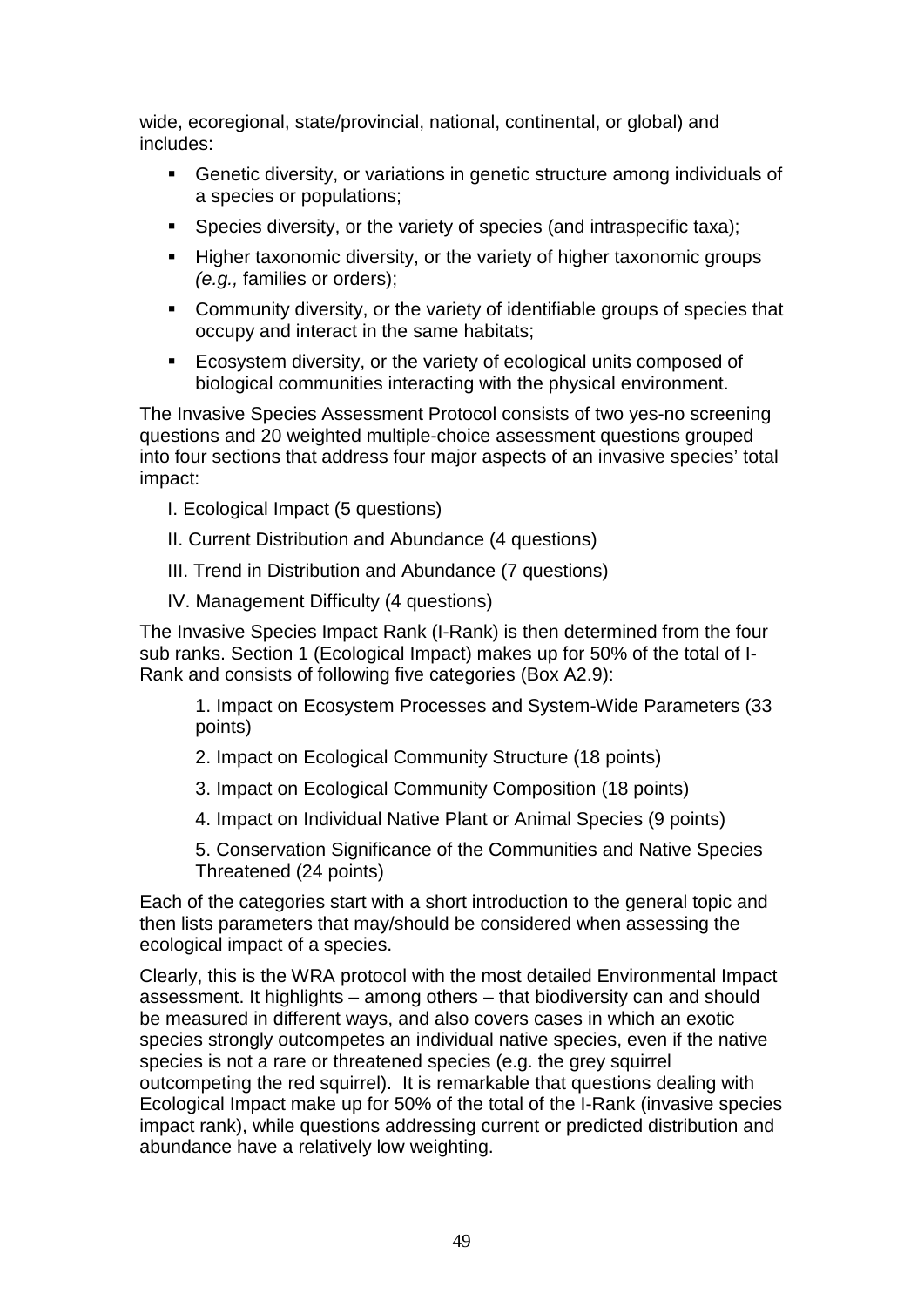wide, ecoregional, state/provincial, national, continental, or global) and includes:

- Genetic diversity, or variations in genetic structure among individuals of a species or populations;
- Species diversity, or the variety of species (and intraspecific taxa);
- Higher taxonomic diversity, or the variety of higher taxonomic groups *(e.g.,* families or orders);
- Community diversity, or the variety of identifiable groups of species that occupy and interact in the same habitats;
- Ecosystem diversity, or the variety of ecological units composed of biological communities interacting with the physical environment.

The Invasive Species Assessment Protocol consists of two yes-no screening questions and 20 weighted multiple-choice assessment questions grouped into four sections that address four major aspects of an invasive species' total impact:

I. Ecological Impact (5 questions)

II. Current Distribution and Abundance (4 questions)

III. Trend in Distribution and Abundance (7 questions)

IV. Management Difficulty (4 questions)

The Invasive Species Impact Rank (I-Rank) is then determined from the four sub ranks. Section 1 (Ecological Impact) makes up for 50% of the total of I-Rank and consists of following five categories (Box A2.9):

1. Impact on Ecosystem Processes and System-Wide Parameters (33 points)
2. Impact on Ecological Community Structure (18 points)
3. Impact on Ecological Community Composition (18 points)
4. Impact on Individual Native Plant or Animal Species (9 points)
5. Conservation Significance of the Communities and Native Species Threatened (24 points)

Each of the categories start with a short introduction to the general topic and then lists parameters that may/should be considered when assessing the ecological impact of a species.

Clearly, this is the WRA protocol with the most detailed Environmental Impact assessment. It highlights – among others – that biodiversity can and should be measured in different ways, and also covers cases in which an exotic species strongly outcompetes an individual native species, even if the native species is not a rare or threatened species (e.g. the grey squirrel outcompeting the red squirrel). It is remarkable that questions dealing with Ecological Impact make up for 50% of the total of the I-Rank (invasive species impact rank), while questions addressing current or predicted distribution and abundance have a relatively low weighting.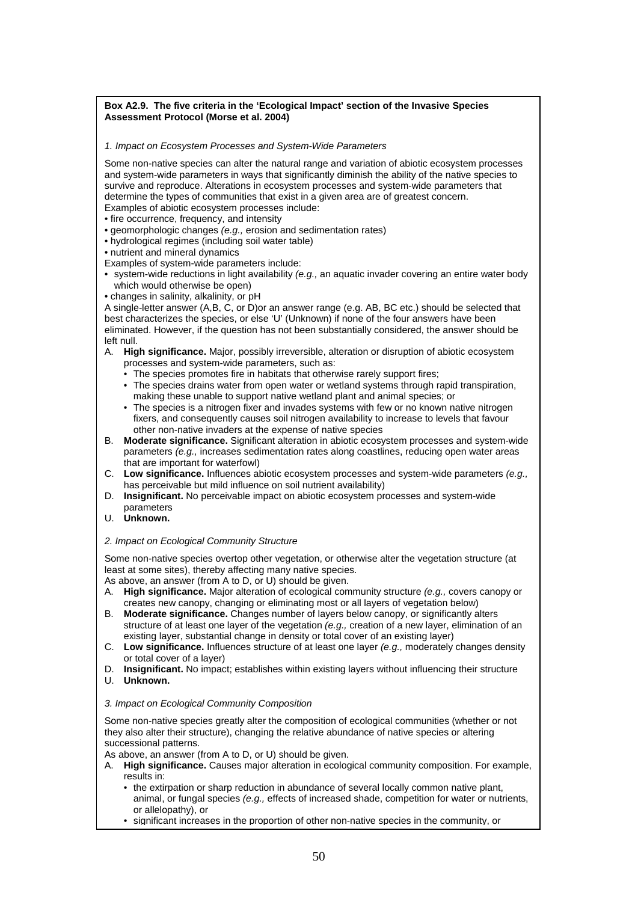**Box A2.9. The five criteria in the 'Ecological Impact' section of the Invasive Species Assessment Protocol (Morse et al. 2004)**

*1. Impact on Ecosystem Processes and System-Wide Parameters*

Some non-native species can alter the natural range and variation of abiotic ecosystem processes and system-wide parameters in ways that significantly diminish the ability of the native species to survive and reproduce. Alterations in ecosystem processes and system-wide parameters that determine the types of communities that exist in a given area are of greatest concern.
Examples of abiotic ecosystem processes include:
• fire occurrence, frequency, and intensity
• geomorphologic changes *(e.g.,* erosion and sedimentation rates)
• hydrological regimes (including soil water table)
• nutrient and mineral dynamics
Examples of system-wide parameters include:
• system-wide reductions in light availability *(e.g.,* an aquatic invader covering an entire water body which would otherwise be open)
• changes in salinity, alkalinity, or pH
A single-letter answer (A,B, C, or D)or an answer range (e.g. AB, BC etc.) should be selected that best characterizes the species, or else 'U' (Unknown) if none of the four answers have been eliminated. However, if the question has not been substantially considered, the answer should be left null.

A. **High significance.** Major, possibly irreversible, alteration or disruption of abiotic ecosystem processes and system-wide parameters, such as:
   • The species promotes fire in habitats that otherwise rarely support fires;
   • The species drains water from open water or wetland systems through rapid transpiration, making these unable to support native wetland plant and animal species; or
   • The species is a nitrogen fixer and invades systems with few or no known native nitrogen fixers, and consequently causes soil nitrogen availability to increase to levels that favour other non-native invaders at the expense of native species
B. **Moderate significance.** Significant alteration in abiotic ecosystem processes and system-wide parameters *(e.g.,* increases sedimentation rates along coastlines, reducing open water areas that are important for waterfowl)
C. **Low significance.** Influences abiotic ecosystem processes and system-wide parameters *(e.g.,* has perceivable but mild influence on soil nutrient availability)
D. **Insignificant.** No perceivable impact on abiotic ecosystem processes and system-wide parameters
U. **Unknown.**

*2. Impact on Ecological Community Structure*

Some non-native species overtop other vegetation, or otherwise alter the vegetation structure (at least at some sites), thereby affecting many native species.
As above, an answer (from A to D, or U) should be given.

A. **High significance.** Major alteration of ecological community structure *(e.g.,* covers canopy or creates new canopy, changing or eliminating most or all layers of vegetation below)
B. **Moderate significance.** Changes number of layers below canopy, or significantly alters structure of at least one layer of the vegetation *(e.g.,* creation of a new layer, elimination of an existing layer, substantial change in density or total cover of an existing layer)
C. **Low significance.** Influences structure of at least one layer *(e.g.,* moderately changes density or total cover of a layer)
D. **Insignificant.** No impact; establishes within existing layers without influencing their structure
U. **Unknown.**

*3. Impact on Ecological Community Composition*

Some non-native species greatly alter the composition of ecological communities (whether or not they also alter their structure), changing the relative abundance of native species or altering successional patterns.
As above, an answer (from A to D, or U) should be given.

A. **High significance.** Causes major alteration in ecological community composition. For example, results in:
   • the extirpation or sharp reduction in abundance of several locally common native plant, animal, or fungal species *(e.g.,* effects of increased shade, competition for water or nutrients, or allelopathy), or
   • significant increases in the proportion of other non-native species in the community, or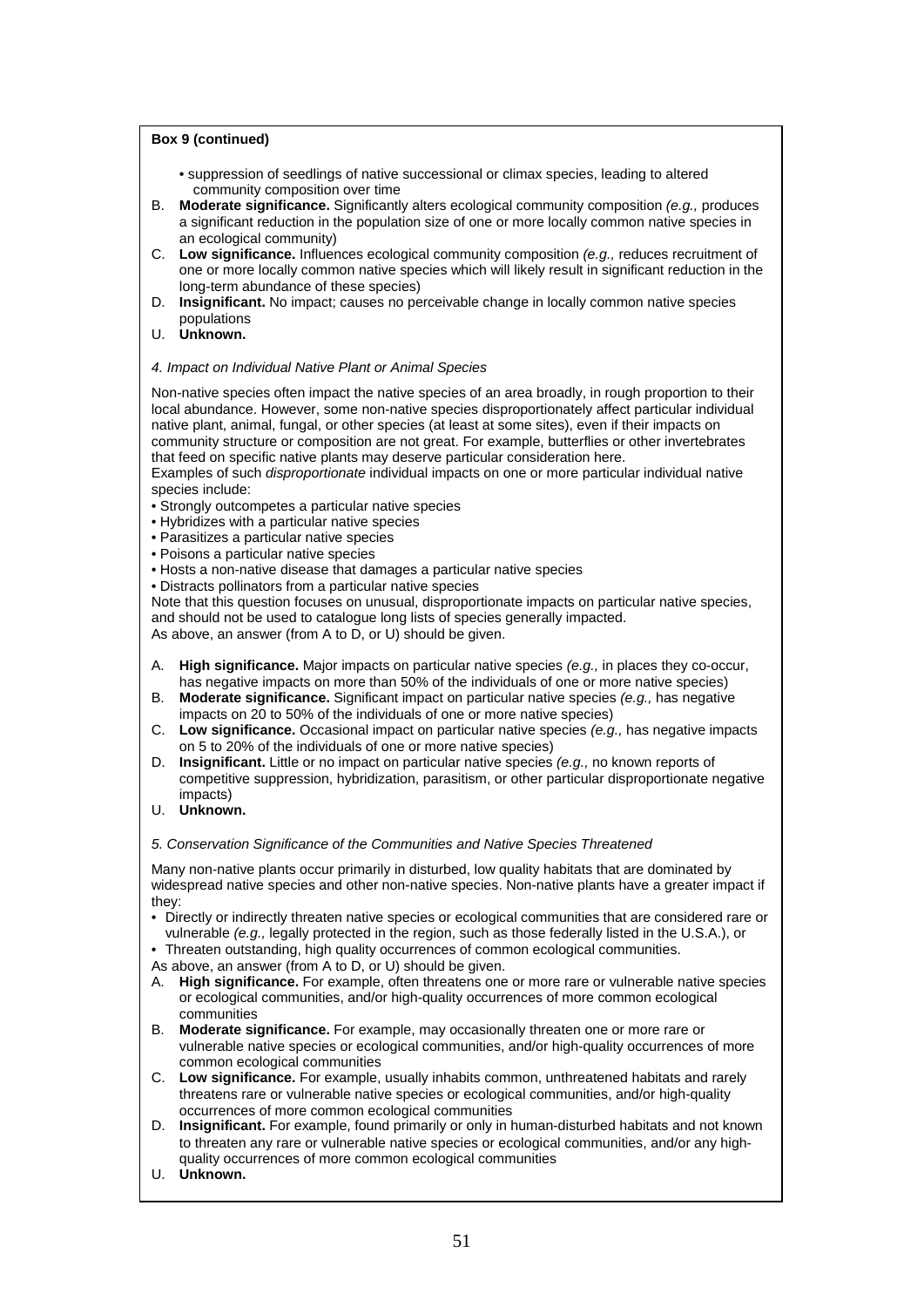**Box 9 (continued)**

- suppression of seedlings of native successional or climax species, leading to altered community composition over time

B. **Moderate significance.** Significantly alters ecological community composition *(e.g.,* produces a significant reduction in the population size of one or more locally common native species in an ecological community)

C. **Low significance.** Influences ecological community composition *(e.g.,* reduces recruitment of one or more locally common native species which will likely result in significant reduction in the long-term abundance of these species)

D. **Insignificant.** No impact; causes no perceivable change in locally common native species populations

U. **Unknown.**

*4. Impact on Individual Native Plant or Animal Species*

Non-native species often impact the native species of an area broadly, in rough proportion to their local abundance. However, some non-native species disproportionately affect particular individual native plant, animal, fungal, or other species (at least at some sites), even if their impacts on community structure or composition are not great. For example, butterflies or other invertebrates that feed on specific native plants may deserve particular consideration here.
Examples of such *disproportionate* individual impacts on one or more particular individual native species include:

- Strongly outcompetes a particular native species
- Hybridizes with a particular native species
- Parasitizes a particular native species
- Poisons a particular native species
- Hosts a non-native disease that damages a particular native species
- Distracts pollinators from a particular native species

Note that this question focuses on unusual, disproportionate impacts on particular native species, and should not be used to catalogue long lists of species generally impacted.
As above, an answer (from A to D, or U) should be given.

A. **High significance.** Major impacts on particular native species *(e.g.,* in places they co-occur, has negative impacts on more than 50% of the individuals of one or more native species)

B. **Moderate significance.** Significant impact on particular native species *(e.g.,* has negative impacts on 20 to 50% of the individuals of one or more native species)

C. **Low significance.** Occasional impact on particular native species *(e.g.,* has negative impacts on 5 to 20% of the individuals of one or more native species)

D. **Insignificant.** Little or no impact on particular native species *(e.g.,* no known reports of competitive suppression, hybridization, parasitism, or other particular disproportionate negative impacts)

U. **Unknown.**

*5. Conservation Significance of the Communities and Native Species Threatened*

Many non-native plants occur primarily in disturbed, low quality habitats that are dominated by widespread native species and other non-native species. Non-native plants have a greater impact if they:

- Directly or indirectly threaten native species or ecological communities that are considered rare or vulnerable *(e.g.,* legally protected in the region, such as those federally listed in the U.S.A.), or
- Threaten outstanding, high quality occurrences of common ecological communities.

As above, an answer (from A to D, or U) should be given.

A. **High significance.** For example, often threatens one or more rare or vulnerable native species or ecological communities, and/or high-quality occurrences of more common ecological communities

B. **Moderate significance.** For example, may occasionally threaten one or more rare or vulnerable native species or ecological communities, and/or high-quality occurrences of more common ecological communities

C. **Low significance.** For example, usually inhabits common, unthreatened habitats and rarely threatens rare or vulnerable native species or ecological communities, and/or high-quality occurrences of more common ecological communities

D. **Insignificant.** For example, found primarily or only in human-disturbed habitats and not known to threaten any rare or vulnerable native species or ecological communities, and/or any high-quality occurrences of more common ecological communities

U. **Unknown.**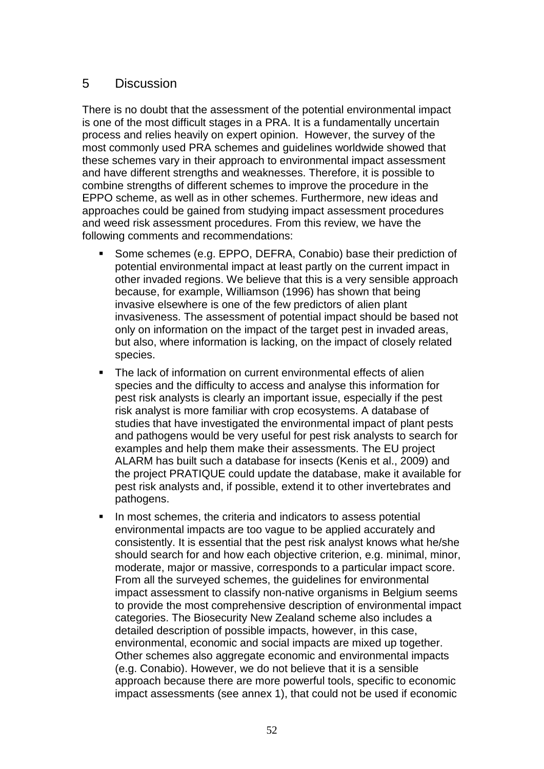# 5 Discussion

There is no doubt that the assessment of the potential environmental impact is one of the most difficult stages in a PRA. It is a fundamentally uncertain process and relies heavily on expert opinion. However, the survey of the most commonly used PRA schemes and guidelines worldwide showed that these schemes vary in their approach to environmental impact assessment and have different strengths and weaknesses. Therefore, it is possible to combine strengths of different schemes to improve the procedure in the EPPO scheme, as well as in other schemes. Furthermore, new ideas and approaches could be gained from studying impact assessment procedures and weed risk assessment procedures. From this review, we have the following comments and recommendations:

- Some schemes (e.g. EPPO, DEFRA, Conabio) base their prediction of potential environmental impact at least partly on the current impact in other invaded regions. We believe that this is a very sensible approach because, for example, Williamson (1996) has shown that being invasive elsewhere is one of the few predictors of alien plant invasiveness. The assessment of potential impact should be based not only on information on the impact of the target pest in invaded areas, but also, where information is lacking, on the impact of closely related species.
- The lack of information on current environmental effects of alien species and the difficulty to access and analyse this information for pest risk analysts is clearly an important issue, especially if the pest risk analyst is more familiar with crop ecosystems. A database of studies that have investigated the environmental impact of plant pests and pathogens would be very useful for pest risk analysts to search for examples and help them make their assessments. The EU project ALARM has built such a database for insects (Kenis et al., 2009) and the project PRATIQUE could update the database, make it available for pest risk analysts and, if possible, extend it to other invertebrates and pathogens.
- In most schemes, the criteria and indicators to assess potential environmental impacts are too vague to be applied accurately and consistently. It is essential that the pest risk analyst knows what he/she should search for and how each objective criterion, e.g. minimal, minor, moderate, major or massive, corresponds to a particular impact score. From all the surveyed schemes, the guidelines for environmental impact assessment to classify non-native organisms in Belgium seems to provide the most comprehensive description of environmental impact categories. The Biosecurity New Zealand scheme also includes a detailed description of possible impacts, however, in this case, environmental, economic and social impacts are mixed up together. Other schemes also aggregate economic and environmental impacts (e.g. Conabio). However, we do not believe that it is a sensible approach because there are more powerful tools, specific to economic impact assessments (see annex 1), that could not be used if economic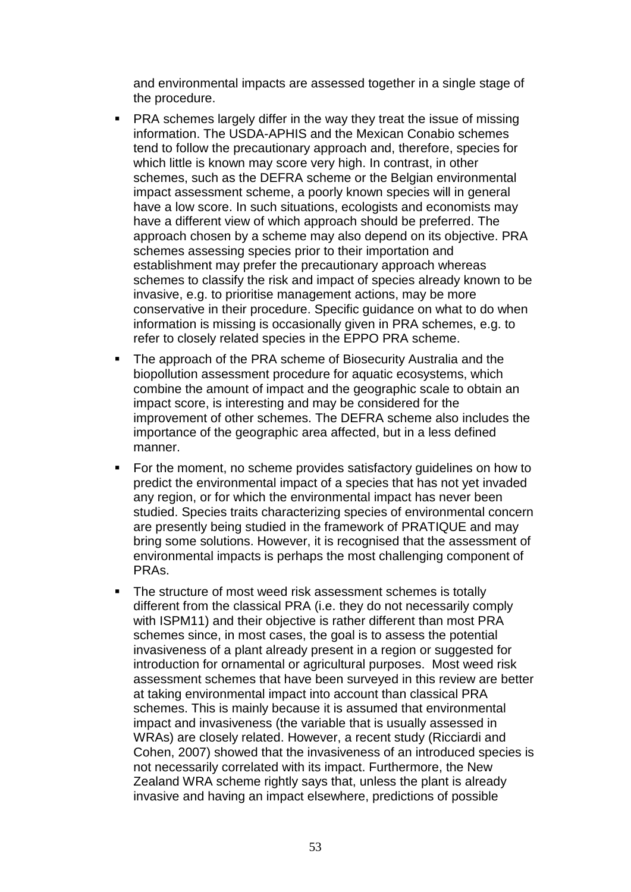and environmental impacts are assessed together in a single stage of the procedure.

- PRA schemes largely differ in the way they treat the issue of missing information. The USDA-APHIS and the Mexican Conabio schemes tend to follow the precautionary approach and, therefore, species for which little is known may score very high. In contrast, in other schemes, such as the DEFRA scheme or the Belgian environmental impact assessment scheme, a poorly known species will in general have a low score. In such situations, ecologists and economists may have a different view of which approach should be preferred. The approach chosen by a scheme may also depend on its objective. PRA schemes assessing species prior to their importation and establishment may prefer the precautionary approach whereas schemes to classify the risk and impact of species already known to be invasive, e.g. to prioritise management actions, may be more conservative in their procedure. Specific guidance on what to do when information is missing is occasionally given in PRA schemes, e.g. to refer to closely related species in the EPPO PRA scheme.
- The approach of the PRA scheme of Biosecurity Australia and the biopollution assessment procedure for aquatic ecosystems, which combine the amount of impact and the geographic scale to obtain an impact score, is interesting and may be considered for the improvement of other schemes. The DEFRA scheme also includes the importance of the geographic area affected, but in a less defined manner.
- For the moment, no scheme provides satisfactory guidelines on how to predict the environmental impact of a species that has not yet invaded any region, or for which the environmental impact has never been studied. Species traits characterizing species of environmental concern are presently being studied in the framework of PRATIQUE and may bring some solutions. However, it is recognised that the assessment of environmental impacts is perhaps the most challenging component of PRAs.
- The structure of most weed risk assessment schemes is totally different from the classical PRA (i.e. they do not necessarily comply with ISPM11) and their objective is rather different than most PRA schemes since, in most cases, the goal is to assess the potential invasiveness of a plant already present in a region or suggested for introduction for ornamental or agricultural purposes. Most weed risk assessment schemes that have been surveyed in this review are better at taking environmental impact into account than classical PRA schemes. This is mainly because it is assumed that environmental impact and invasiveness (the variable that is usually assessed in WRAs) are closely related. However, a recent study (Ricciardi and Cohen, 2007) showed that the invasiveness of an introduced species is not necessarily correlated with its impact. Furthermore, the New Zealand WRA scheme rightly says that, unless the plant is already invasive and having an impact elsewhere, predictions of possible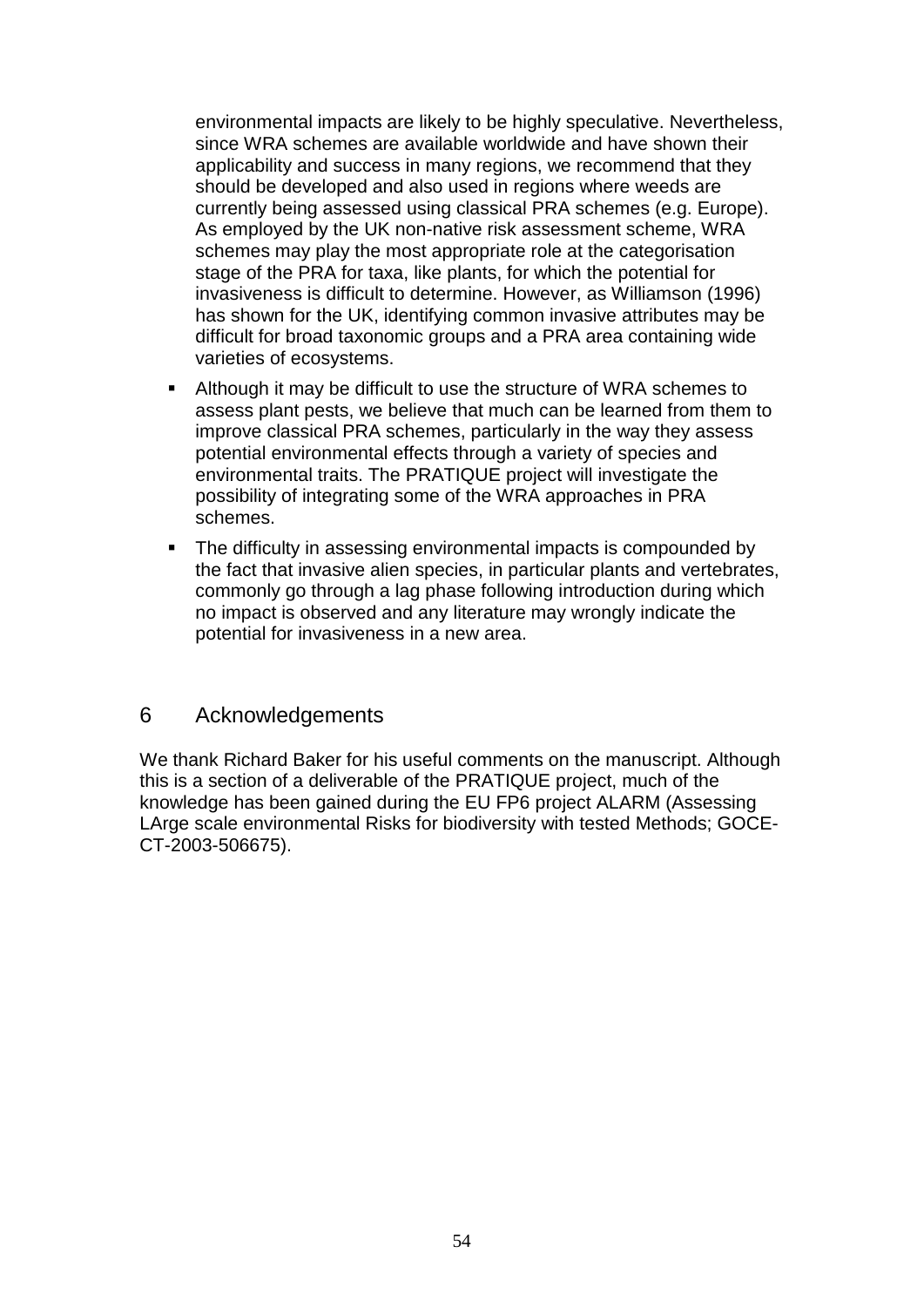environmental impacts are likely to be highly speculative. Nevertheless, since WRA schemes are available worldwide and have shown their applicability and success in many regions, we recommend that they should be developed and also used in regions where weeds are currently being assessed using classical PRA schemes (e.g. Europe). As employed by the UK non-native risk assessment scheme, WRA schemes may play the most appropriate role at the categorisation stage of the PRA for taxa, like plants, for which the potential for invasiveness is difficult to determine. However, as Williamson (1996) has shown for the UK, identifying common invasive attributes may be difficult for broad taxonomic groups and a PRA area containing wide varieties of ecosystems.

- Although it may be difficult to use the structure of WRA schemes to assess plant pests, we believe that much can be learned from them to improve classical PRA schemes, particularly in the way they assess potential environmental effects through a variety of species and environmental traits. The PRATIQUE project will investigate the possibility of integrating some of the WRA approaches in PRA schemes.
- The difficulty in assessing environmental impacts is compounded by the fact that invasive alien species, in particular plants and vertebrates, commonly go through a lag phase following introduction during which no impact is observed and any literature may wrongly indicate the potential for invasiveness in a new area.

## 6 Acknowledgements

We thank Richard Baker for his useful comments on the manuscript. Although this is a section of a deliverable of the PRATIQUE project, much of the knowledge has been gained during the EU FP6 project ALARM (Assessing LArge scale environmental Risks for biodiversity with tested Methods; GOCE-CT-2003-506675).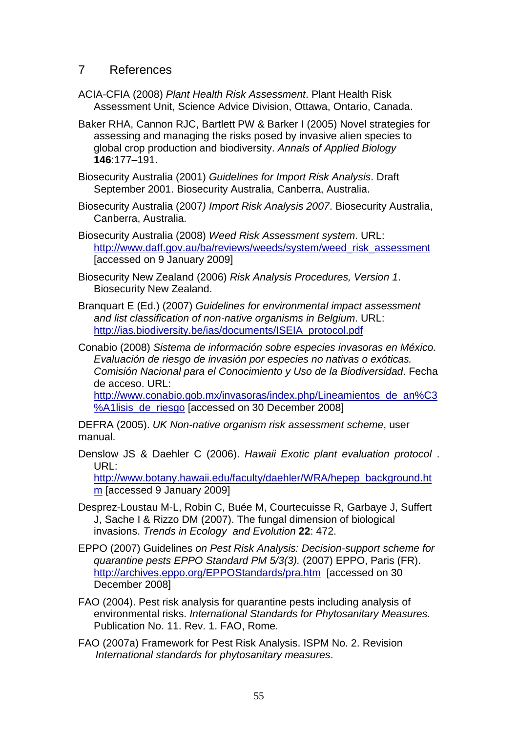## 7 References

ACIA-CFIA (2008) *Plant Health Risk Assessment*. Plant Health Risk Assessment Unit, Science Advice Division, Ottawa, Ontario, Canada.

Baker RHA, Cannon RJC, Bartlett PW & Barker I (2005) Novel strategies for assessing and managing the risks posed by invasive alien species to global crop production and biodiversity. *Annals of Applied Biology* **146**:177–191.

Biosecurity Australia (2001) *Guidelines for Import Risk Analysis*. Draft September 2001. Biosecurity Australia, Canberra, Australia.

Biosecurity Australia (2007*) Import Risk Analysis 2007*. Biosecurity Australia, Canberra, Australia.

Biosecurity Australia (2008) *Weed Risk Assessment system*. URL: http://www.daff.gov.au/ba/reviews/weeds/system/weed_risk_assessment [accessed on 9 January 2009]

Biosecurity New Zealand (2006) *Risk Analysis Procedures, Version 1*. Biosecurity New Zealand.

Branquart E (Ed.) (2007) *Guidelines for environmental impact assessment and list classification of non-native organisms in Belgium*. URL: http://ias.biodiversity.be/ias/documents/ISEIA_protocol.pdf

Conabio (2008) *Sistema de información sobre especies invasoras en México. Evaluación de riesgo de invasión por especies no nativas o exóticas. Comisión Nacional para el Conocimiento y Uso de la Biodiversidad*. Fecha de acceso. URL: http://www.conabio.gob.mx/invasoras/index.php/Lineamientos_de_an%C3%A1lisis_de_riesgo [accessed on 30 December 2008]

DEFRA (2005). *UK Non-native organism risk assessment scheme*, user manual.

Denslow JS & Daehler C (2006). *Hawaii Exotic plant evaluation protocol* . URL: http://www.botany.hawaii.edu/faculty/daehler/WRA/hepep_background.htm [accessed 9 January 2009]

Desprez-Loustau M-L, Robin C, Buée M, Courtecuisse R, Garbaye J, Suffert J, Sache I & Rizzo DM (2007). The fungal dimension of biological invasions. *Trends in Ecology and Evolution* **22**: 472.

EPPO (2007) Guidelines *on Pest Risk Analysis: Decision-support scheme for quarantine pests EPPO Standard PM 5/3(3).* (2007) EPPO, Paris (FR). http://archives.eppo.org/EPPOStandards/pra.htm [accessed on 30 December 2008]

FAO (2004). Pest risk analysis for quarantine pests including analysis of environmental risks. *International Standards for Phytosanitary Measures.* Publication No. 11. Rev. 1. FAO, Rome.

FAO (2007a) Framework for Pest Risk Analysis. ISPM No. 2. Revision *International standards for phytosanitary measures*.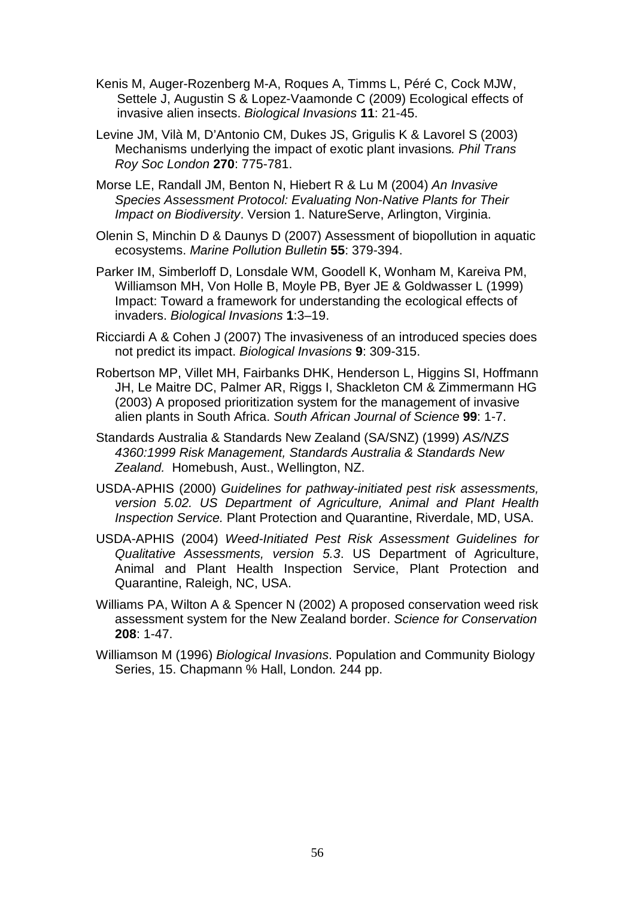Kenis M, Auger-Rozenberg M-A, Roques A, Timms L, Péré C, Cock MJW, Settele J, Augustin S & Lopez-Vaamonde C (2009) Ecological effects of invasive alien insects. *Biological Invasions* **11**: 21-45.

Levine JM, Vilà M, D'Antonio CM, Dukes JS, Grigulis K & Lavorel S (2003) Mechanisms underlying the impact of exotic plant invasions*. Phil Trans Roy Soc London* **270**: 775-781.

Morse LE, Randall JM, Benton N, Hiebert R & Lu M (2004) *An Invasive Species Assessment Protocol: Evaluating Non-Native Plants for Their Impact on Biodiversity*. Version 1. NatureServe, Arlington, Virginia.

Olenin S, Minchin D & Daunys D (2007) Assessment of biopollution in aquatic ecosystems. *Marine Pollution Bulletin* **55**: 379-394.

Parker IM, Simberloff D, Lonsdale WM, Goodell K, Wonham M, Kareiva PM, Williamson MH, Von Holle B, Moyle PB, Byer JE & Goldwasser L (1999) Impact: Toward a framework for understanding the ecological effects of invaders. *Biological Invasions* **1**:3–19.

Ricciardi A & Cohen J (2007) The invasiveness of an introduced species does not predict its impact. *Biological Invasions* **9**: 309-315.

Robertson MP, Villet MH, Fairbanks DHK, Henderson L, Higgins SI, Hoffmann JH, Le Maitre DC, Palmer AR, Riggs I, Shackleton CM & Zimmermann HG (2003) A proposed prioritization system for the management of invasive alien plants in South Africa. *South African Journal of Science* **99**: 1-7.

Standards Australia & Standards New Zealand (SA/SNZ) (1999) *AS/NZS 4360:1999 Risk Management, Standards Australia & Standards New Zealand.* Homebush, Aust., Wellington, NZ.

USDA-APHIS (2000) *Guidelines for pathway-initiated pest risk assessments, version 5.02. US Department of Agriculture, Animal and Plant Health Inspection Service.* Plant Protection and Quarantine, Riverdale, MD, USA.

USDA-APHIS (2004) *Weed-Initiated Pest Risk Assessment Guidelines for Qualitative Assessments, version 5.3*. US Department of Agriculture, Animal and Plant Health Inspection Service, Plant Protection and Quarantine, Raleigh, NC, USA.

Williams PA, Wilton A & Spencer N (2002) A proposed conservation weed risk assessment system for the New Zealand border. *Science for Conservation* **208**: 1-47.

Williamson M (1996) *Biological Invasions*. Population and Community Biology Series, 15. Chapmann % Hall, London*.* 244 pp.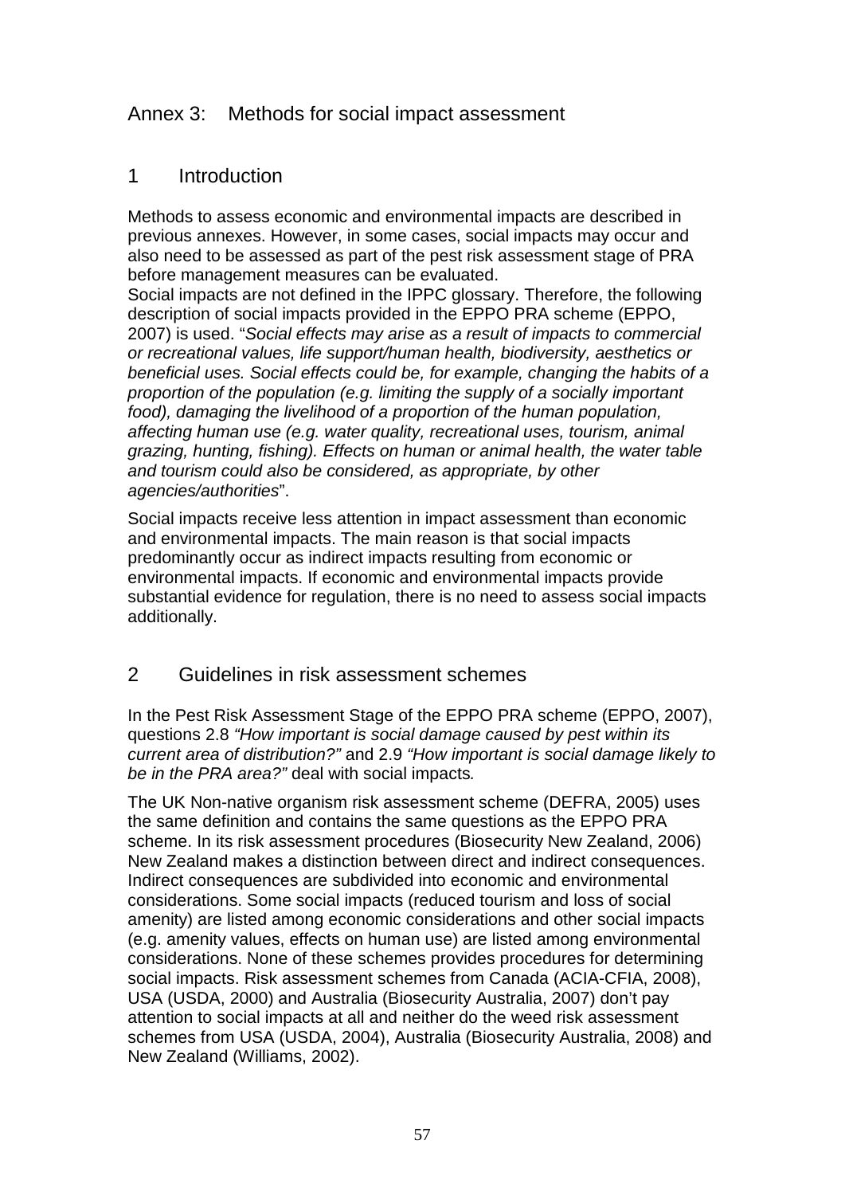# Annex 3: Methods for social impact assessment

## 1 Introduction

Methods to assess economic and environmental impacts are described in previous annexes. However, in some cases, social impacts may occur and also need to be assessed as part of the pest risk assessment stage of PRA before management measures can be evaluated.

Social impacts are not defined in the IPPC glossary. Therefore, the following description of social impacts provided in the EPPO PRA scheme (EPPO, 2007) is used. "*Social effects may arise as a result of impacts to commercial or recreational values, life support/human health, biodiversity, aesthetics or beneficial uses. Social effects could be, for example, changing the habits of a proportion of the population (e.g. limiting the supply of a socially important food), damaging the livelihood of a proportion of the human population, affecting human use (e.g. water quality, recreational uses, tourism, animal grazing, hunting, fishing). Effects on human or animal health, the water table and tourism could also be considered, as appropriate, by other agencies/authorities*".

Social impacts receive less attention in impact assessment than economic and environmental impacts. The main reason is that social impacts predominantly occur as indirect impacts resulting from economic or environmental impacts. If economic and environmental impacts provide substantial evidence for regulation, there is no need to assess social impacts additionally.

## 2 Guidelines in risk assessment schemes

In the Pest Risk Assessment Stage of the EPPO PRA scheme (EPPO, 2007), questions 2.8 *"How important is social damage caused by pest within its current area of distribution?"* and 2.9 *"How important is social damage likely to be in the PRA area?"* deal with social impacts*.*

The UK Non-native organism risk assessment scheme (DEFRA, 2005) uses the same definition and contains the same questions as the EPPO PRA scheme. In its risk assessment procedures (Biosecurity New Zealand, 2006) New Zealand makes a distinction between direct and indirect consequences. Indirect consequences are subdivided into economic and environmental considerations. Some social impacts (reduced tourism and loss of social amenity) are listed among economic considerations and other social impacts (e.g. amenity values, effects on human use) are listed among environmental considerations. None of these schemes provides procedures for determining social impacts. Risk assessment schemes from Canada (ACIA-CFIA, 2008), USA (USDA, 2000) and Australia (Biosecurity Australia, 2007) don't pay attention to social impacts at all and neither do the weed risk assessment schemes from USA (USDA, 2004), Australia (Biosecurity Australia, 2008) and New Zealand (Williams, 2002).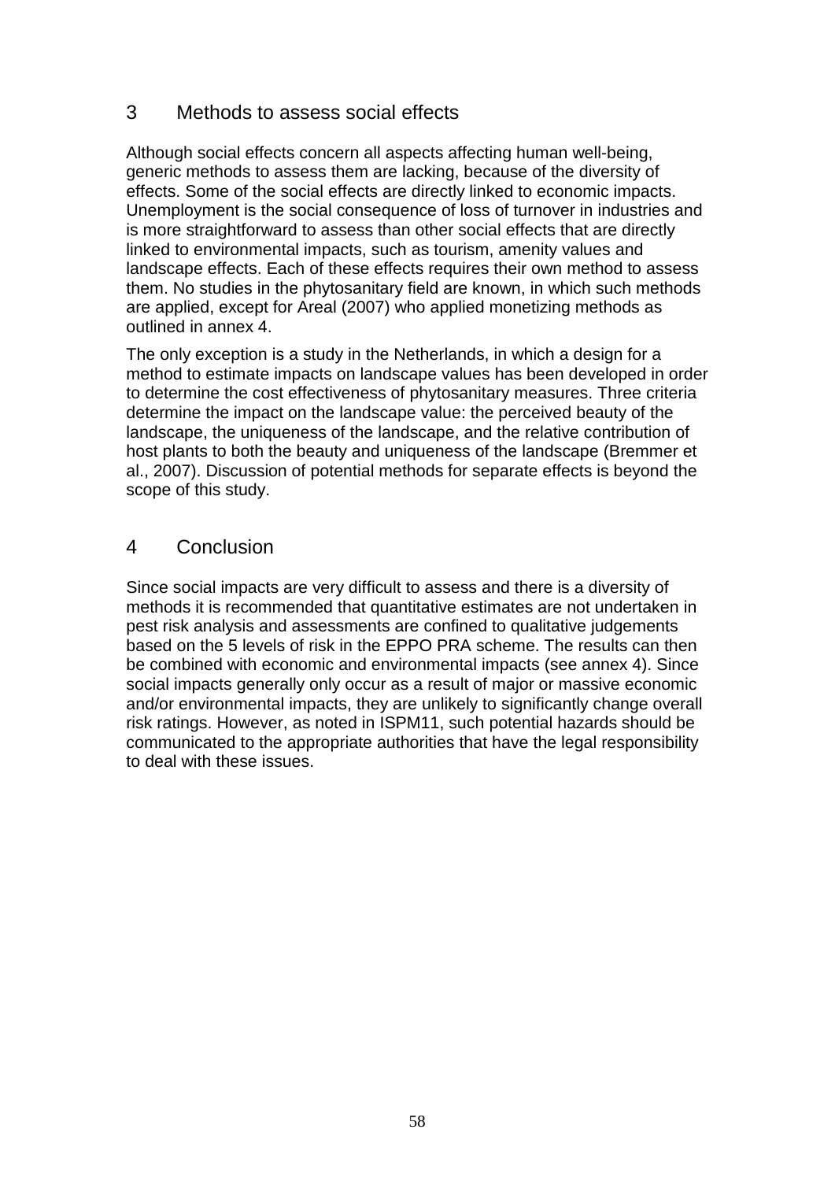## 3 Methods to assess social effects

Although social effects concern all aspects affecting human well-being, generic methods to assess them are lacking, because of the diversity of effects. Some of the social effects are directly linked to economic impacts. Unemployment is the social consequence of loss of turnover in industries and is more straightforward to assess than other social effects that are directly linked to environmental impacts, such as tourism, amenity values and landscape effects. Each of these effects requires their own method to assess them. No studies in the phytosanitary field are known, in which such methods are applied, except for Areal (2007) who applied monetizing methods as outlined in annex 4.

The only exception is a study in the Netherlands, in which a design for a method to estimate impacts on landscape values has been developed in order to determine the cost effectiveness of phytosanitary measures. Three criteria determine the impact on the landscape value: the perceived beauty of the landscape, the uniqueness of the landscape, and the relative contribution of host plants to both the beauty and uniqueness of the landscape (Bremmer et al., 2007). Discussion of potential methods for separate effects is beyond the scope of this study.

## 4 Conclusion

Since social impacts are very difficult to assess and there is a diversity of methods it is recommended that quantitative estimates are not undertaken in pest risk analysis and assessments are confined to qualitative judgements based on the 5 levels of risk in the EPPO PRA scheme. The results can then be combined with economic and environmental impacts (see annex 4). Since social impacts generally only occur as a result of major or massive economic and/or environmental impacts, they are unlikely to significantly change overall risk ratings. However, as noted in ISPM11, such potential hazards should be communicated to the appropriate authorities that have the legal responsibility to deal with these issues.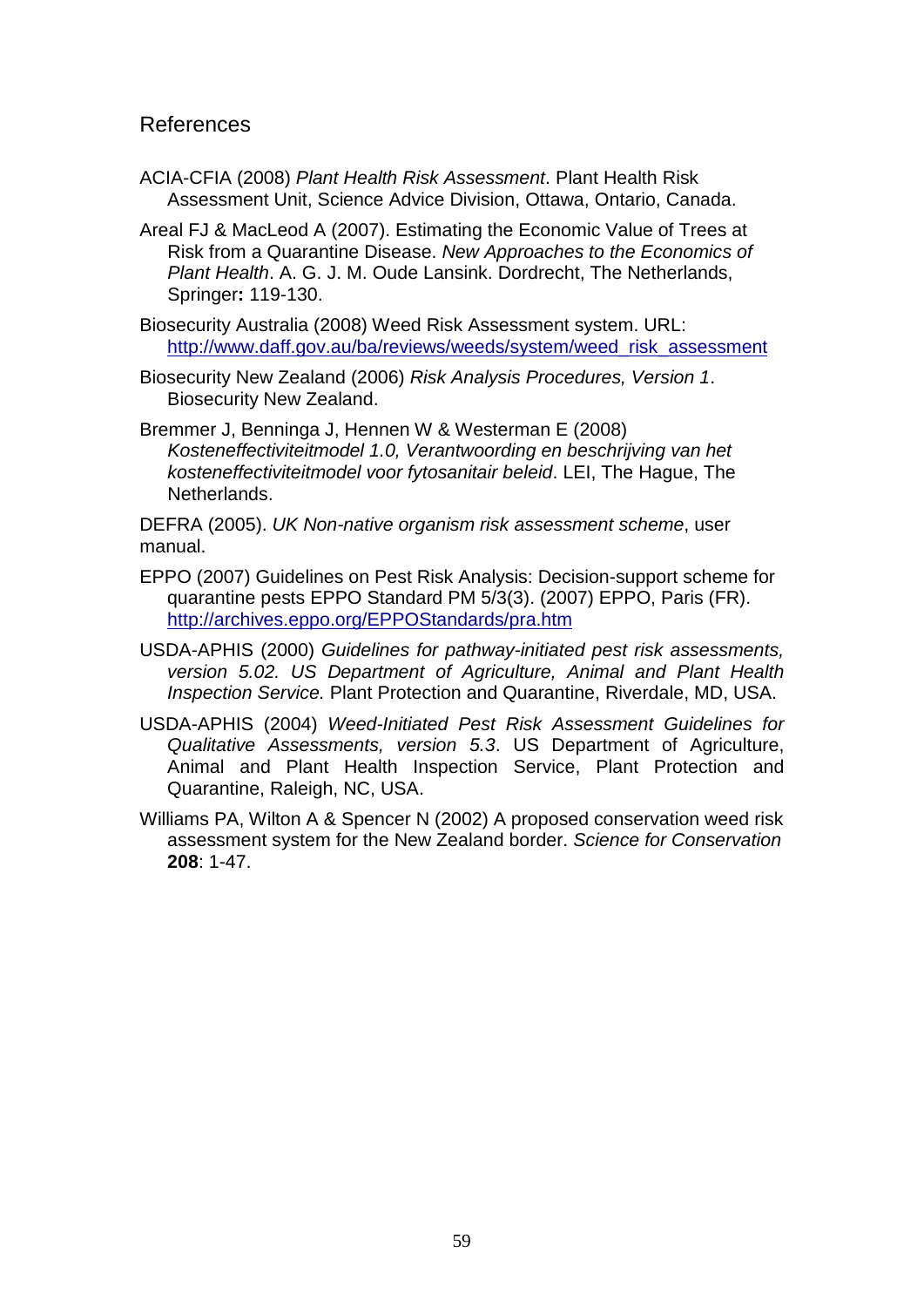## References

ACIA-CFIA (2008) *Plant Health Risk Assessment*. Plant Health Risk Assessment Unit, Science Advice Division, Ottawa, Ontario, Canada.

Areal FJ & MacLeod A (2007). Estimating the Economic Value of Trees at Risk from a Quarantine Disease. *New Approaches to the Economics of Plant Health*. A. G. J. M. Oude Lansink. Dordrecht, The Netherlands, Springer**:** 119-130.

Biosecurity Australia (2008) Weed Risk Assessment system. URL: http://www.daff.gov.au/ba/reviews/weeds/system/weed_risk_assessment

Biosecurity New Zealand (2006) *Risk Analysis Procedures, Version 1*. Biosecurity New Zealand.

Bremmer J, Benninga J, Hennen W & Westerman E (2008) *Kosteneffectiviteitmodel 1.0, Verantwoording en beschrijving van het kosteneffectiviteitmodel voor fytosanitair beleid*. LEI, The Hague, The Netherlands.

DEFRA (2005). *UK Non-native organism risk assessment scheme*, user manual.

EPPO (2007) Guidelines on Pest Risk Analysis: Decision-support scheme for quarantine pests EPPO Standard PM 5/3(3). (2007) EPPO, Paris (FR). http://archives.eppo.org/EPPOStandards/pra.htm

USDA-APHIS (2000) *Guidelines for pathway-initiated pest risk assessments, version 5.02. US Department of Agriculture, Animal and Plant Health Inspection Service.* Plant Protection and Quarantine, Riverdale, MD, USA.

USDA-APHIS (2004) *Weed-Initiated Pest Risk Assessment Guidelines for Qualitative Assessments, version 5.3*. US Department of Agriculture, Animal and Plant Health Inspection Service, Plant Protection and Quarantine, Raleigh, NC, USA.

Williams PA, Wilton A & Spencer N (2002) A proposed conservation weed risk assessment system for the New Zealand border. *Science for Conservation* **208**: 1-47.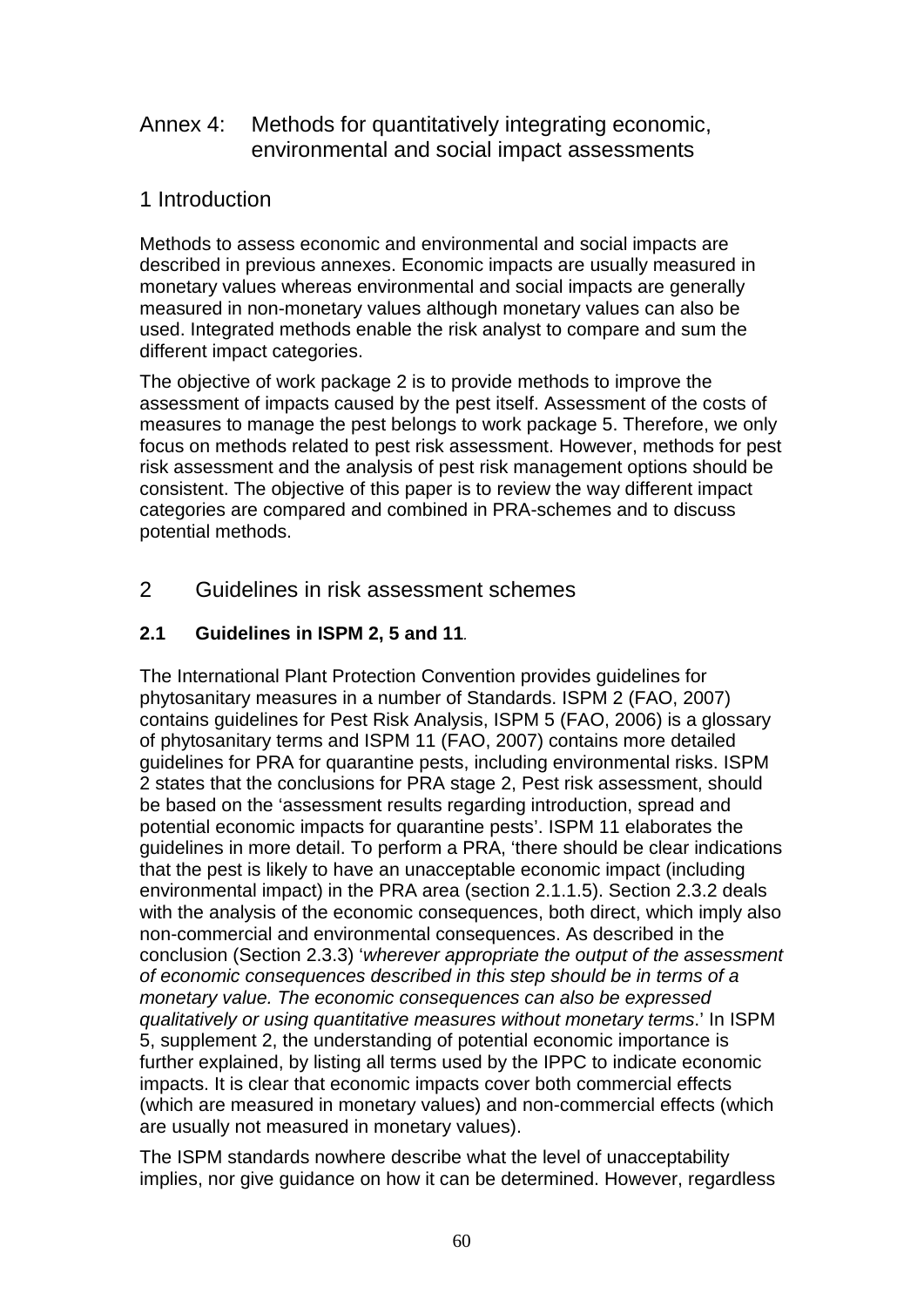# Annex 4: Methods for quantitatively integrating economic, environmental and social impact assessments

## 1 Introduction

Methods to assess economic and environmental and social impacts are described in previous annexes. Economic impacts are usually measured in monetary values whereas environmental and social impacts are generally measured in non-monetary values although monetary values can also be used. Integrated methods enable the risk analyst to compare and sum the different impact categories.

The objective of work package 2 is to provide methods to improve the assessment of impacts caused by the pest itself. Assessment of the costs of measures to manage the pest belongs to work package 5. Therefore, we only focus on methods related to pest risk assessment. However, methods for pest risk assessment and the analysis of pest risk management options should be consistent. The objective of this paper is to review the way different impact categories are compared and combined in PRA-schemes and to discuss potential methods.

## 2 Guidelines in risk assessment schemes

### 2.1 Guidelines in ISPM 2, 5 and 11.

The International Plant Protection Convention provides guidelines for phytosanitary measures in a number of Standards. ISPM 2 (FAO, 2007) contains guidelines for Pest Risk Analysis, ISPM 5 (FAO, 2006) is a glossary of phytosanitary terms and ISPM 11 (FAO, 2007) contains more detailed guidelines for PRA for quarantine pests, including environmental risks. ISPM 2 states that the conclusions for PRA stage 2, Pest risk assessment, should be based on the 'assessment results regarding introduction, spread and potential economic impacts for quarantine pests'. ISPM 11 elaborates the guidelines in more detail. To perform a PRA, 'there should be clear indications that the pest is likely to have an unacceptable economic impact (including environmental impact) in the PRA area (section 2.1.1.5). Section 2.3.2 deals with the analysis of the economic consequences, both direct, which imply also non-commercial and environmental consequences. As described in the conclusion (Section 2.3.3) '*wherever appropriate the output of the assessment of economic consequences described in this step should be in terms of a monetary value. The economic consequences can also be expressed qualitatively or using quantitative measures without monetary terms*.' In ISPM 5, supplement 2, the understanding of potential economic importance is further explained, by listing all terms used by the IPPC to indicate economic impacts. It is clear that economic impacts cover both commercial effects (which are measured in monetary values) and non-commercial effects (which are usually not measured in monetary values).

The ISPM standards nowhere describe what the level of unacceptability implies, nor give guidance on how it can be determined. However, regardless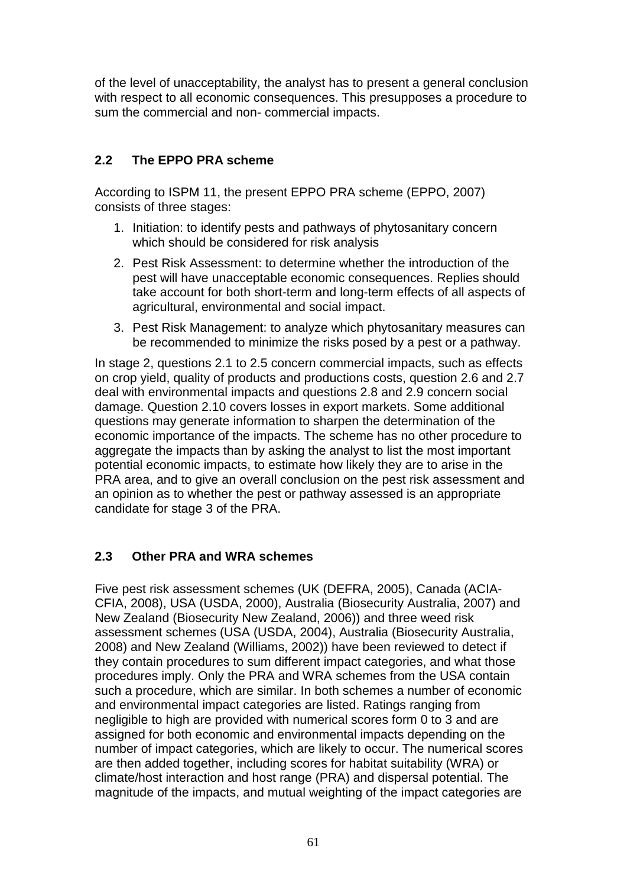of the level of unacceptability, the analyst has to present a general conclusion with respect to all economic consequences. This presupposes a procedure to sum the commercial and non- commercial impacts.

## 2.2 The EPPO PRA scheme

According to ISPM 11, the present EPPO PRA scheme (EPPO, 2007) consists of three stages:

1. Initiation: to identify pests and pathways of phytosanitary concern which should be considered for risk analysis
2. Pest Risk Assessment: to determine whether the introduction of the pest will have unacceptable economic consequences. Replies should take account for both short-term and long-term effects of all aspects of agricultural, environmental and social impact.
3. Pest Risk Management: to analyze which phytosanitary measures can be recommended to minimize the risks posed by a pest or a pathway.

In stage 2, questions 2.1 to 2.5 concern commercial impacts, such as effects on crop yield, quality of products and productions costs, question 2.6 and 2.7 deal with environmental impacts and questions 2.8 and 2.9 concern social damage. Question 2.10 covers losses in export markets. Some additional questions may generate information to sharpen the determination of the economic importance of the impacts. The scheme has no other procedure to aggregate the impacts than by asking the analyst to list the most important potential economic impacts, to estimate how likely they are to arise in the PRA area, and to give an overall conclusion on the pest risk assessment and an opinion as to whether the pest or pathway assessed is an appropriate candidate for stage 3 of the PRA.

## 2.3 Other PRA and WRA schemes

Five pest risk assessment schemes (UK (DEFRA, 2005), Canada (ACIA-CFIA, 2008), USA (USDA, 2000), Australia (Biosecurity Australia, 2007) and New Zealand (Biosecurity New Zealand, 2006)) and three weed risk assessment schemes (USA (USDA, 2004), Australia (Biosecurity Australia, 2008) and New Zealand (Williams, 2002)) have been reviewed to detect if they contain procedures to sum different impact categories, and what those procedures imply. Only the PRA and WRA schemes from the USA contain such a procedure, which are similar. In both schemes a number of economic and environmental impact categories are listed. Ratings ranging from negligible to high are provided with numerical scores form 0 to 3 and are assigned for both economic and environmental impacts depending on the number of impact categories, which are likely to occur. The numerical scores are then added together, including scores for habitat suitability (WRA) or climate/host interaction and host range (PRA) and dispersal potential. The magnitude of the impacts, and mutual weighting of the impact categories are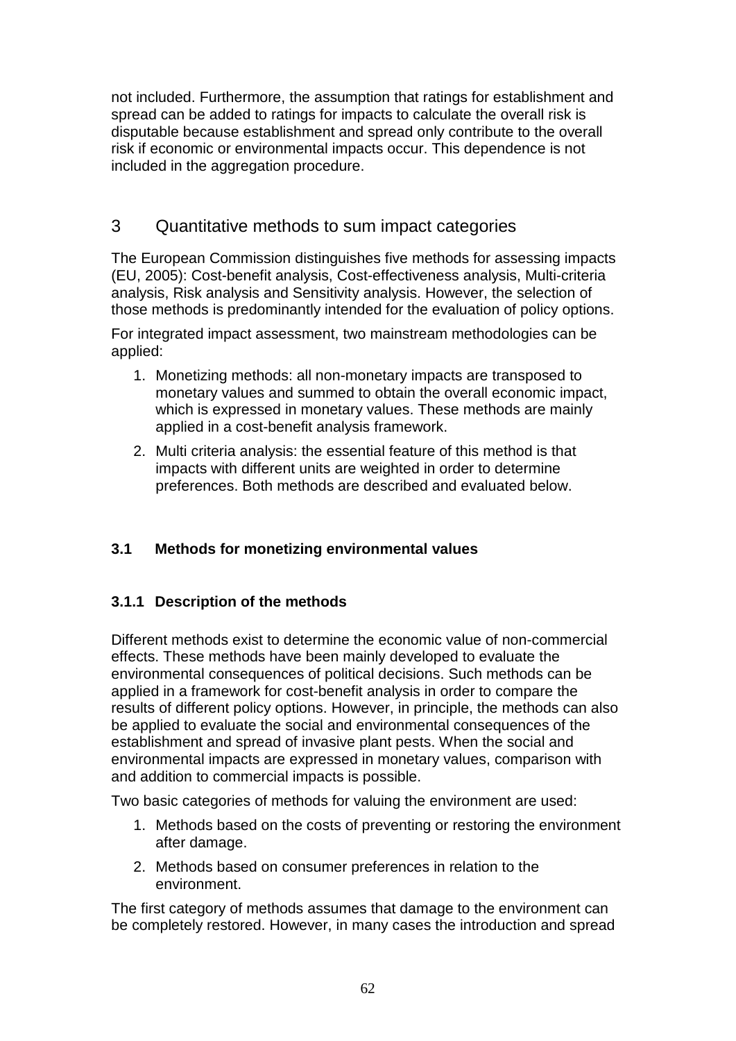not included. Furthermore, the assumption that ratings for establishment and spread can be added to ratings for impacts to calculate the overall risk is disputable because establishment and spread only contribute to the overall risk if economic or environmental impacts occur. This dependence is not included in the aggregation procedure.

# 3 Quantitative methods to sum impact categories

The European Commission distinguishes five methods for assessing impacts (EU, 2005): Cost-benefit analysis, Cost-effectiveness analysis, Multi-criteria analysis, Risk analysis and Sensitivity analysis. However, the selection of those methods is predominantly intended for the evaluation of policy options.

For integrated impact assessment, two mainstream methodologies can be applied:

1. Monetizing methods: all non-monetary impacts are transposed to monetary values and summed to obtain the overall economic impact, which is expressed in monetary values. These methods are mainly applied in a cost-benefit analysis framework.
2. Multi criteria analysis: the essential feature of this method is that impacts with different units are weighted in order to determine preferences. Both methods are described and evaluated below.

## 3.1 Methods for monetizing environmental values

### 3.1.1 Description of the methods

Different methods exist to determine the economic value of non-commercial effects. These methods have been mainly developed to evaluate the environmental consequences of political decisions. Such methods can be applied in a framework for cost-benefit analysis in order to compare the results of different policy options. However, in principle, the methods can also be applied to evaluate the social and environmental consequences of the establishment and spread of invasive plant pests. When the social and environmental impacts are expressed in monetary values, comparison with and addition to commercial impacts is possible.

Two basic categories of methods for valuing the environment are used:

1. Methods based on the costs of preventing or restoring the environment after damage.
2. Methods based on consumer preferences in relation to the environment.

The first category of methods assumes that damage to the environment can be completely restored. However, in many cases the introduction and spread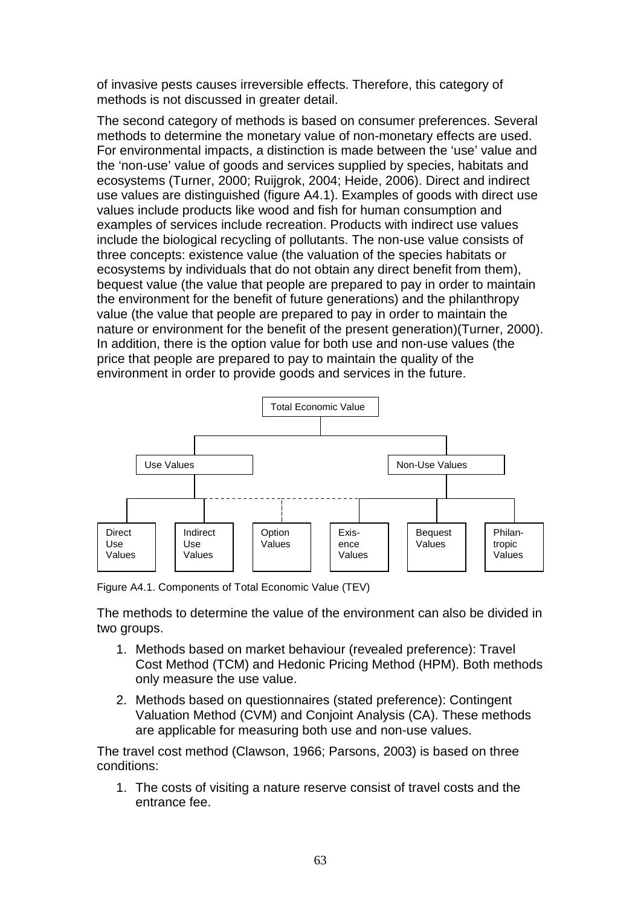of invasive pests causes irreversible effects. Therefore, this category of methods is not discussed in greater detail.

The second category of methods is based on consumer preferences. Several methods to determine the monetary value of non-monetary effects are used. For environmental impacts, a distinction is made between the 'use' value and the 'non-use' value of goods and services supplied by species, habitats and ecosystems (Turner, 2000; Ruijgrok, 2004; Heide, 2006). Direct and indirect use values are distinguished (figure A4.1). Examples of goods with direct use values include products like wood and fish for human consumption and examples of services include recreation. Products with indirect use values include the biological recycling of pollutants. The non-use value consists of three concepts: existence value (the valuation of the species habitats or ecosystems by individuals that do not obtain any direct benefit from them), bequest value (the value that people are prepared to pay in order to maintain the environment for the benefit of future generations) and the philanthropy value (the value that people are prepared to pay in order to maintain the nature or environment for the benefit of the present generation)(Turner, 2000). In addition, there is the option value for both use and non-use values (the price that people are prepared to pay to maintain the quality of the environment in order to provide goods and services in the future.

- Total Economic Value
  - Use Values
    - Direct Use Values
    - Indirect Use Values
    - Option Values
  - Non-Use Values
    - Option Values
    - Existence Values
    - Bequest Values
    - Philantropic Values

Figure A4.1. Components of Total Economic Value (TEV)

The methods to determine the value of the environment can also be divided in two groups.

1. Methods based on market behaviour (revealed preference): Travel Cost Method (TCM) and Hedonic Pricing Method (HPM). Both methods only measure the use value.
2. Methods based on questionnaires (stated preference): Contingent Valuation Method (CVM) and Conjoint Analysis (CA). These methods are applicable for measuring both use and non-use values.

The travel cost method (Clawson, 1966; Parsons, 2003) is based on three conditions:

1. The costs of visiting a nature reserve consist of travel costs and the entrance fee.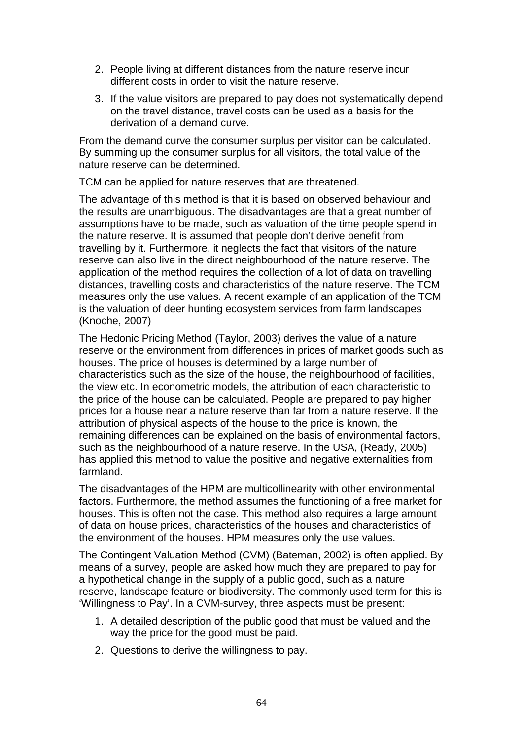2. People living at different distances from the nature reserve incur different costs in order to visit the nature reserve.
3. If the value visitors are prepared to pay does not systematically depend on the travel distance, travel costs can be used as a basis for the derivation of a demand curve.

From the demand curve the consumer surplus per visitor can be calculated. By summing up the consumer surplus for all visitors, the total value of the nature reserve can be determined.

TCM can be applied for nature reserves that are threatened.

The advantage of this method is that it is based on observed behaviour and the results are unambiguous. The disadvantages are that a great number of assumptions have to be made, such as valuation of the time people spend in the nature reserve. It is assumed that people don't derive benefit from travelling by it. Furthermore, it neglects the fact that visitors of the nature reserve can also live in the direct neighbourhood of the nature reserve. The application of the method requires the collection of a lot of data on travelling distances, travelling costs and characteristics of the nature reserve. The TCM measures only the use values. A recent example of an application of the TCM is the valuation of deer hunting ecosystem services from farm landscapes (Knoche, 2007)

The Hedonic Pricing Method (Taylor, 2003) derives the value of a nature reserve or the environment from differences in prices of market goods such as houses. The price of houses is determined by a large number of characteristics such as the size of the house, the neighbourhood of facilities, the view etc. In econometric models, the attribution of each characteristic to the price of the house can be calculated. People are prepared to pay higher prices for a house near a nature reserve than far from a nature reserve. If the attribution of physical aspects of the house to the price is known, the remaining differences can be explained on the basis of environmental factors, such as the neighbourhood of a nature reserve. In the USA, (Ready, 2005) has applied this method to value the positive and negative externalities from farmland.

The disadvantages of the HPM are multicollinearity with other environmental factors. Furthermore, the method assumes the functioning of a free market for houses. This is often not the case. This method also requires a large amount of data on house prices, characteristics of the houses and characteristics of the environment of the houses. HPM measures only the use values.

The Contingent Valuation Method (CVM) (Bateman, 2002) is often applied. By means of a survey, people are asked how much they are prepared to pay for a hypothetical change in the supply of a public good, such as a nature reserve, landscape feature or biodiversity. The commonly used term for this is 'Willingness to Pay'. In a CVM-survey, three aspects must be present:

1. A detailed description of the public good that must be valued and the way the price for the good must be paid.
2. Questions to derive the willingness to pay.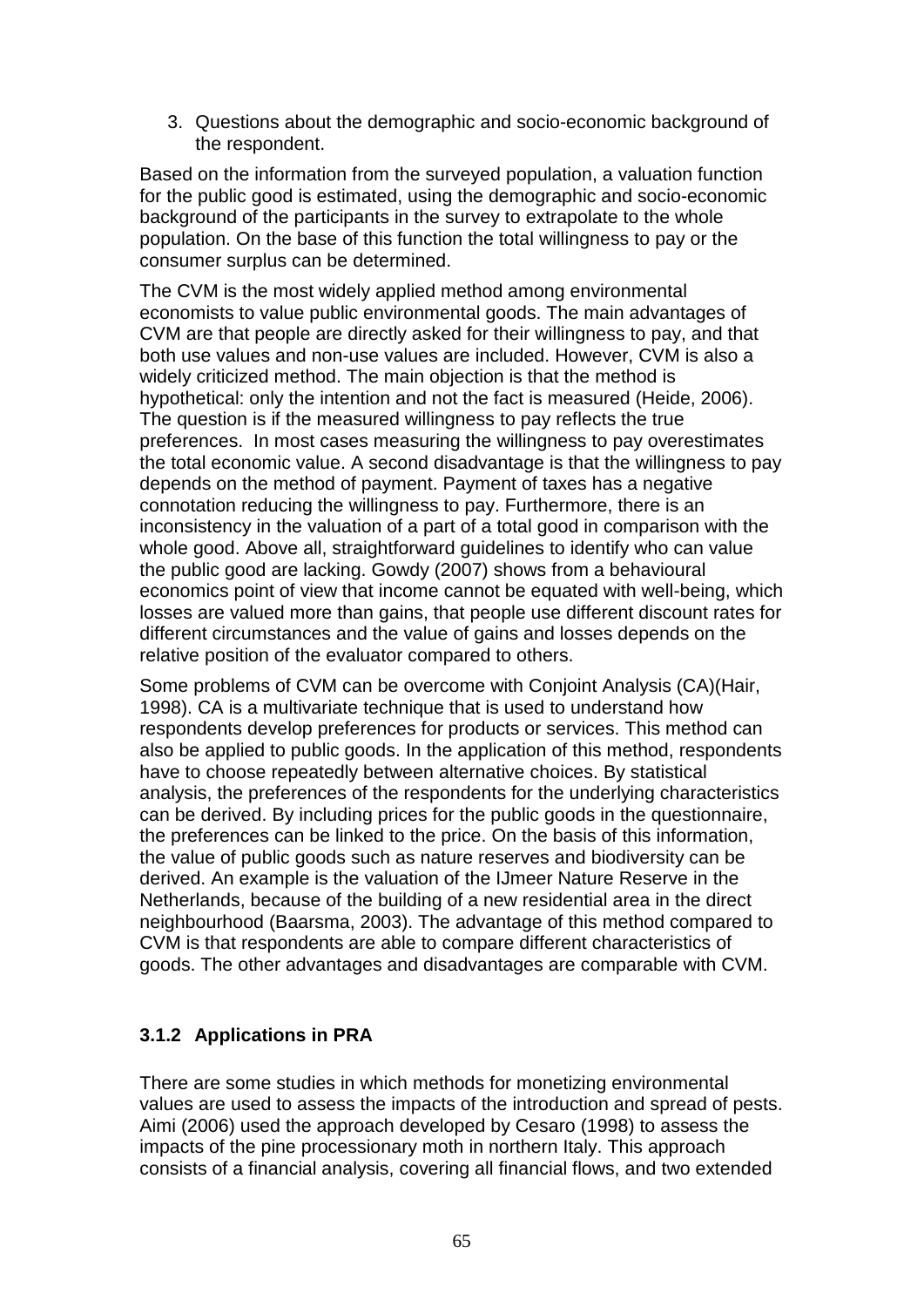3. Questions about the demographic and socio-economic background of the respondent.

Based on the information from the surveyed population, a valuation function for the public good is estimated, using the demographic and socio-economic background of the participants in the survey to extrapolate to the whole population. On the base of this function the total willingness to pay or the consumer surplus can be determined.

The CVM is the most widely applied method among environmental economists to value public environmental goods. The main advantages of CVM are that people are directly asked for their willingness to pay, and that both use values and non-use values are included. However, CVM is also a widely criticized method. The main objection is that the method is hypothetical: only the intention and not the fact is measured (Heide, 2006). The question is if the measured willingness to pay reflects the true preferences. In most cases measuring the willingness to pay overestimates the total economic value. A second disadvantage is that the willingness to pay depends on the method of payment. Payment of taxes has a negative connotation reducing the willingness to pay. Furthermore, there is an inconsistency in the valuation of a part of a total good in comparison with the whole good. Above all, straightforward guidelines to identify who can value the public good are lacking. Gowdy (2007) shows from a behavioural economics point of view that income cannot be equated with well-being, which losses are valued more than gains, that people use different discount rates for different circumstances and the value of gains and losses depends on the relative position of the evaluator compared to others.

Some problems of CVM can be overcome with Conjoint Analysis (CA)(Hair, 1998). CA is a multivariate technique that is used to understand how respondents develop preferences for products or services. This method can also be applied to public goods. In the application of this method, respondents have to choose repeatedly between alternative choices. By statistical analysis, the preferences of the respondents for the underlying characteristics can be derived. By including prices for the public goods in the questionnaire, the preferences can be linked to the price. On the basis of this information, the value of public goods such as nature reserves and biodiversity can be derived. An example is the valuation of the IJmeer Nature Reserve in the Netherlands, because of the building of a new residential area in the direct neighbourhood (Baarsma, 2003). The advantage of this method compared to CVM is that respondents are able to compare different characteristics of goods. The other advantages and disadvantages are comparable with CVM.

### 3.1.2 Applications in PRA

There are some studies in which methods for monetizing environmental values are used to assess the impacts of the introduction and spread of pests. Aimi (2006) used the approach developed by Cesaro (1998) to assess the impacts of the pine processionary moth in northern Italy. This approach consists of a financial analysis, covering all financial flows, and two extended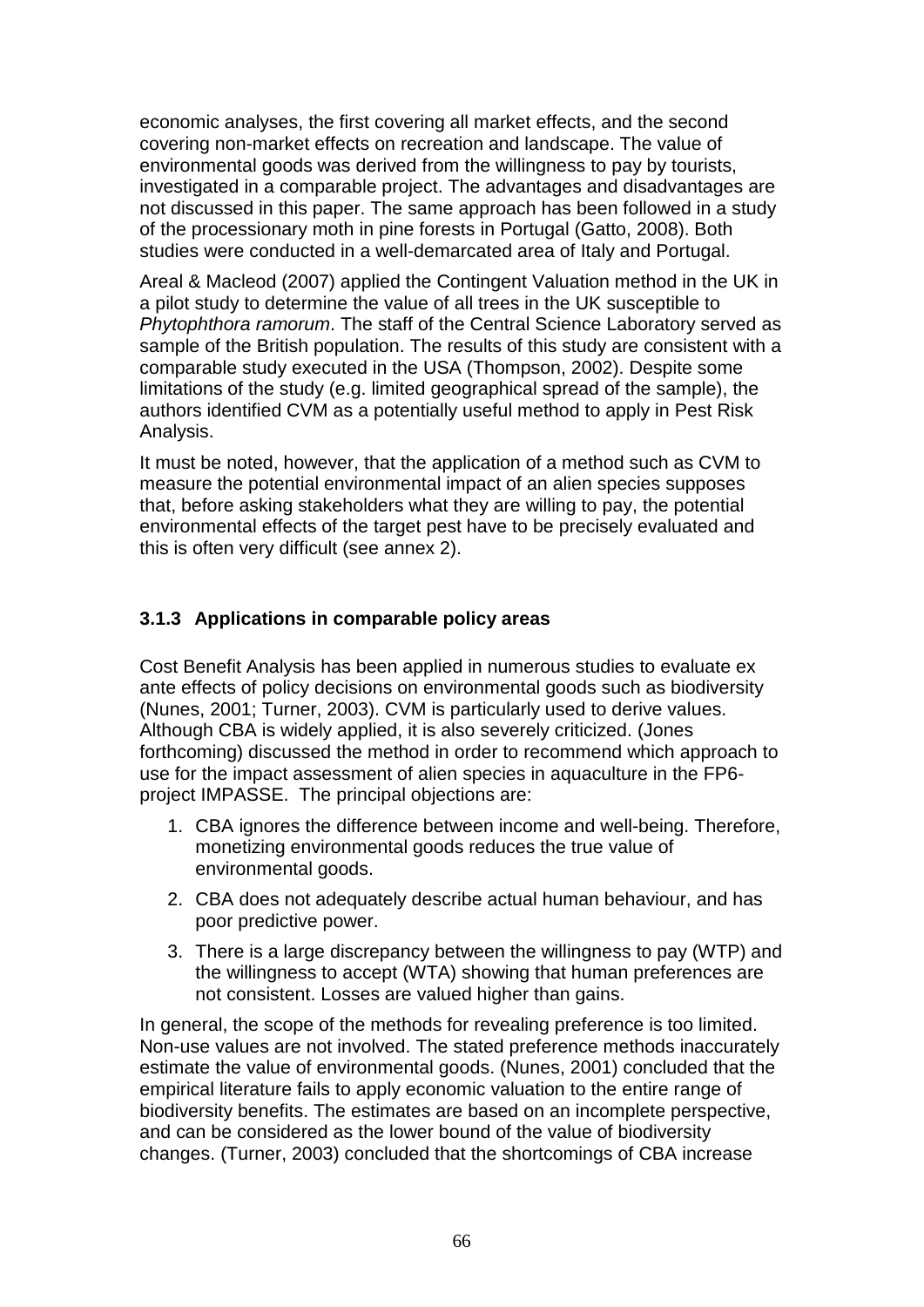economic analyses, the first covering all market effects, and the second covering non-market effects on recreation and landscape. The value of environmental goods was derived from the willingness to pay by tourists, investigated in a comparable project. The advantages and disadvantages are not discussed in this paper. The same approach has been followed in a study of the processionary moth in pine forests in Portugal (Gatto, 2008). Both studies were conducted in a well-demarcated area of Italy and Portugal.

Areal & Macleod (2007) applied the Contingent Valuation method in the UK in a pilot study to determine the value of all trees in the UK susceptible to *Phytophthora ramorum*. The staff of the Central Science Laboratory served as sample of the British population. The results of this study are consistent with a comparable study executed in the USA (Thompson, 2002). Despite some limitations of the study (e.g. limited geographical spread of the sample), the authors identified CVM as a potentially useful method to apply in Pest Risk Analysis.

It must be noted, however, that the application of a method such as CVM to measure the potential environmental impact of an alien species supposes that, before asking stakeholders what they are willing to pay, the potential environmental effects of the target pest have to be precisely evaluated and this is often very difficult (see annex 2).

### 3.1.3 Applications in comparable policy areas

Cost Benefit Analysis has been applied in numerous studies to evaluate ex ante effects of policy decisions on environmental goods such as biodiversity (Nunes, 2001; Turner, 2003). CVM is particularly used to derive values. Although CBA is widely applied, it is also severely criticized. (Jones forthcoming) discussed the method in order to recommend which approach to use for the impact assessment of alien species in aquaculture in the FP6-project IMPASSE. The principal objections are:

1. CBA ignores the difference between income and well-being. Therefore, monetizing environmental goods reduces the true value of environmental goods.
2. CBA does not adequately describe actual human behaviour, and has poor predictive power.
3. There is a large discrepancy between the willingness to pay (WTP) and the willingness to accept (WTA) showing that human preferences are not consistent. Losses are valued higher than gains.

In general, the scope of the methods for revealing preference is too limited. Non-use values are not involved. The stated preference methods inaccurately estimate the value of environmental goods. (Nunes, 2001) concluded that the empirical literature fails to apply economic valuation to the entire range of biodiversity benefits. The estimates are based on an incomplete perspective, and can be considered as the lower bound of the value of biodiversity changes. (Turner, 2003) concluded that the shortcomings of CBA increase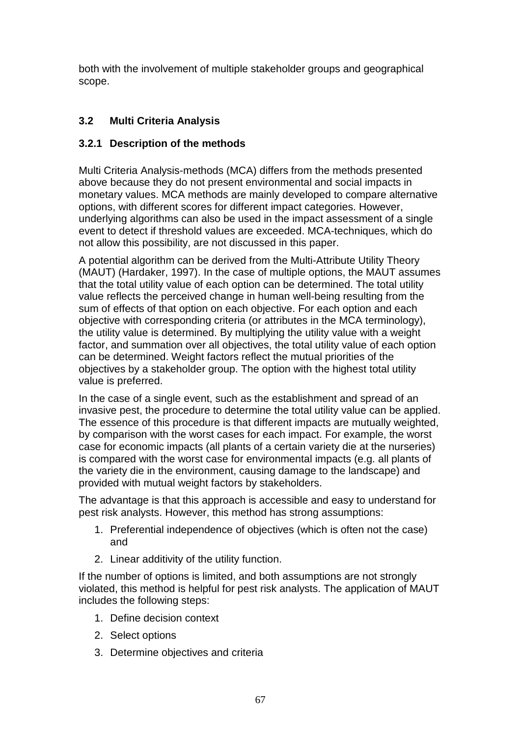both with the involvement of multiple stakeholder groups and geographical scope.

## 3.2 Multi Criteria Analysis

### 3.2.1 Description of the methods

Multi Criteria Analysis-methods (MCA) differs from the methods presented above because they do not present environmental and social impacts in monetary values. MCA methods are mainly developed to compare alternative options, with different scores for different impact categories. However, underlying algorithms can also be used in the impact assessment of a single event to detect if threshold values are exceeded. MCA-techniques, which do not allow this possibility, are not discussed in this paper.

A potential algorithm can be derived from the Multi-Attribute Utility Theory (MAUT) (Hardaker, 1997). In the case of multiple options, the MAUT assumes that the total utility value of each option can be determined. The total utility value reflects the perceived change in human well-being resulting from the sum of effects of that option on each objective. For each option and each objective with corresponding criteria (or attributes in the MCA terminology), the utility value is determined. By multiplying the utility value with a weight factor, and summation over all objectives, the total utility value of each option can be determined. Weight factors reflect the mutual priorities of the objectives by a stakeholder group. The option with the highest total utility value is preferred.

In the case of a single event, such as the establishment and spread of an invasive pest, the procedure to determine the total utility value can be applied. The essence of this procedure is that different impacts are mutually weighted, by comparison with the worst cases for each impact. For example, the worst case for economic impacts (all plants of a certain variety die at the nurseries) is compared with the worst case for environmental impacts (e.g. all plants of the variety die in the environment, causing damage to the landscape) and provided with mutual weight factors by stakeholders.

The advantage is that this approach is accessible and easy to understand for pest risk analysts. However, this method has strong assumptions:

1. Preferential independence of objectives (which is often not the case) and
2. Linear additivity of the utility function.

If the number of options is limited, and both assumptions are not strongly violated, this method is helpful for pest risk analysts. The application of MAUT includes the following steps:

1. Define decision context
2. Select options
3. Determine objectives and criteria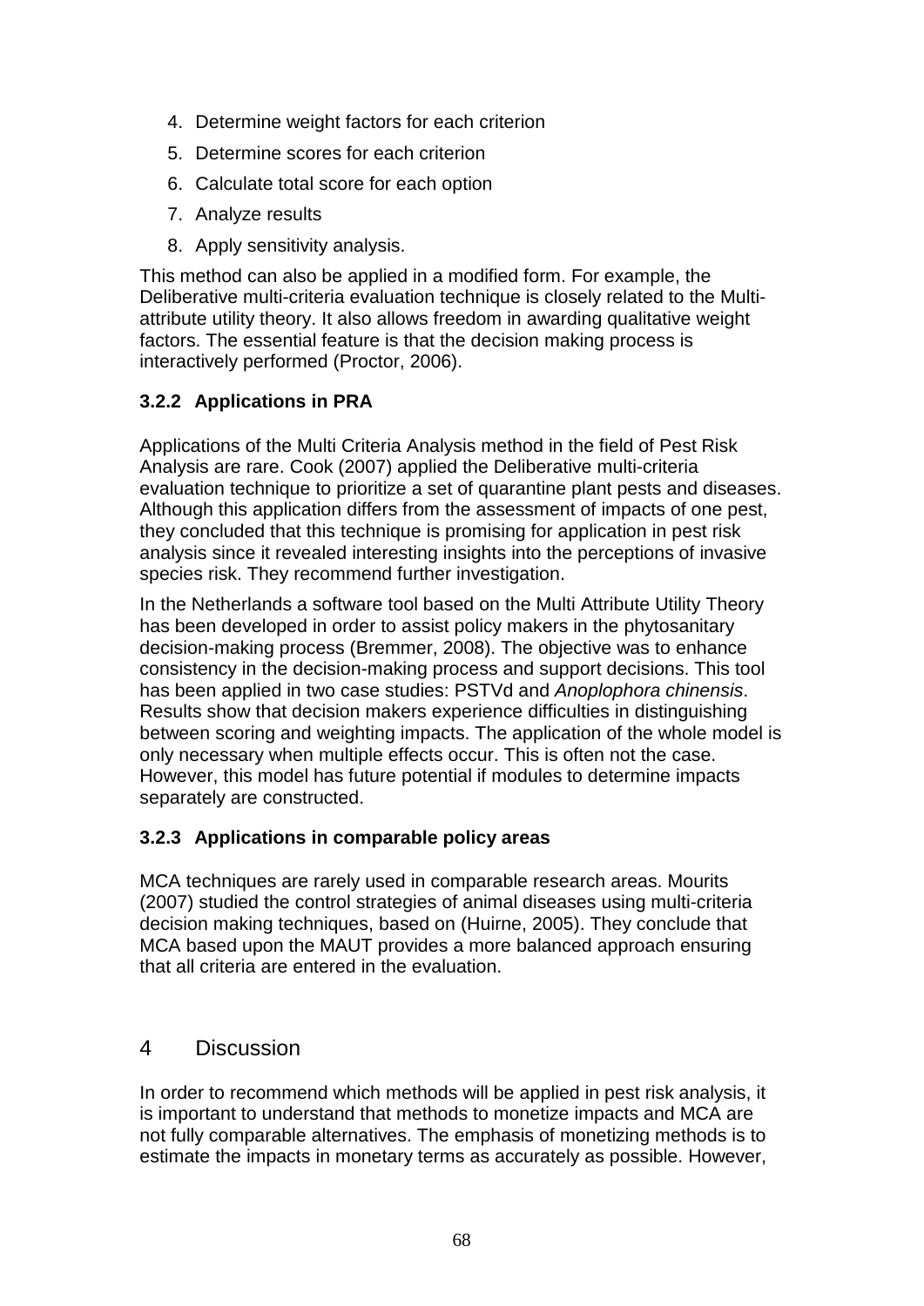4. Determine weight factors for each criterion
5. Determine scores for each criterion
6. Calculate total score for each option
7. Analyze results
8. Apply sensitivity analysis.

This method can also be applied in a modified form. For example, the Deliberative multi-criteria evaluation technique is closely related to the Multi-attribute utility theory. It also allows freedom in awarding qualitative weight factors. The essential feature is that the decision making process is interactively performed (Proctor, 2006).

### 3.2.2 Applications in PRA

Applications of the Multi Criteria Analysis method in the field of Pest Risk Analysis are rare. Cook (2007) applied the Deliberative multi-criteria evaluation technique to prioritize a set of quarantine plant pests and diseases. Although this application differs from the assessment of impacts of one pest, they concluded that this technique is promising for application in pest risk analysis since it revealed interesting insights into the perceptions of invasive species risk. They recommend further investigation.

In the Netherlands a software tool based on the Multi Attribute Utility Theory has been developed in order to assist policy makers in the phytosanitary decision-making process (Bremmer, 2008). The objective was to enhance consistency in the decision-making process and support decisions. This tool has been applied in two case studies: PSTVd and *Anoplophora chinensis*. Results show that decision makers experience difficulties in distinguishing between scoring and weighting impacts. The application of the whole model is only necessary when multiple effects occur. This is often not the case. However, this model has future potential if modules to determine impacts separately are constructed.

### 3.2.3 Applications in comparable policy areas

MCA techniques are rarely used in comparable research areas. Mourits (2007) studied the control strategies of animal diseases using multi-criteria decision making techniques, based on (Huirne, 2005). They conclude that MCA based upon the MAUT provides a more balanced approach ensuring that all criteria are entered in the evaluation.

## 4 Discussion

In order to recommend which methods will be applied in pest risk analysis, it is important to understand that methods to monetize impacts and MCA are not fully comparable alternatives. The emphasis of monetizing methods is to estimate the impacts in monetary terms as accurately as possible. However,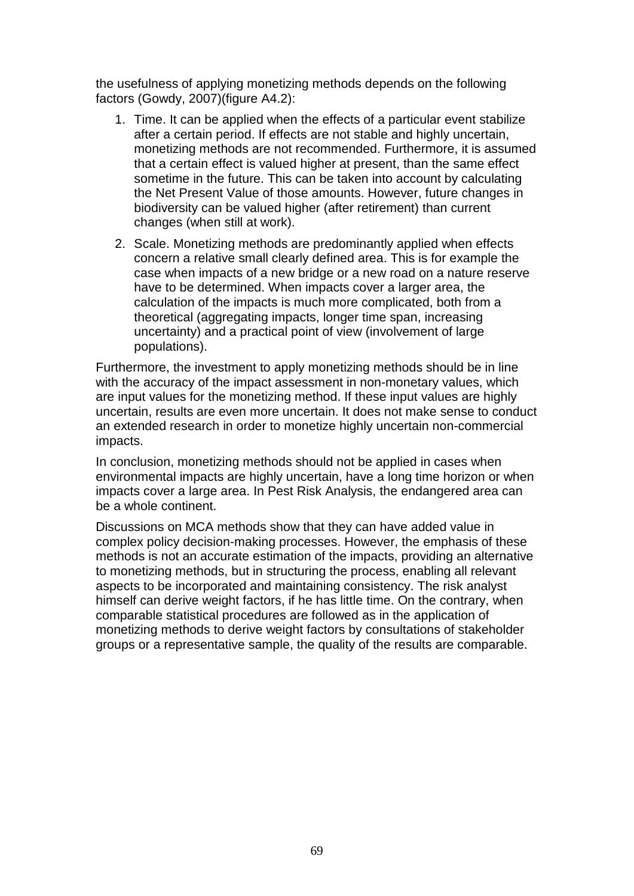the usefulness of applying monetizing methods depends on the following factors (Gowdy, 2007)(figure A4.2):

1. Time. It can be applied when the effects of a particular event stabilize after a certain period. If effects are not stable and highly uncertain, monetizing methods are not recommended. Furthermore, it is assumed that a certain effect is valued higher at present, than the same effect sometime in the future. This can be taken into account by calculating the Net Present Value of those amounts. However, future changes in biodiversity can be valued higher (after retirement) than current changes (when still at work).

2. Scale. Monetizing methods are predominantly applied when effects concern a relative small clearly defined area. This is for example the case when impacts of a new bridge or a new road on a nature reserve have to be determined. When impacts cover a larger area, the calculation of the impacts is much more complicated, both from a theoretical (aggregating impacts, longer time span, increasing uncertainty) and a practical point of view (involvement of large populations).

Furthermore, the investment to apply monetizing methods should be in line with the accuracy of the impact assessment in non-monetary values, which are input values for the monetizing method. If these input values are highly uncertain, results are even more uncertain. It does not make sense to conduct an extended research in order to monetize highly uncertain non-commercial impacts.

In conclusion, monetizing methods should not be applied in cases when environmental impacts are highly uncertain, have a long time horizon or when impacts cover a large area. In Pest Risk Analysis, the endangered area can be a whole continent.

Discussions on MCA methods show that they can have added value in complex policy decision-making processes. However, the emphasis of these methods is not an accurate estimation of the impacts, providing an alternative to monetizing methods, but in structuring the process, enabling all relevant aspects to be incorporated and maintaining consistency. The risk analyst himself can derive weight factors, if he has little time. On the contrary, when comparable statistical procedures are followed as in the application of monetizing methods to derive weight factors by consultations of stakeholder groups or a representative sample, the quality of the results are comparable.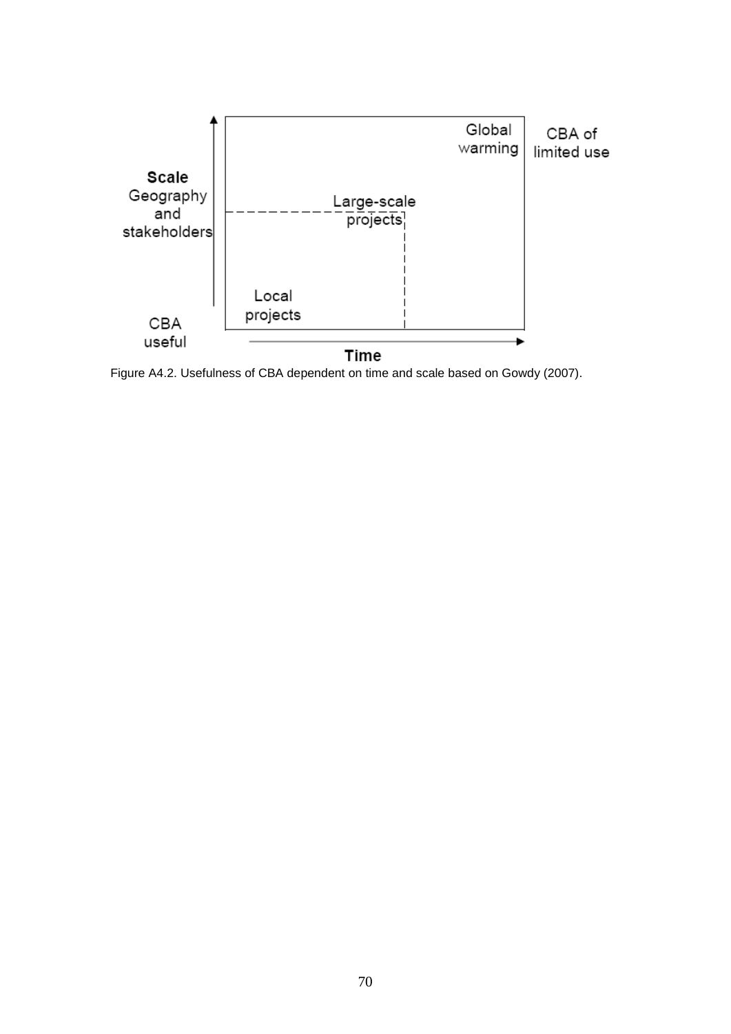Figure A4.2. Usefulness of CBA dependent on time and scale based on Gowdy (2007).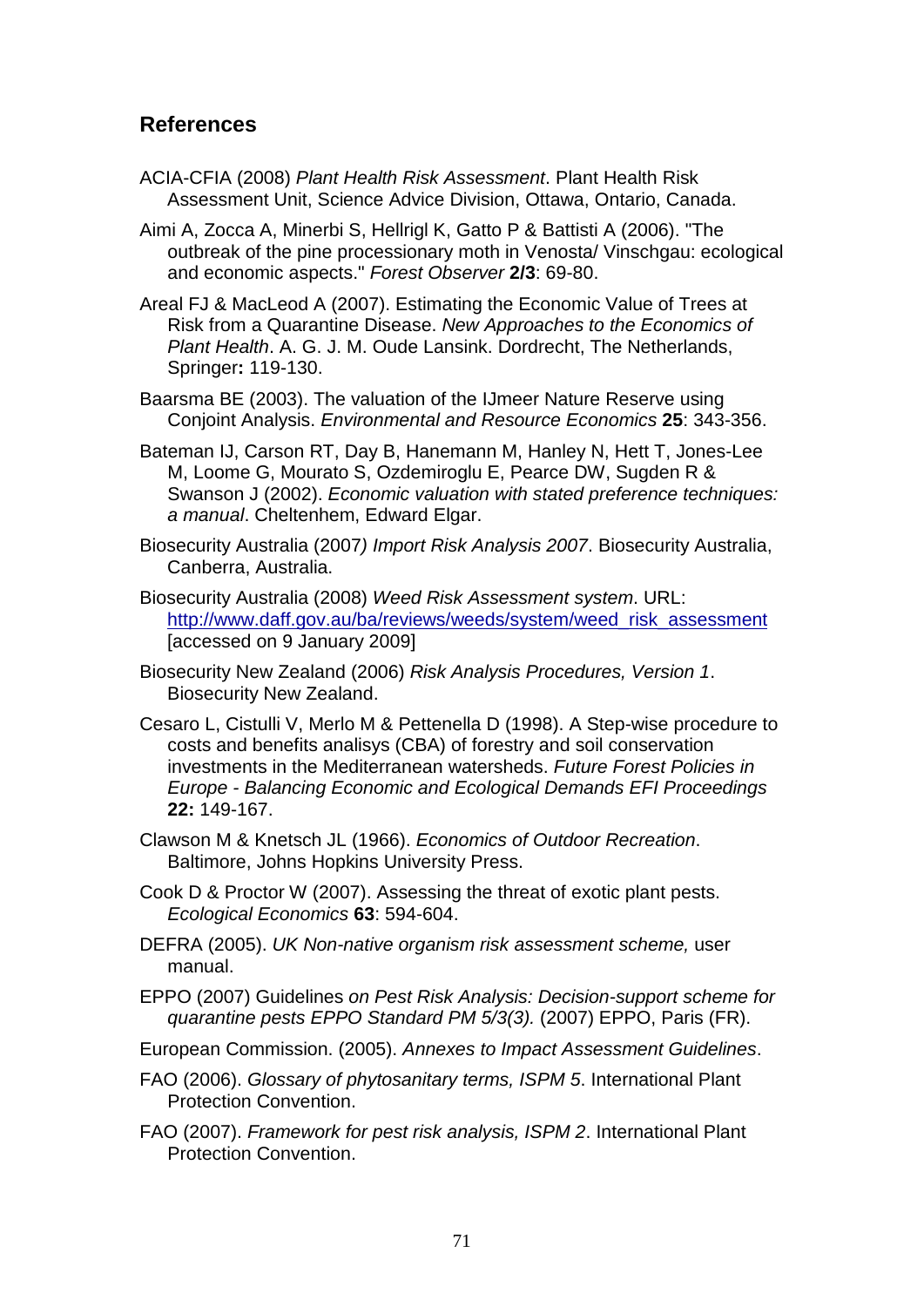## References

ACIA-CFIA (2008) *Plant Health Risk Assessment*. Plant Health Risk Assessment Unit, Science Advice Division, Ottawa, Ontario, Canada.

Aimi A, Zocca A, Minerbi S, Hellrigl K, Gatto P & Battisti A (2006). "The outbreak of the pine processionary moth in Venosta/ Vinschgau: ecological and economic aspects." *Forest Observer* **2/3**: 69-80.

Areal FJ & MacLeod A (2007). Estimating the Economic Value of Trees at Risk from a Quarantine Disease. *New Approaches to the Economics of Plant Health*. A. G. J. M. Oude Lansink. Dordrecht, The Netherlands, Springer**:** 119-130.

Baarsma BE (2003). The valuation of the IJmeer Nature Reserve using Conjoint Analysis. *Environmental and Resource Economics* **25**: 343-356.

Bateman IJ, Carson RT, Day B, Hanemann M, Hanley N, Hett T, Jones-Lee M, Loome G, Mourato S, Ozdemiroglu E, Pearce DW, Sugden R & Swanson J (2002). *Economic valuation with stated preference techniques: a manual*. Cheltenhem, Edward Elgar.

Biosecurity Australia (2007*) Import Risk Analysis 2007*. Biosecurity Australia, Canberra, Australia.

Biosecurity Australia (2008) *Weed Risk Assessment system*. URL: http://www.daff.gov.au/ba/reviews/weeds/system/weed_risk_assessment [accessed on 9 January 2009]

Biosecurity New Zealand (2006) *Risk Analysis Procedures, Version 1*. Biosecurity New Zealand.

Cesaro L, Cistulli V, Merlo M & Pettenella D (1998). A Step-wise procedure to costs and benefits analisys (CBA) of forestry and soil conservation investments in the Mediterranean watersheds. *Future Forest Policies in Europe - Balancing Economic and Ecological Demands EFI Proceedings* **22:** 149-167.

Clawson M & Knetsch JL (1966). *Economics of Outdoor Recreation*. Baltimore, Johns Hopkins University Press.

Cook D & Proctor W (2007). Assessing the threat of exotic plant pests. *Ecological Economics* **63**: 594-604.

DEFRA (2005). *UK Non-native organism risk assessment scheme,* user manual.

EPPO (2007) Guidelines *on Pest Risk Analysis: Decision-support scheme for quarantine pests EPPO Standard PM 5/3(3).* (2007) EPPO, Paris (FR).

European Commission. (2005). *Annexes to Impact Assessment Guidelines*.

FAO (2006). *Glossary of phytosanitary terms, ISPM 5*. International Plant Protection Convention.

FAO (2007). *Framework for pest risk analysis, ISPM 2*. International Plant Protection Convention.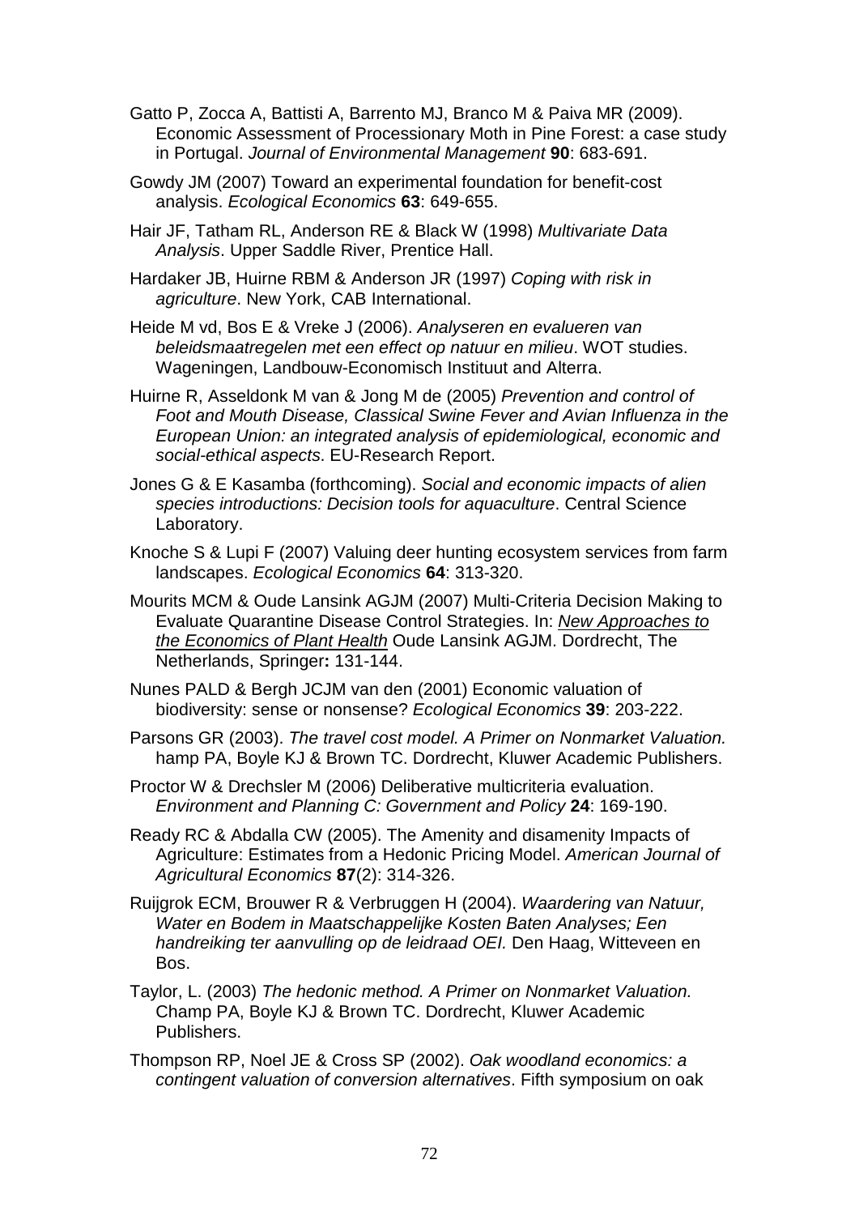Gatto P, Zocca A, Battisti A, Barrento MJ, Branco M & Paiva MR (2009). Economic Assessment of Processionary Moth in Pine Forest: a case study in Portugal. *Journal of Environmental Management* **90**: 683-691.

Gowdy JM (2007) Toward an experimental foundation for benefit-cost analysis. *Ecological Economics* **63**: 649-655.

Hair JF, Tatham RL, Anderson RE & Black W (1998) *Multivariate Data Analysis*. Upper Saddle River, Prentice Hall.

Hardaker JB, Huirne RBM & Anderson JR (1997) *Coping with risk in agriculture*. New York, CAB International.

Heide M vd, Bos E & Vreke J (2006). *Analyseren en evalueren van beleidsmaatregelen met een effect op natuur en milieu*. WOT studies. Wageningen, Landbouw-Economisch Instituut and Alterra.

Huirne R, Asseldonk M van & Jong M de (2005) *Prevention and control of Foot and Mouth Disease, Classical Swine Fever and Avian Influenza in the European Union: an integrated analysis of epidemiological, economic and social-ethical aspects*. EU-Research Report.

Jones G & E Kasamba (forthcoming). *Social and economic impacts of alien species introductions: Decision tools for aquaculture*. Central Science Laboratory.

Knoche S & Lupi F (2007) Valuing deer hunting ecosystem services from farm landscapes. *Ecological Economics* **64**: 313-320.

Mourits MCM & Oude Lansink AGJM (2007) Multi-Criteria Decision Making to Evaluate Quarantine Disease Control Strategies. In: *New Approaches to the Economics of Plant Health* Oude Lansink AGJM. Dordrecht, The Netherlands, Springer**:** 131-144.

Nunes PALD & Bergh JCJM van den (2001) Economic valuation of biodiversity: sense or nonsense? *Ecological Economics* **39**: 203-222.

Parsons GR (2003). *The travel cost model. A Primer on Nonmarket Valuation.* hamp PA, Boyle KJ & Brown TC. Dordrecht, Kluwer Academic Publishers.

Proctor W & Drechsler M (2006) Deliberative multicriteria evaluation. *Environment and Planning C: Government and Policy* **24**: 169-190.

Ready RC & Abdalla CW (2005). The Amenity and disamenity Impacts of Agriculture: Estimates from a Hedonic Pricing Model. *American Journal of Agricultural Economics* **87**(2): 314-326.

Ruijgrok ECM, Brouwer R & Verbruggen H (2004). *Waardering van Natuur, Water en Bodem in Maatschappelijke Kosten Baten Analyses; Een handreiking ter aanvulling op de leidraad OEI.* Den Haag, Witteveen en Bos.

Taylor, L. (2003) *The hedonic method. A Primer on Nonmarket Valuation.* Champ PA, Boyle KJ & Brown TC. Dordrecht, Kluwer Academic Publishers.

Thompson RP, Noel JE & Cross SP (2002). *Oak woodland economics: a contingent valuation of conversion alternatives*. Fifth symposium on oak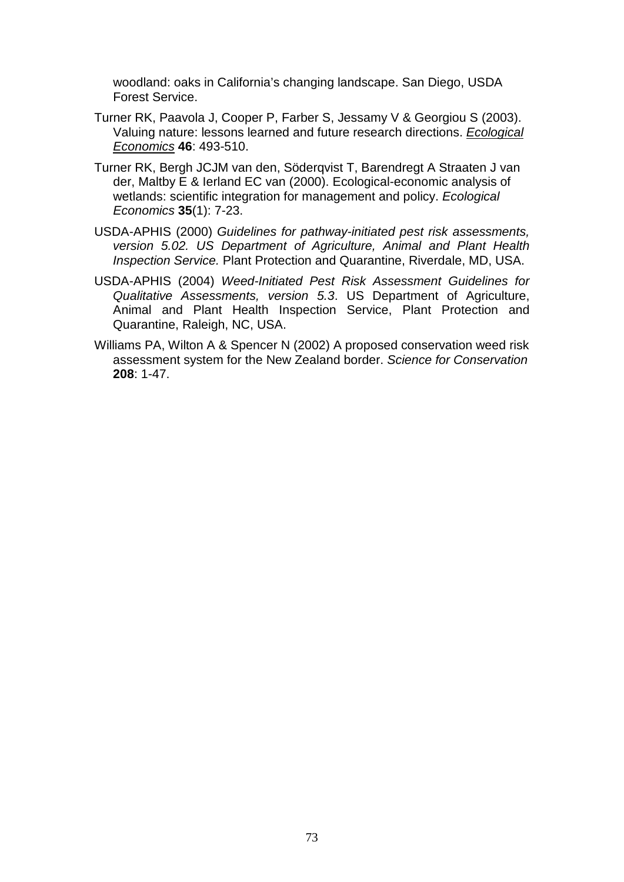woodland: oaks in California's changing landscape. San Diego, USDA Forest Service.

Turner RK, Paavola J, Cooper P, Farber S, Jessamy V & Georgiou S (2003). Valuing nature: lessons learned and future research directions. *Ecological Economics* **46**: 493-510.

Turner RK, Bergh JCJM van den, Söderqvist T, Barendregt A Straaten J van der, Maltby E & Ierland EC van (2000). Ecological-economic analysis of wetlands: scientific integration for management and policy. *Ecological Economics* **35**(1): 7-23.

USDA-APHIS (2000) *Guidelines for pathway-initiated pest risk assessments, version 5.02. US Department of Agriculture, Animal and Plant Health Inspection Service.* Plant Protection and Quarantine, Riverdale, MD, USA.

USDA-APHIS (2004) *Weed-Initiated Pest Risk Assessment Guidelines for Qualitative Assessments, version 5.3*. US Department of Agriculture, Animal and Plant Health Inspection Service, Plant Protection and Quarantine, Raleigh, NC, USA.

Williams PA, Wilton A & Spencer N (2002) A proposed conservation weed risk assessment system for the New Zealand border. *Science for Conservation* **208**: 1-47.